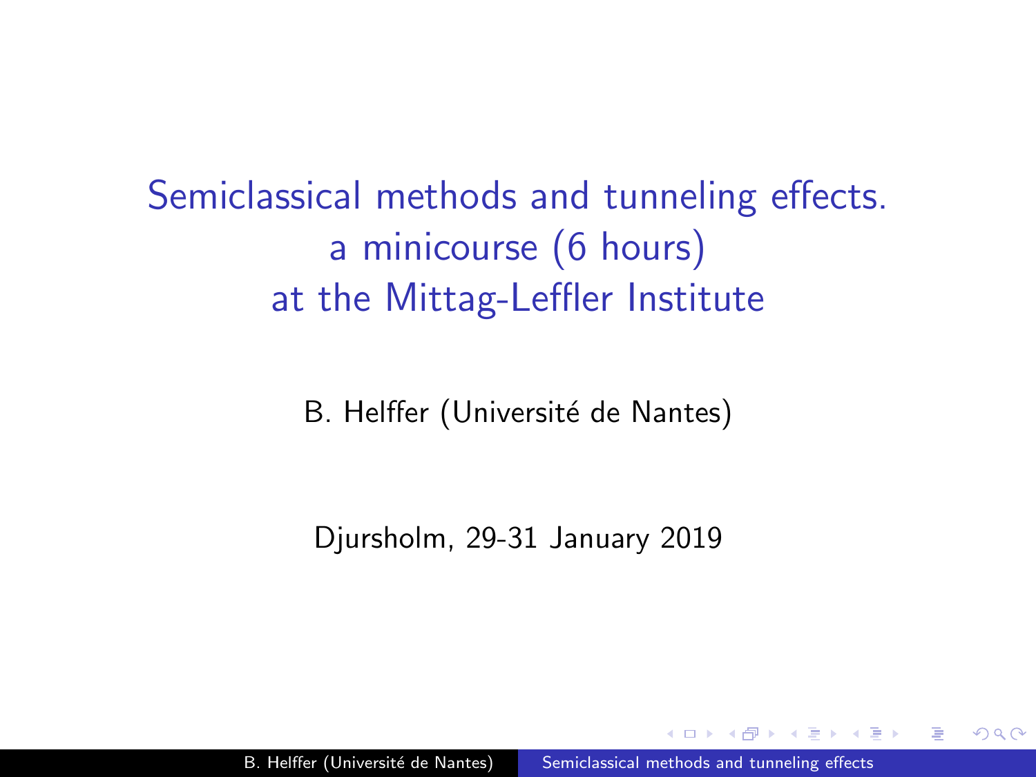# Semiclassical methods and tunneling effects.
# a minicourse (6 hours)
# at the Mittag-Leffler Institute

B. Helffer (Université de Nantes)

Djursholm, 29-31 January 2019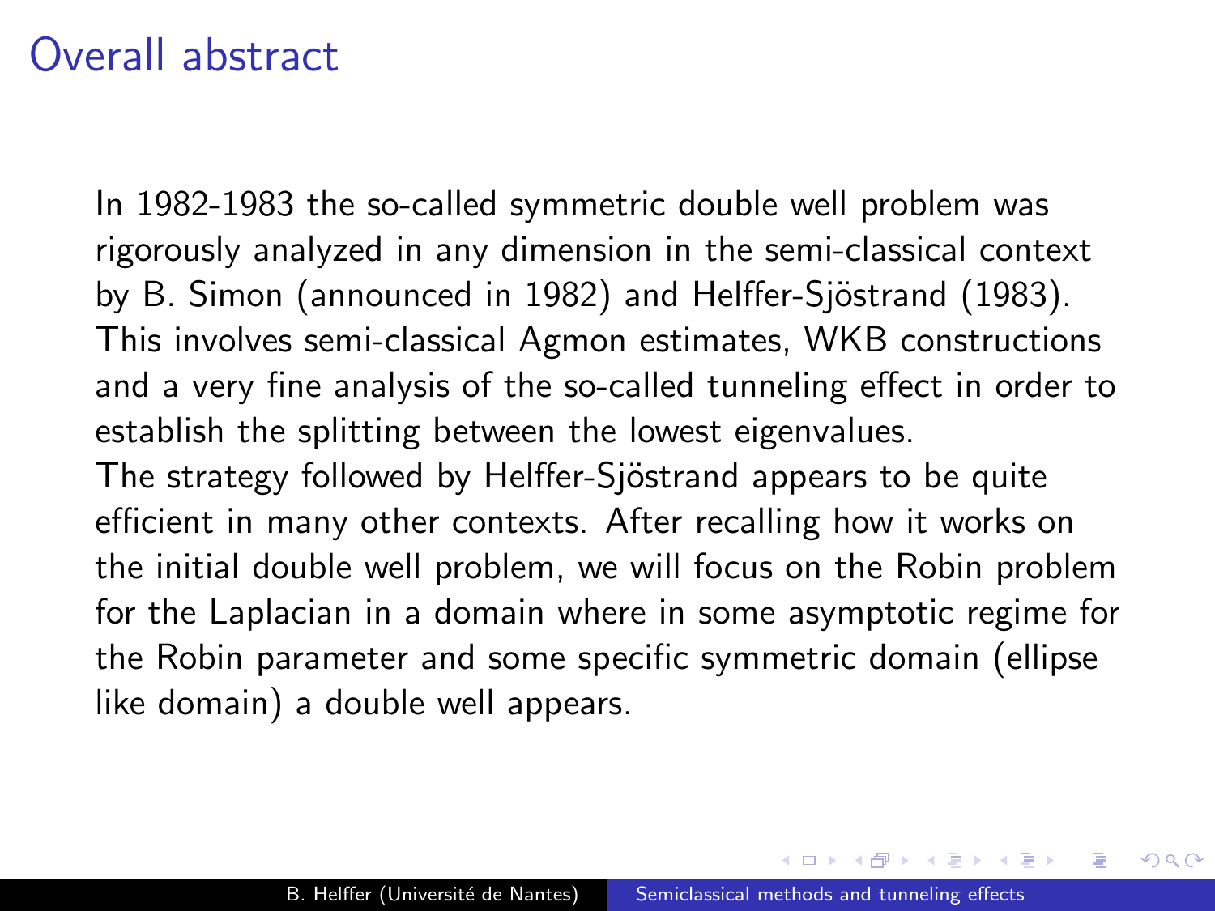# Overall abstract

In 1982-1983 the so-called symmetric double well problem was rigorously analyzed in any dimension in the semi-classical context by B. Simon (announced in 1982) and Helffer-Sjöstrand (1983). This involves semi-classical Agmon estimates, WKB constructions and a very fine analysis of the so-called tunneling effect in order to establish the splitting between the lowest eigenvalues.
The strategy followed by Helffer-Sjöstrand appears to be quite efficient in many other contexts. After recalling how it works on the initial double well problem, we will focus on the Robin problem for the Laplacian in a domain where in some asymptotic regime for the Robin parameter and some specific symmetric domain (ellipse like domain) a double well appears.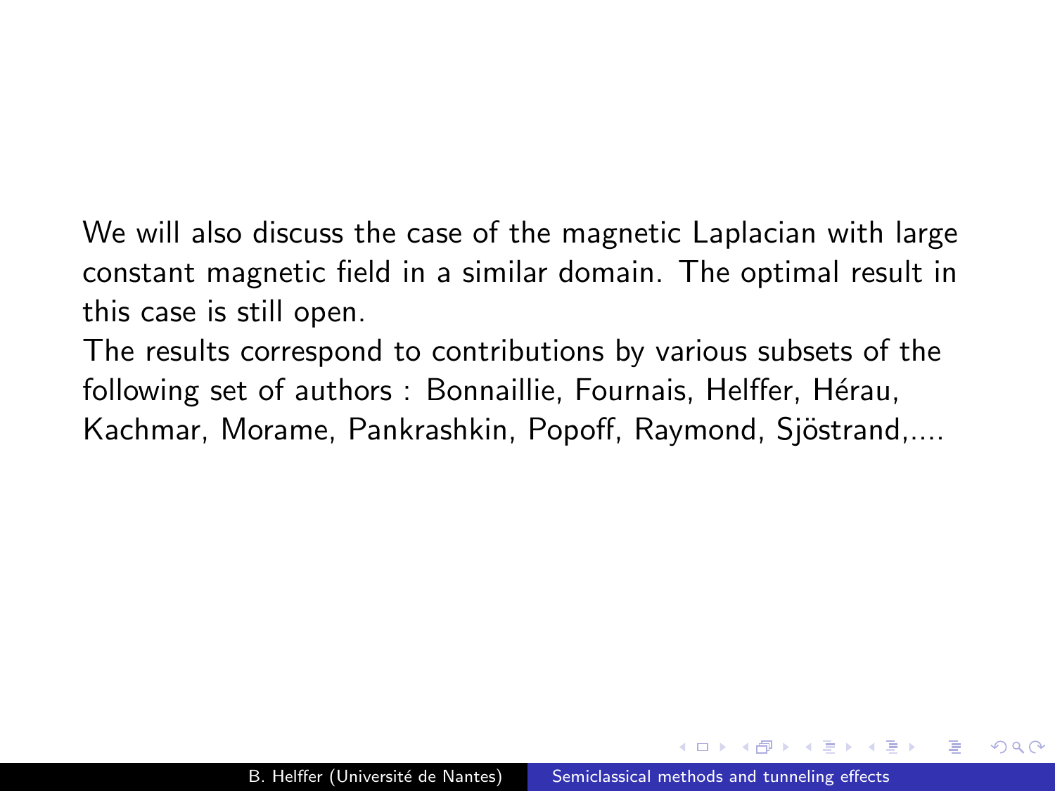We will also discuss the case of the magnetic Laplacian with large constant magnetic field in a similar domain. The optimal result in this case is still open.

The results correspond to contributions by various subsets of the following set of authors : Bonnaillie, Fournais, Helffer, Hérau, Kachmar, Morame, Pankrashkin, Popoff, Raymond, Sjöstrand,....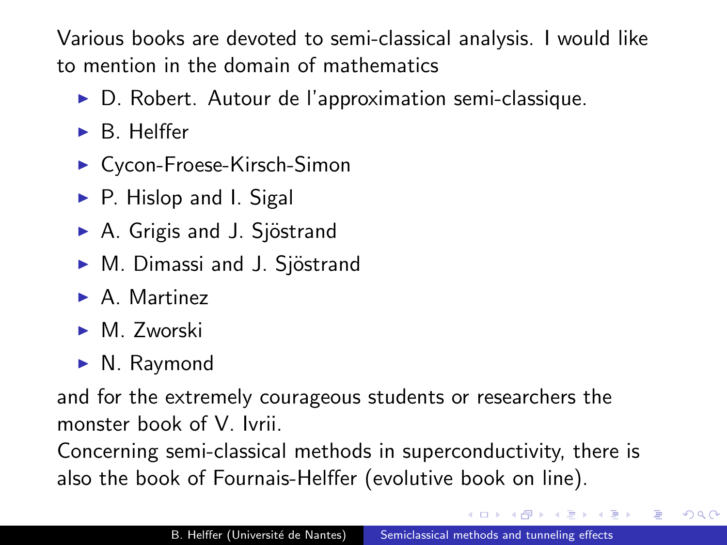Various books are devoted to semi-classical analysis. I would like to mention in the domain of mathematics

- D. Robert. Autour de l'approximation semi-classique.
- B. Helffer
- Cycon-Froese-Kirsch-Simon
- P. Hislop and I. Sigal
- A. Grigis and J. Sjöstrand
- M. Dimassi and J. Sjöstrand
- A. Martinez
- M. Zworski
- N. Raymond

and for the extremely courageous students or researchers the monster book of V. Ivrii.

Concerning semi-classical methods in superconductivity, there is also the book of Fournais-Helffer (evolutive book on line).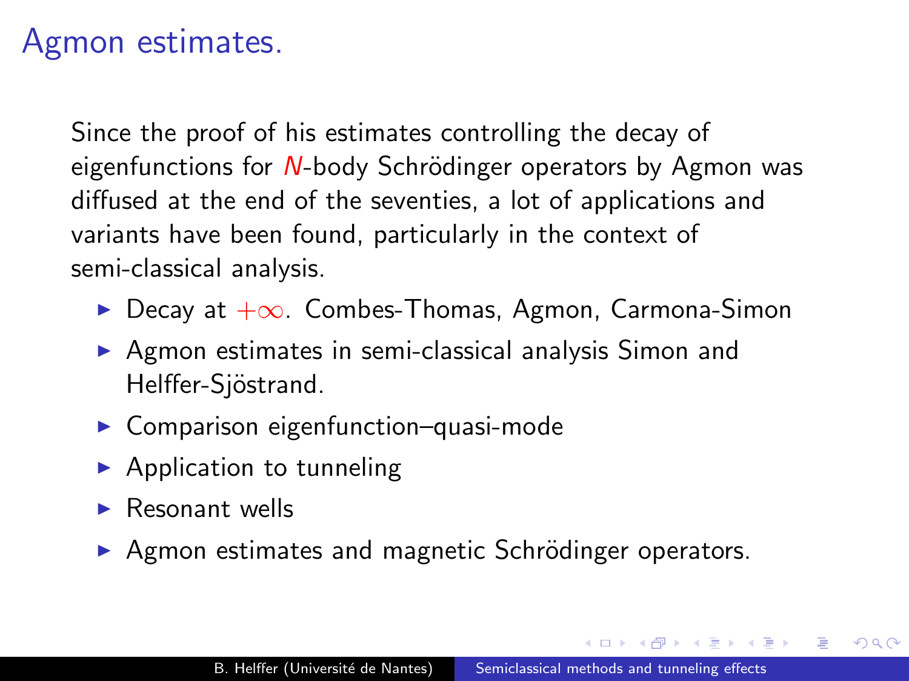# Agmon estimates.

Since the proof of his estimates controlling the decay of eigenfunctions for $N$-body Schrödinger operators by Agmon was diffused at the end of the seventies, a lot of applications and variants have been found, particularly in the context of semi-classical analysis.

- Decay at $+\infty$. Combes-Thomas, Agmon, Carmona-Simon
- Agmon estimates in semi-classical analysis Simon and Helffer-Sjöstrand.
- Comparison eigenfunction–quasi-mode
- Application to tunneling
- Resonant wells
- Agmon estimates and magnetic Schrödinger operators.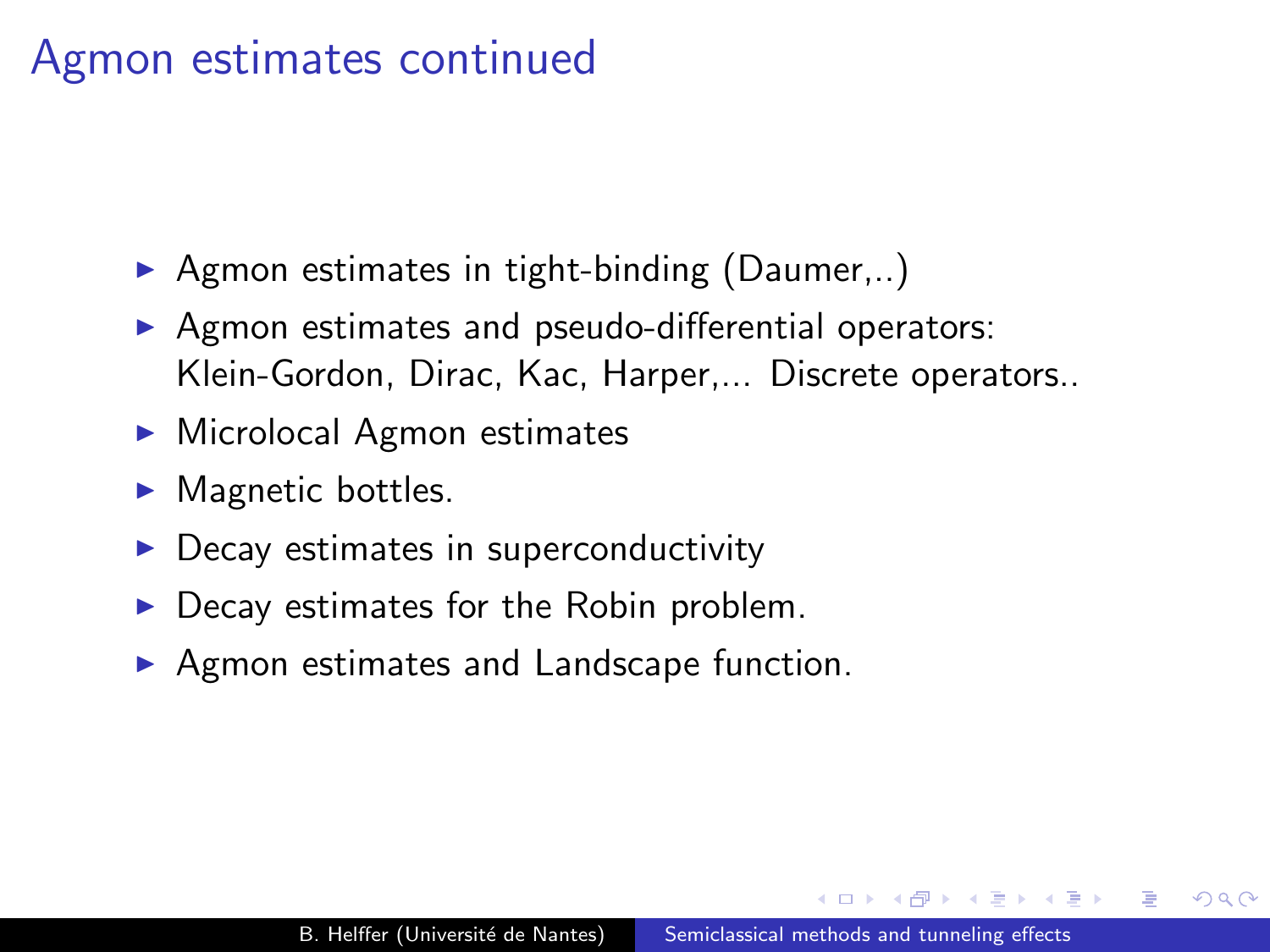# Agmon estimates continued

- Agmon estimates in tight-binding (Daumer,..)
- Agmon estimates and pseudo-differential operators: Klein-Gordon, Dirac, Kac, Harper,... Discrete operators..
- Microlocal Agmon estimates
- Magnetic bottles.
- Decay estimates in superconductivity
- Decay estimates for the Robin problem.
- Agmon estimates and Landscape function.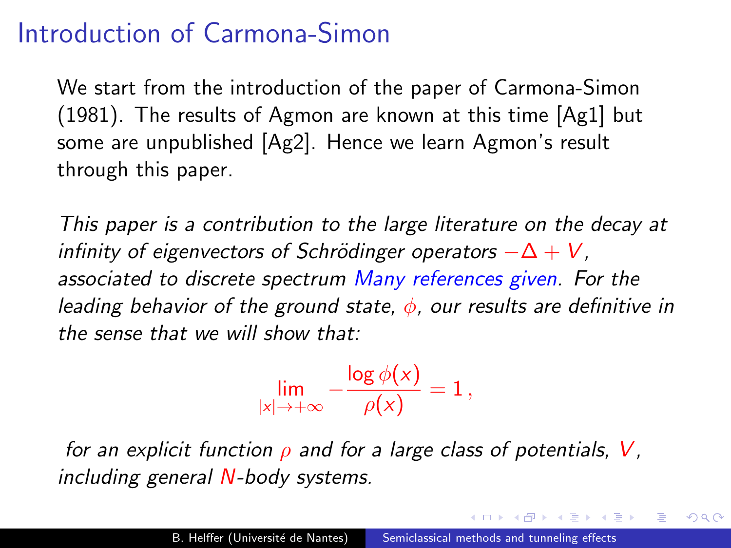# Introduction of Carmona-Simon

We start from the introduction of the paper of Carmona-Simon (1981). The results of Agmon are known at this time [Ag1] but some are unpublished [Ag2]. Hence we learn Agmon's result through this paper.

*This paper is a contribution to the large literature on the decay at infinity of eigenvectors of Schrödinger operators $-\Delta + V$, associated to discrete spectrum Many references given. For the leading behavior of the ground state, $\phi$, our results are definitive in the sense that we will show that:*

$$\lim_{|x|\to+\infty} -\frac{\log \phi(x)}{\rho(x)} = 1\,,$$

*for an explicit function $\rho$ and for a large class of potentials, $V$, including general $N$-body systems.*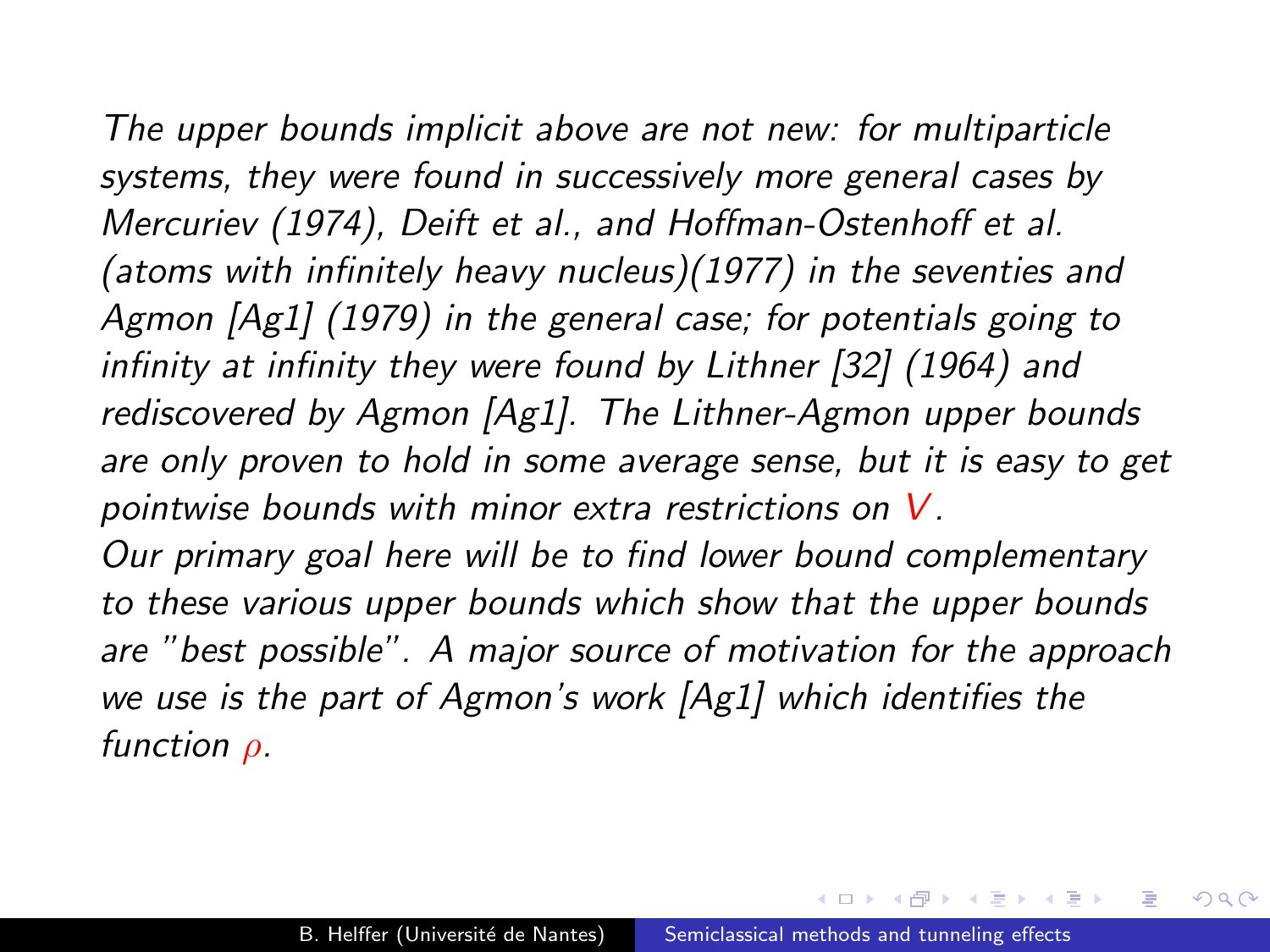*The upper bounds implicit above are not new: for multiparticle systems, they were found in successively more general cases by Mercuriev (1974), Deift et al., and Hoffman-Ostenhoff et al. (atoms with infinitely heavy nucleus)(1977) in the seventies and Agmon [Ag1] (1979) in the general case; for potentials going to infinity at infinity they were found by Lithner [32] (1964) and rediscovered by Agmon [Ag1]. The Lithner-Agmon upper bounds are only proven to hold in some average sense, but it is easy to get pointwise bounds with minor extra restrictions on* $V$*.*

*Our primary goal here will be to find lower bound complementary to these various upper bounds which show that the upper bounds are "best possible". A major source of motivation for the approach we use is the part of Agmon's work [Ag1] which identifies the function* $\rho$*.*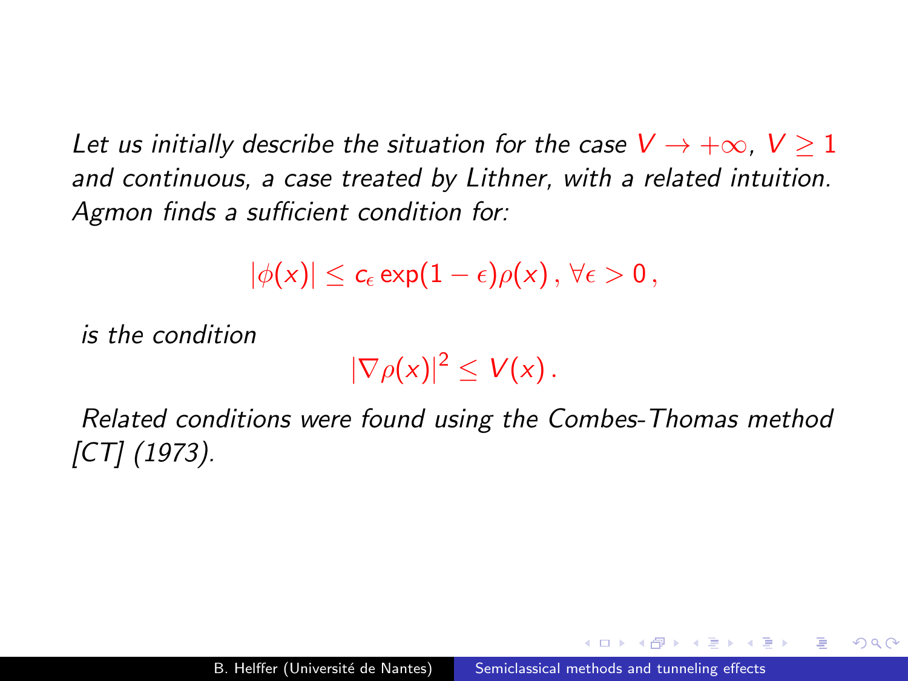*Let us initially describe the situation for the case* $V \to +\infty$, $V \geq 1$ *and continuous, a case treated by Lithner, with a related intuition. Agmon finds a sufficient condition for:*

$$|\phi(x)| \leq c_\epsilon \exp(1-\epsilon)\rho(x)\,,\, \forall \epsilon > 0\,,$$

*is the condition*

$$|\nabla \rho(x)|^2 \leq V(x)\,.$$

*Related conditions were found using the Combes-Thomas method [CT] (1973).*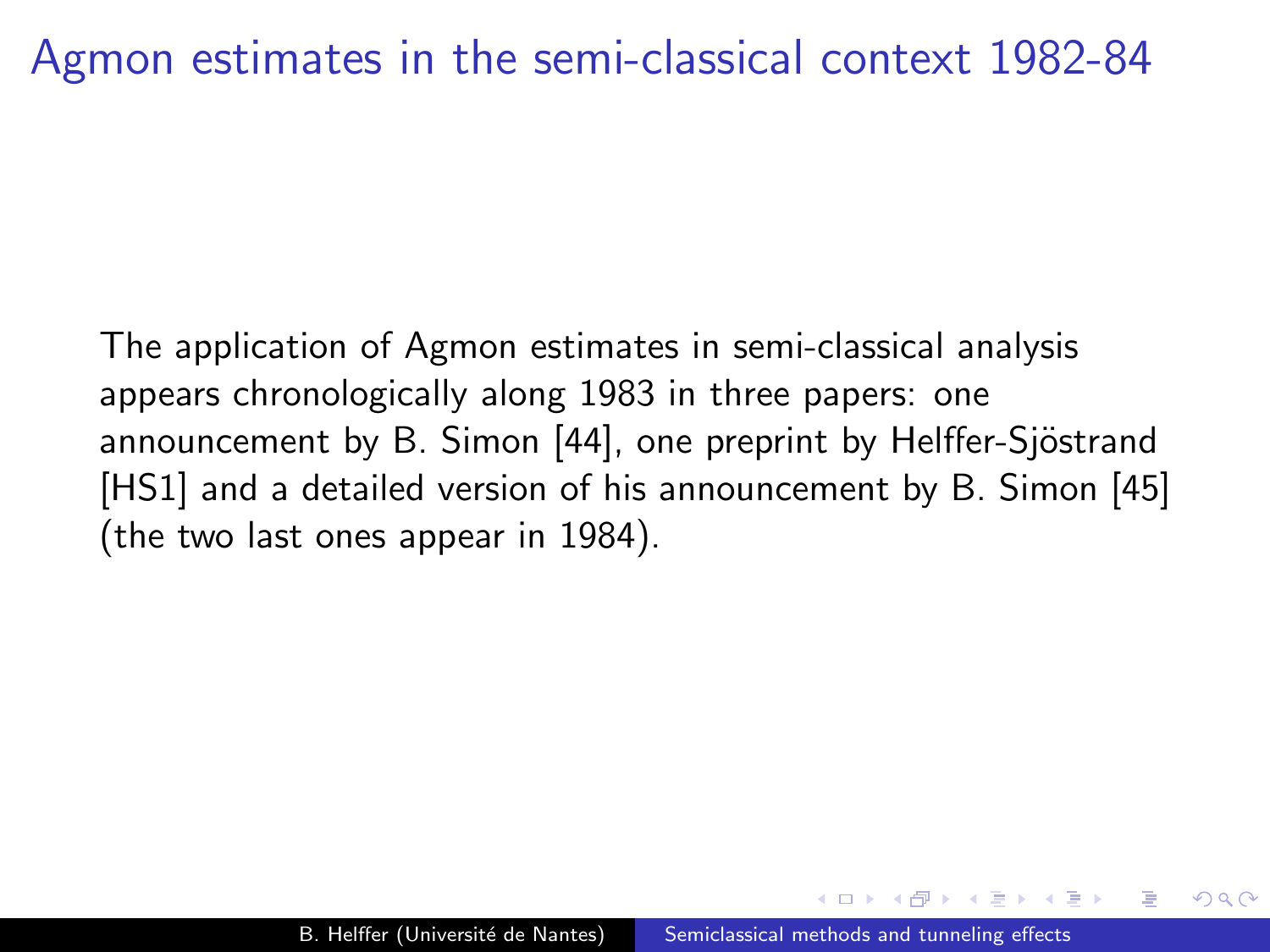# Agmon estimates in the semi-classical context 1982-84

The application of Agmon estimates in semi-classical analysis appears chronologically along 1983 in three papers: one announcement by B. Simon [44], one preprint by Helffer-Sjöstrand [HS1] and a detailed version of his announcement by B. Simon [45] (the two last ones appear in 1984).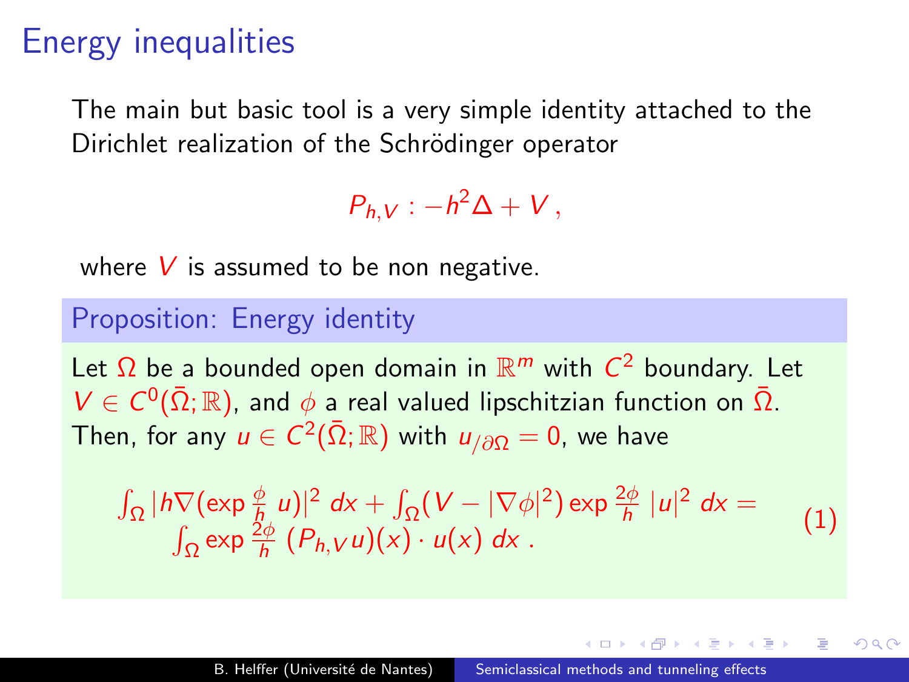# Energy inequalities

The main but basic tool is a very simple identity attached to the Dirichlet realization of the Schrödinger operator

$$P_{h,V} : -h^2\Delta + V\,,$$

where $V$ is assumed to be non negative.

### Proposition: Energy identity

Let $\Omega$ be a bounded open domain in $\mathbb{R}^m$ with $C^2$ boundary. Let $V \in C^0(\bar{\Omega};\mathbb{R})$, and $\phi$ a real valued lipschitzian function on $\bar{\Omega}$. Then, for any $u \in C^2(\bar{\Omega};\mathbb{R})$ with $u_{/\partial\Omega} = 0$, we have

$$\begin{gathered}\int_\Omega |h\nabla(\exp\tfrac{\phi}{h}\, u)|^2\, dx + \int_\Omega (V - |\nabla\phi|^2)\exp\tfrac{2\phi}{h}\, |u|^2\, dx = \\ \int_\Omega \exp\tfrac{2\phi}{h}\, (P_{h,V}u)(x)\cdot u(x)\, dx\,.\end{gathered} \tag{1}$$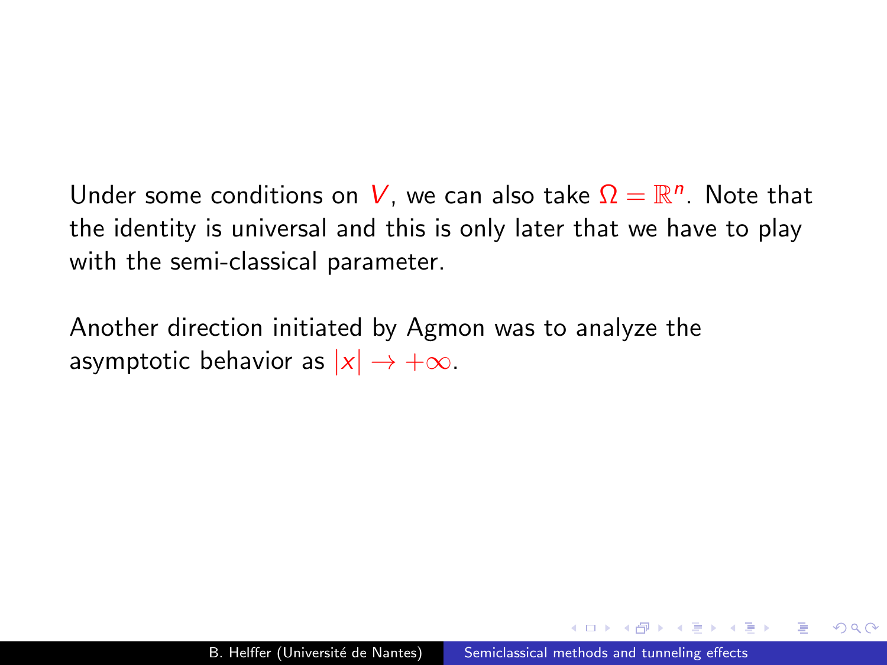Under some conditions on $V$, we can also take $\Omega = \mathbb{R}^n$. Note that the identity is universal and this is only later that we have to play with the semi-classical parameter.

Another direction initiated by Agmon was to analyze the asymptotic behavior as $|x| \to +\infty$.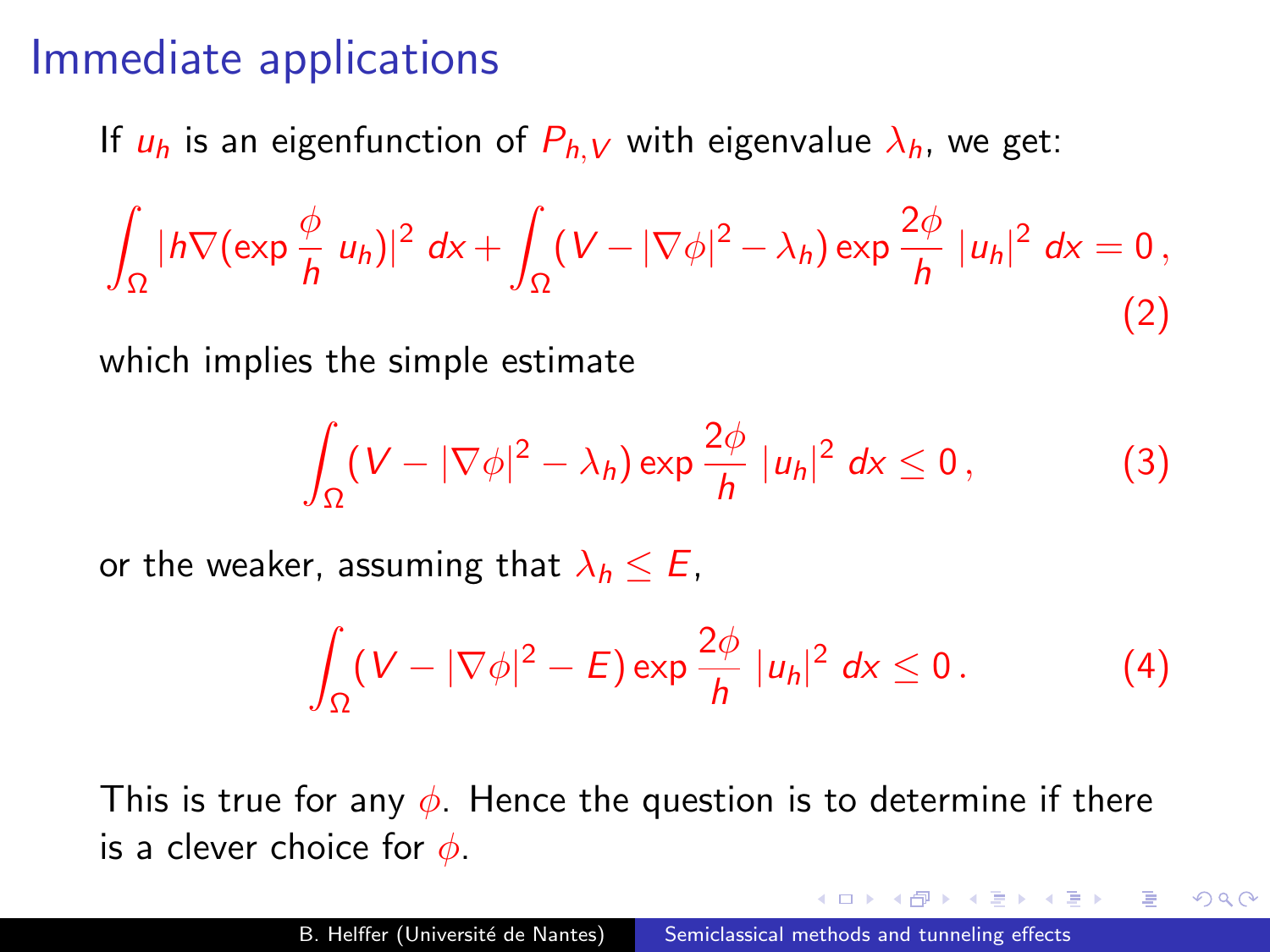# Immediate applications

If $u_h$ is an eigenfunction of $P_{h,V}$ with eigenvalue $\lambda_h$, we get:

$$\int_\Omega |h\nabla(\exp\frac{\phi}{h}\, u_h)|^2\, dx + \int_\Omega (V - |\nabla\phi|^2 - \lambda_h) \exp\frac{2\phi}{h}\, |u_h|^2\, dx = 0\,, \tag{2}$$

which implies the simple estimate

$$\int_\Omega (V - |\nabla\phi|^2 - \lambda_h) \exp\frac{2\phi}{h}\, |u_h|^2\, dx \leq 0\,, \tag{3}$$

or the weaker, assuming that $\lambda_h \leq E$,

$$\int_\Omega (V - |\nabla\phi|^2 - E) \exp\frac{2\phi}{h}\, |u_h|^2\, dx \leq 0\,. \tag{4}$$

This is true for any $\phi$. Hence the question is to determine if there is a clever choice for $\phi$.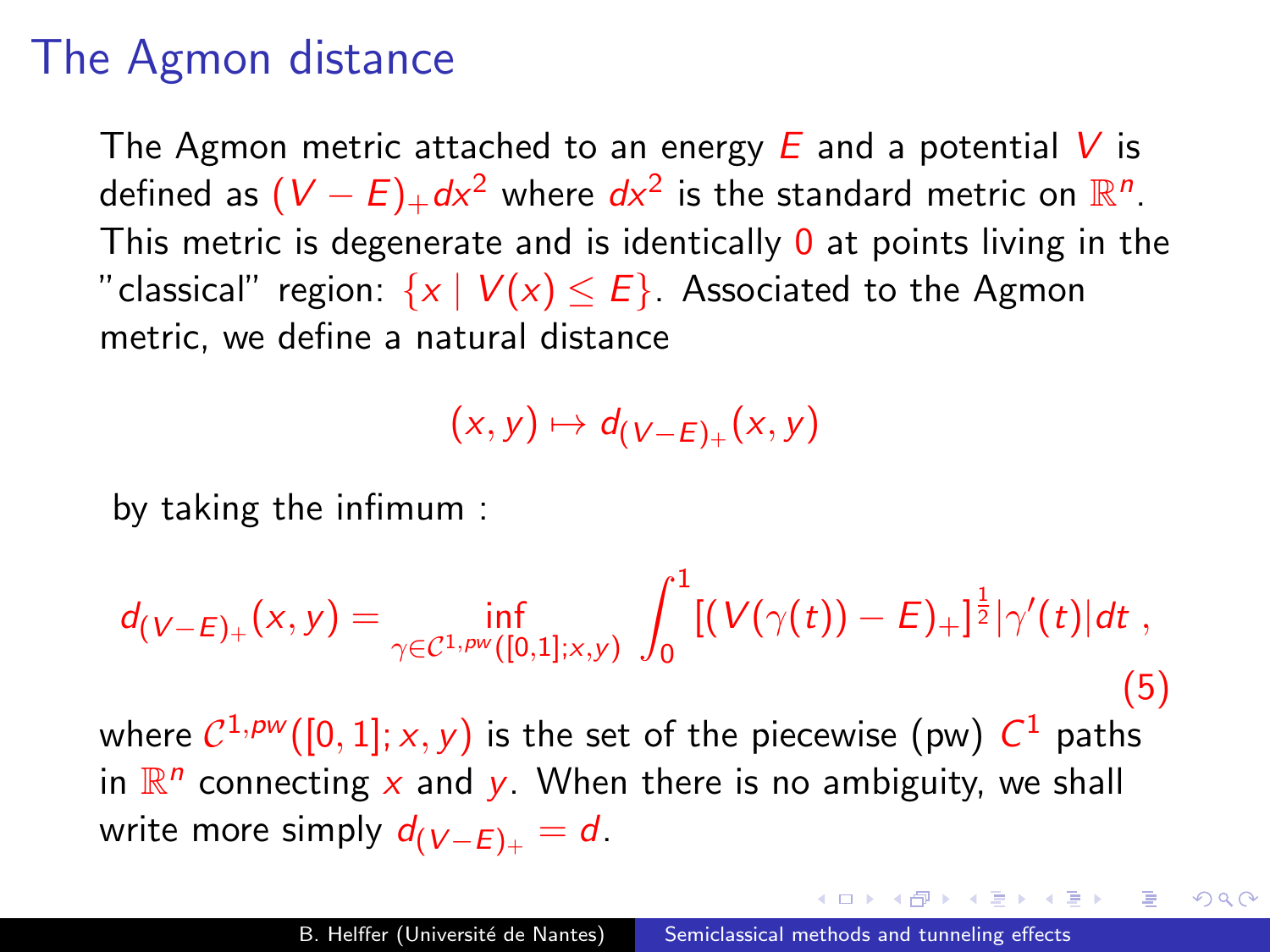# The Agmon distance

The Agmon metric attached to an energy $E$ and a potential $V$ is defined as $(V-E)_+ dx^2$ where $dx^2$ is the standard metric on $\mathbb{R}^n$. This metric is degenerate and is identically $0$ at points living in the "classical" region: $\{x \mid V(x) \leq E\}$. Associated to the Agmon metric, we define a natural distance

$$(x,y) \mapsto d_{(V-E)_+}(x,y)$$

by taking the infimum :

$$d_{(V-E)_+}(x,y) = \inf_{\gamma \in \mathcal{C}^{1,pw}([0,1];x,y)} \int_0^1 [(V(\gamma(t)) - E)_+]^{\frac{1}{2}} |\gamma'(t)| dt \,, \tag{5}$$

where $\mathcal{C}^{1,pw}([0,1];x,y)$ is the set of the piecewise (pw) $C^1$ paths in $\mathbb{R}^n$ connecting $x$ and $y$. When there is no ambiguity, we shall write more simply $d_{(V-E)_+} = d$.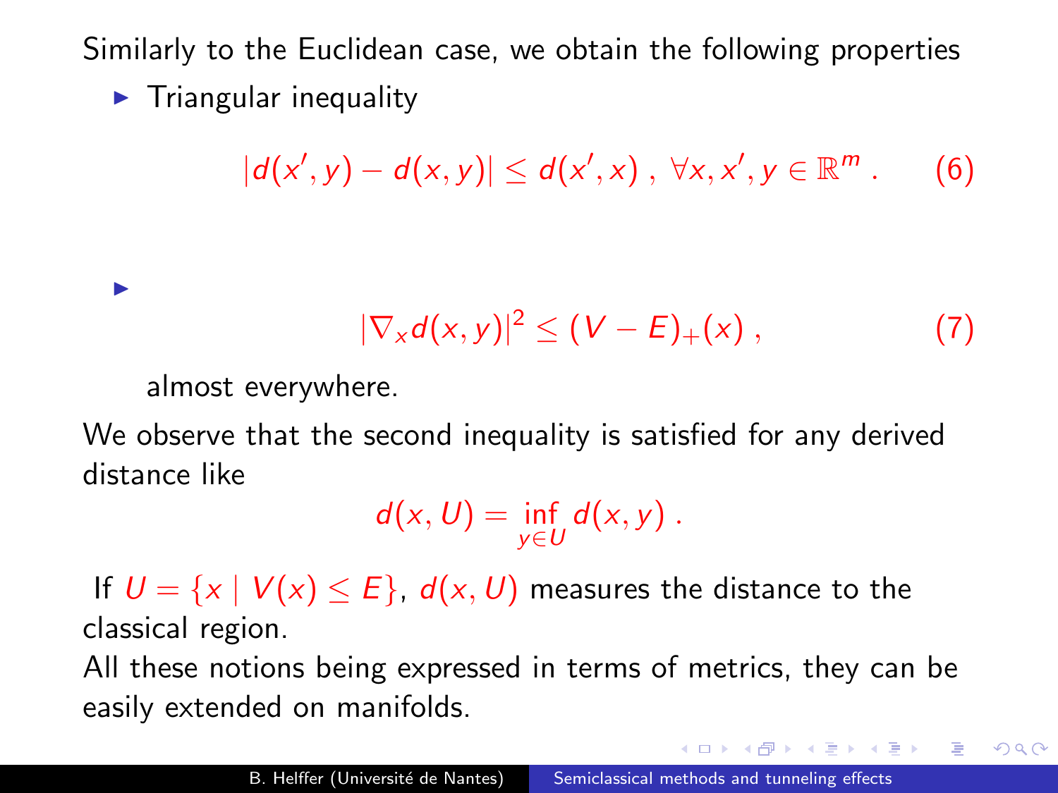Similarly to the Euclidean case, we obtain the following properties

- Triangular inequality

$$|d(x', y) - d(x, y)| \leq d(x', x) \, , \; \forall x, x', y \in \mathbb{R}^m \, . \qquad (6)$$

- $$|\nabla_x d(x, y)|^2 \leq (V - E)_+(x) \, , \qquad (7)$$

  almost everywhere.

We observe that the second inequality is satisfied for any derived distance like

$$d(x, U) = \inf_{y \in U} d(x, y) \, .$$

If $U = \{x \mid V(x) \leq E\}$, $d(x, U)$ measures the distance to the classical region.

All these notions being expressed in terms of metrics, they can be easily extended on manifolds.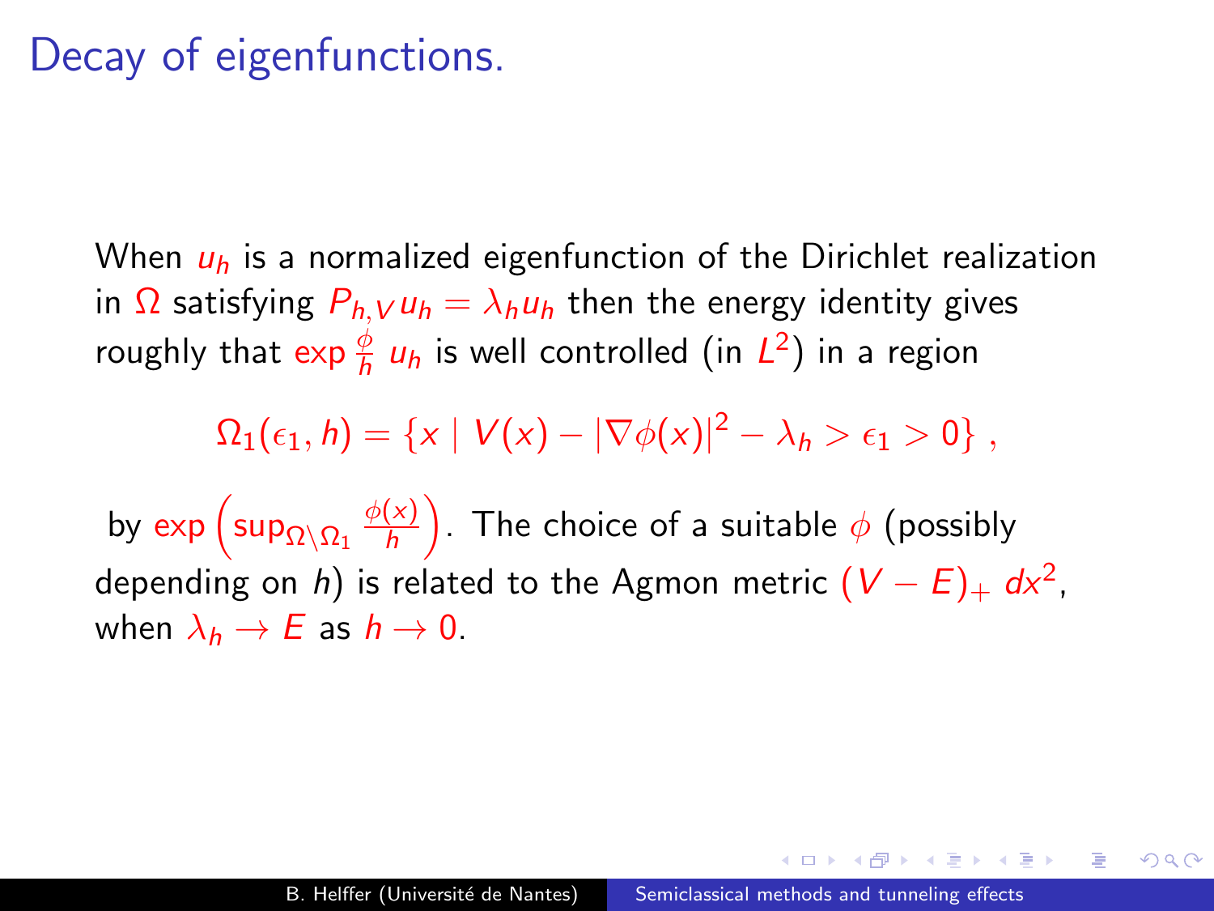## Decay of eigenfunctions.

When $u_h$ is a normalized eigenfunction of the Dirichlet realization in $\Omega$ satisfying $P_{h,V} u_h = \lambda_h u_h$ then the energy identity gives roughly that $\exp \frac{\phi}{h}\, u_h$ is well controlled (in $L^2$) in a region

$$\Omega_1(\epsilon_1, h) = \{x \mid V(x) - |\nabla \phi(x)|^2 - \lambda_h > \epsilon_1 > 0\} \,,$$

by $\exp\left(\sup_{\Omega \setminus \Omega_1} \frac{\phi(x)}{h}\right)$. The choice of a suitable $\phi$ (possibly depending on $h$) is related to the Agmon metric $(V - E)_+ \, dx^2$, when $\lambda_h \to E$ as $h \to 0$.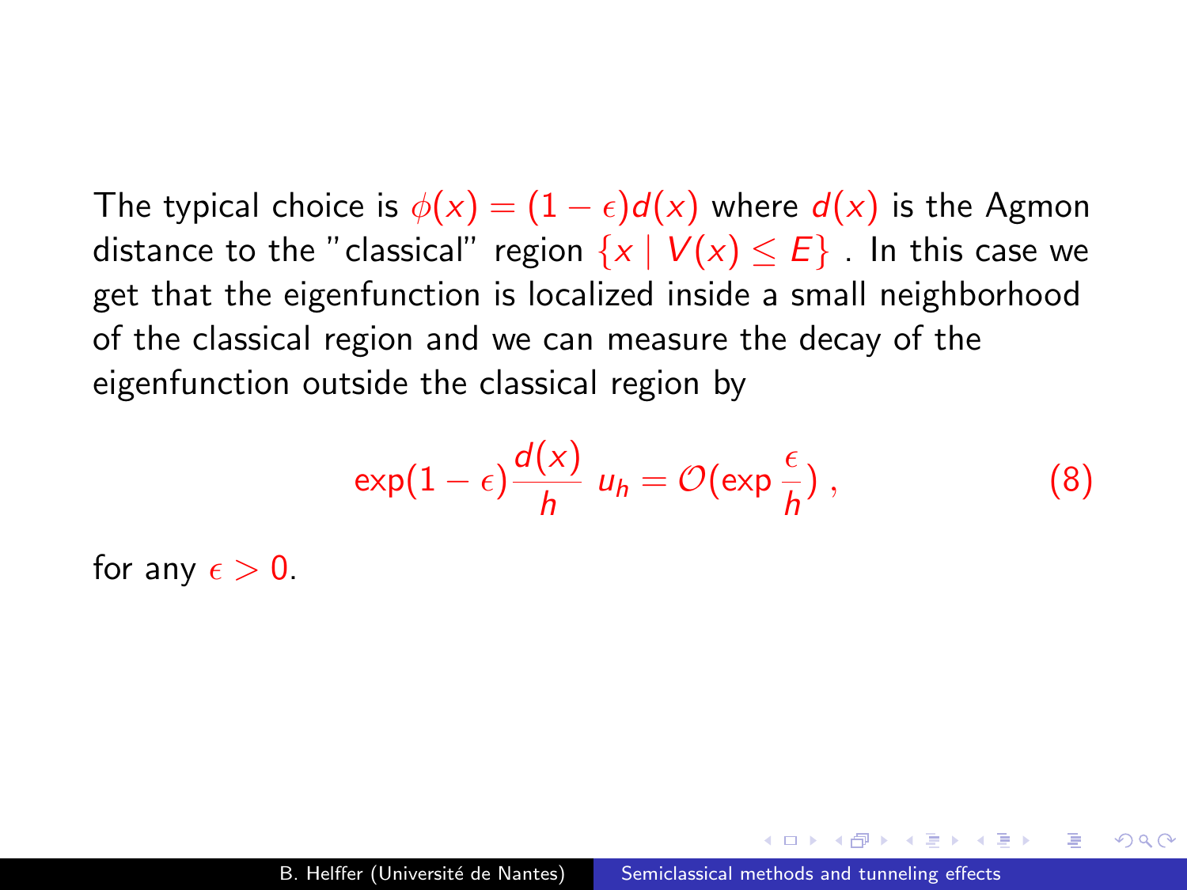The typical choice is $\phi(x) = (1-\epsilon)d(x)$ where $d(x)$ is the Agmon distance to the "classical" region $\{x \mid V(x) \leq E\}$ . In this case we get that the eigenfunction is localized inside a small neighborhood of the classical region and we can measure the decay of the eigenfunction outside the classical region by

$$\exp(1-\epsilon)\frac{d(x)}{h}\; u_h = \mathcal{O}(\exp\frac{\epsilon}{h})\,, \tag{8}$$

for any $\epsilon > 0$.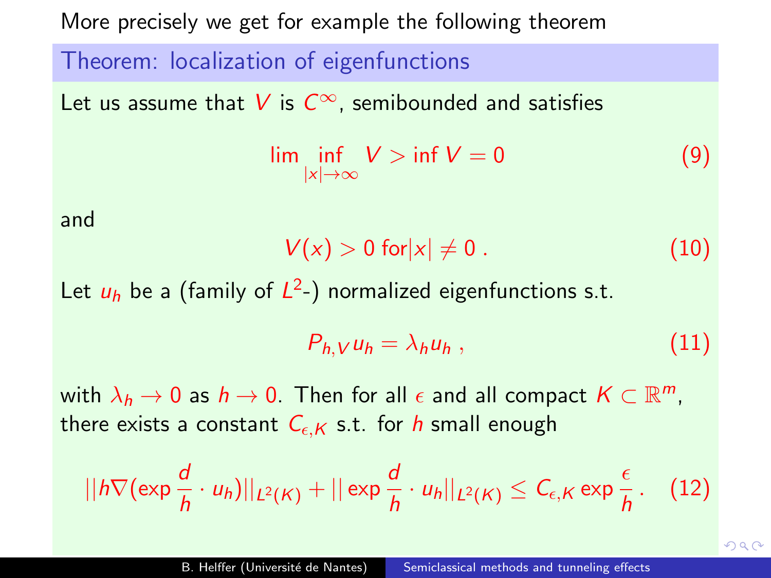More precisely we get for example the following theorem

**Theorem: localization of eigenfunctions**

Let us assume that $V$ is $C^\infty$, semibounded and satisfies

$$\liminf_{|x|\to\infty} V > \inf V = 0 \tag{9}$$

and

$$V(x) > 0 \text{ for} |x| \neq 0 \, . \tag{10}$$

Let $u_h$ be a (family of $L^2$-) normalized eigenfunctions s.t.

$$P_{h,V} u_h = \lambda_h u_h \, , \tag{11}$$

with $\lambda_h \to 0$ as $h \to 0$. Then for all $\epsilon$ and all compact $K \subset \mathbb{R}^m$, there exists a constant $C_{\epsilon,K}$ s.t. for $h$ small enough

$$||h\nabla(\exp\frac{d}{h}\cdot u_h)||_{L^2(K)} + ||\exp\frac{d}{h}\cdot u_h||_{L^2(K)} \leq C_{\epsilon,K}\exp\frac{\epsilon}{h} \, . \tag{12}$$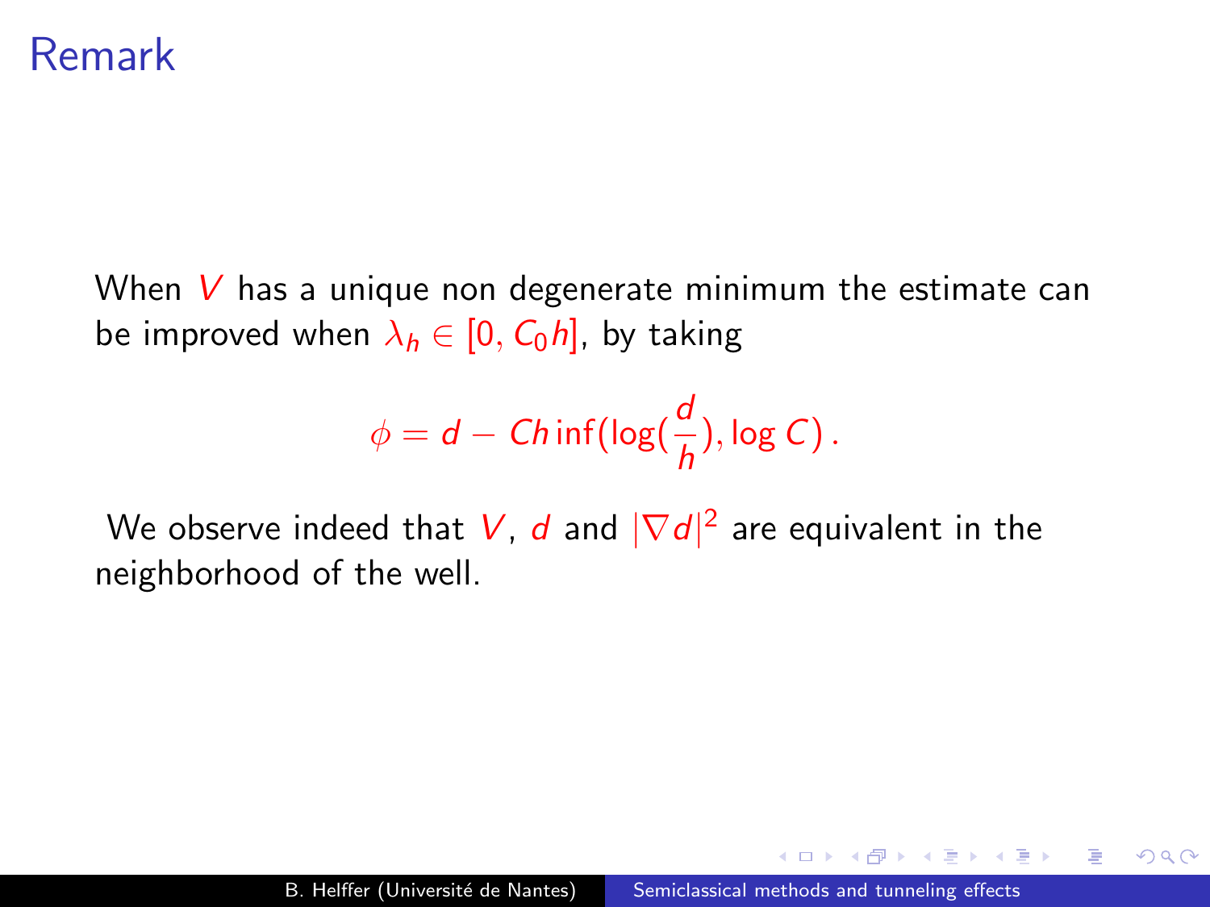# Remark

When $V$ has a unique non degenerate minimum the estimate can be improved when $\lambda_h \in [0, C_0 h]$, by taking

$$\phi = d - Ch \inf(\log(\frac{d}{h}), \log C)\,.$$

We observe indeed that $V$, $d$ and $|\nabla d|^2$ are equivalent in the neighborhood of the well.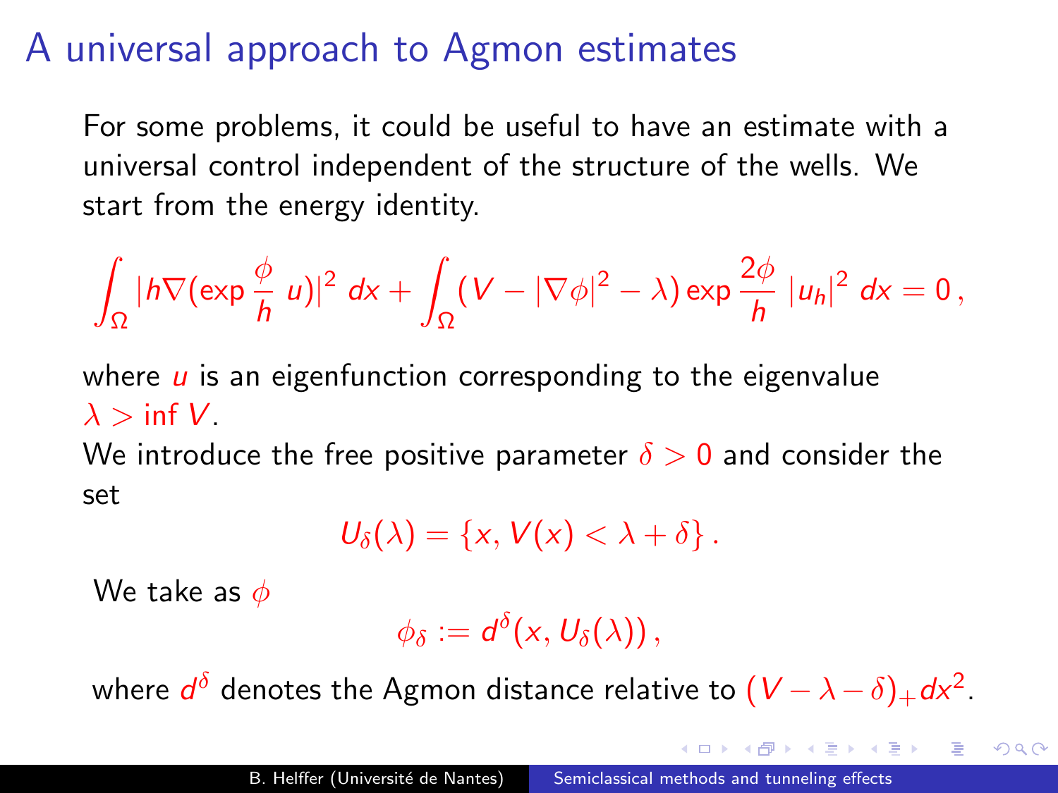# A universal approach to Agmon estimates

For some problems, it could be useful to have an estimate with a universal control independent of the structure of the wells. We start from the energy identity.

$$\int_\Omega |h\nabla(\exp\frac{\phi}{h}\, u)|^2\, dx + \int_\Omega (V - |\nabla\phi|^2 - \lambda)\exp\frac{2\phi}{h}\, |u_h|^2\, dx = 0\,,$$

where $u$ is an eigenfunction corresponding to the eigenvalue $\lambda > \inf V$.

We introduce the free positive parameter $\delta > 0$ and consider the set

$$U_\delta(\lambda) = \{x, V(x) < \lambda + \delta\}\,.$$

We take as $\phi$

$$\phi_\delta := d^\delta(x, U_\delta(\lambda))\,,$$

where $d^\delta$ denotes the Agmon distance relative to $(V - \lambda - \delta)_+ dx^2$.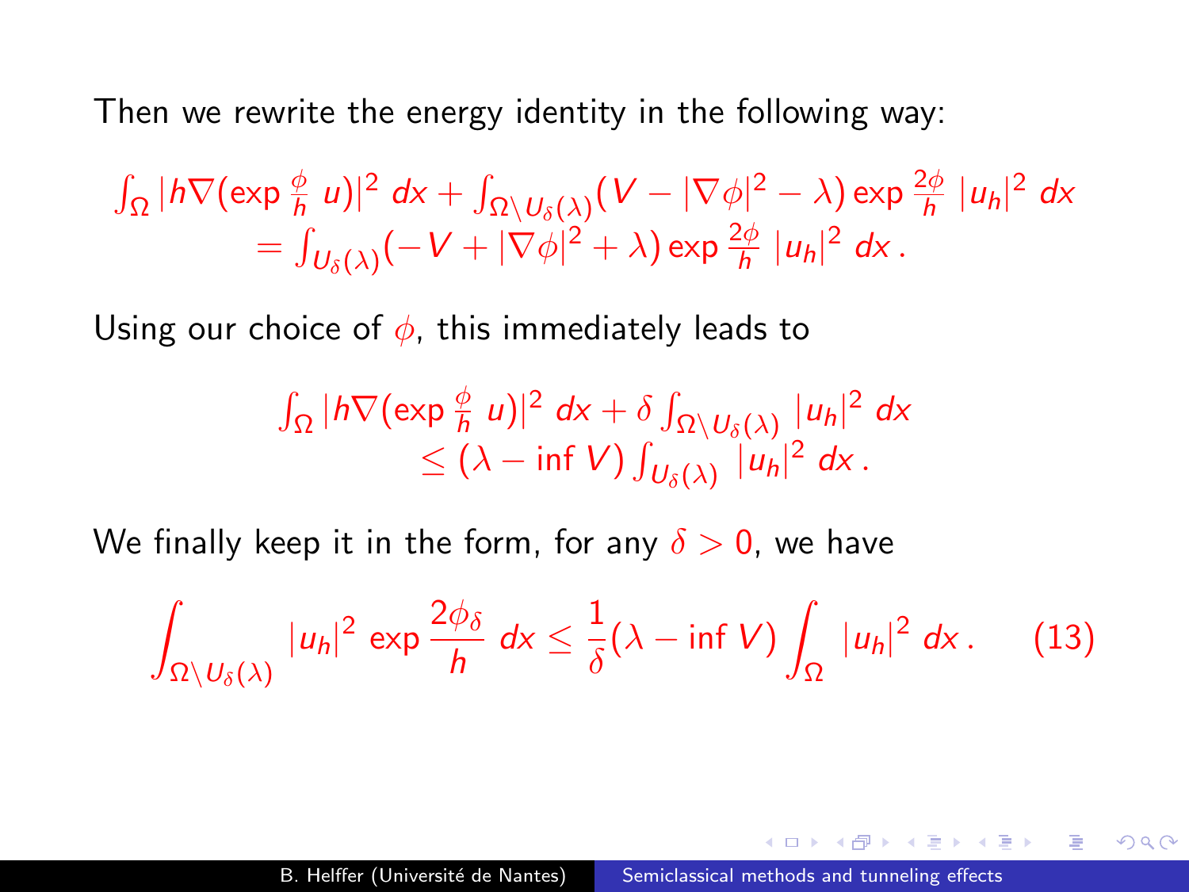Then we rewrite the energy identity in the following way:

$$
\begin{gathered}
\int_\Omega |h\nabla(\exp \tfrac{\phi}{h}\, u)|^2\, dx + \int_{\Omega\setminus U_\delta(\lambda)} (V - |\nabla\phi|^2 - \lambda)\exp \tfrac{2\phi}{h}\, |u_h|^2\, dx \\
= \int_{U_\delta(\lambda)} (-V + |\nabla\phi|^2 + \lambda)\exp \tfrac{2\phi}{h}\, |u_h|^2\, dx\,.
\end{gathered}
$$

Using our choice of $\phi$, this immediately leads to

$$
\begin{gathered}
\int_\Omega |h\nabla(\exp \tfrac{\phi}{h}\, u)|^2\, dx + \delta \int_{\Omega\setminus U_\delta(\lambda)} |u_h|^2\, dx \\
\leq (\lambda - \inf V) \int_{U_\delta(\lambda)} |u_h|^2\, dx\,.
\end{gathered}
$$

We finally keep it in the form, for any $\delta > 0$, we have

$$
\int_{\Omega\setminus U_\delta(\lambda)} |u_h|^2 \exp \frac{2\phi_\delta}{h}\, dx \leq \frac{1}{\delta}(\lambda - \inf V) \int_\Omega |u_h|^2\, dx\,. \qquad (13)
$$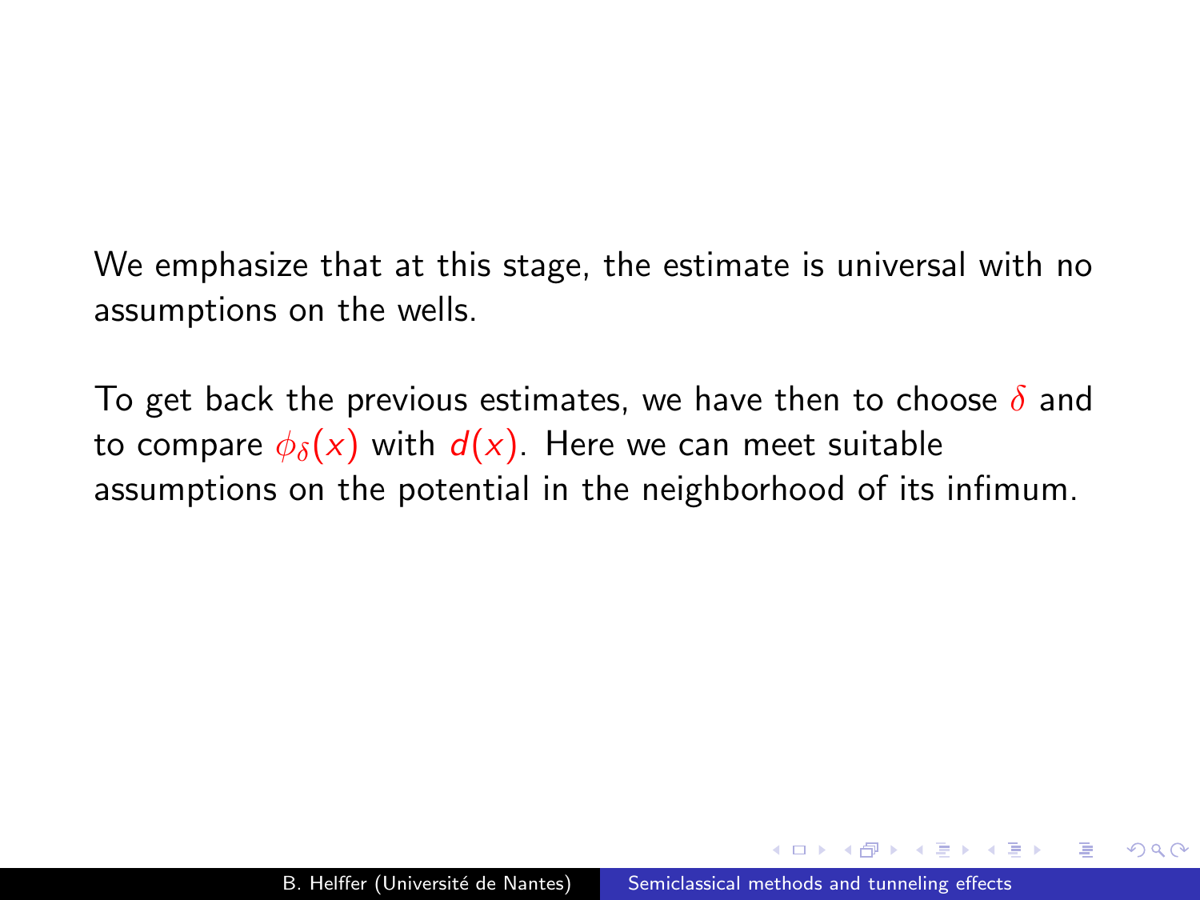We emphasize that at this stage, the estimate is universal with no assumptions on the wells.

To get back the previous estimates, we have then to choose $\delta$ and to compare $\phi_\delta(x)$ with $d(x)$. Here we can meet suitable assumptions on the potential in the neighborhood of its infimum.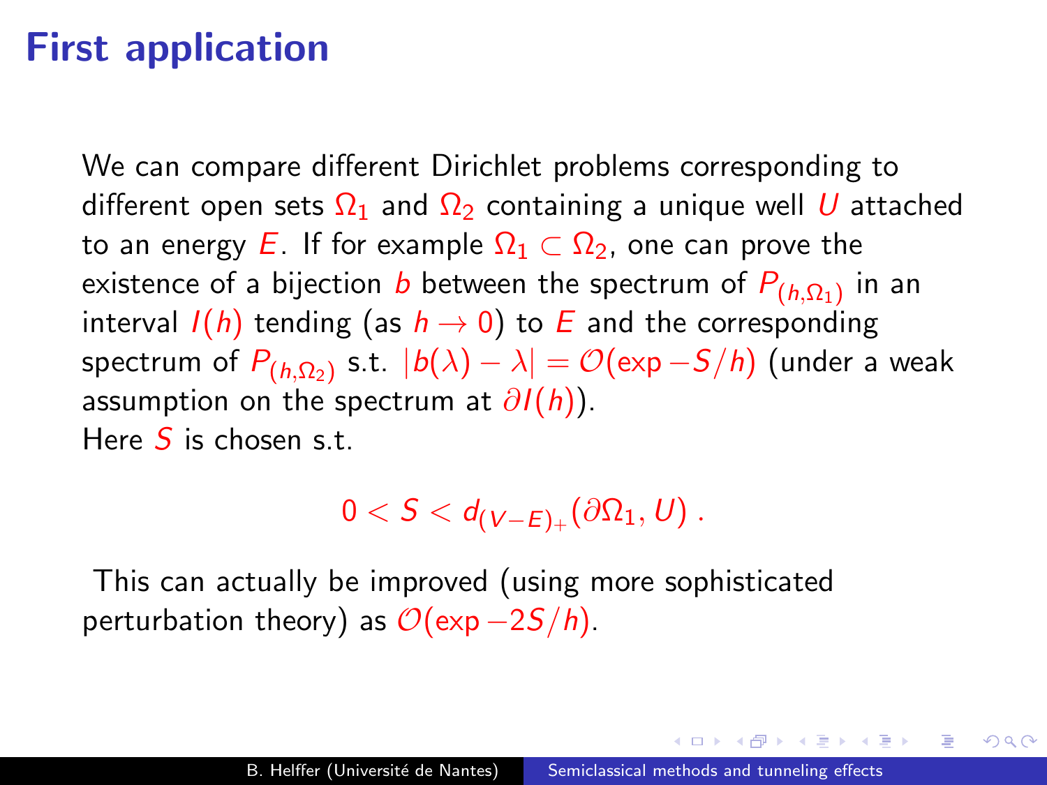# First application

We can compare different Dirichlet problems corresponding to different open sets $\Omega_1$ and $\Omega_2$ containing a unique well $U$ attached to an energy $E$. If for example $\Omega_1 \subset \Omega_2$, one can prove the existence of a bijection $b$ between the spectrum of $P_{(h,\Omega_1)}$ in an interval $I(h)$ tending (as $h \to 0$) to $E$ and the corresponding spectrum of $P_{(h,\Omega_2)}$ s.t. $|b(\lambda) - \lambda| = \mathcal{O}(\exp -S/h)$ (under a weak assumption on the spectrum at $\partial I(h)$).
Here $S$ is chosen s.t.

$$0 < S < d_{(V-E)_+}(\partial\Omega_1, U)\,.$$

This can actually be improved (using more sophisticated perturbation theory) as $\mathcal{O}(\exp -2S/h)$.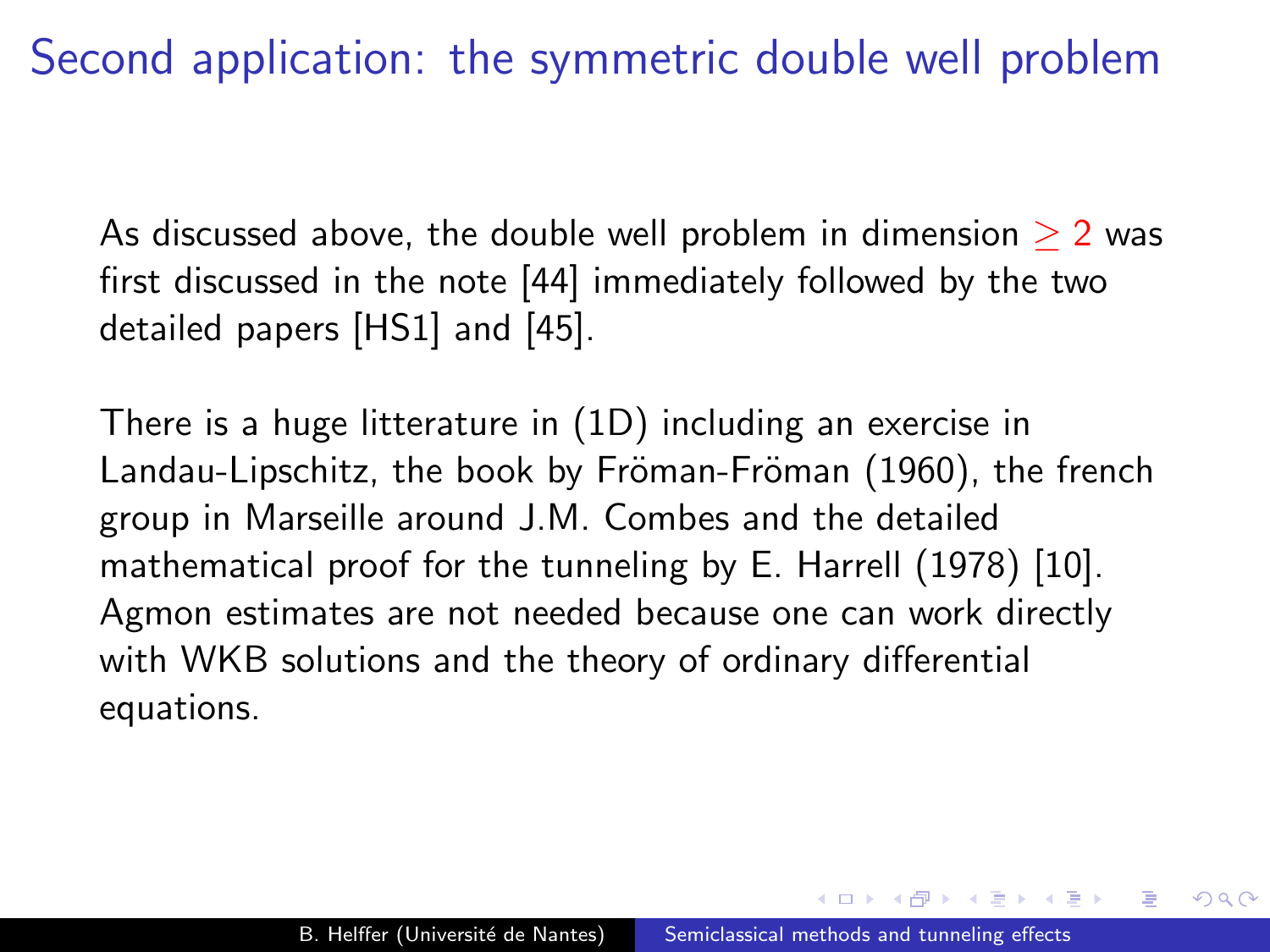# Second application: the symmetric double well problem

As discussed above, the double well problem in dimension $\geq 2$ was first discussed in the note [44] immediately followed by the two detailed papers [HS1] and [45].

There is a huge litterature in (1D) including an exercise in Landau-Lipschitz, the book by Fröman-Fröman (1960), the french group in Marseille around J.M. Combes and the detailed mathematical proof for the tunneling by E. Harrell (1978) [10]. Agmon estimates are not needed because one can work directly with WKB solutions and the theory of ordinary differential equations.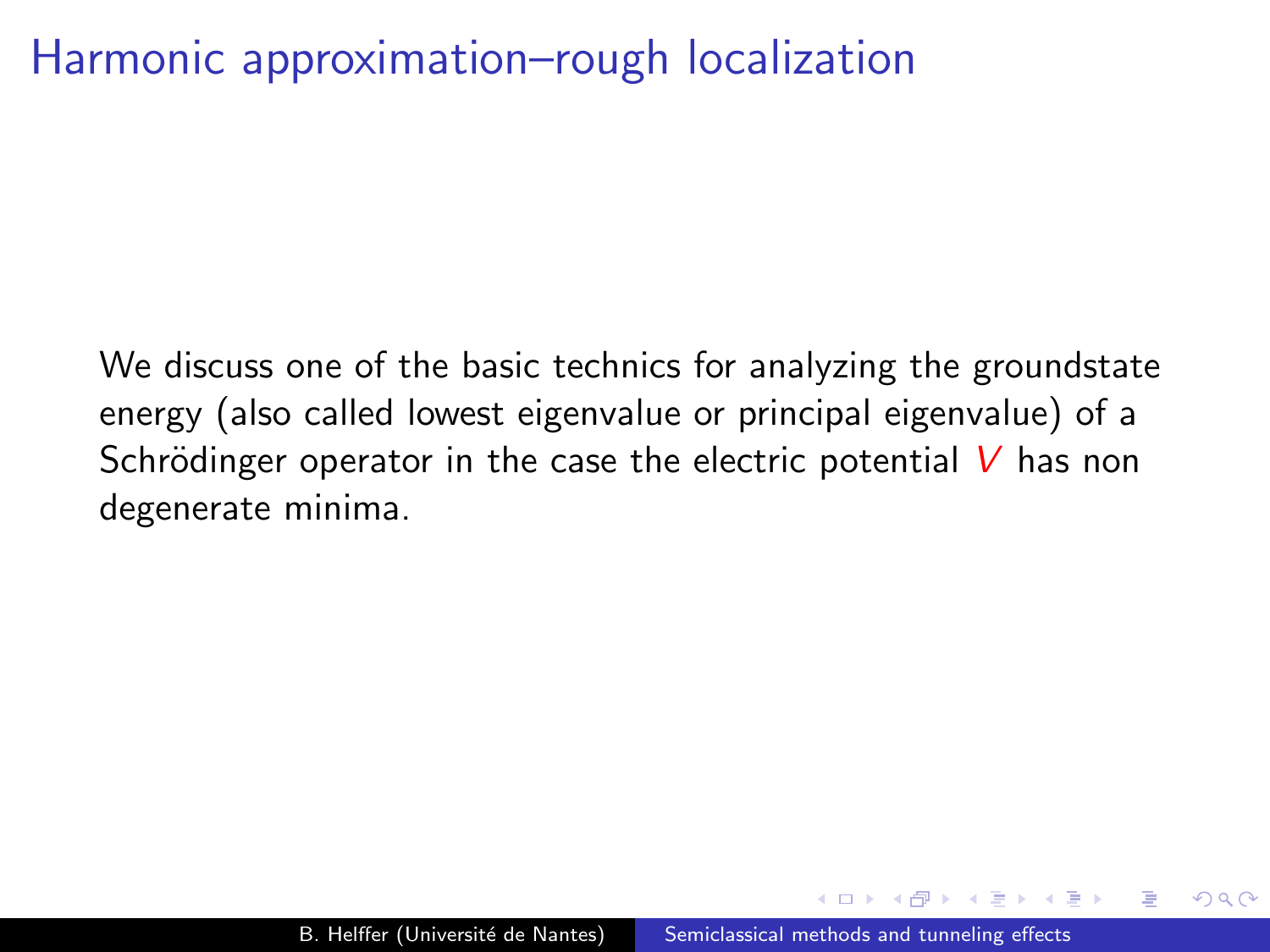# Harmonic approximation–rough localization

We discuss one of the basic technics for analyzing the groundstate energy (also called lowest eigenvalue or principal eigenvalue) of a Schrödinger operator in the case the electric potential $V$ has non degenerate minima.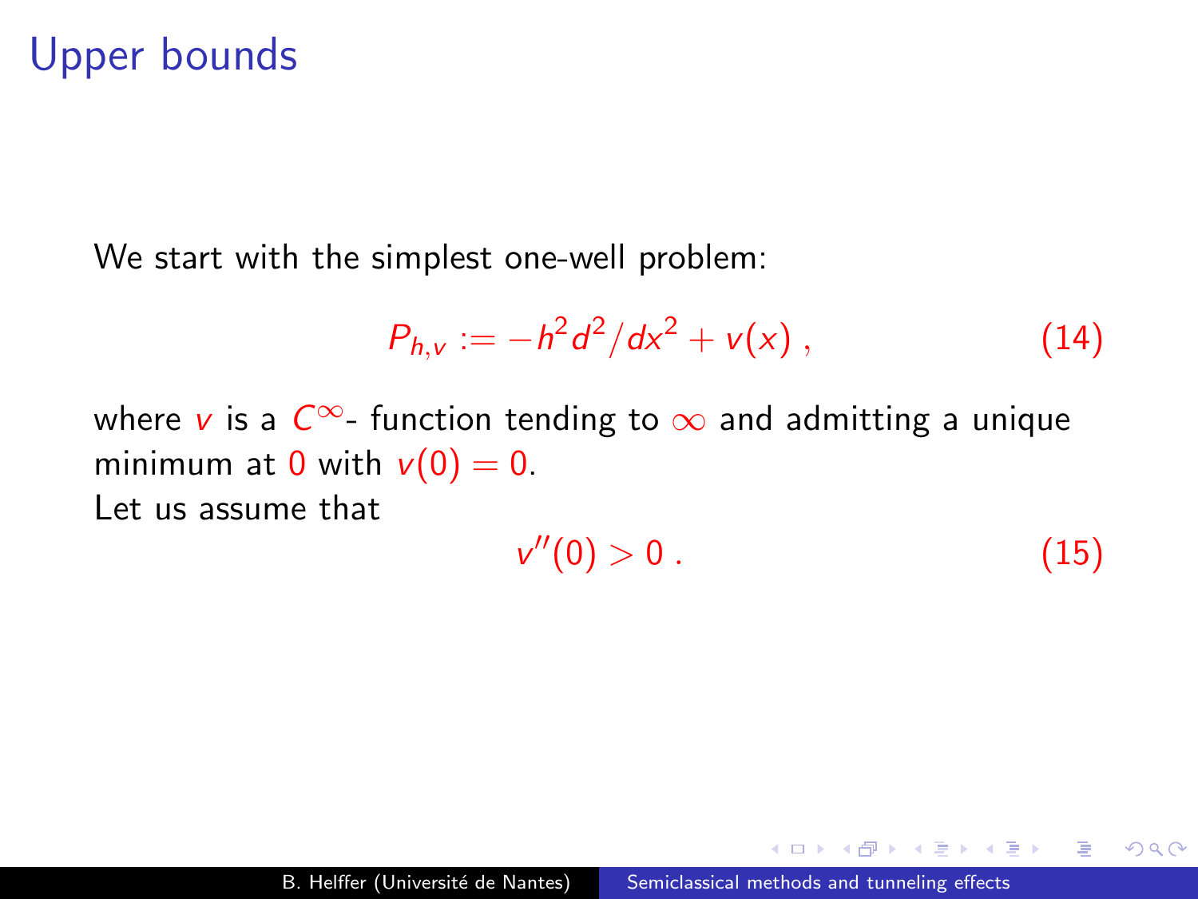## Upper bounds

We start with the simplest one-well problem:

$$P_{h,v} := -h^2 d^2/dx^2 + v(x)\,, \tag{14}$$

where $v$ is a $C^\infty$- function tending to $\infty$ and admitting a unique minimum at $0$ with $v(0) = 0$.
Let us assume that

$$v''(0) > 0\,. \tag{15}$$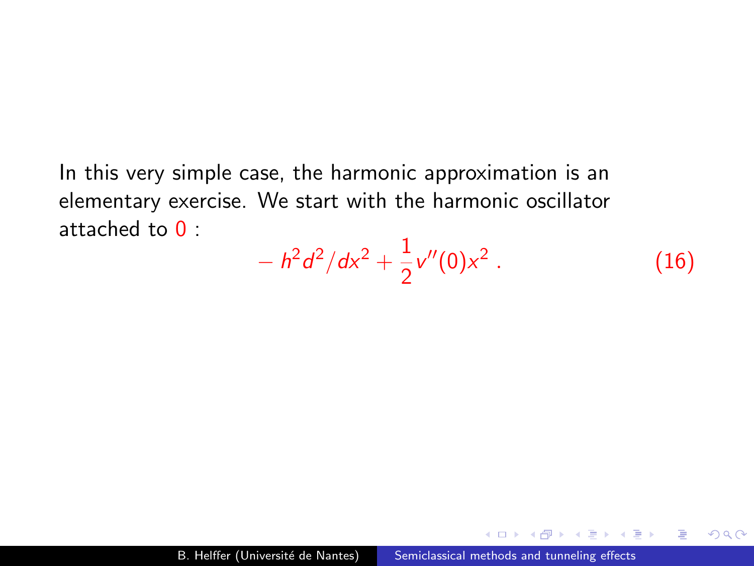In this very simple case, the harmonic approximation is an elementary exercise. We start with the harmonic oscillator attached to 0 :

$$-h^2 d^2/dx^2 + \frac{1}{2} v''(0) x^2 \,. \tag{16}$$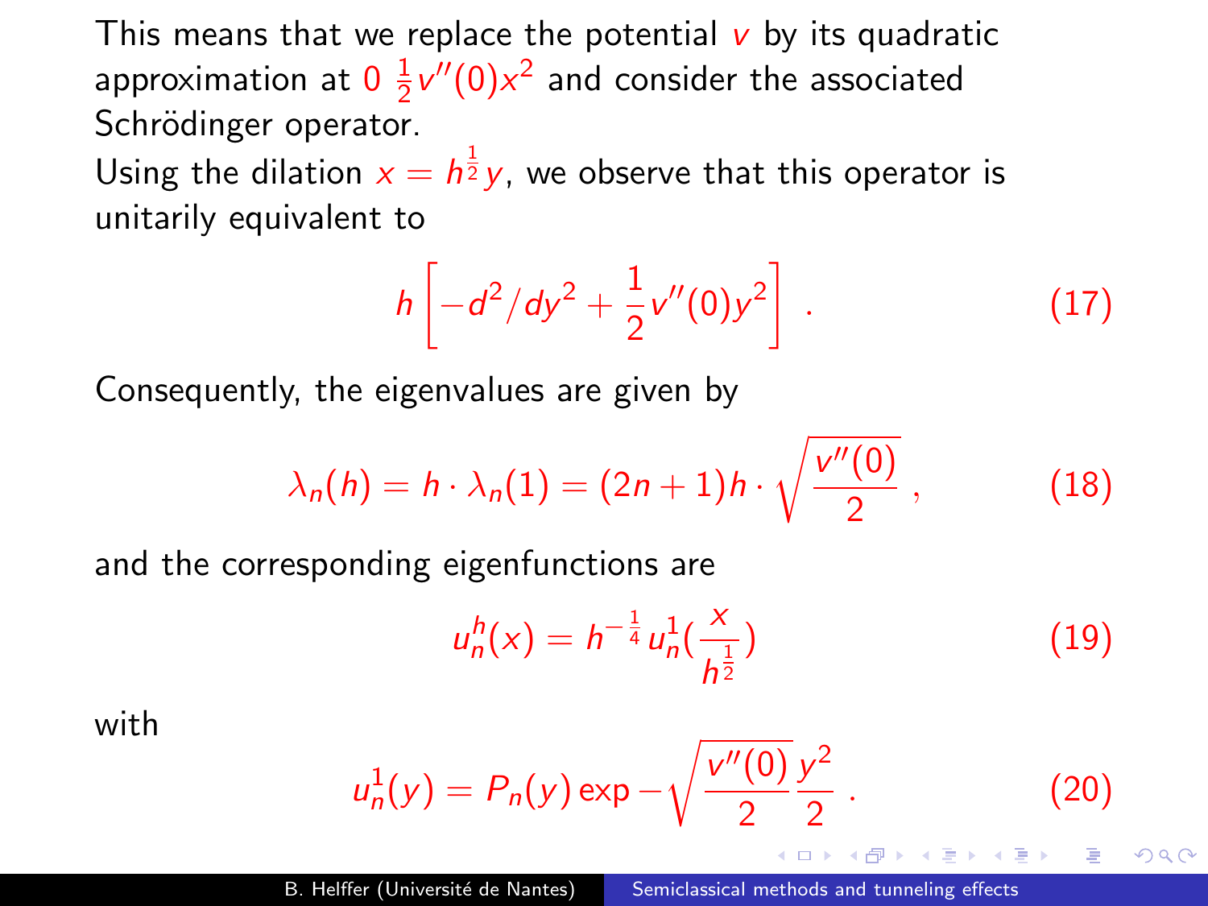This means that we replace the potential $v$ by its quadratic approximation at $0$ $\frac{1}{2}v''(0)x^2$ and consider the associated Schrödinger operator.

Using the dilation $x = h^{\frac{1}{2}}y$, we observe that this operator is unitarily equivalent to

$$h\left[-d^2/dy^2 + \frac{1}{2}v''(0)y^2\right] . \tag{17}$$

Consequently, the eigenvalues are given by

$$\lambda_n(h) = h \cdot \lambda_n(1) = (2n+1)h \cdot \sqrt{\frac{v''(0)}{2}} , \tag{18}$$

and the corresponding eigenfunctions are

$$u_n^h(x) = h^{-\frac{1}{4}} u_n^1\left(\frac{x}{h^{\frac{1}{2}}}\right) \tag{19}$$

with

$$u_n^1(y) = P_n(y) \exp -\sqrt{\frac{v''(0)}{2}} \frac{y^2}{2} . \tag{20}$$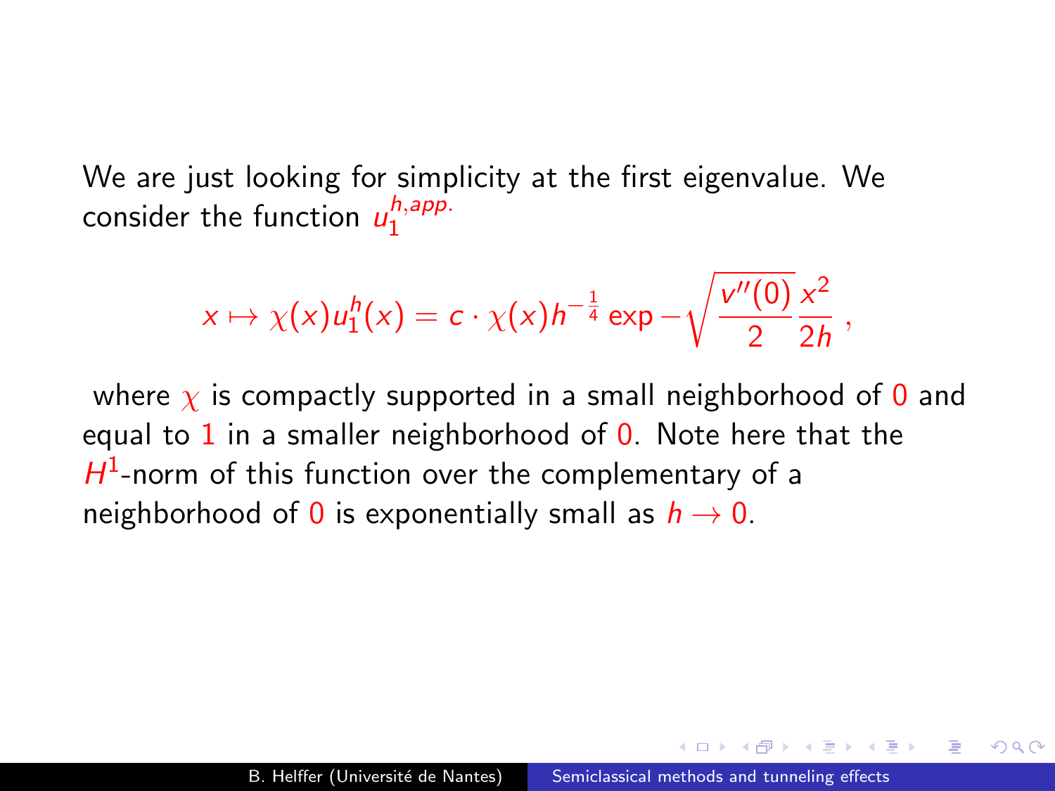We are just looking for simplicity at the first eigenvalue. We consider the function $u_1^{h,app.}$

$$x \mapsto \chi(x) u_1^h(x) = c \cdot \chi(x) h^{-\frac{1}{4}} \exp -\sqrt{\frac{v''(0)}{2}} \frac{x^2}{2h} \,,$$

where $\chi$ is compactly supported in a small neighborhood of $0$ and equal to $1$ in a smaller neighborhood of $0$. Note here that the $H^1$-norm of this function over the complementary of a neighborhood of $0$ is exponentially small as $h \to 0$.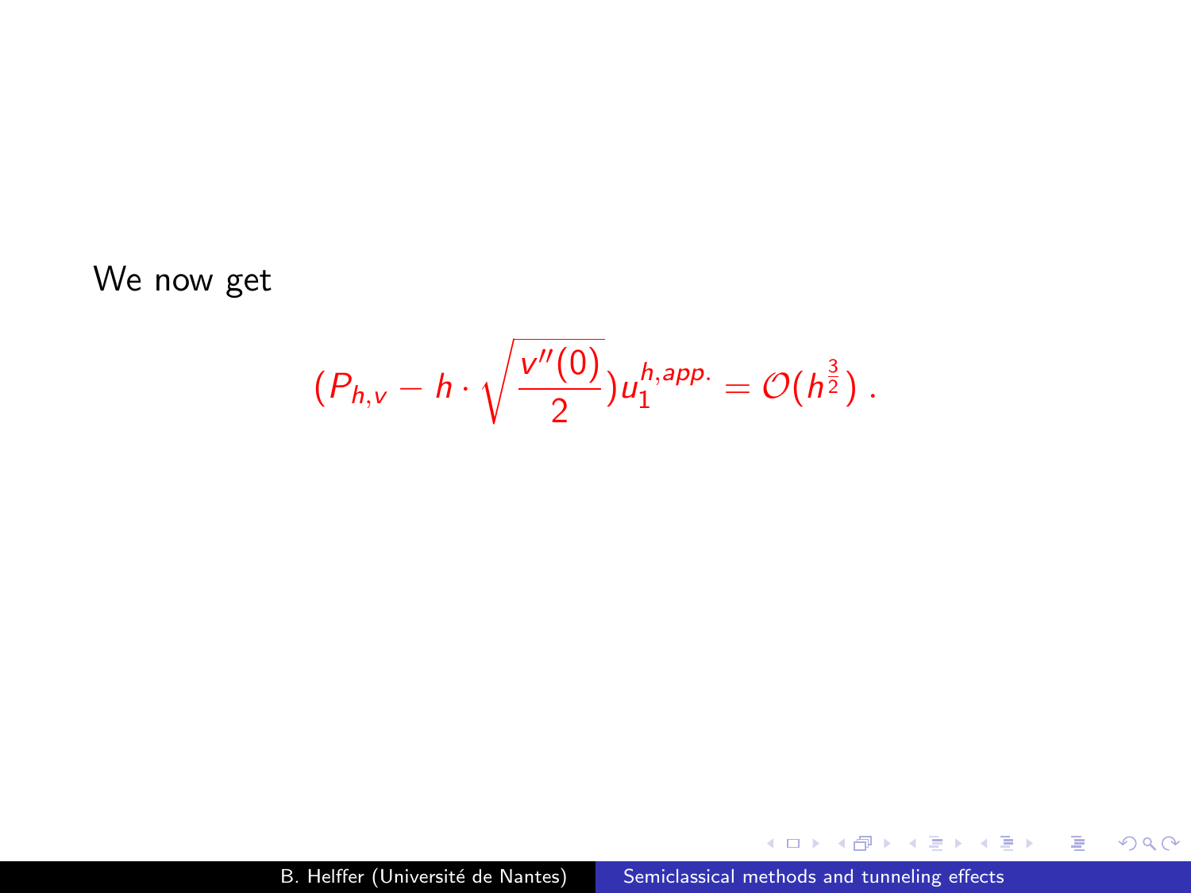We now get

$$(P_{h,v} - h \cdot \sqrt{\frac{v''(0)}{2}})u_1^{h,app.} = \mathcal{O}(h^{\frac{3}{2}}) \,.$$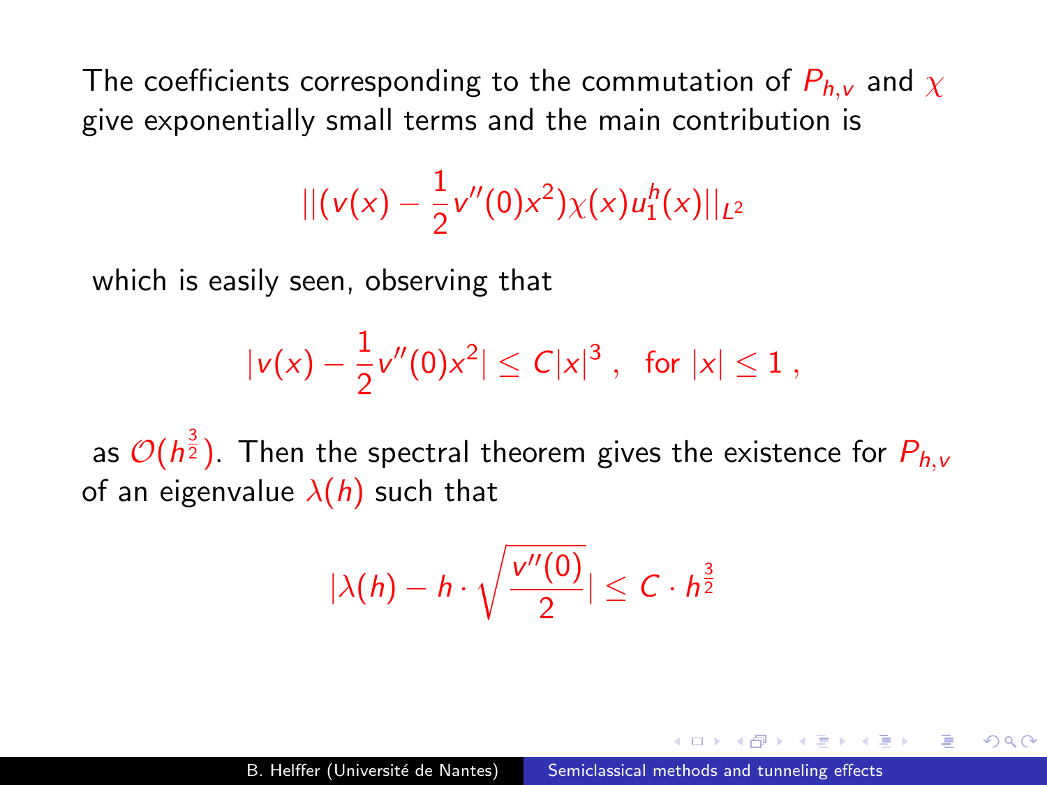The coefficients corresponding to the commutation of $P_{h,v}$ and $\chi$ give exponentially small terms and the main contribution is

$$||(v(x) - \frac{1}{2}v''(0)x^2)\chi(x)u_1^h(x)||_{L^2}$$

which is easily seen, observing that

$$|v(x) - \frac{1}{2}v''(0)x^2| \leq C|x|^3 \,, \text{ for } |x| \leq 1 \,,$$

as $\mathcal{O}(h^{\frac{3}{2}})$. Then the spectral theorem gives the existence for $P_{h,v}$ of an eigenvalue $\lambda(h)$ such that

$$|\lambda(h) - h \cdot \sqrt{\frac{v''(0)}{2}}| \leq C \cdot h^{\frac{3}{2}}$$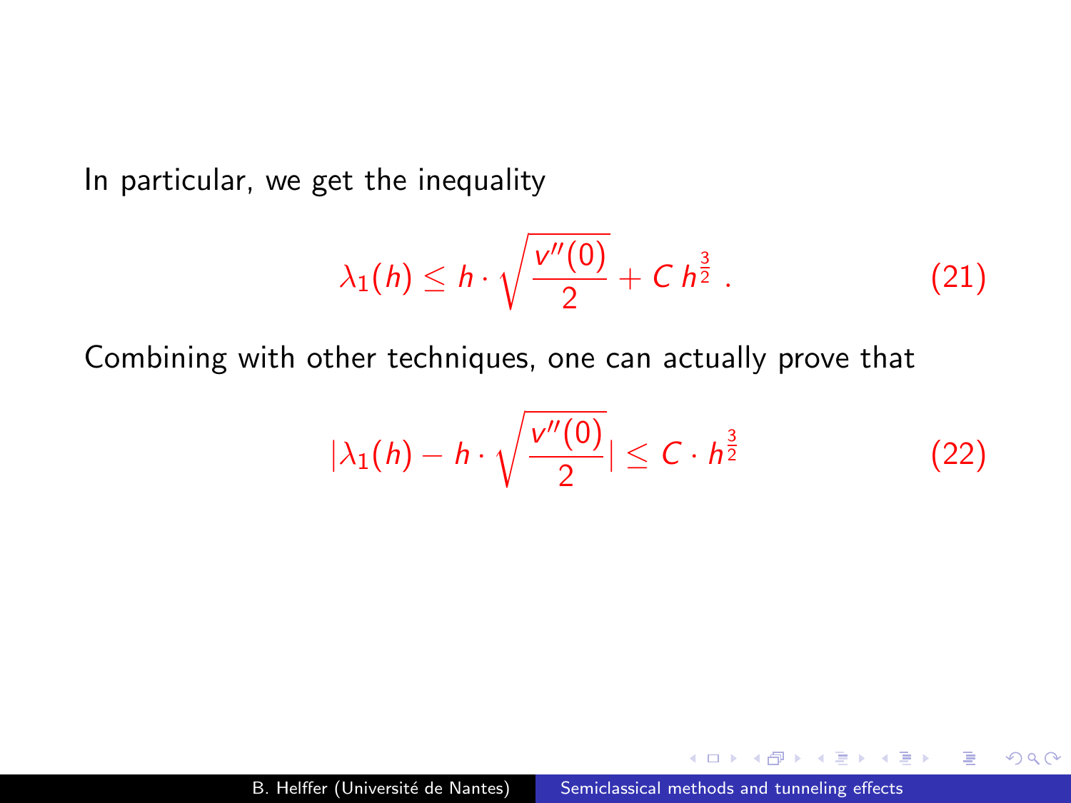In particular, we get the inequality

$$\lambda_1(h) \leq h \cdot \sqrt{\frac{v''(0)}{2}} + C\, h^{\frac{3}{2}}\,. \tag{21}$$

Combining with other techniques, one can actually prove that

$$|\lambda_1(h) - h \cdot \sqrt{\frac{v''(0)}{2}}| \leq C \cdot h^{\frac{3}{2}} \tag{22}$$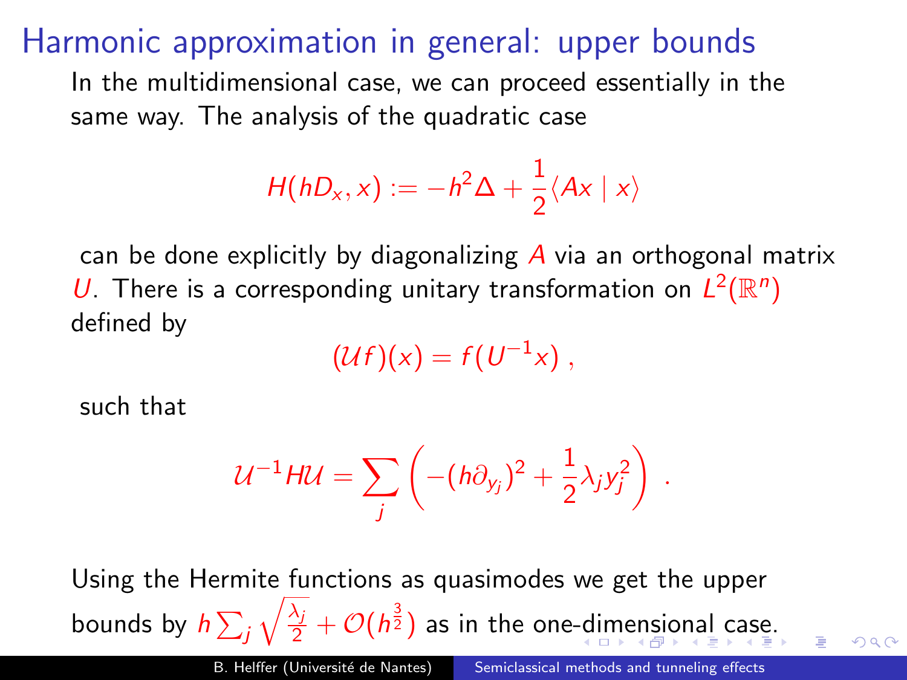# Harmonic approximation in general: upper bounds

In the multidimensional case, we can proceed essentially in the same way. The analysis of the quadratic case

$$H(hD_x, x) := -h^2\Delta + \frac{1}{2}\langle Ax \mid x\rangle$$

can be done explicitly by diagonalizing $A$ via an orthogonal matrix $U$. There is a corresponding unitary transformation on $L^2(\mathbb{R}^n)$ defined by

$$(\mathcal{U}f)(x) = f(U^{-1}x)\,,$$

such that

$$\mathcal{U}^{-1}H\mathcal{U} = \sum_j \left(-(h\partial_{y_j})^2 + \frac{1}{2}\lambda_j y_j^2\right)\,.$$

Using the Hermite functions as quasimodes we get the upper bounds by $h\sum_j \sqrt{\frac{\lambda_j}{2}} + \mathcal{O}(h^{\frac{3}{2}})$ as in the one-dimensional case.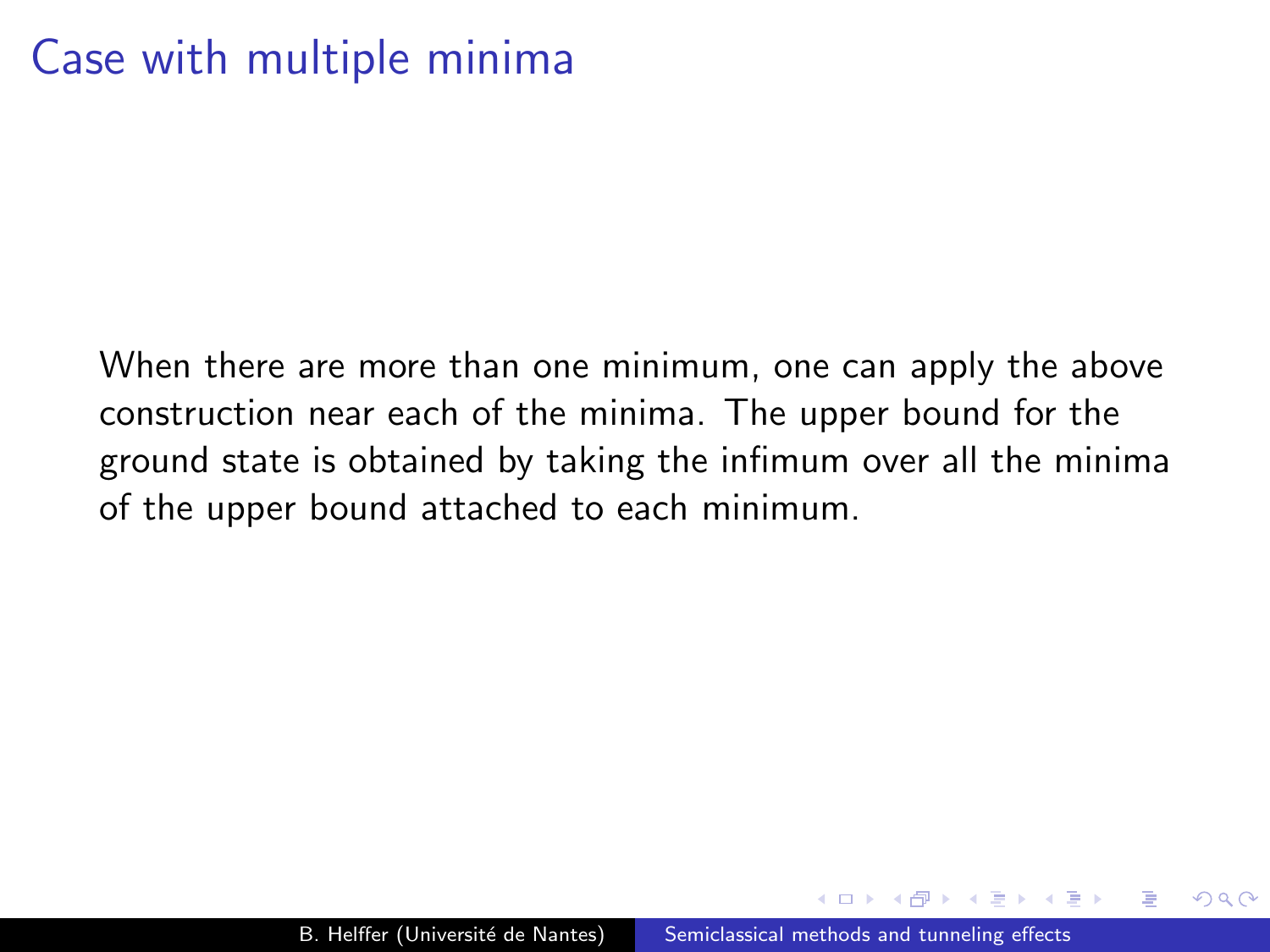# Case with multiple minima

When there are more than one minimum, one can apply the above construction near each of the minima. The upper bound for the ground state is obtained by taking the infimum over all the minima of the upper bound attached to each minimum.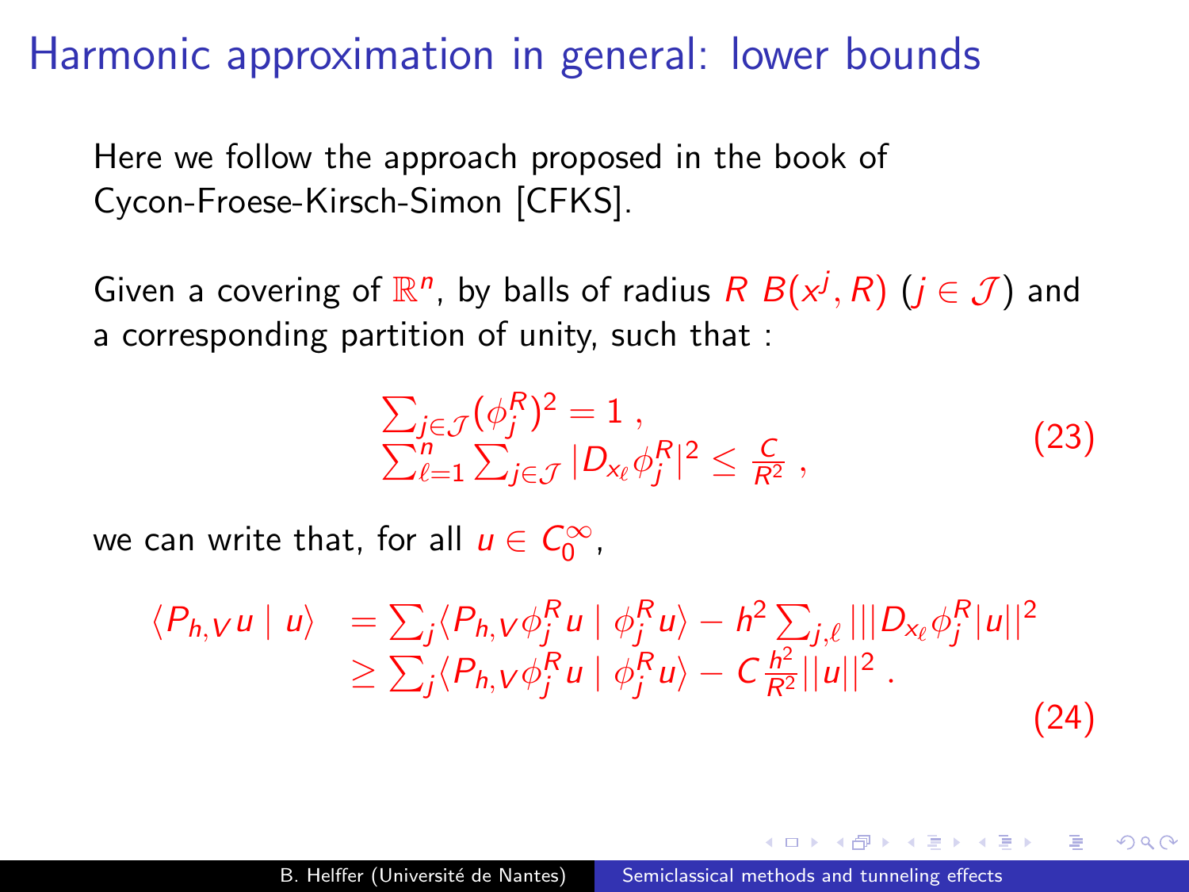# Harmonic approximation in general: lower bounds

Here we follow the approach proposed in the book of Cycon-Froese-Kirsch-Simon [CFKS].

Given a covering of $\mathbb{R}^n$, by balls of radius $R$ $B(x^j, R)$ ($j \in \mathcal{J}$) and a corresponding partition of unity, such that :

$$\begin{aligned} &\sum_{j\in\mathcal{J}} (\phi_j^R)^2 = 1 \,, \\ &\sum_{\ell=1}^n \sum_{j\in\mathcal{J}} |D_{x_\ell}\phi_j^R|^2 \leq \frac{C}{R^2} \,, \end{aligned} \tag{23}$$

we can write that, for all $u \in C_0^\infty$,

$$\begin{aligned} \langle P_{h,V} u \mid u \rangle &= \sum_j \langle P_{h,V} \phi_j^R u \mid \phi_j^R u \rangle - h^2 \sum_{j,\ell} \| |D_{x_\ell} \phi_j^R| u \|^2 \\ &\geq \sum_j \langle P_{h,V} \phi_j^R u \mid \phi_j^R u \rangle - C \frac{h^2}{R^2} \|u\|^2 \,. \end{aligned} \tag{24}$$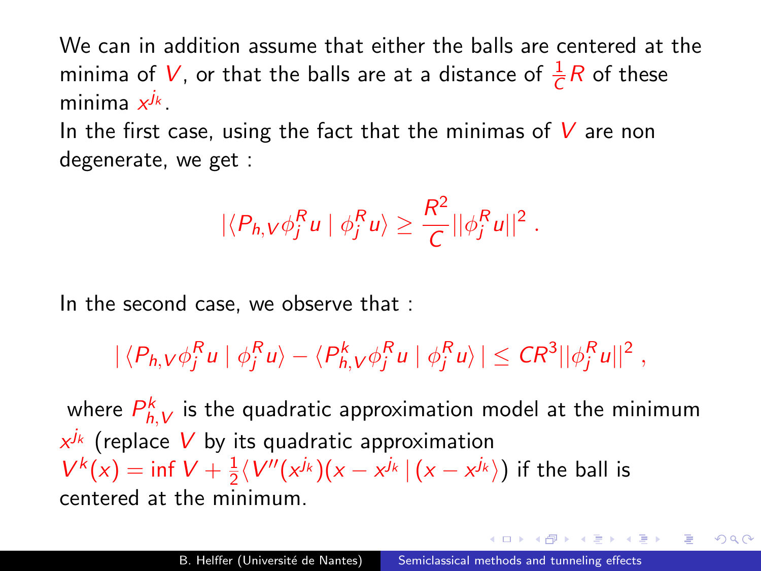We can in addition assume that either the balls are centered at the minima of $V$, or that the balls are at a distance of $\frac{1}{C}R$ of these minima $x^{j_k}$.

In the first case, using the fact that the minimas of $V$ are non degenerate, we get :

$$|\langle P_{h,V}\phi_j^R u \mid \phi_j^R u\rangle \geq \frac{R^2}{C}||\phi_j^R u||^2 \,.$$

In the second case, we observe that :

$$|\,\langle P_{h,V}\phi_j^R u \mid \phi_j^R u\rangle - \langle P_{h,V}^k\phi_j^R u \mid \phi_j^R u\rangle\,| \leq CR^3||\phi_j^R u||^2 \,,$$

where $P_{h,V}^k$ is the quadratic approximation model at the minimum $x^{j_k}$ (replace $V$ by its quadratic approximation $V^k(x) = \inf V + \frac{1}{2}\langle V''(x^{j_k})(x - x^{j_k} \mid (x - x^{j_k}\rangle)$ if the ball is centered at the minimum.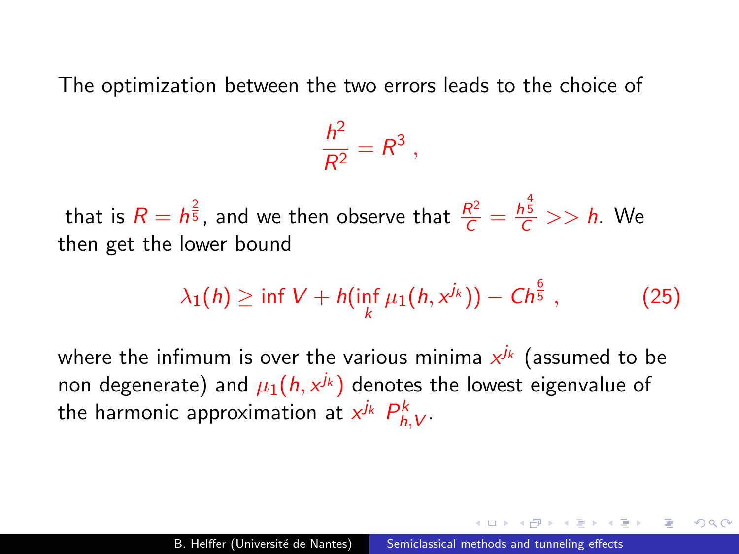The optimization between the two errors leads to the choice of

$$\frac{h^2}{R^2} = R^3 \,,$$

that is $R = h^{\frac{2}{5}}$, and we then observe that $\frac{R^2}{C} = \frac{h^{\frac{4}{5}}}{C} >> h$. We then get the lower bound

$$\lambda_1(h) \geq \inf V + h(\inf_k \mu_1(h, x^{j_k})) - Ch^{\frac{6}{5}} \,, \tag{25}$$

where the infimum is over the various minima $x^{j_k}$ (assumed to be non degenerate) and $\mu_1(h, x^{j_k})$ denotes the lowest eigenvalue of the harmonic approximation at $x^{j_k}$ $P^k_{h,V}$.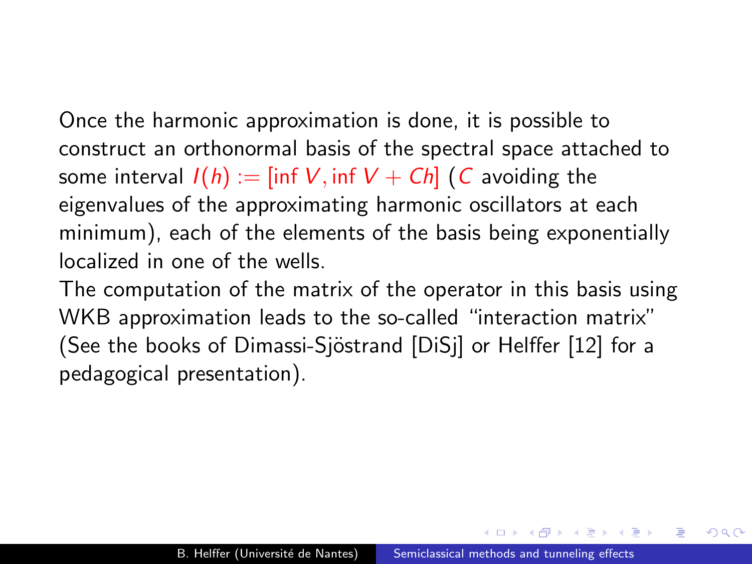Once the harmonic approximation is done, it is possible to construct an orthonormal basis of the spectral space attached to some interval $I(h) := [\inf V, \inf V + Ch]$ ($C$ avoiding the eigenvalues of the approximating harmonic oscillators at each minimum), each of the elements of the basis being exponentially localized in one of the wells.

The computation of the matrix of the operator in this basis using WKB approximation leads to the so-called "interaction matrix" (See the books of Dimassi-Sjöstrand [DiSj] or Helffer [12] for a pedagogical presentation).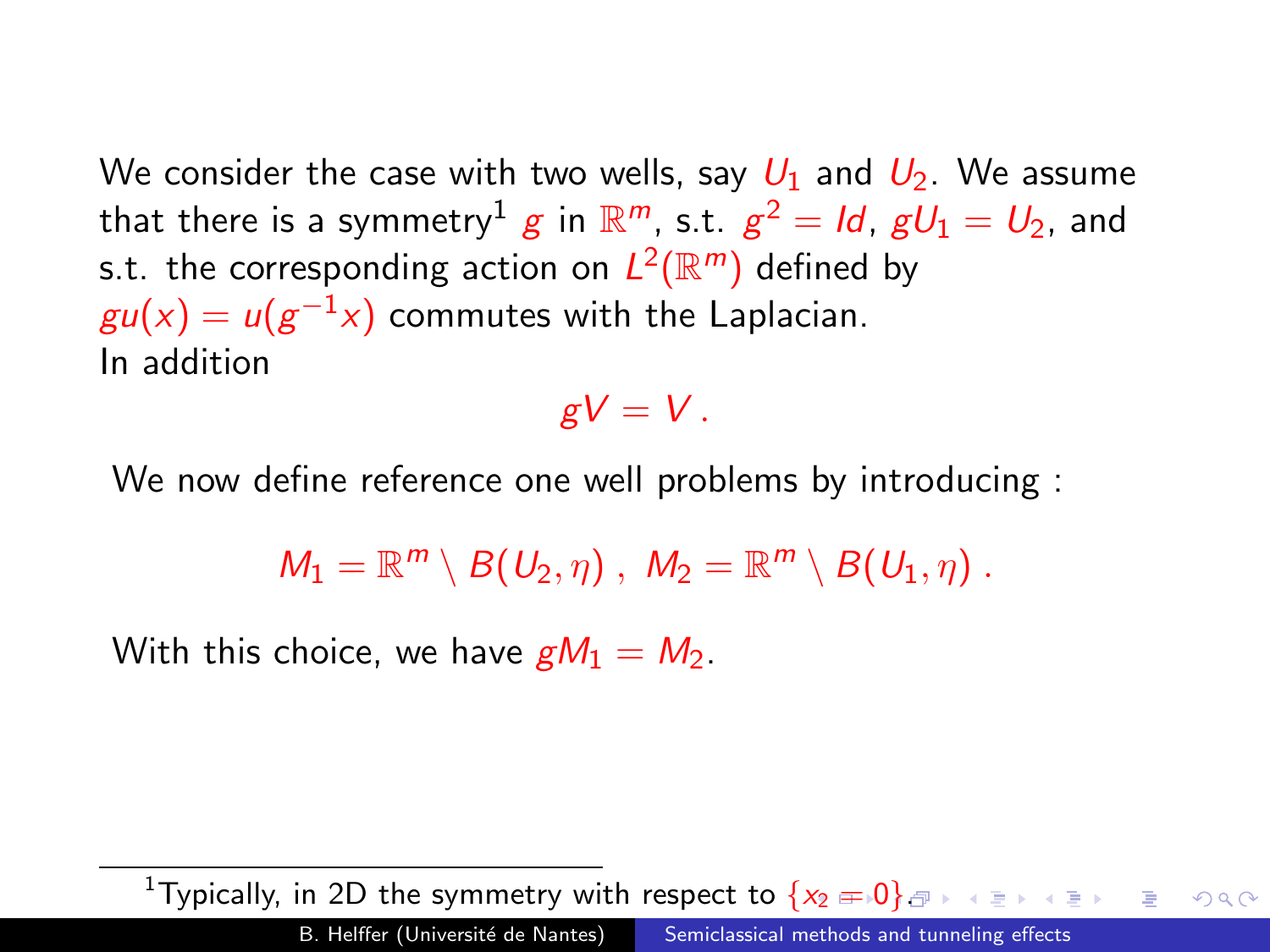We consider the case with two wells, say $U_1$ and $U_2$. We assume that there is a symmetry[1] $g$ in $\mathbb{R}^m$, s.t. $g^2 = Id$, $gU_1 = U_2$, and s.t. the corresponding action on $L^2(\mathbb{R}^m)$ defined by $gu(x) = u(g^{-1}x)$ commutes with the Laplacian.
In addition

$$gV = V \,.$$

We now define reference one well problems by introducing :

$$M_1 = \mathbb{R}^m \setminus B(U_2, \eta) \,,\; M_2 = \mathbb{R}^m \setminus B(U_1, \eta) \,.$$

With this choice, we have $gM_1 = M_2$.

[1] Typically, in 2D the symmetry with respect to $\{x_2 = 0\}$.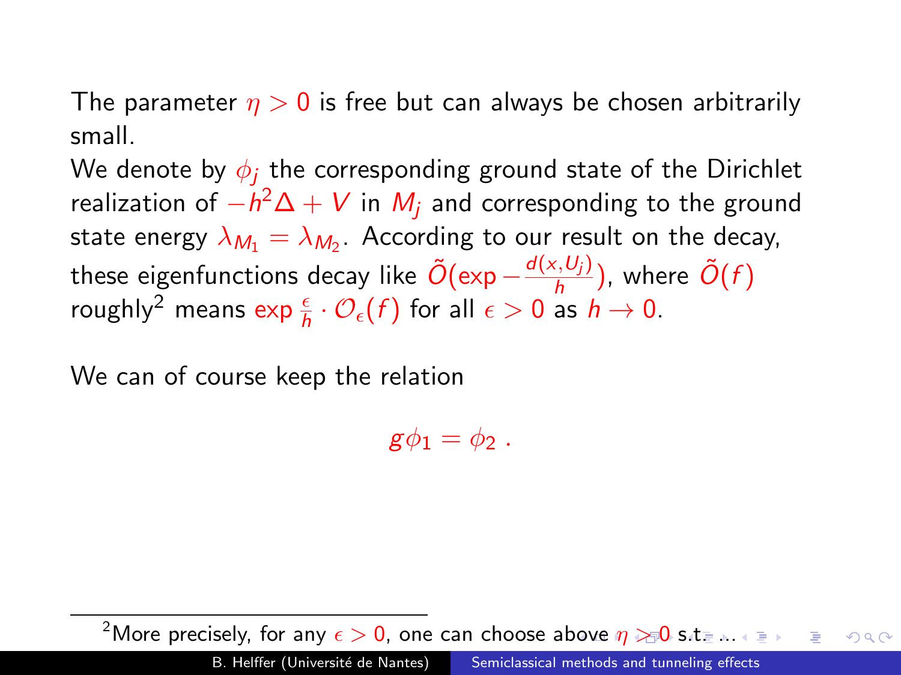The parameter $\eta > 0$ is free but can always be chosen arbitrarily small.

We denote by $\phi_j$ the corresponding ground state of the Dirichlet realization of $-h^2\Delta + V$ in $M_j$ and corresponding to the ground state energy $\lambda_{M_1} = \lambda_{M_2}$. According to our result on the decay, these eigenfunctions decay like $\tilde{O}(\exp -\frac{d(x,U_j)}{h})$, where $\tilde{O}(f)$ roughly[2] means $\exp \frac{\epsilon}{h} \cdot \mathcal{O}_\epsilon(f)$ for all $\epsilon > 0$ as $h \to 0$.

We can of course keep the relation

$$g\phi_1 = \phi_2 \, .$$

[2] More precisely, for any $\epsilon > 0$, one can choose above $\eta > 0$ s.t. ...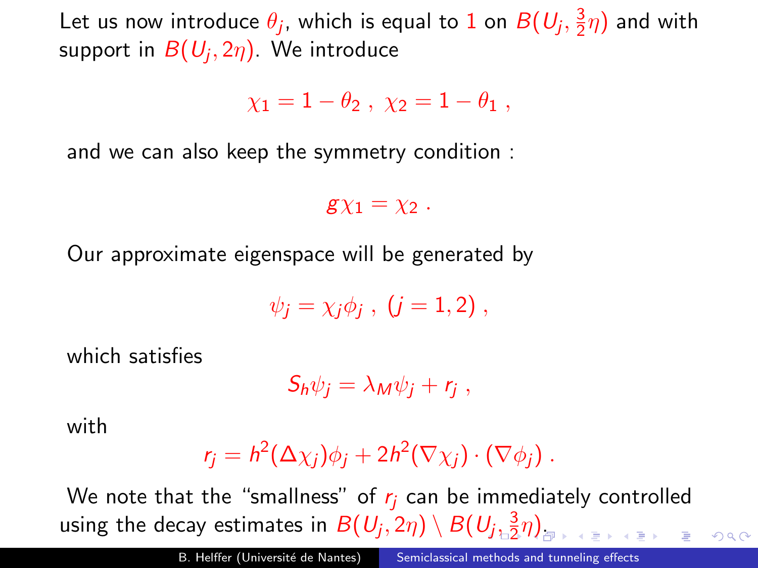Let us now introduce $\theta_j$, which is equal to $1$ on $B(U_j, \frac{3}{2}\eta)$ and with support in $B(U_j, 2\eta)$. We introduce

$$\chi_1 = 1 - \theta_2 \ , \ \chi_2 = 1 - \theta_1 \ ,$$

and we can also keep the symmetry condition :

$$g\chi_1 = \chi_2 \ .$$

Our approximate eigenspace will be generated by

$$\psi_j = \chi_j \phi_j \ , \ (j = 1, 2) \ ,$$

which satisfies

$$S_h \psi_j = \lambda_M \psi_j + r_j \ ,$$

with

$$r_j = h^2 (\Delta \chi_j) \phi_j + 2h^2 (\nabla \chi_j) \cdot (\nabla \phi_j) \ .$$

We note that the "smallness" of $r_j$ can be immediately controlled using the decay estimates in $B(U_j, 2\eta) \setminus B(U_j, \frac{3}{2}\eta)$.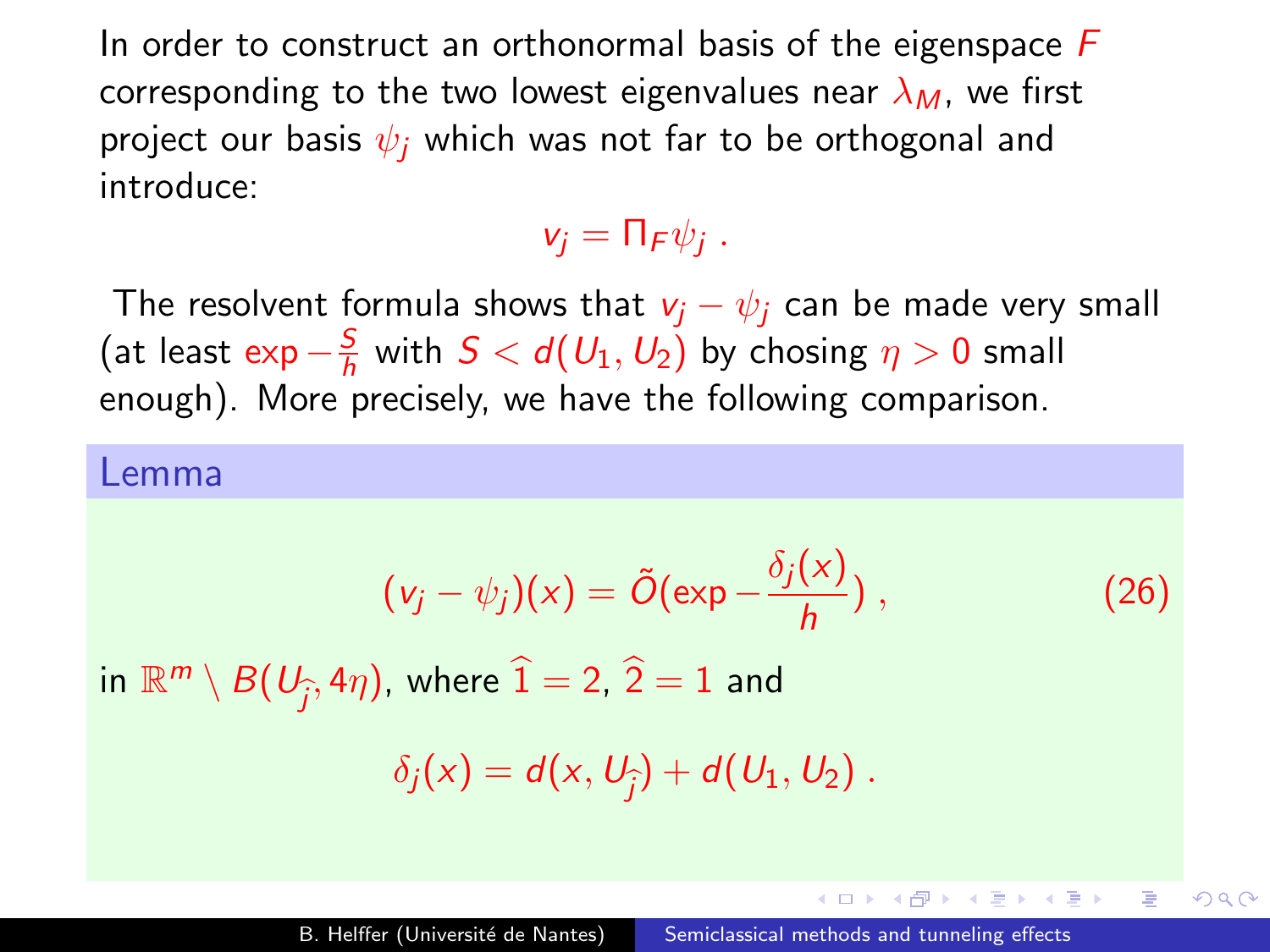In order to construct an orthonormal basis of the eigenspace $F$ corresponding to the two lowest eigenvalues near $\lambda_M$, we first project our basis $\psi_j$ which was not far to be orthogonal and introduce:

$$v_j = \Pi_F \psi_j \,.$$

The resolvent formula shows that $v_j - \psi_j$ can be made very small (at least $\exp -\frac{S}{h}$ with $S < d(U_1, U_2)$ by chosing $\eta > 0$ small enough). More precisely, we have the following comparison.

**Lemma**

$$(v_j - \psi_j)(x) = \tilde{O}(\exp -\frac{\delta_j(x)}{h}) \,, \tag{26}$$

in $\mathbb{R}^m \setminus B(U_{\widehat{j}}, 4\eta)$, where $\widehat{1} = 2$, $\widehat{2} = 1$ and

$$\delta_j(x) = d(x, U_{\widehat{j}}) + d(U_1, U_2) \,.$$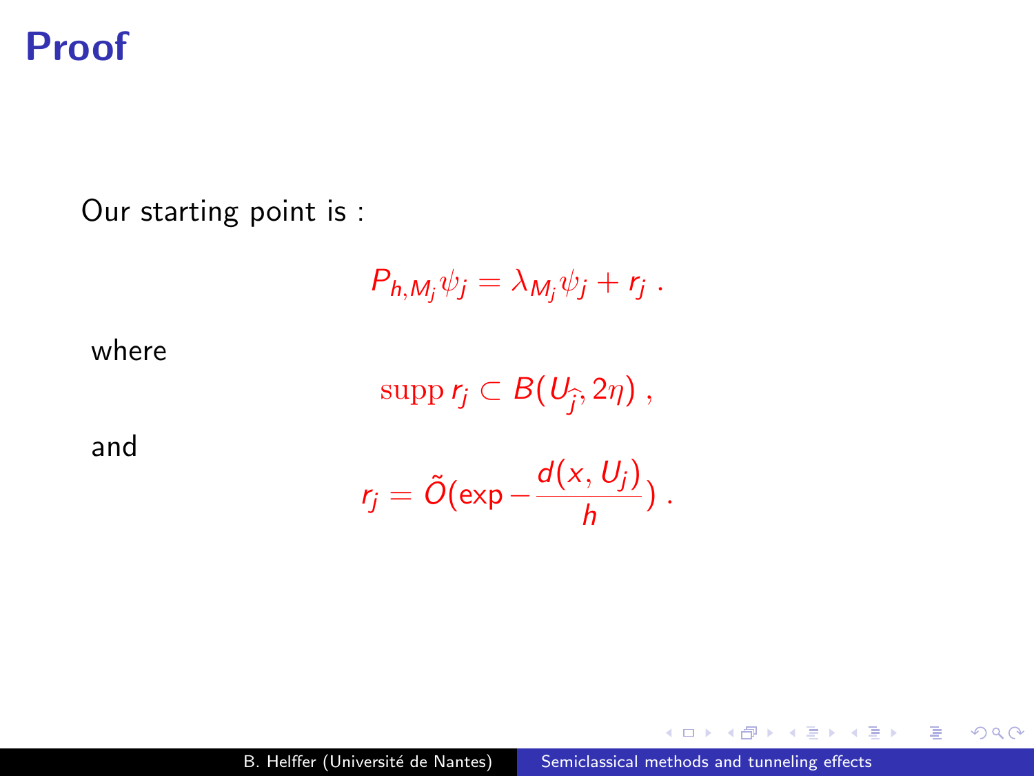# Proof

Our starting point is :

$$P_{h,M_j}\psi_j = \lambda_{M_j}\psi_j + r_j \,.$$

where

$$\mathrm{supp}\, r_j \subset B(U_{\hat{j}}, 2\eta)\,,$$

and

$$r_j = \tilde{O}(\exp -\frac{d(x, U_j)}{h})\,.$$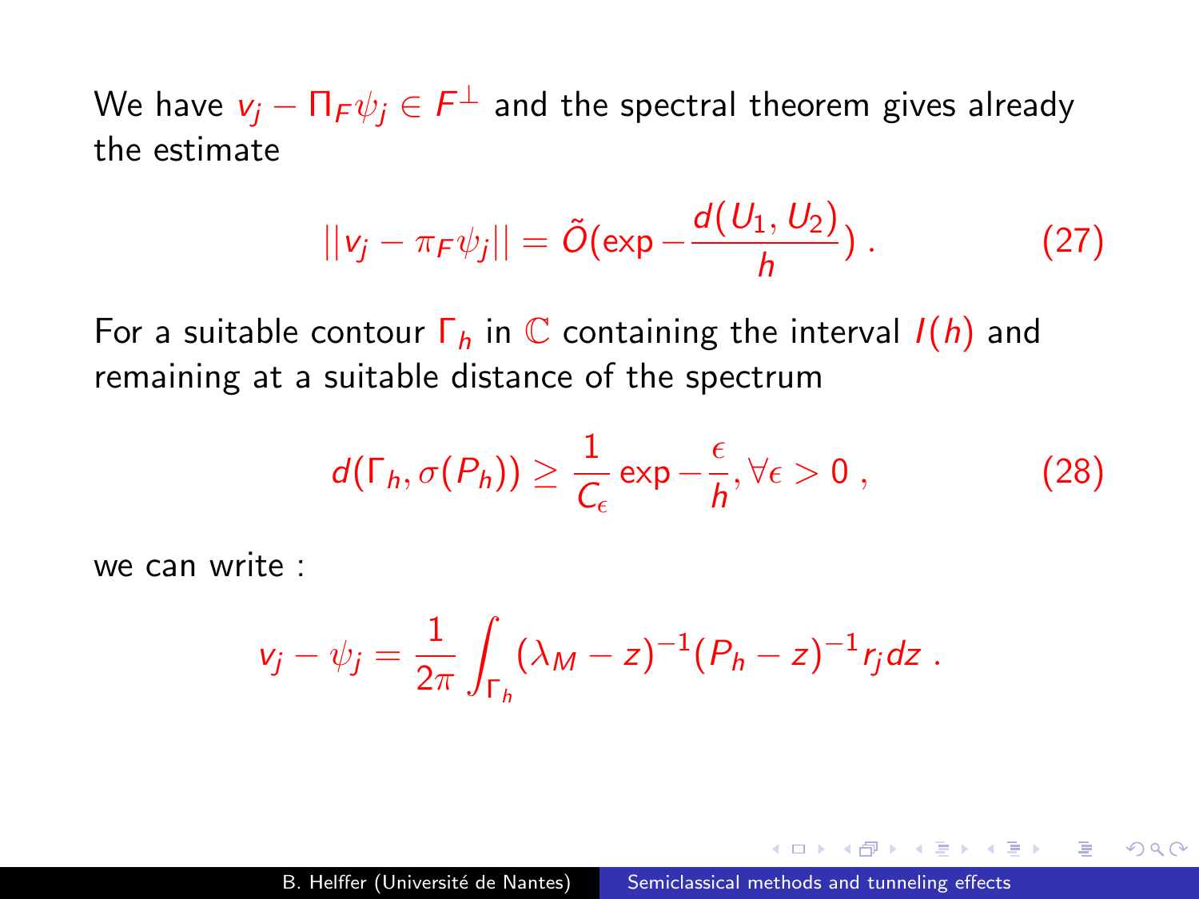We have $v_j - \Pi_F \psi_j \in F^\perp$ and the spectral theorem gives already the estimate

$$||v_j - \pi_F \psi_j|| = \tilde{O}(\exp - \frac{d(U_1, U_2)}{h}) \, . \tag{27}$$

For a suitable contour $\Gamma_h$ in $\mathbb{C}$ containing the interval $I(h)$ and remaining at a suitable distance of the spectrum

$$d(\Gamma_h, \sigma(P_h)) \geq \frac{1}{C_\epsilon} \exp - \frac{\epsilon}{h}, \forall \epsilon > 0 \, , \tag{28}$$

we can write :

$$v_j - \psi_j = \frac{1}{2\pi} \int_{\Gamma_h} (\lambda_M - z)^{-1} (P_h - z)^{-1} r_j dz \, .$$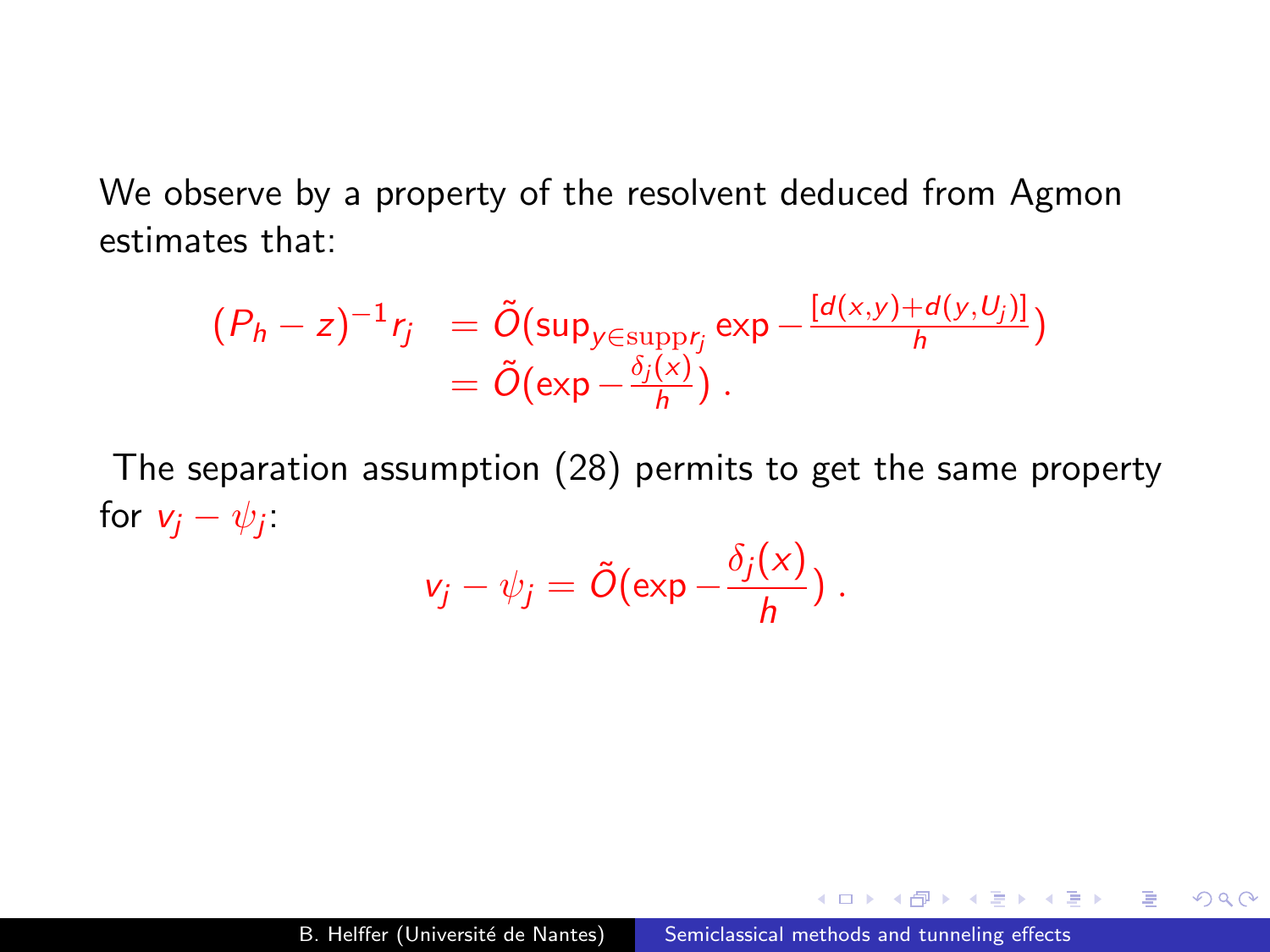We observe by a property of the resolvent deduced from Agmon estimates that:

$$
\begin{aligned}
(P_h - z)^{-1} r_j &= \tilde{O}(\sup_{y \in \mathrm{supp} r_j} \exp - \frac{[d(x,y) + d(y,U_j)]}{h}) \\
&= \tilde{O}(\exp - \frac{\delta_j(x)}{h}) \,.
\end{aligned}
$$

The separation assumption (28) permits to get the same property for $v_j - \psi_j$:

$$
v_j - \psi_j = \tilde{O}(\exp - \frac{\delta_j(x)}{h}) \,.
$$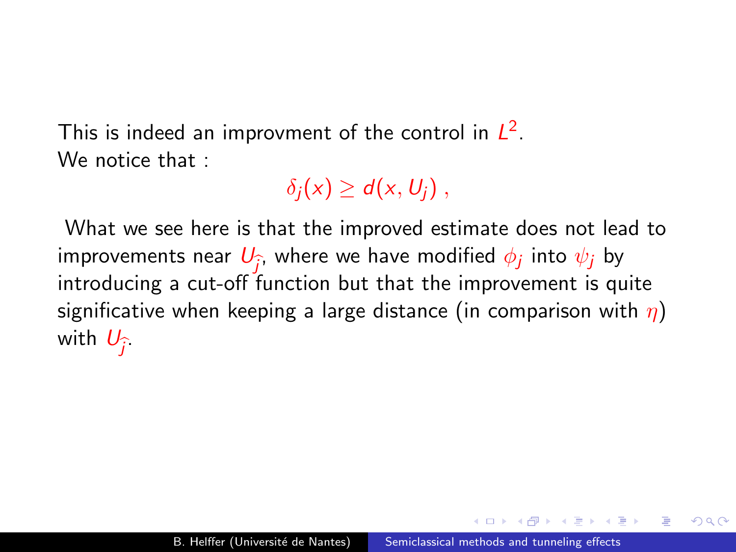This is indeed an improvment of the control in $L^2$.
We notice that :

$$\delta_j(x) \geq d(x, U_j) \,,$$

What we see here is that the improved estimate does not lead to improvements near $U_{\hat{j}}$, where we have modified $\phi_j$ into $\psi_j$ by introducing a cut-off function but that the improvement is quite significative when keeping a large distance (in comparison with $\eta$) with $U_{\hat{j}}$.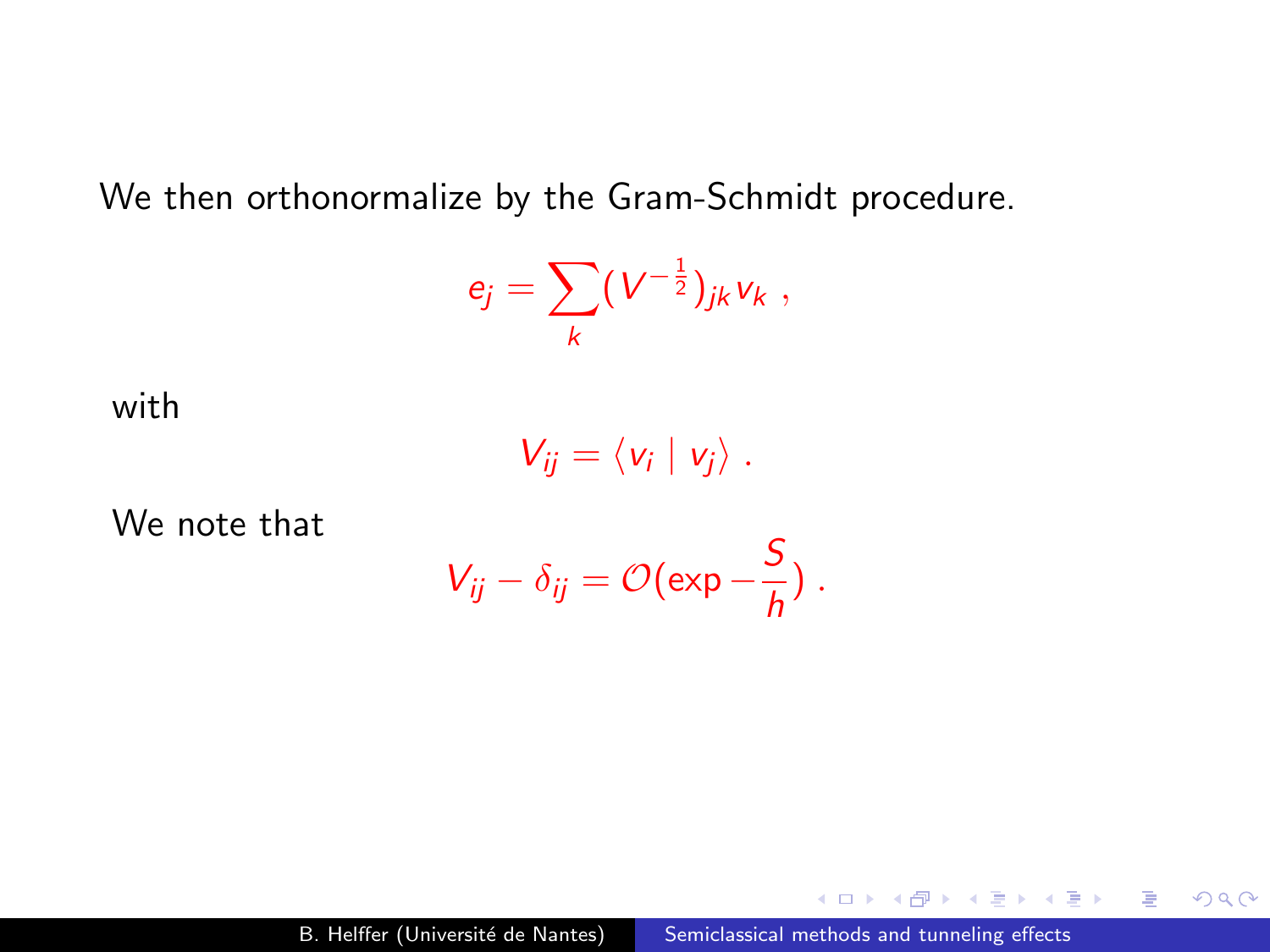We then orthonormalize by the Gram-Schmidt procedure.

$$e_j = \sum_k (V^{-\frac{1}{2}})_{jk} v_k \ ,$$

with

$$V_{ij} = \langle v_i \mid v_j \rangle \ .$$

We note that

$$V_{ij} - \delta_{ij} = \mathcal{O}(\exp -\frac{S}{h}) \ .$$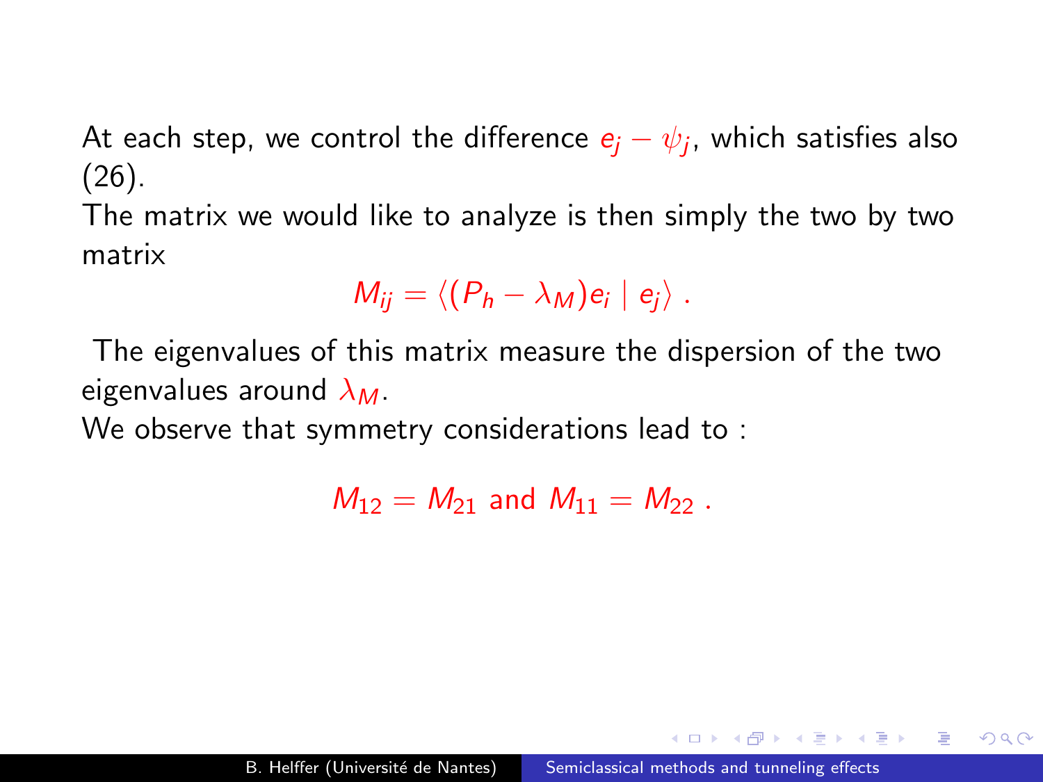At each step, we control the difference $e_j - \psi_j$, which satisfies also (26).

The matrix we would like to analyze is then simply the two by two matrix

$$M_{ij} = \langle (P_h - \lambda_M) e_i \mid e_j \rangle \ .$$

The eigenvalues of this matrix measure the dispersion of the two eigenvalues around $\lambda_M$.

We observe that symmetry considerations lead to :

$$M_{12} = M_{21} \text{ and } M_{11} = M_{22} \ .$$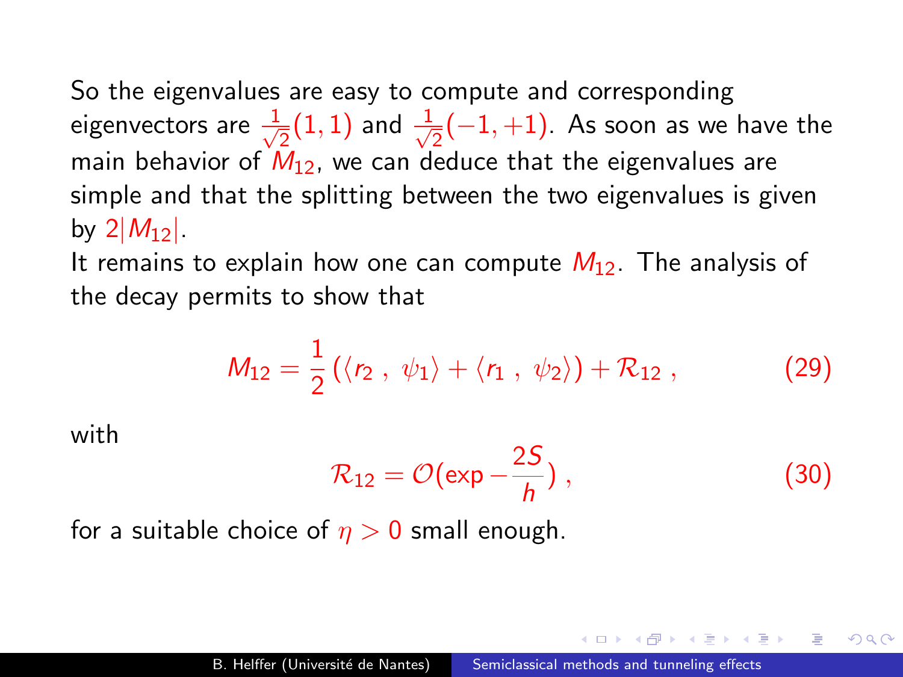So the eigenvalues are easy to compute and corresponding eigenvectors are $\frac{1}{\sqrt{2}}(1,1)$ and $\frac{1}{\sqrt{2}}(-1,+1)$. As soon as we have the main behavior of $M_{12}$, we can deduce that the eigenvalues are simple and that the splitting between the two eigenvalues is given by $2|M_{12}|$.

It remains to explain how one can compute $M_{12}$. The analysis of the decay permits to show that

$$M_{12} = \frac{1}{2}\left(\langle r_2\ ,\ \psi_1\rangle + \langle r_1\ ,\ \psi_2\rangle\right) + \mathcal{R}_{12}\ , \tag{29}$$

with

$$\mathcal{R}_{12} = \mathcal{O}(\exp -\frac{2S}{h})\ , \tag{30}$$

for a suitable choice of $\eta > 0$ small enough.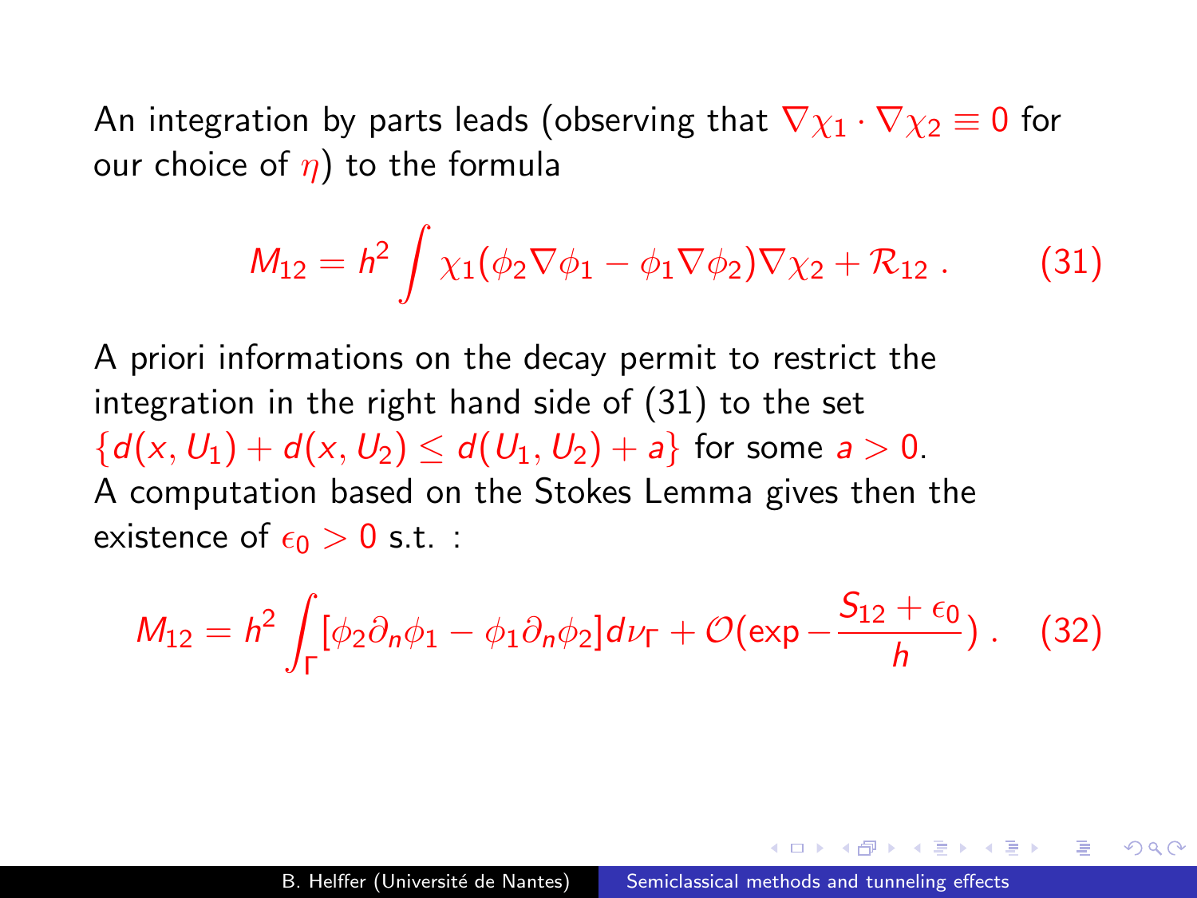An integration by parts leads (observing that $\nabla \chi_1 \cdot \nabla \chi_2 \equiv 0$ for our choice of $\eta$) to the formula

$$M_{12} = h^2 \int \chi_1 (\phi_2 \nabla \phi_1 - \phi_1 \nabla \phi_2) \nabla \chi_2 + \mathcal{R}_{12} \,. \tag{31}$$

A priori informations on the decay permit to restrict the integration in the right hand side of (31) to the set $\{d(x, U_1) + d(x, U_2) \leq d(U_1, U_2) + a\}$ for some $a > 0$.
A computation based on the Stokes Lemma gives then the existence of $\epsilon_0 > 0$ s.t. :

$$M_{12} = h^2 \int_\Gamma [\phi_2 \partial_n \phi_1 - \phi_1 \partial_n \phi_2] d\nu_\Gamma + \mathcal{O}(\exp - \frac{S_{12} + \epsilon_0}{h}) \,. \tag{32}$$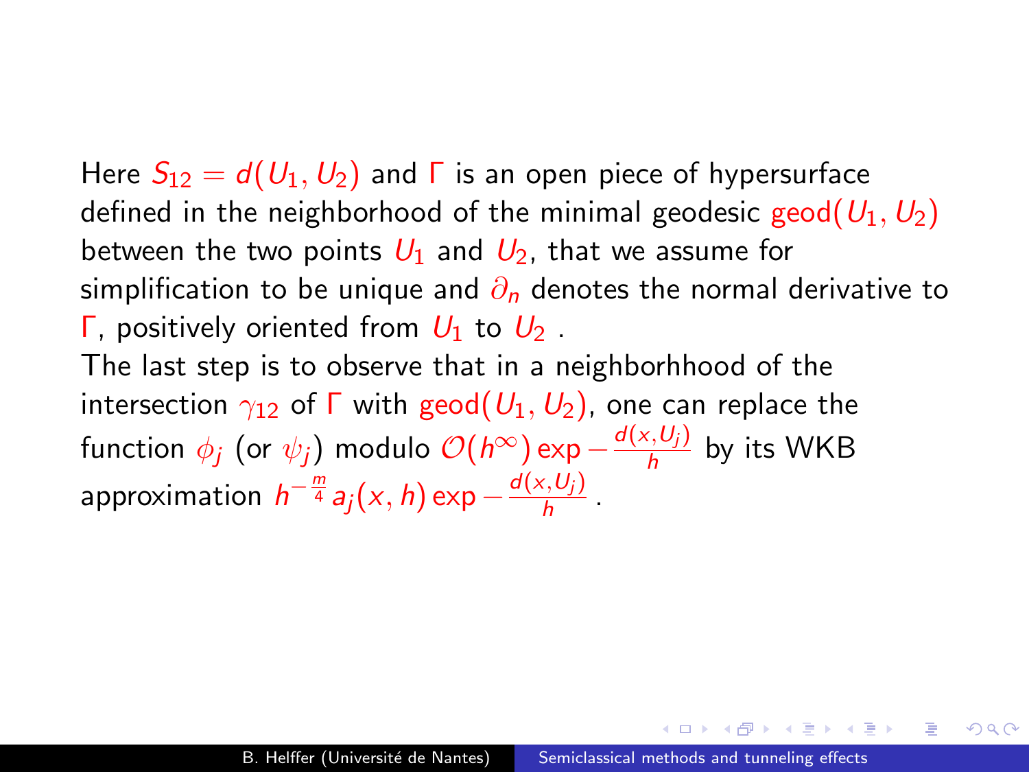Here $S_{12} = d(U_1, U_2)$ and $\Gamma$ is an open piece of hypersurface defined in the neighborhood of the minimal geodesic $\text{geod}(U_1, U_2)$ between the two points $U_1$ and $U_2$, that we assume for simplification to be unique and $\partial_n$ denotes the normal derivative to $\Gamma$, positively oriented from $U_1$ to $U_2$ .

The last step is to observe that in a neighborhhood of the intersection $\gamma_{12}$ of $\Gamma$ with $\text{geod}(U_1, U_2)$, one can replace the function $\phi_j$ (or $\psi_j$) modulo $\mathcal{O}(h^\infty) \exp -\frac{d(x,U_j)}{h}$ by its WKB approximation $h^{-\frac{m}{4}} a_j(x,h) \exp -\frac{d(x,U_j)}{h}$ .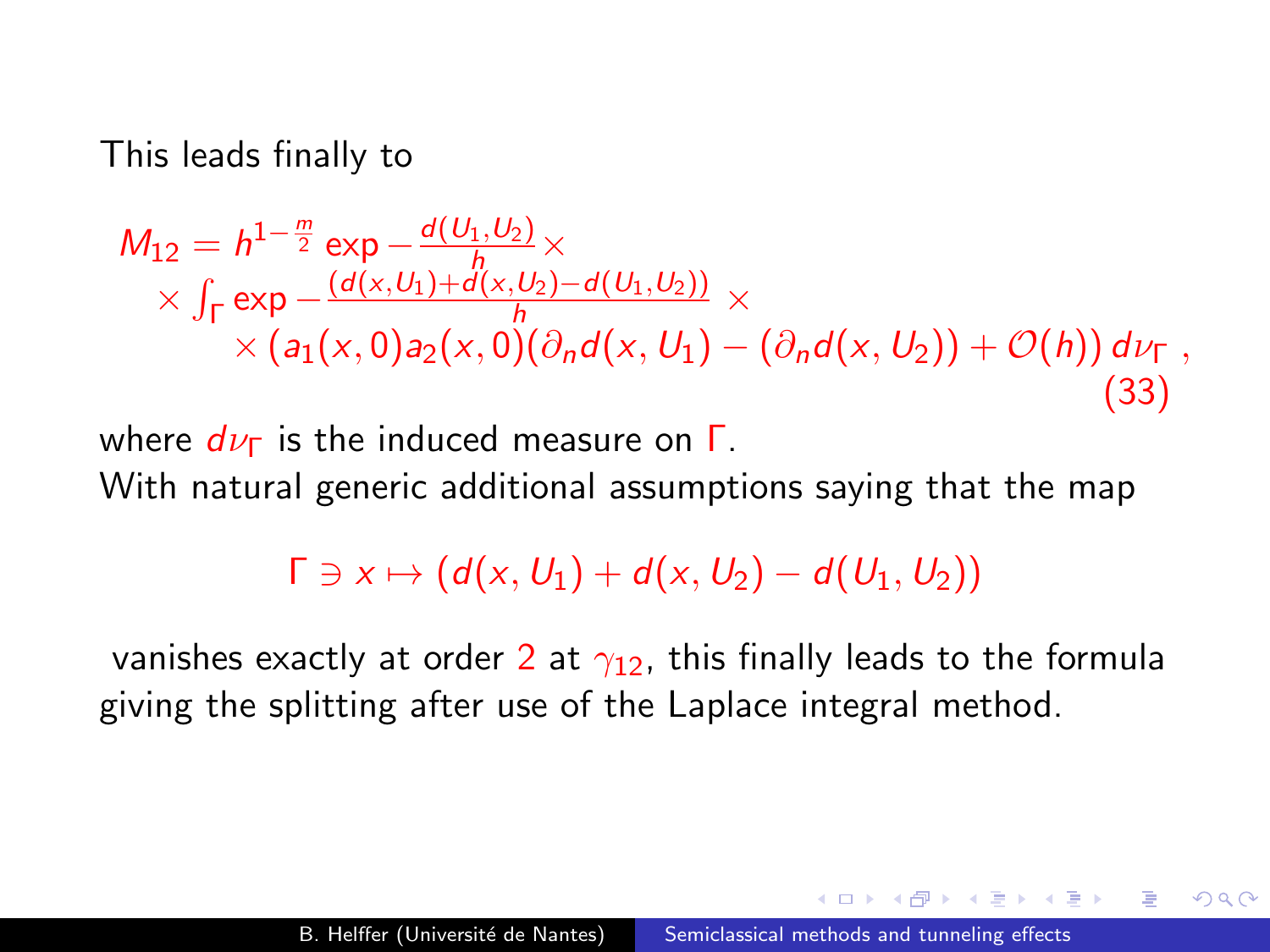This leads finally to

$$
\begin{aligned}
M_{12} = \; & h^{1-\frac{m}{2}} \exp -\frac{d(U_1,U_2)}{h} \times \\
& \times \int_\Gamma \exp -\frac{(d(x,U_1)+d(x,U_2)-d(U_1,U_2))}{h} \times \\
& \quad \times \left(a_1(x,0)a_2(x,0)(\partial_n d(x,U_1) - (\partial_n d(x,U_2)) + \mathcal{O}(h)\right) d\nu_\Gamma \,,
\end{aligned}
\tag{33}
$$

where $d\nu_\Gamma$ is the induced measure on $\Gamma$.

With natural generic additional assumptions saying that the map

$$
\Gamma \ni x \mapsto (d(x,U_1) + d(x,U_2) - d(U_1,U_2))
$$

vanishes exactly at order $2$ at $\gamma_{12}$, this finally leads to the formula giving the splitting after use of the Laplace integral method.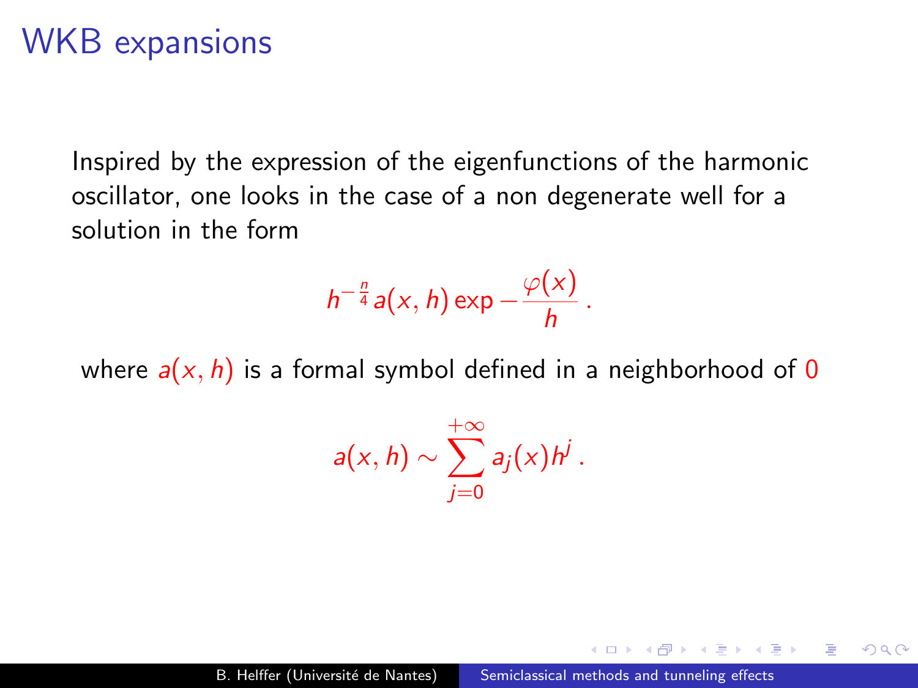# WKB expansions

Inspired by the expression of the eigenfunctions of the harmonic oscillator, one looks in the case of a non degenerate well for a solution in the form

$$h^{-\frac{n}{4}} a(x,h) \exp -\frac{\varphi(x)}{h}\,.$$

where $a(x,h)$ is a formal symbol defined in a neighborhood of $0$

$$a(x,h) \sim \sum_{j=0}^{+\infty} a_j(x) h^j\,.$$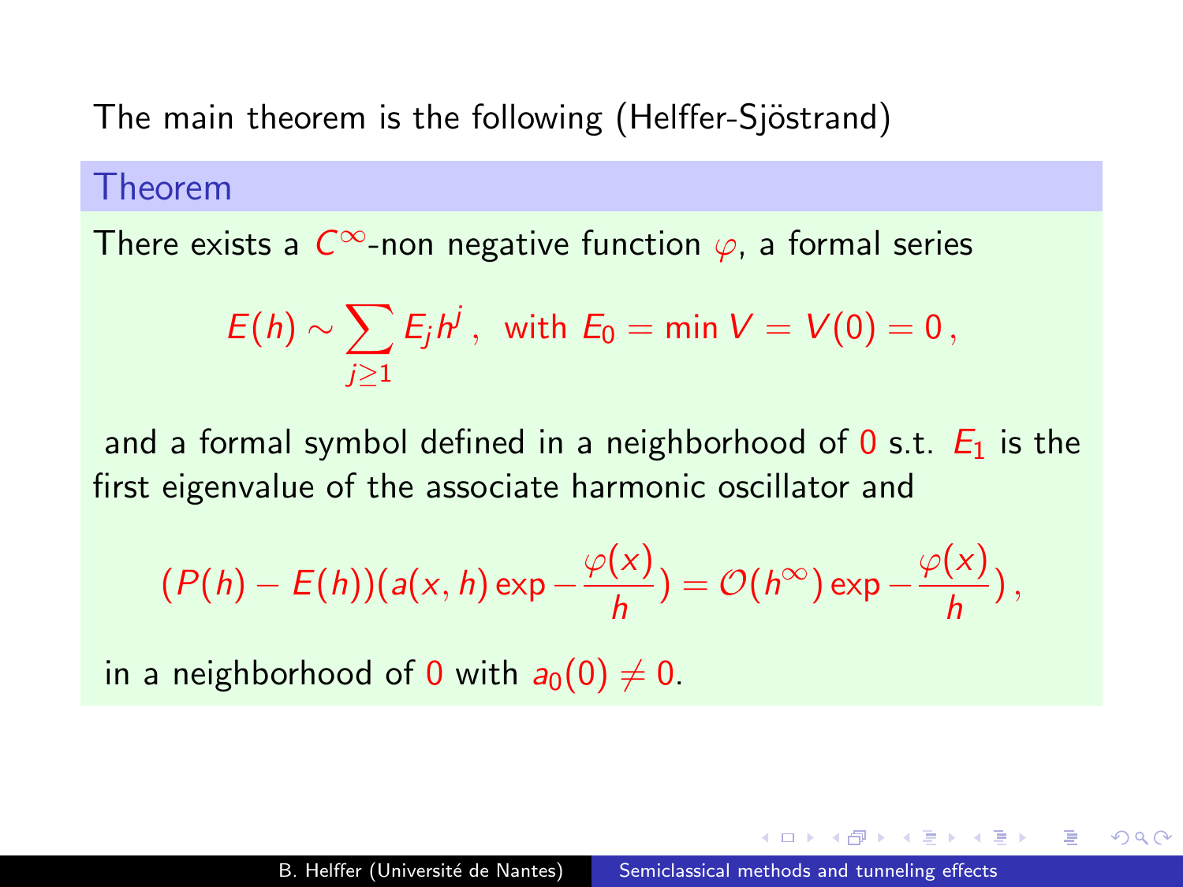The main theorem is the following (Helffer-Sjöstrand)

**Theorem**

There exists a $C^\infty$-non negative function $\varphi$, a formal series

$$E(h) \sim \sum_{j\geq 1} E_j h^j\,,\ \text{ with } E_0 = \min V = V(0) = 0\,,$$

and a formal symbol defined in a neighborhood of $0$ s.t. $E_1$ is the first eigenvalue of the associate harmonic oscillator and

$$(P(h) - E(h))(a(x,h)\exp -\frac{\varphi(x)}{h}) = \mathcal{O}(h^\infty)\exp -\frac{\varphi(x)}{h})\,,$$

in a neighborhood of $0$ with $a_0(0) \neq 0$.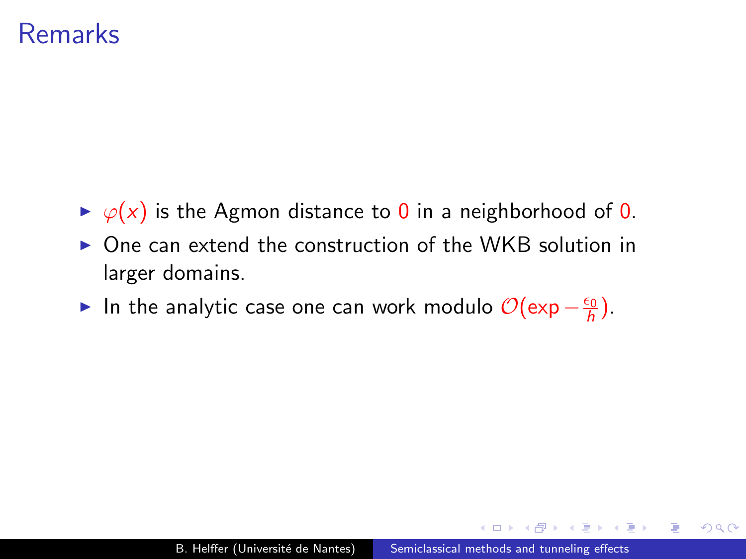# Remarks

- $\varphi(x)$ is the Agmon distance to $0$ in a neighborhood of $0$.
- One can extend the construction of the WKB solution in larger domains.
- In the analytic case one can work modulo $\mathcal{O}(\exp -\frac{\epsilon_0}{h})$.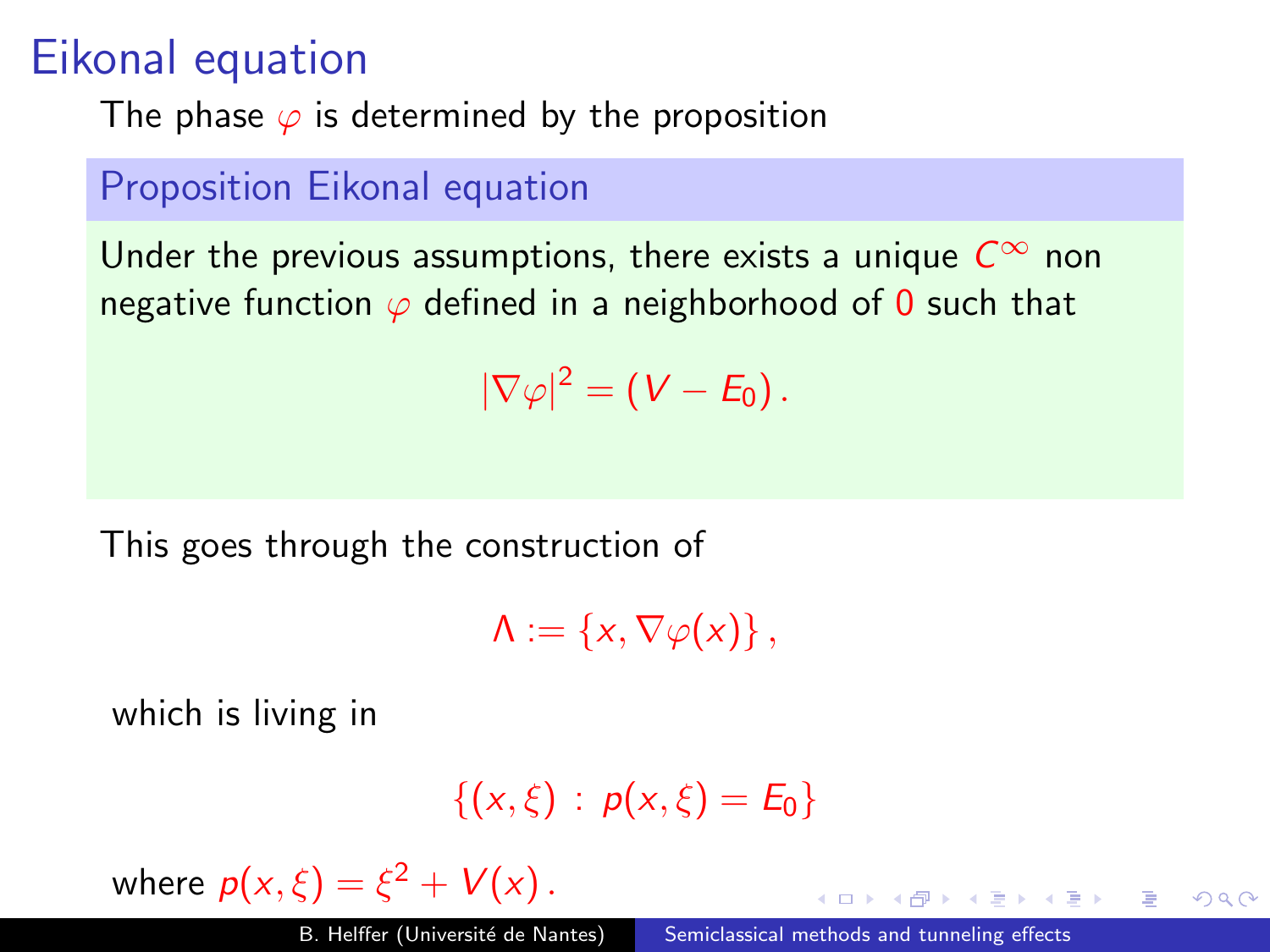# Eikonal equation

The phase $\varphi$ is determined by the proposition

**Proposition Eikonal equation**

Under the previous assumptions, there exists a unique $C^\infty$ non negative function $\varphi$ defined in a neighborhood of $0$ such that

$$|\nabla \varphi|^2 = (V - E_0)\,.$$

This goes through the construction of

$$\Lambda := \{x, \nabla\varphi(x)\}\,,$$

which is living in

$$\{(x,\xi)\,:\, p(x,\xi) = E_0\}$$

where $p(x,\xi) = \xi^2 + V(x)\,.$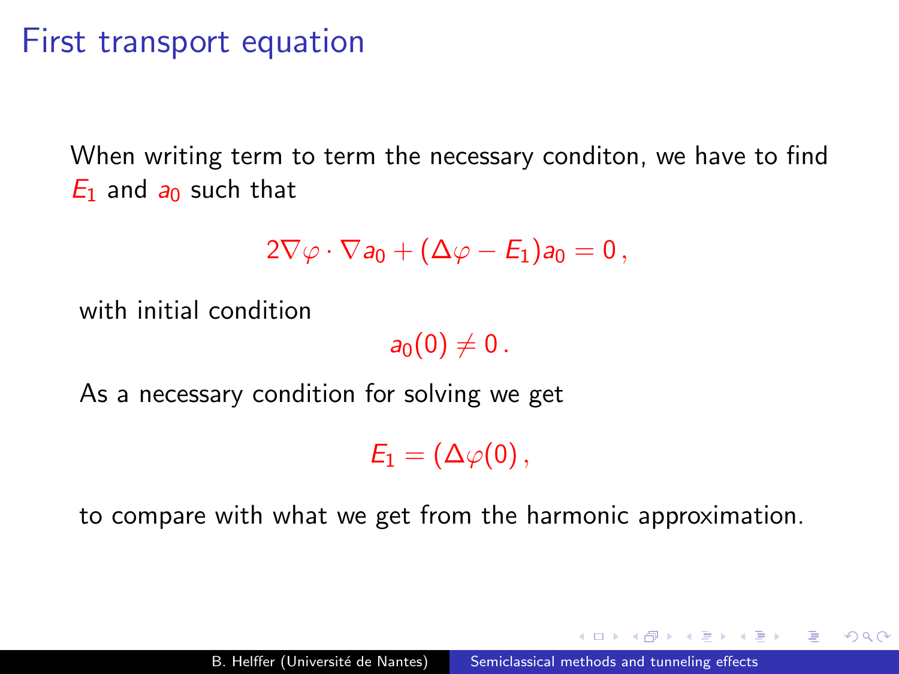# First transport equation

When writing term to term the necessary conditon, we have to find $E_1$ and $a_0$ such that

$$2\nabla\varphi \cdot \nabla a_0 + (\Delta\varphi - E_1) a_0 = 0\,,$$

with initial condition

$$a_0(0) \neq 0\,.$$

As a necessary condition for solving we get

$$E_1 = (\Delta\varphi(0)\,,$$

to compare with what we get from the harmonic approximation.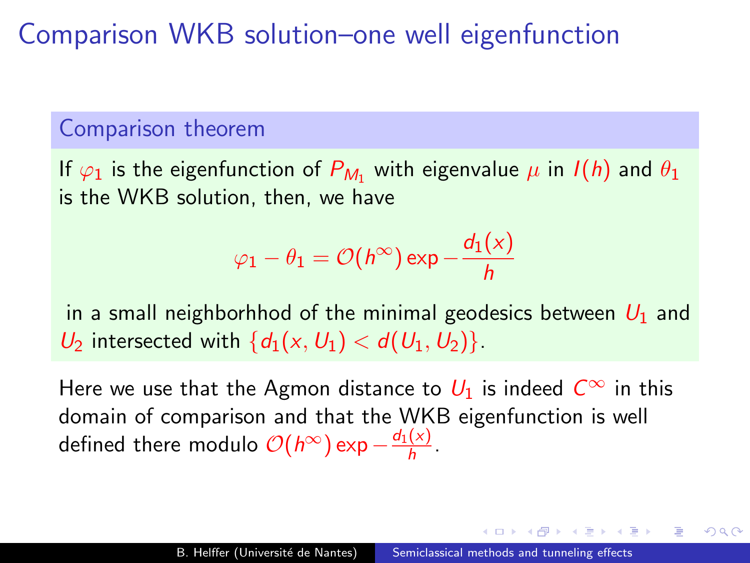# Comparison WKB solution–one well eigenfunction

### Comparison theorem

If $\varphi_1$ is the eigenfunction of $P_{M_1}$ with eigenvalue $\mu$ in $I(h)$ and $\theta_1$ is the WKB solution, then, we have

$$\varphi_1 - \theta_1 = \mathcal{O}(h^\infty) \exp -\frac{d_1(x)}{h}$$

in a small neighborhhod of the minimal geodesics between $U_1$ and $U_2$ intersected with $\{d_1(x, U_1) < d(U_1, U_2)\}$.

Here we use that the Agmon distance to $U_1$ is indeed $C^\infty$ in this domain of comparison and that the WKB eigenfunction is well defined there modulo $\mathcal{O}(h^\infty) \exp -\frac{d_1(x)}{h}$.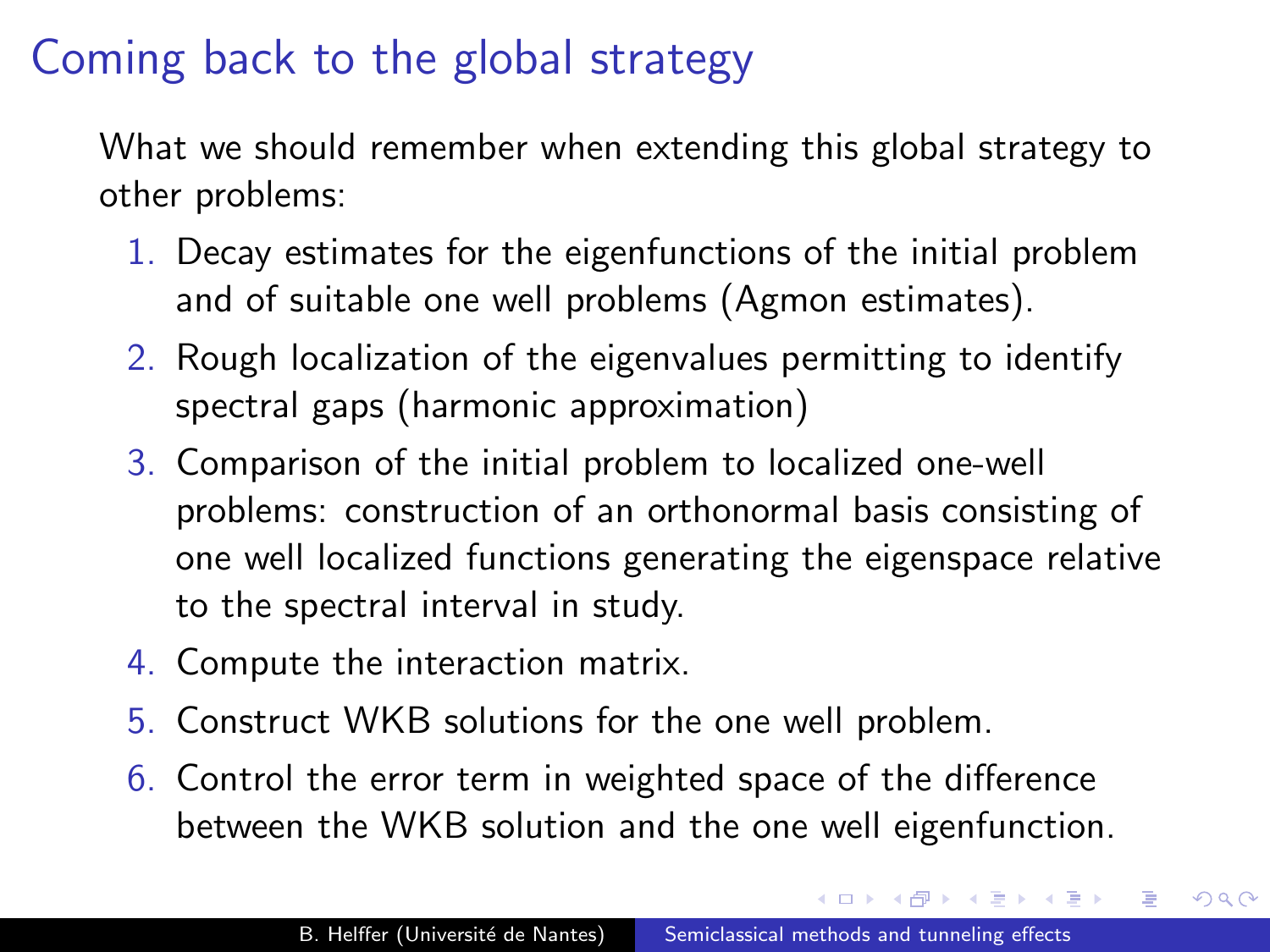# Coming back to the global strategy

What we should remember when extending this global strategy to other problems:

1. Decay estimates for the eigenfunctions of the initial problem and of suitable one well problems (Agmon estimates).
2. Rough localization of the eigenvalues permitting to identify spectral gaps (harmonic approximation)
3. Comparison of the initial problem to localized one-well problems: construction of an orthonormal basis consisting of one well localized functions generating the eigenspace relative to the spectral interval in study.
4. Compute the interaction matrix.
5. Construct WKB solutions for the one well problem.
6. Control the error term in weighted space of the difference between the WKB solution and the one well eigenfunction.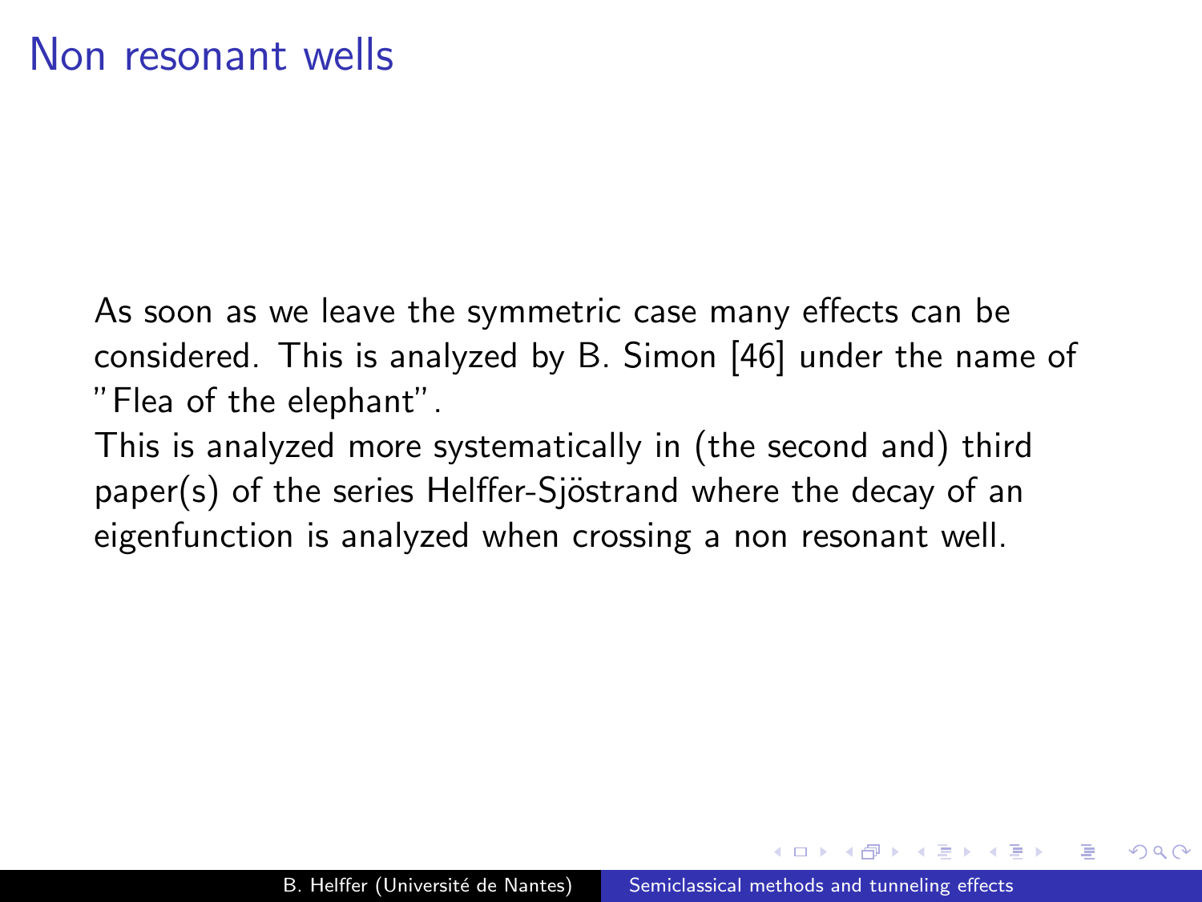# Non resonant wells

As soon as we leave the symmetric case many effects can be considered. This is analyzed by B. Simon [46] under the name of "Flea of the elephant".

This is analyzed more systematically in (the second and) third paper(s) of the series Helffer-Sjöstrand where the decay of an eigenfunction is analyzed when crossing a non resonant well.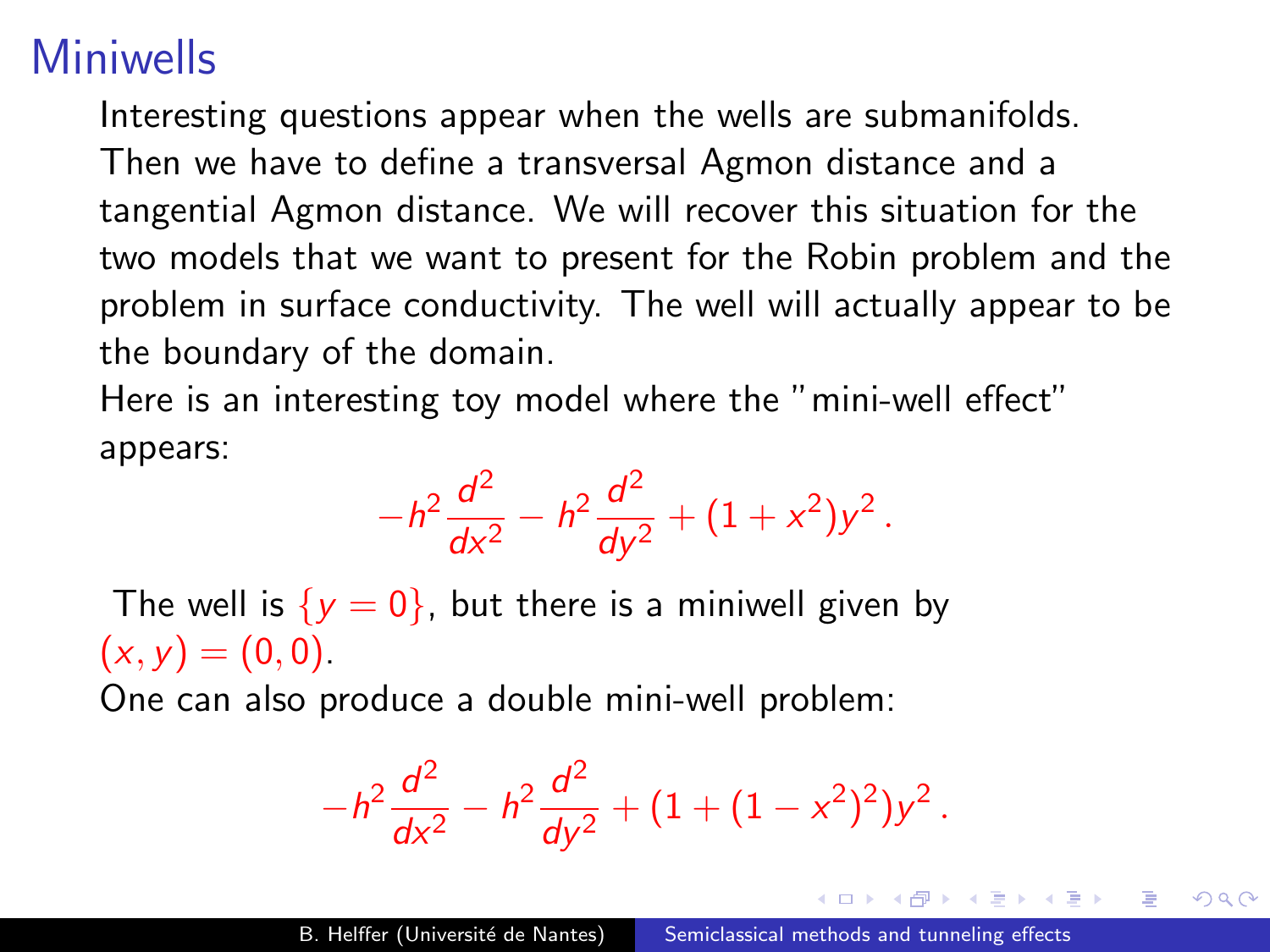# Miniwells

Interesting questions appear when the wells are submanifolds. Then we have to define a transversal Agmon distance and a tangential Agmon distance. We will recover this situation for the two models that we want to present for the Robin problem and the problem in surface conductivity. The well will actually appear to be the boundary of the domain.

Here is an interesting toy model where the "mini-well effect" appears:

$$-h^2 \frac{d^2}{dx^2} - h^2 \frac{d^2}{dy^2} + (1+x^2)y^2 \,.$$

The well is $\{y=0\}$, but there is a miniwell given by $(x,y)=(0,0)$.

One can also produce a double mini-well problem:

$$-h^2 \frac{d^2}{dx^2} - h^2 \frac{d^2}{dy^2} + (1+(1-x^2)^2)y^2 \,.$$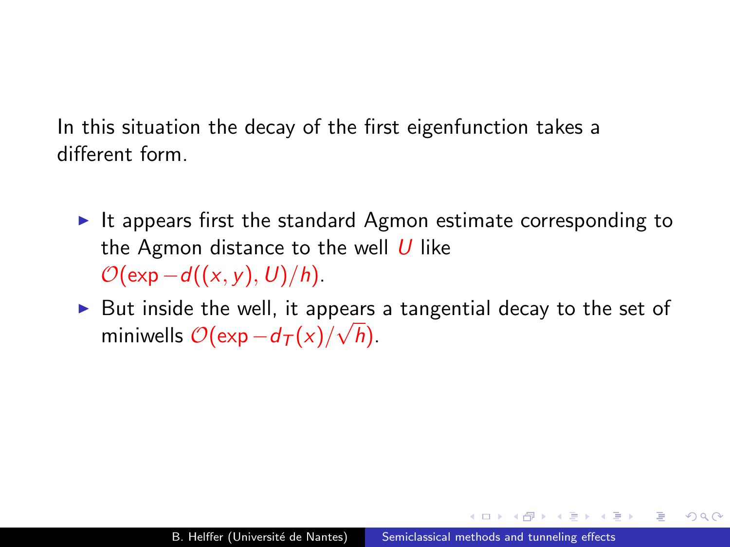In this situation the decay of the first eigenfunction takes a different form.

- It appears first the standard Agmon estimate corresponding to the Agmon distance to the well $U$ like $\mathcal{O}(\exp -d((x,y),U)/h)$.
- But inside the well, it appears a tangential decay to the set of miniwells $\mathcal{O}(\exp -d_T(x)/\sqrt{h})$.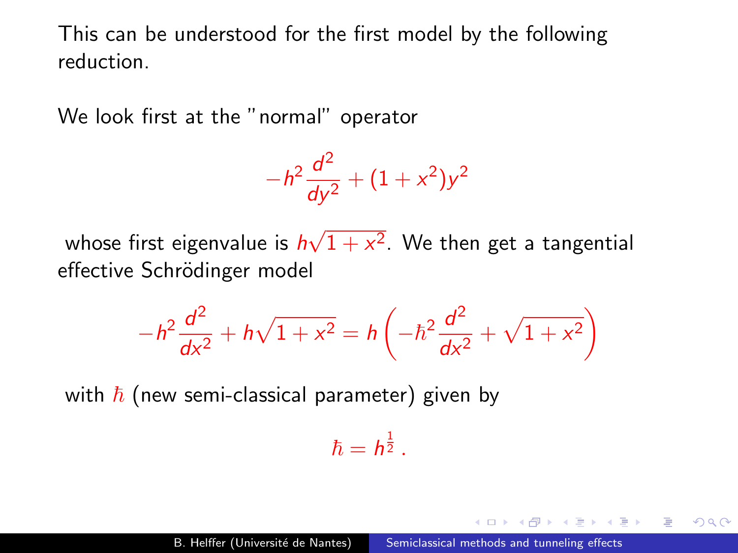This can be understood for the first model by the following reduction.

We look first at the "normal" operator

$$-h^2 \frac{d^2}{dy^2} + (1+x^2)y^2$$

whose first eigenvalue is $h\sqrt{1+x^2}$. We then get a tangential effective Schrödinger model

$$-h^2 \frac{d^2}{dx^2} + h\sqrt{1+x^2} = h\left(-\hbar^2 \frac{d^2}{dx^2} + \sqrt{1+x^2}\right)$$

with $\hbar$ (new semi-classical parameter) given by

$$\hbar = h^{\frac{1}{2}}\,.$$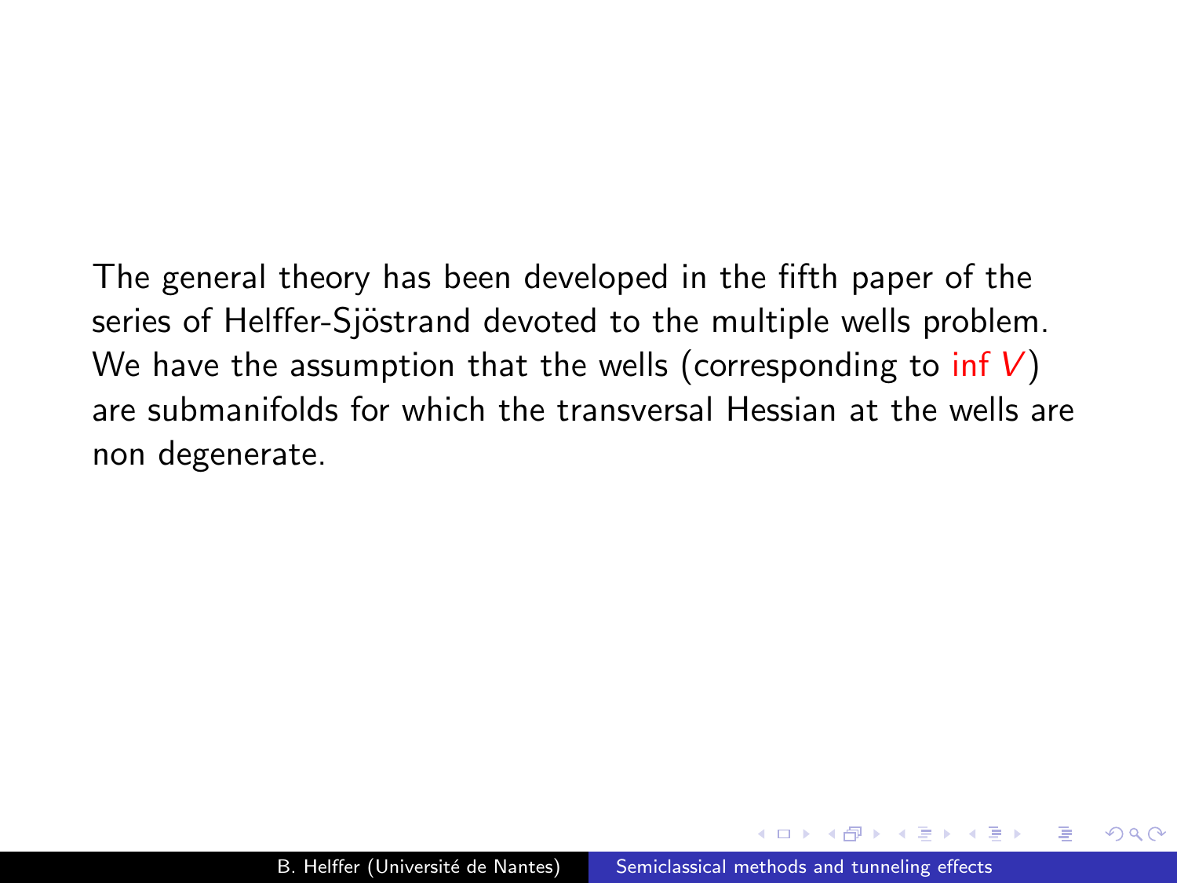The general theory has been developed in the fifth paper of the series of Helffer-Sjöstrand devoted to the multiple wells problem. We have the assumption that the wells (corresponding to $\inf V$) are submanifolds for which the transversal Hessian at the wells are non degenerate.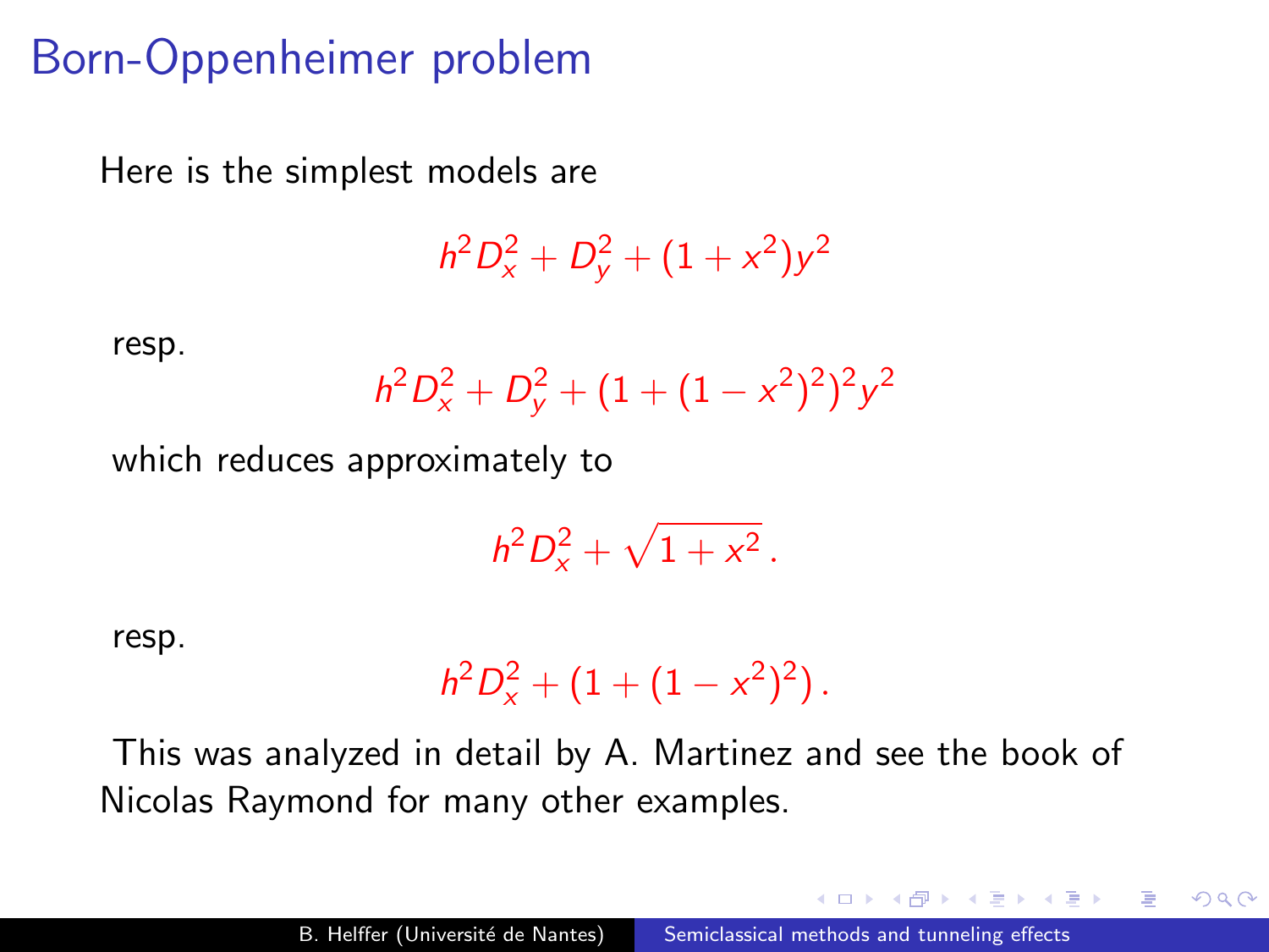# Born-Oppenheimer problem

Here is the simplest models are

$$h^2 D_x^2 + D_y^2 + (1 + x^2) y^2$$

resp.

$$h^2 D_x^2 + D_y^2 + (1 + (1 - x^2)^2)^2 y^2$$

which reduces approximately to

$$h^2 D_x^2 + \sqrt{1 + x^2}\,.$$

resp.

$$h^2 D_x^2 + (1 + (1 - x^2)^2)\,.$$

This was analyzed in detail by A. Martinez and see the book of Nicolas Raymond for many other examples.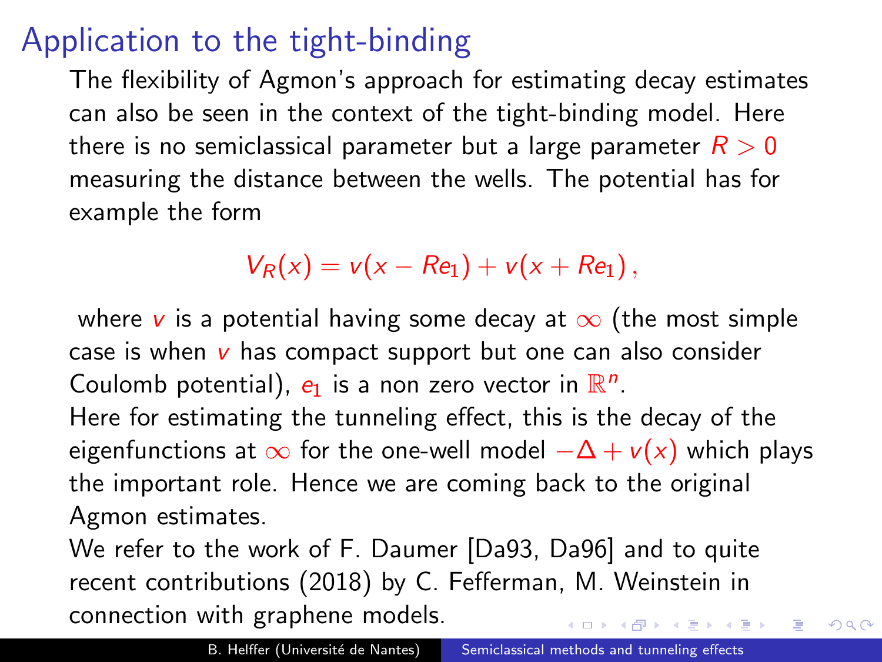# Application to the tight-binding

The flexibility of Agmon's approach for estimating decay estimates can also be seen in the context of the tight-binding model. Here there is no semiclassical parameter but a large parameter $R > 0$ measuring the distance between the wells. The potential has for example the form

$$V_R(x) = v(x - Re_1) + v(x + Re_1)\,,$$

where $v$ is a potential having some decay at $\infty$ (the most simple case is when $v$ has compact support but one can also consider Coulomb potential), $e_1$ is a non zero vector in $\mathbb{R}^n$.

Here for estimating the tunneling effect, this is the decay of the eigenfunctions at $\infty$ for the one-well model $-\Delta + v(x)$ which plays the important role. Hence we are coming back to the original Agmon estimates.

We refer to the work of F. Daumer [Da93, Da96] and to quite recent contributions (2018) by C. Fefferman, M. Weinstein in connection with graphene models.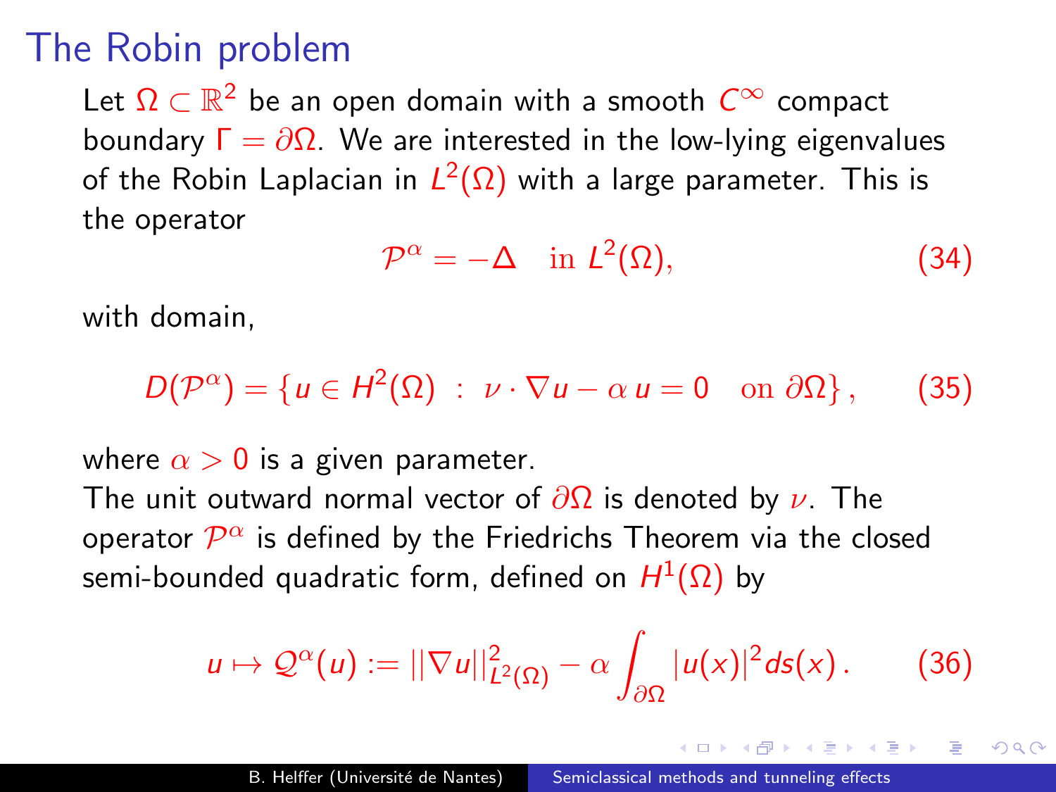# The Robin problem

Let $\Omega \subset \mathbb{R}^2$ be an open domain with a smooth $C^\infty$ compact boundary $\Gamma = \partial\Omega$. We are interested in the low-lying eigenvalues of the Robin Laplacian in $L^2(\Omega)$ with a large parameter. This is the operator

$$\mathcal{P}^\alpha = -\Delta \quad \text{in } L^2(\Omega), \tag{34}$$

with domain,

$$D(\mathcal{P}^\alpha) = \{u \in H^2(\Omega) \ : \ \nu \cdot \nabla u - \alpha\, u = 0 \quad \text{on } \partial\Omega\}, \tag{35}$$

where $\alpha > 0$ is a given parameter.

The unit outward normal vector of $\partial\Omega$ is denoted by $\nu$. The operator $\mathcal{P}^\alpha$ is defined by the Friedrichs Theorem via the closed semi-bounded quadratic form, defined on $H^1(\Omega)$ by

$$u \mapsto \mathcal{Q}^\alpha(u) := ||\nabla u||^2_{L^2(\Omega)} - \alpha \int_{\partial\Omega} |u(x)|^2 ds(x). \tag{36}$$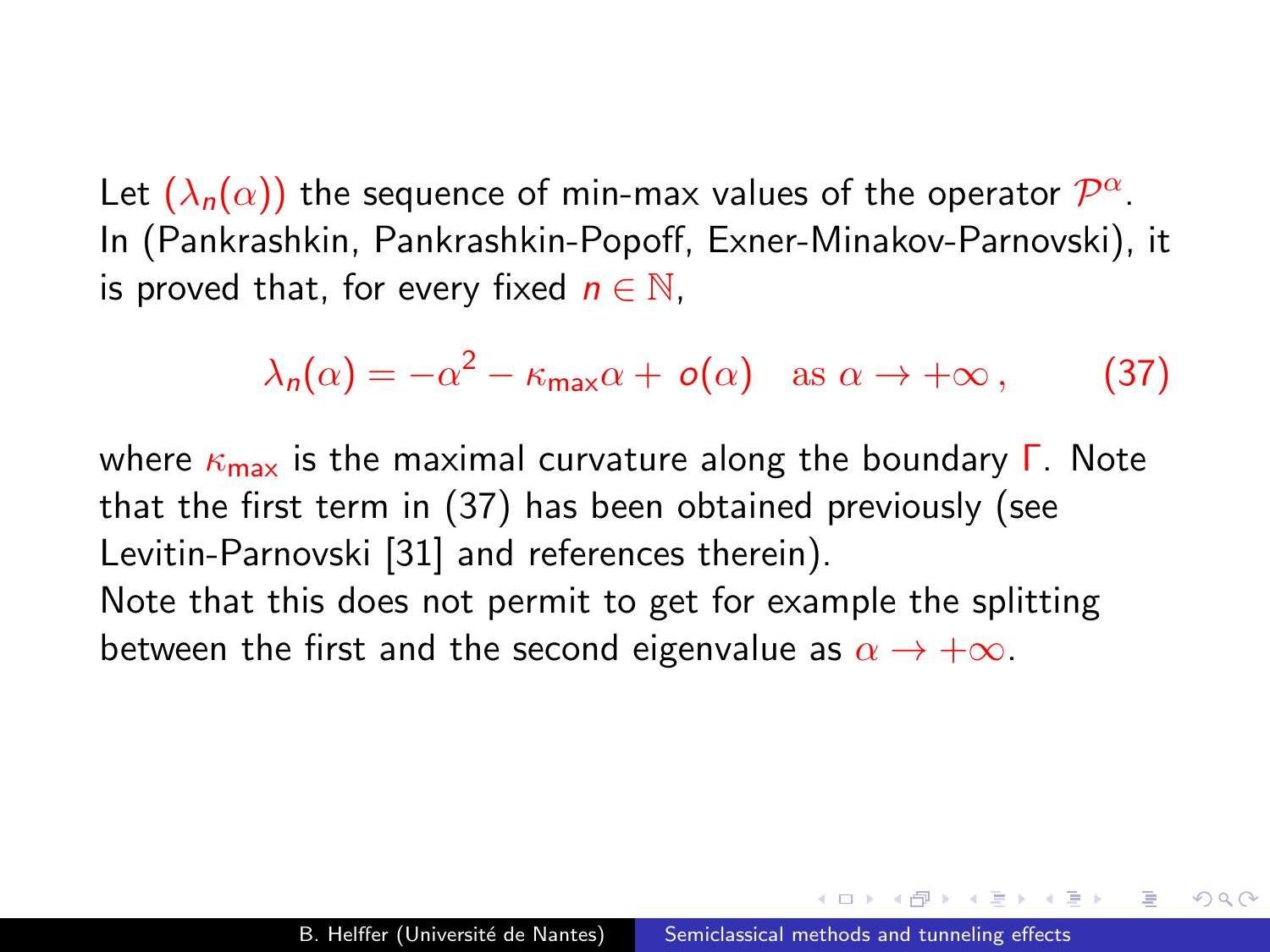Let $(\lambda_n(\alpha))$ the sequence of min-max values of the operator $\mathcal{P}^\alpha$. In (Pankrashkin, Pankrashkin-Popoff, Exner-Minakov-Parnovski), it is proved that, for every fixed $n \in \mathbb{N}$,

$$\lambda_n(\alpha) = -\alpha^2 - \kappa_{\max}\alpha + o(\alpha) \quad \text{as } \alpha \to +\infty\,, \tag{37}$$

where $\kappa_{\max}$ is the maximal curvature along the boundary $\Gamma$. Note that the first term in (37) has been obtained previously (see Levitin-Parnovski [31] and references therein).
Note that this does not permit to get for example the splitting between the first and the second eigenvalue as $\alpha \to +\infty$.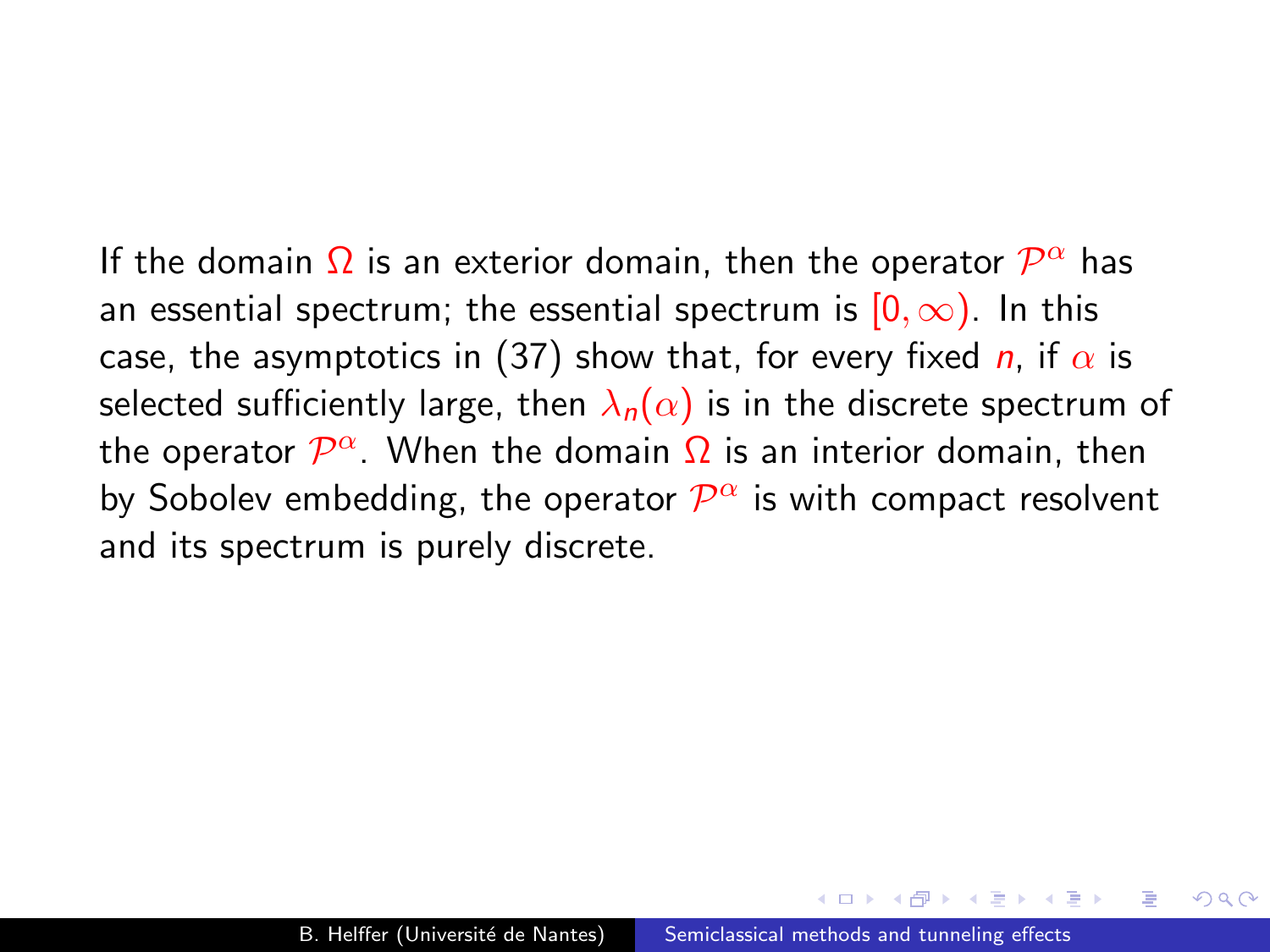If the domain $\Omega$ is an exterior domain, then the operator $\mathcal{P}^\alpha$ has an essential spectrum; the essential spectrum is $[0, \infty)$. In this case, the asymptotics in (37) show that, for every fixed $n$, if $\alpha$ is selected sufficiently large, then $\lambda_n(\alpha)$ is in the discrete spectrum of the operator $\mathcal{P}^\alpha$. When the domain $\Omega$ is an interior domain, then by Sobolev embedding, the operator $\mathcal{P}^\alpha$ is with compact resolvent and its spectrum is purely discrete.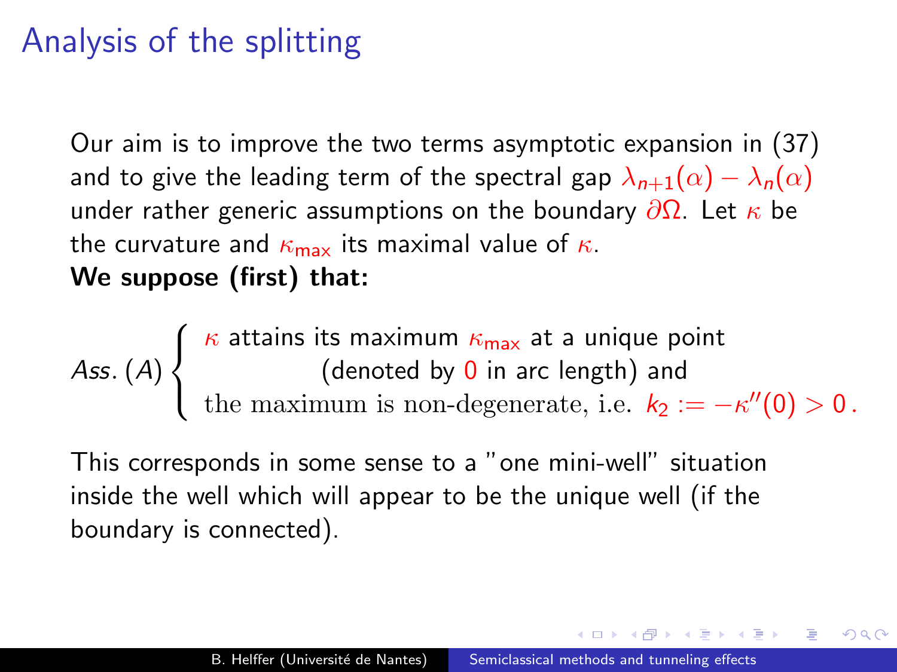# Analysis of the splitting

Our aim is to improve the two terms asymptotic expansion in (37) and to give the leading term of the spectral gap $\lambda_{n+1}(\alpha) - \lambda_n(\alpha)$ under rather generic assumptions on the boundary $\partial\Omega$. Let $\kappa$ be the curvature and $\kappa_{\max}$ its maximal value of $\kappa$.

**We suppose (first) that:**

$$
Ass. (A) \left\{ \begin{array}{l} \kappa \text{ attains its maximum } \kappa_{\max} \text{ at a unique point} \\ \qquad\qquad \text{(denoted by } 0 \text{ in arc length) and} \\ \text{the maximum is non-degenerate, i.e. } k_2 := -\kappa''(0) > 0 \,. \end{array} \right.
$$

This corresponds in some sense to a "one mini-well" situation inside the well which will appear to be the unique well (if the boundary is connected).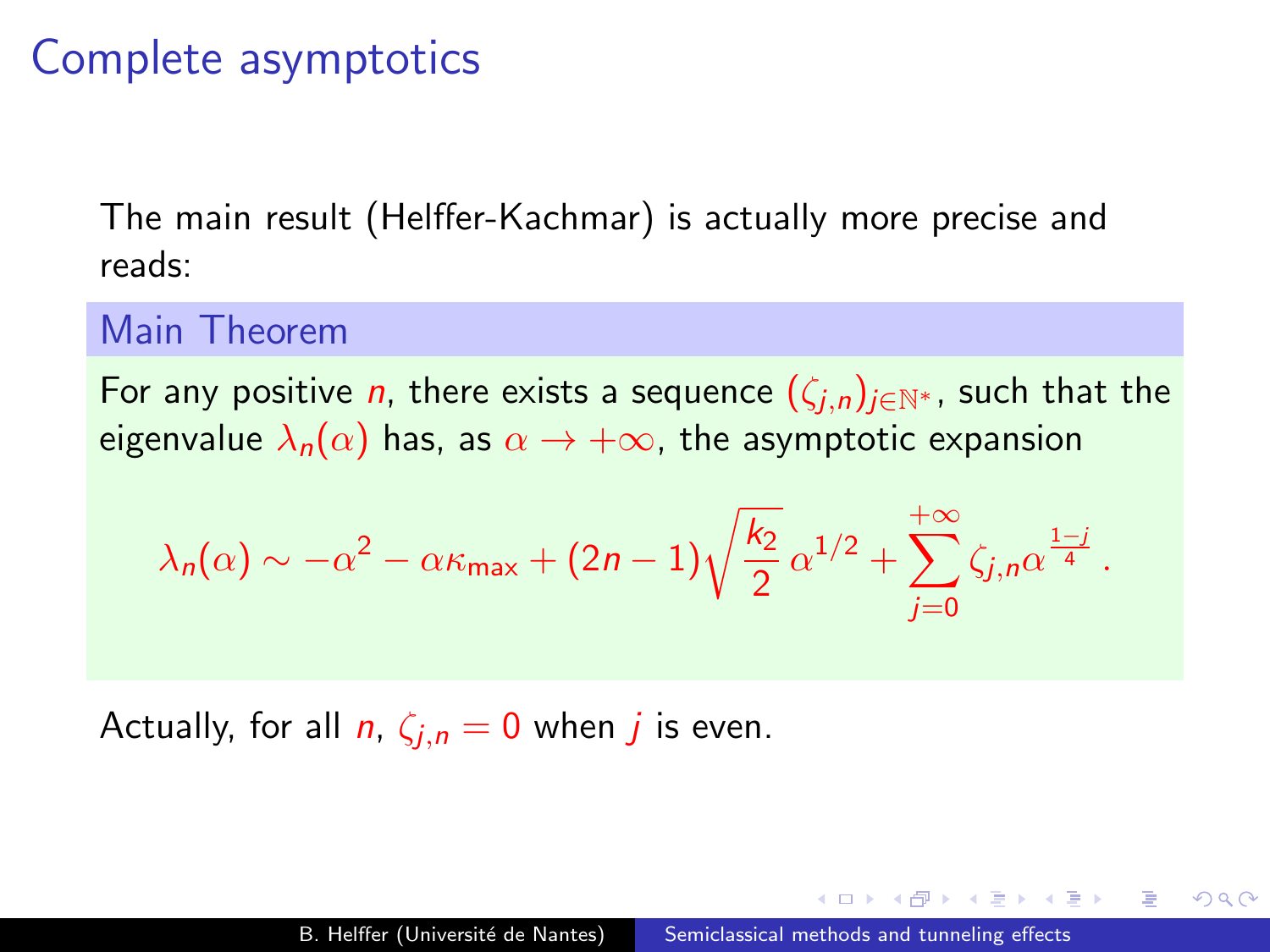# Complete asymptotics

The main result (Helffer-Kachmar) is actually more precise and reads:

**Main Theorem**

For any positive $n$, there exists a sequence $(\zeta_{j,n})_{j\in\mathbb{N}^*}$, such that the eigenvalue $\lambda_n(\alpha)$ has, as $\alpha \to +\infty$, the asymptotic expansion

$$\lambda_n(\alpha) \sim -\alpha^2 - \alpha\kappa_{\max} + (2n-1)\sqrt{\frac{k_2}{2}}\,\alpha^{1/2} + \sum_{j=0}^{+\infty} \zeta_{j,n}\alpha^{\frac{1-j}{4}}\,.$$

Actually, for all $n$, $\zeta_{j,n} = 0$ when $j$ is even.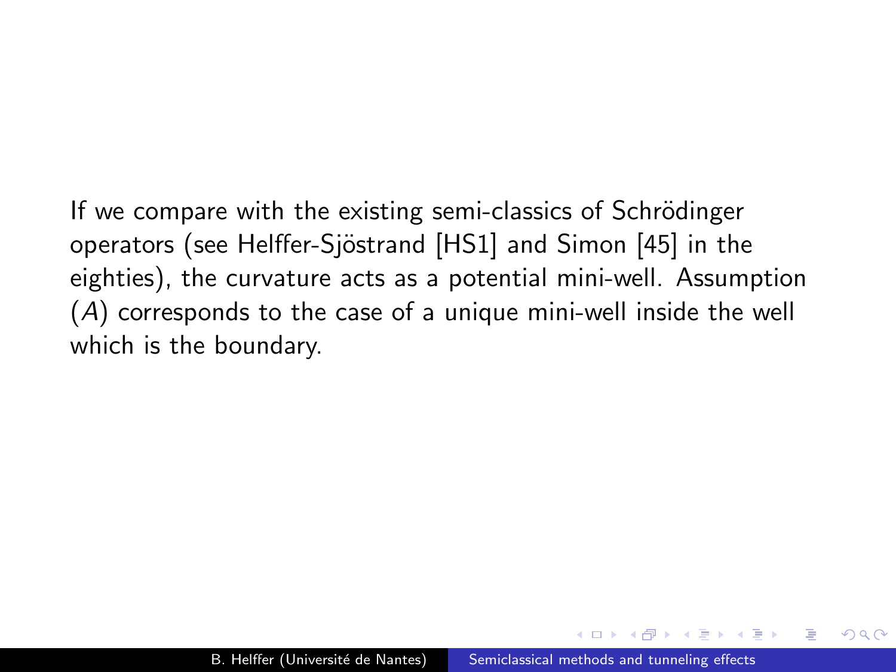If we compare with the existing semi-classics of Schrödinger operators (see Helffer-Sjöstrand [HS1] and Simon [45] in the eighties), the curvature acts as a potential mini-well. Assumption $(A)$ corresponds to the case of a unique mini-well inside the well which is the boundary.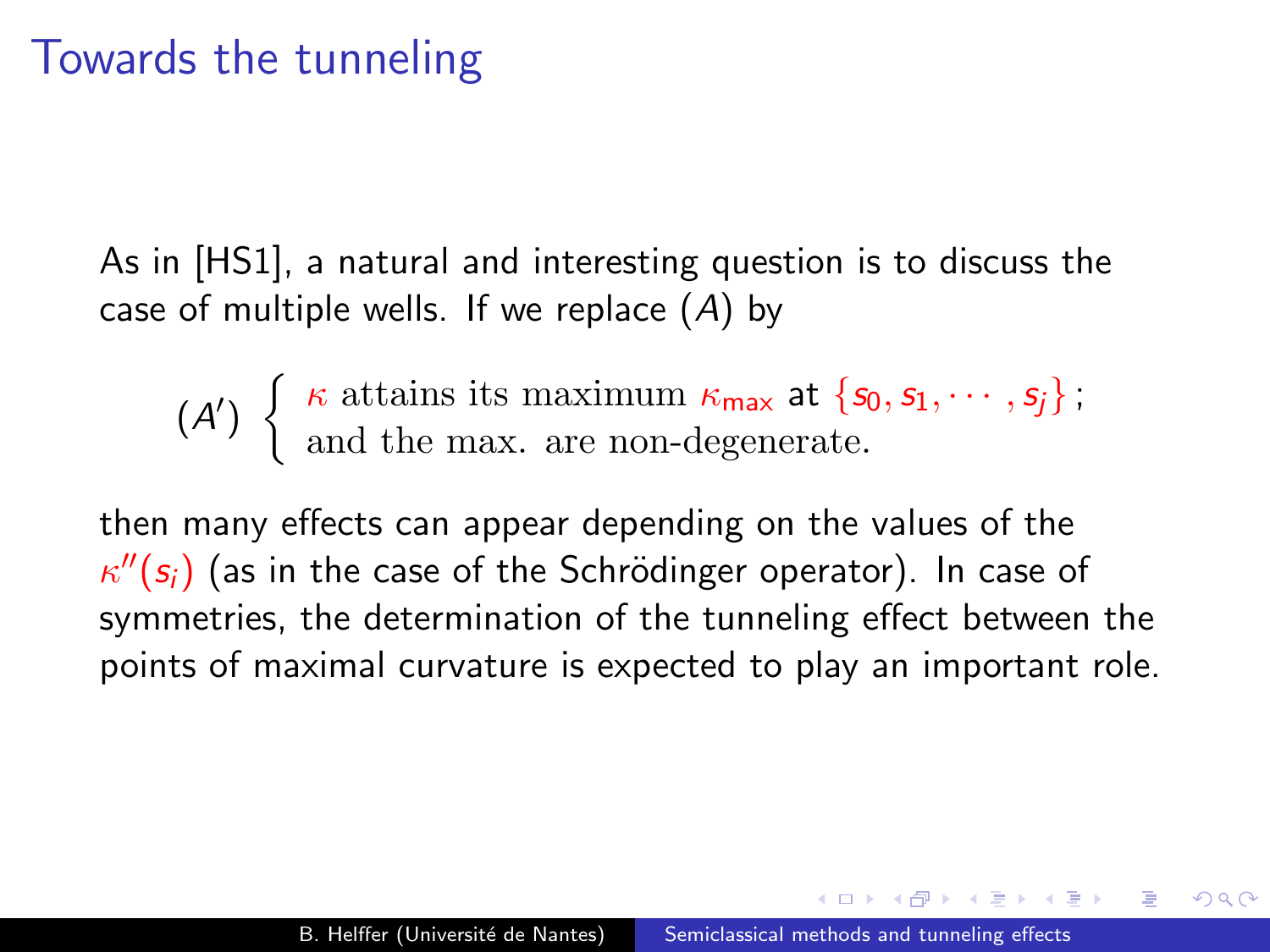# Towards the tunneling

As in [HS1], a natural and interesting question is to discuss the case of multiple wells. If we replace $(A)$ by

$$(A') \begin{cases} \kappa \text{ attains its maximum } \kappa_{\max} \text{ at } \{s_0, s_1, \cdots, s_j\}\,; \\ \text{and the max. are non-degenerate.} \end{cases}$$

then many effects can appear depending on the values of the $\kappa''(s_i)$ (as in the case of the Schrödinger operator). In case of symmetries, the determination of the tunneling effect between the points of maximal curvature is expected to play an important role.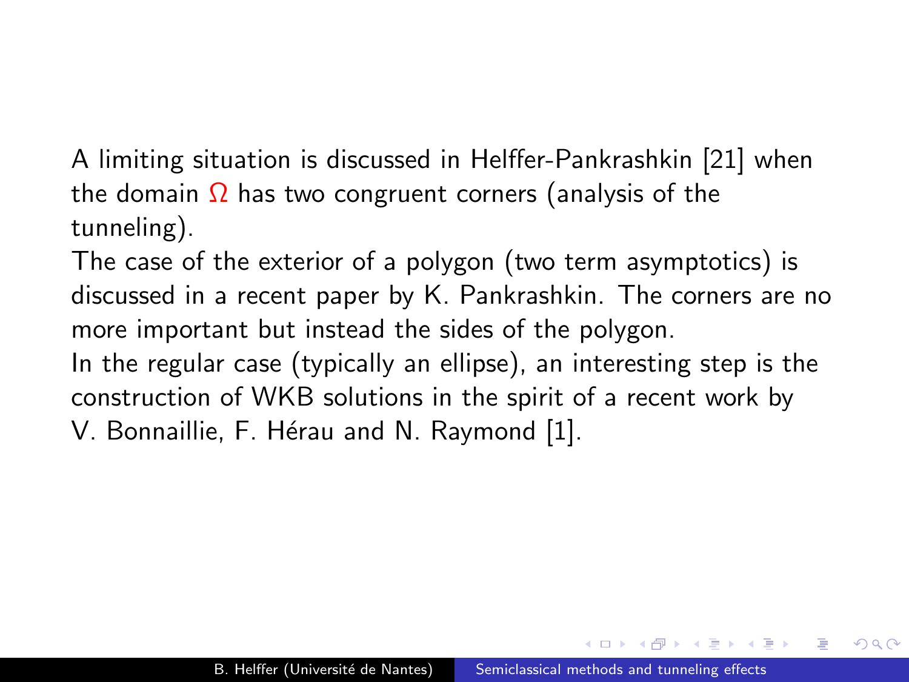A limiting situation is discussed in Helffer-Pankrashkin [21] when the domain $\Omega$ has two congruent corners (analysis of the tunneling).

The case of the exterior of a polygon (two term asymptotics) is discussed in a recent paper by K. Pankrashkin. The corners are no more important but instead the sides of the polygon.

In the regular case (typically an ellipse), an interesting step is the construction of WKB solutions in the spirit of a recent work by V. Bonnaillie, F. Hérau and N. Raymond [1].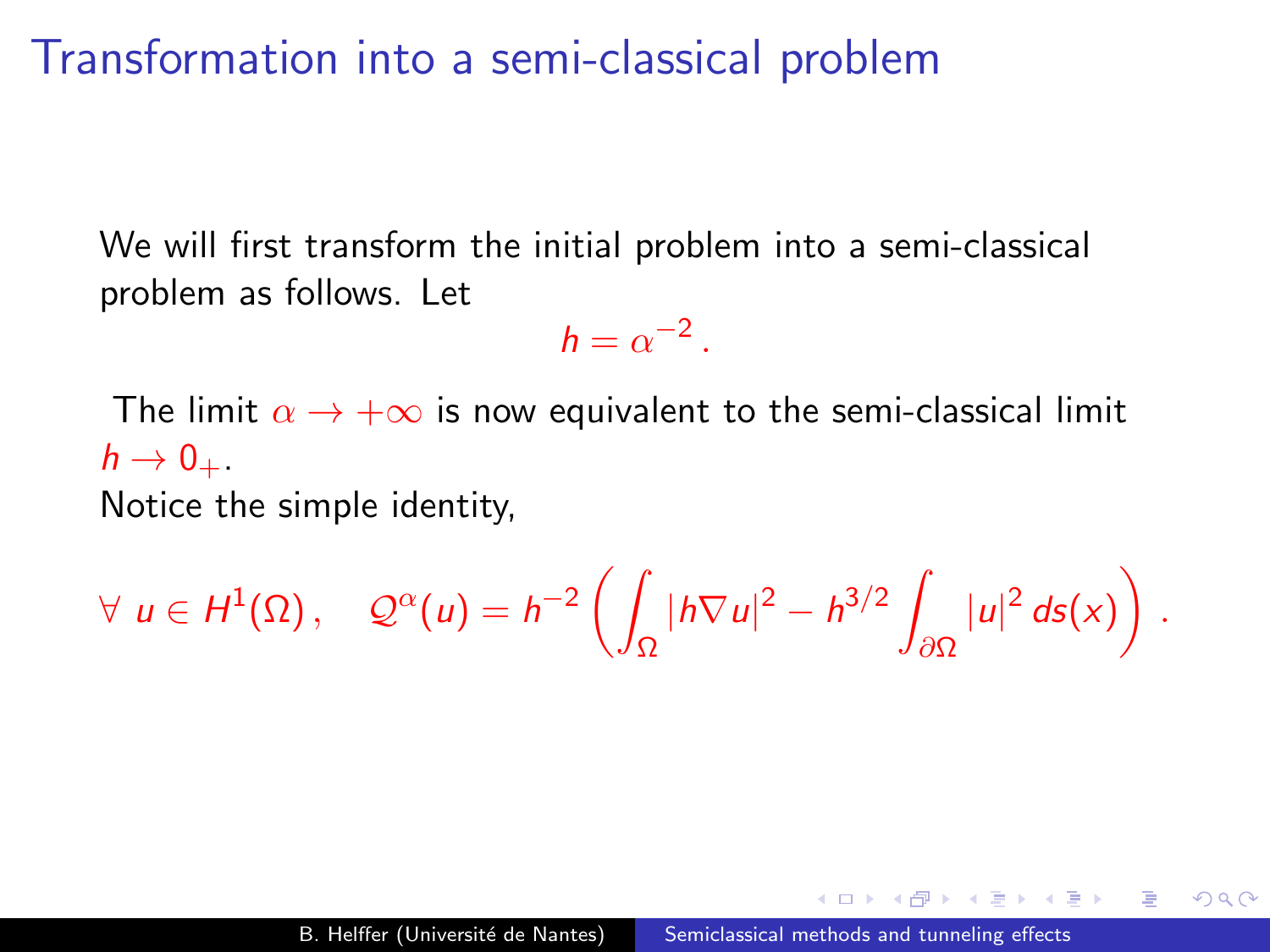# Transformation into a semi-classical problem

We will first transform the initial problem into a semi-classical problem as follows. Let

$$h = \alpha^{-2}\,.$$

The limit $\alpha \to +\infty$ is now equivalent to the semi-classical limit $h \to 0_+$.

Notice the simple identity,

$$\forall\ u \in H^1(\Omega)\,, \quad \mathcal{Q}^\alpha(u) = h^{-2}\left(\int_\Omega |h\nabla u|^2 - h^{3/2}\int_{\partial\Omega} |u|^2\, ds(x)\right)\,.$$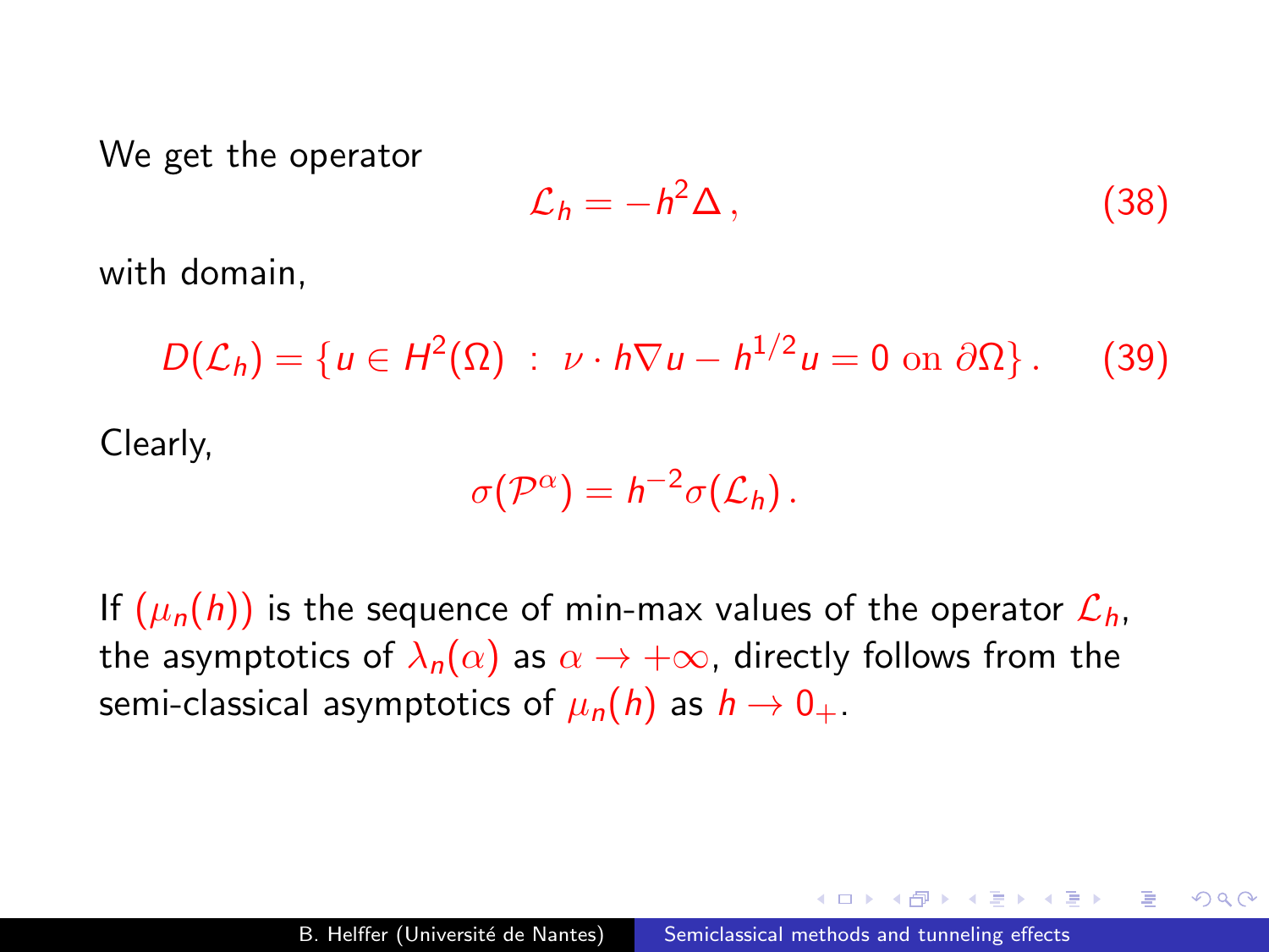We get the operator

$$\mathcal{L}_h = -h^2 \Delta \,, \tag{38}$$

with domain,

$$D(\mathcal{L}_h) = \{ u \in H^2(\Omega) \ : \ \nu \cdot h \nabla u - h^{1/2} u = 0 \text{ on } \partial\Omega \} \,. \tag{39}$$

Clearly,

$$\sigma(\mathcal{P}^\alpha) = h^{-2} \sigma(\mathcal{L}_h) \,.$$

If $(\mu_n(h))$ is the sequence of min-max values of the operator $\mathcal{L}_h$, the asymptotics of $\lambda_n(\alpha)$ as $\alpha \to +\infty$, directly follows from the semi-classical asymptotics of $\mu_n(h)$ as $h \to 0_+$.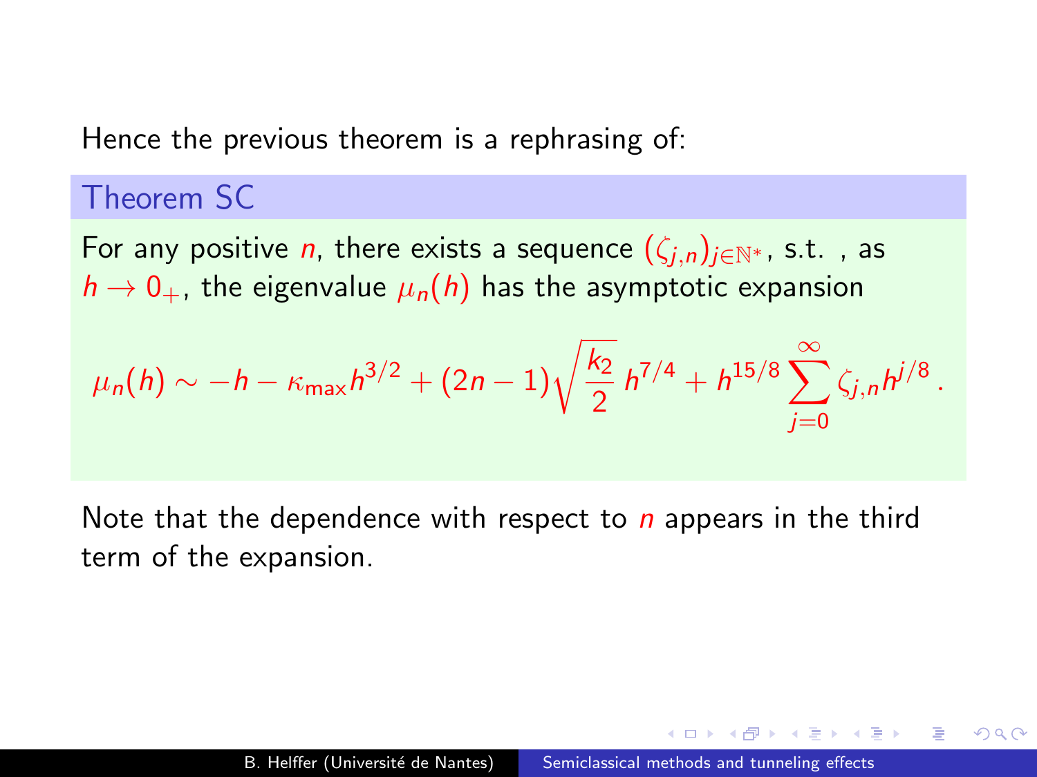Hence the previous theorem is a rephrasing of:

### Theorem SC

For any positive $n$, there exists a sequence $(\zeta_{j,n})_{j\in\mathbb{N}^*}$, s.t. , as $h \to 0_+$, the eigenvalue $\mu_n(h)$ has the asymptotic expansion

$$\mu_n(h) \sim -h - \kappa_{\max} h^{3/2} + (2n-1)\sqrt{\frac{k_2}{2}}\, h^{7/4} + h^{15/8} \sum_{j=0}^{\infty} \zeta_{j,n} h^{j/8}\,.$$

Note that the dependence with respect to $n$ appears in the third term of the expansion.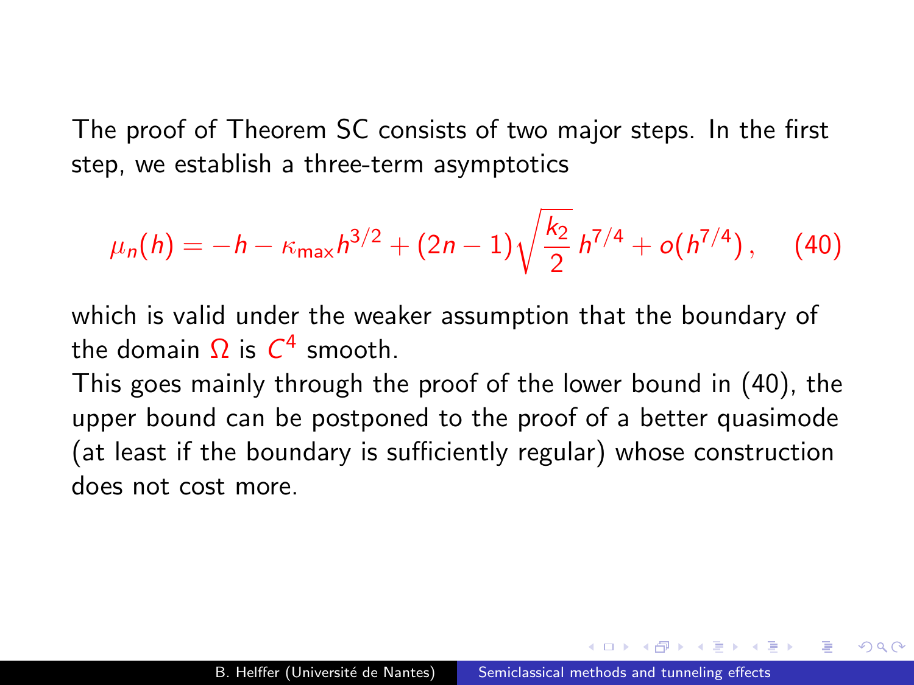The proof of Theorem SC consists of two major steps. In the first step, we establish a three-term asymptotics

$$\mu_n(h) = -h - \kappa_{\max} h^{3/2} + (2n-1)\sqrt{\frac{k_2}{2}}\, h^{7/4} + o(h^{7/4})\,, \quad (40)$$

which is valid under the weaker assumption that the boundary of the domain $\Omega$ is $C^4$ smooth.

This goes mainly through the proof of the lower bound in (40), the upper bound can be postponed to the proof of a better quasimode (at least if the boundary is sufficiently regular) whose construction does not cost more.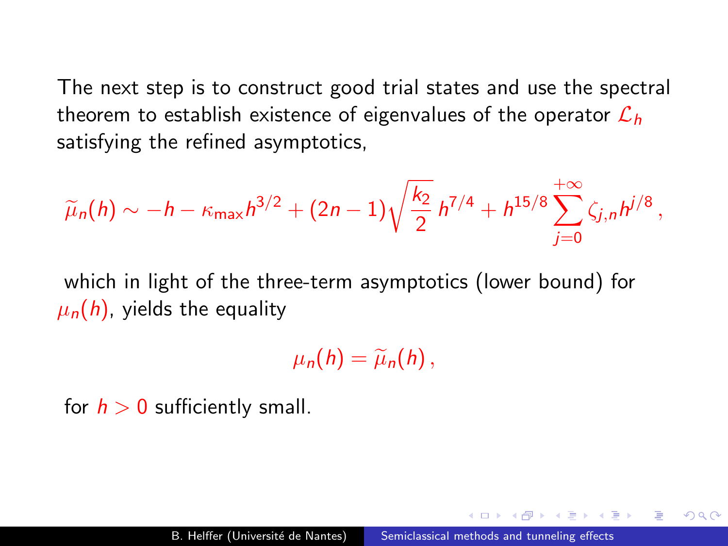The next step is to construct good trial states and use the spectral theorem to establish existence of eigenvalues of the operator $\mathcal{L}_h$ satisfying the refined asymptotics,

$$\widetilde{\mu}_n(h) \sim -h - \kappa_{\max} h^{3/2} + (2n-1)\sqrt{\frac{k_2}{2}}\, h^{7/4} + h^{15/8} \sum_{j=0}^{+\infty} \zeta_{j,n} h^{j/8}\,,$$

which in light of the three-term asymptotics (lower bound) for $\mu_n(h)$, yields the equality

$$\mu_n(h) = \widetilde{\mu}_n(h)\,,$$

for $h > 0$ sufficiently small.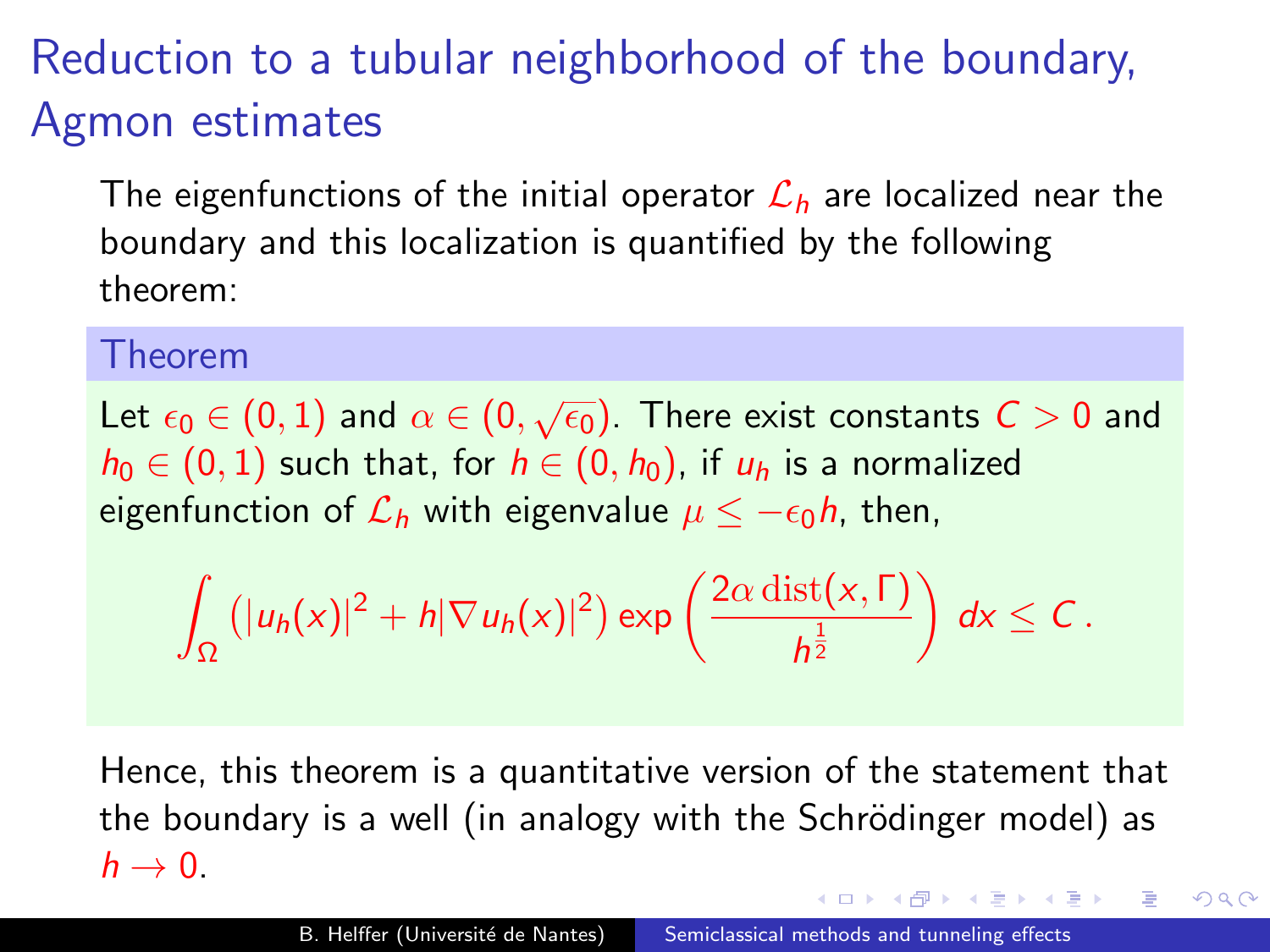# Reduction to a tubular neighborhood of the boundary, Agmon estimates

The eigenfunctions of the initial operator $\mathcal{L}_h$ are localized near the boundary and this localization is quantified by the following theorem:

**Theorem**

Let $\epsilon_0 \in (0,1)$ and $\alpha \in (0, \sqrt{\epsilon_0})$. There exist constants $C > 0$ and $h_0 \in (0,1)$ such that, for $h \in (0, h_0)$, if $u_h$ is a normalized eigenfunction of $\mathcal{L}_h$ with eigenvalue $\mu \leq -\epsilon_0 h$, then,

$$\int_\Omega \left(|u_h(x)|^2 + h|\nabla u_h(x)|^2\right) \exp\left(\frac{2\alpha \operatorname{dist}(x,\Gamma)}{h^{\frac{1}{2}}}\right) dx \leq C\,.$$

Hence, this theorem is a quantitative version of the statement that the boundary is a well (in analogy with the Schrödinger model) as $h \to 0$.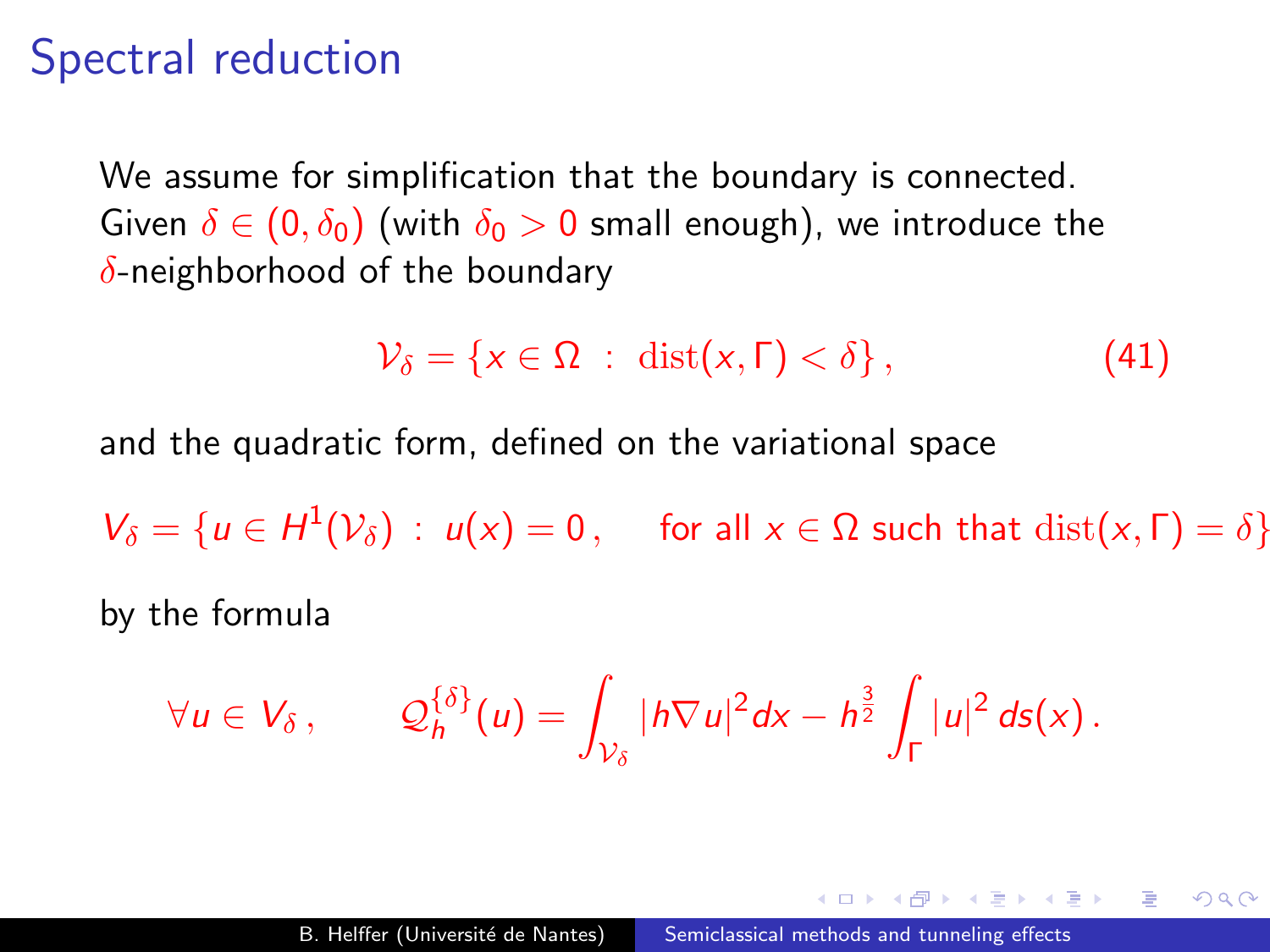# Spectral reduction

We assume for simplification that the boundary is connected. Given $\delta \in (0, \delta_0)$ (with $\delta_0 > 0$ small enough), we introduce the $\delta$-neighborhood of the boundary

$$\mathcal{V}_\delta = \{x \in \Omega \ : \ \mathrm{dist}(x, \Gamma) < \delta\} \,, \tag{41}$$

and the quadratic form, defined on the variational space

$$V_\delta = \{u \in H^1(\mathcal{V}_\delta) \ : \ u(x) = 0 \,, \quad \text{for all } x \in \Omega \text{ such that } \mathrm{dist}(x, \Gamma) = \delta\}$$

by the formula

$$\forall u \in V_\delta \,, \qquad \mathcal{Q}_h^{\{\delta\}}(u) = \int_{\mathcal{V}_\delta} |h\nabla u|^2 dx - h^{\frac{3}{2}} \int_\Gamma |u|^2 \, ds(x) \,.$$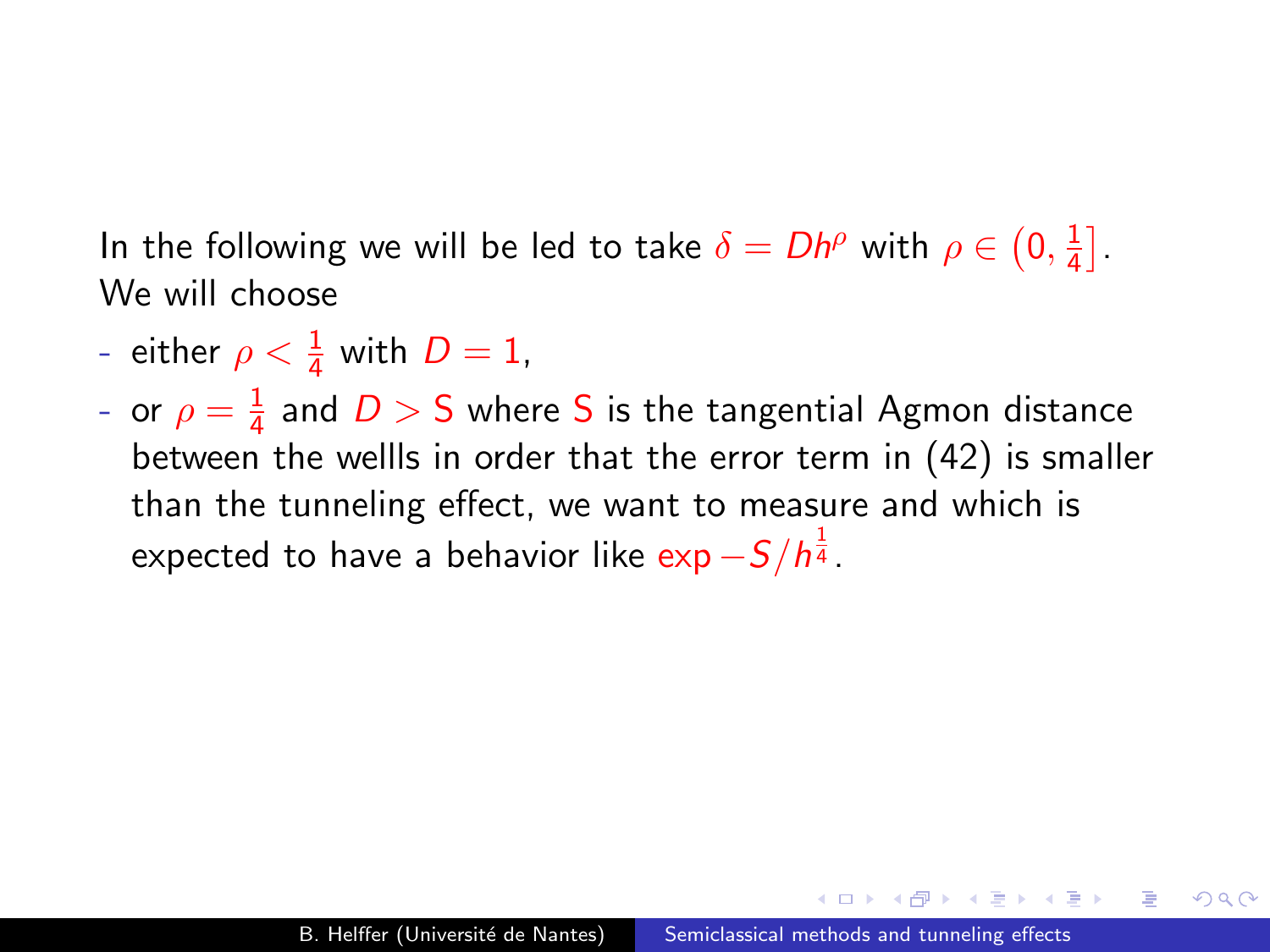In the following we will be led to take $\delta = Dh^\rho$ with $\rho \in \left(0, \frac{1}{4}\right]$. We will choose

- either $\rho < \frac{1}{4}$ with $D = 1$,
- or $\rho = \frac{1}{4}$ and $D > \mathsf{S}$ where $\mathsf{S}$ is the tangential Agmon distance between the wellls in order that the error term in (42) is smaller than the tunneling effect, we want to measure and which is expected to have a behavior like $\exp -S/h^{\frac{1}{4}}$.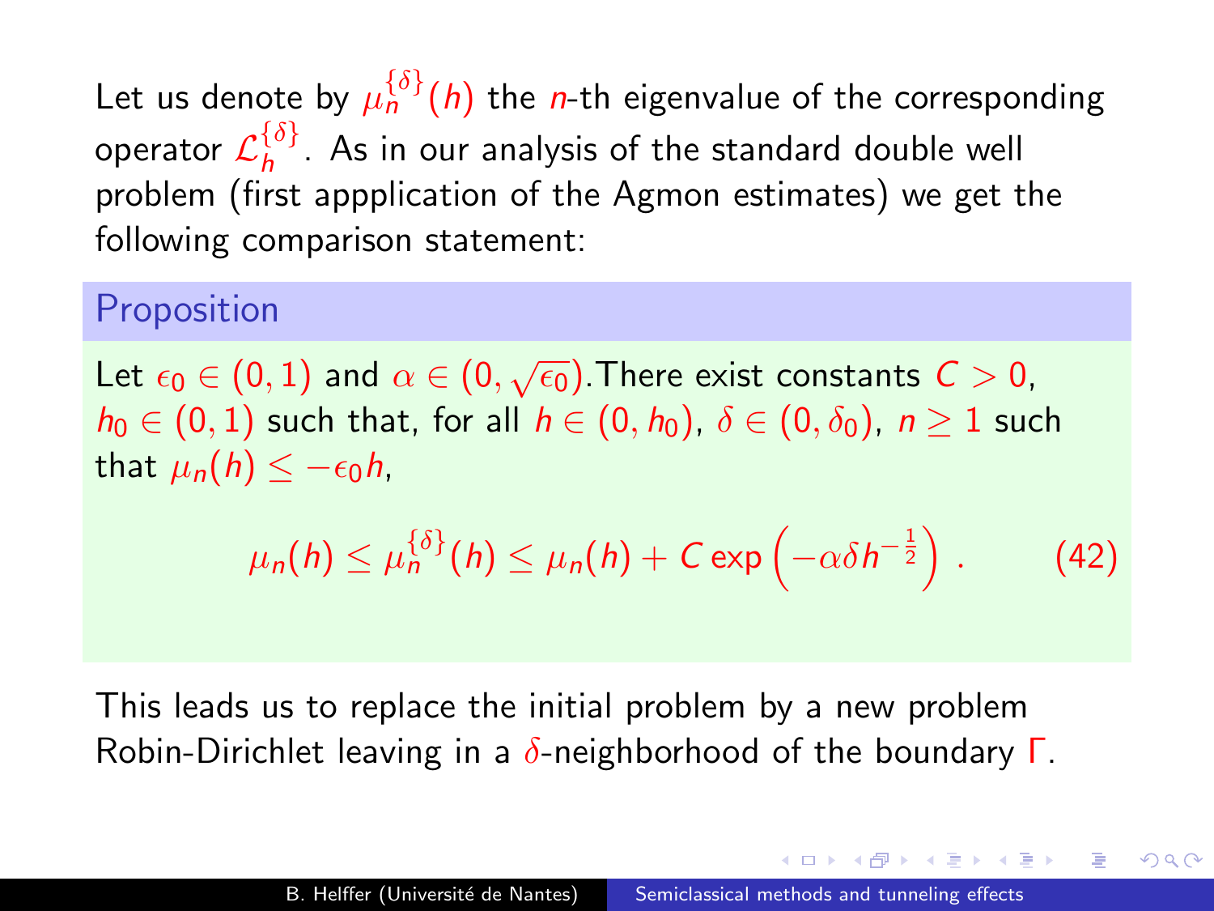Let us denote by $\mu_n^{\{\delta\}}(h)$ the $n$-th eigenvalue of the corresponding operator $\mathcal{L}_h^{\{\delta\}}$. As in our analysis of the standard double well problem (first appplication of the Agmon estimates) we get the following comparison statement:

### Proposition

Let $\epsilon_0 \in (0,1)$ and $\alpha \in (0, \sqrt{\epsilon_0})$.There exist constants $C > 0$, $h_0 \in (0,1)$ such that, for all $h \in (0, h_0)$, $\delta \in (0, \delta_0)$, $n \geq 1$ such that $\mu_n(h) \leq -\epsilon_0 h$,

$$\mu_n(h) \leq \mu_n^{\{\delta\}}(h) \leq \mu_n(h) + C \exp\left(-\alpha \delta h^{-\frac{1}{2}}\right) . \qquad (42)$$

This leads us to replace the initial problem by a new problem Robin-Dirichlet leaving in a $\delta$-neighborhood of the boundary $\Gamma$.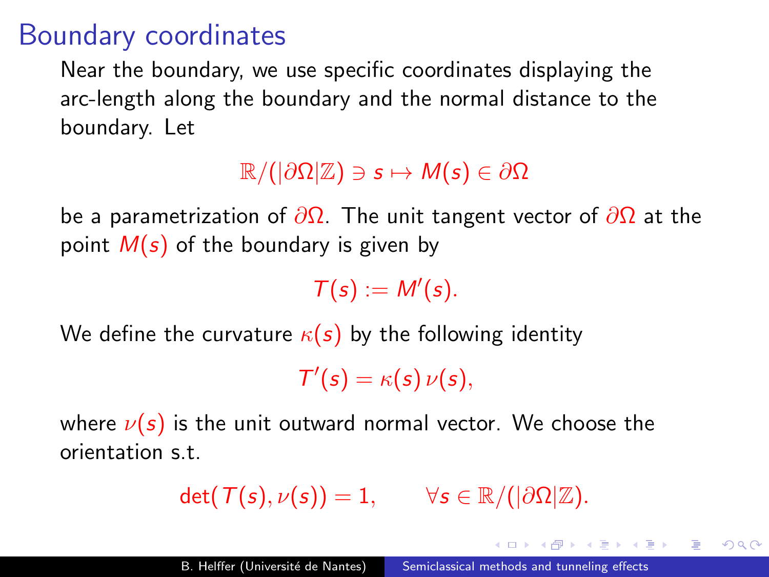# Boundary coordinates

Near the boundary, we use specific coordinates displaying the arc-length along the boundary and the normal distance to the boundary. Let

$$\mathbb{R}/(|\partial\Omega|\mathbb{Z}) \ni s \mapsto M(s) \in \partial\Omega$$

be a parametrization of $\partial\Omega$. The unit tangent vector of $\partial\Omega$ at the point $M(s)$ of the boundary is given by

$$T(s) := M'(s).$$

We define the curvature $\kappa(s)$ by the following identity

$$T'(s) = \kappa(s)\,\nu(s),$$

where $\nu(s)$ is the unit outward normal vector. We choose the orientation s.t.

$$\det(T(s), \nu(s)) = 1, \qquad \forall s \in \mathbb{R}/(|\partial\Omega|\mathbb{Z}).$$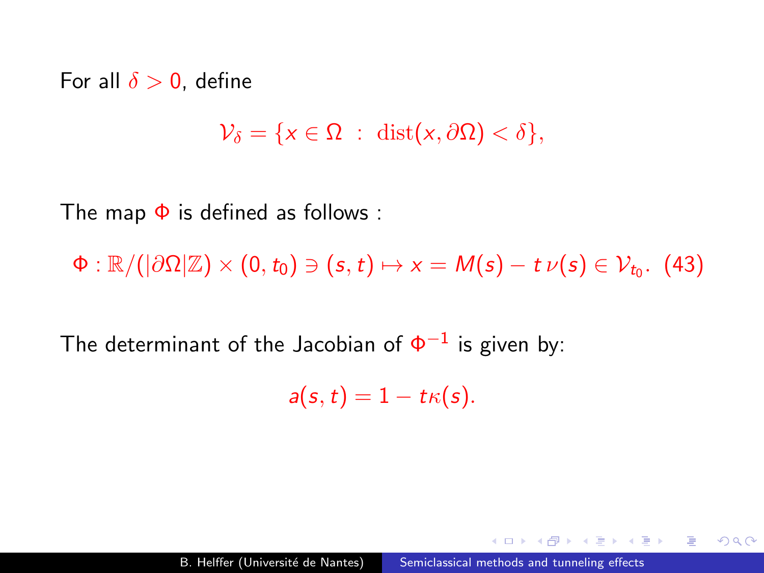For all $\delta > 0$, define

$$\mathcal{V}_\delta = \{x \in \Omega \ : \ \mathrm{dist}(x, \partial\Omega) < \delta\},$$

The map $\Phi$ is defined as follows :

$$\Phi : \mathbb{R}/(|\partial\Omega|\mathbb{Z}) \times (0, t_0) \ni (s, t) \mapsto x = M(s) - t\,\nu(s) \in \mathcal{V}_{t_0}. \quad (43)$$

The determinant of the Jacobian of $\Phi^{-1}$ is given by:

$$a(s, t) = 1 - t\kappa(s).$$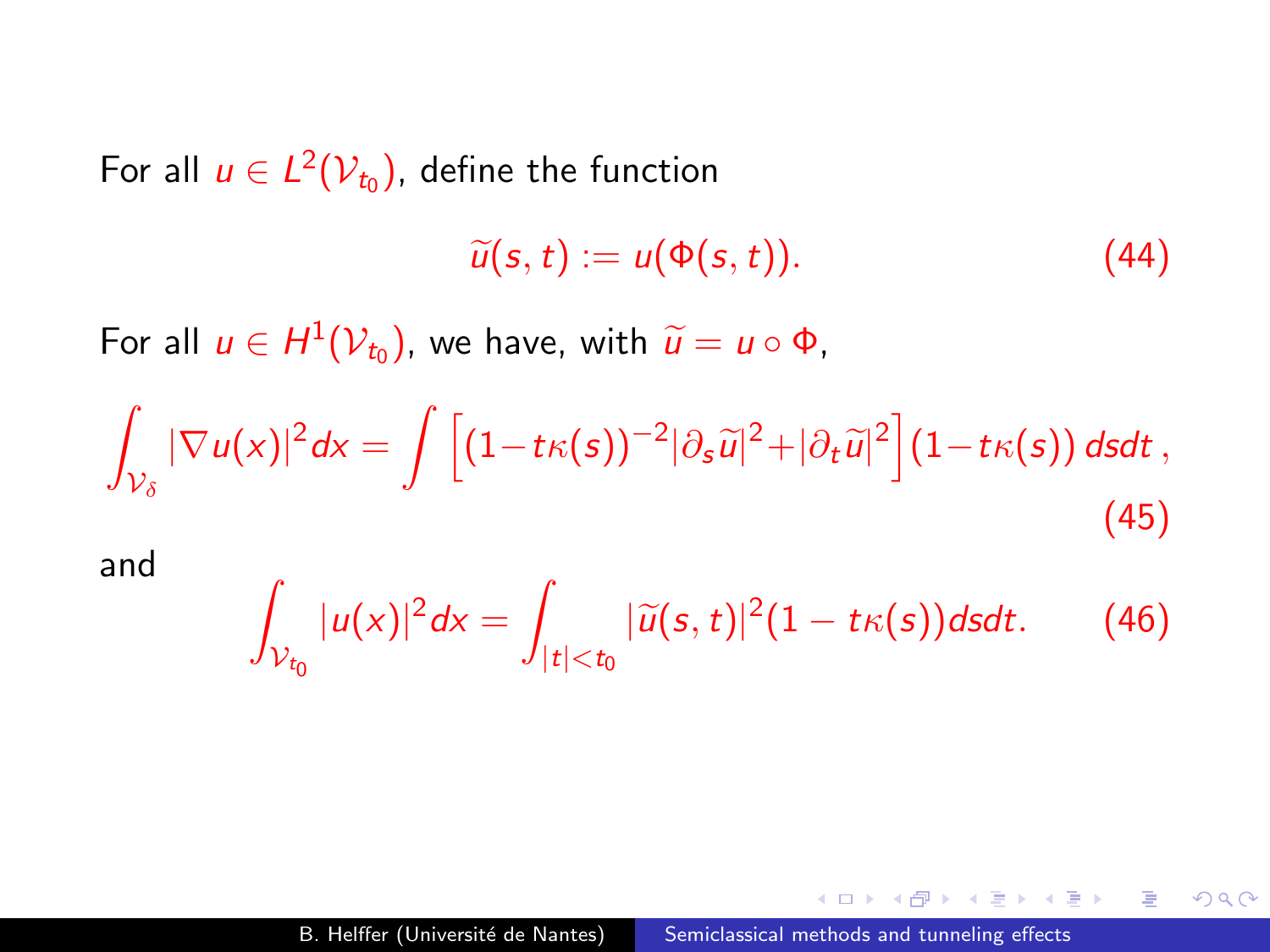For all $u \in L^2(\mathcal{V}_{t_0})$, define the function

$$\widetilde{u}(s,t) := u(\Phi(s,t)). \tag{44}$$

For all $u \in H^1(\mathcal{V}_{t_0})$, we have, with $\widetilde{u} = u \circ \Phi$,

$$\int_{\mathcal{V}_\delta} |\nabla u(x)|^2 dx = \int \left[ (1 - t\kappa(s))^{-2} |\partial_s \widetilde{u}|^2 + |\partial_t \widetilde{u}|^2 \right] (1 - t\kappa(s))\, dsdt\,, \tag{45}$$

and

$$\int_{\mathcal{V}_{t_0}} |u(x)|^2 dx = \int_{|t|<t_0} |\widetilde{u}(s,t)|^2 (1 - t\kappa(s)) dsdt. \tag{46}$$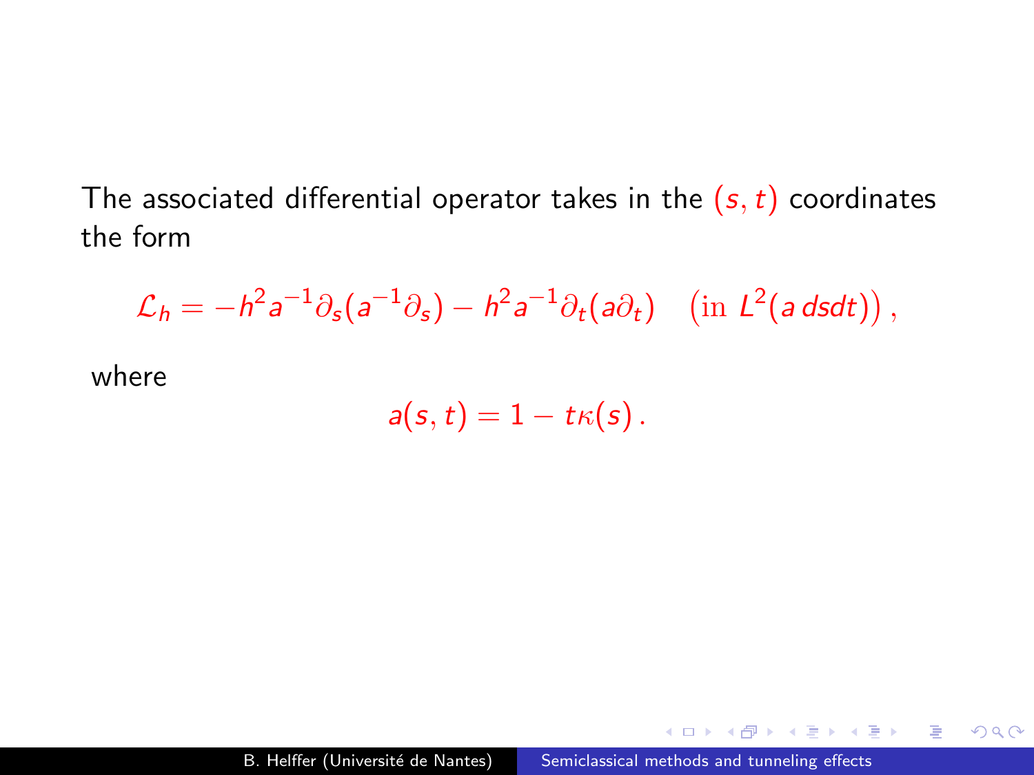The associated differential operator takes in the $(s, t)$ coordinates the form

$$\mathcal{L}_h = -h^2 a^{-1} \partial_s (a^{-1} \partial_s) - h^2 a^{-1} \partial_t (a \partial_t) \quad \left(\text{in } L^2(a\, dsdt)\right),$$

where

$$a(s,t) = 1 - t\kappa(s)\,.$$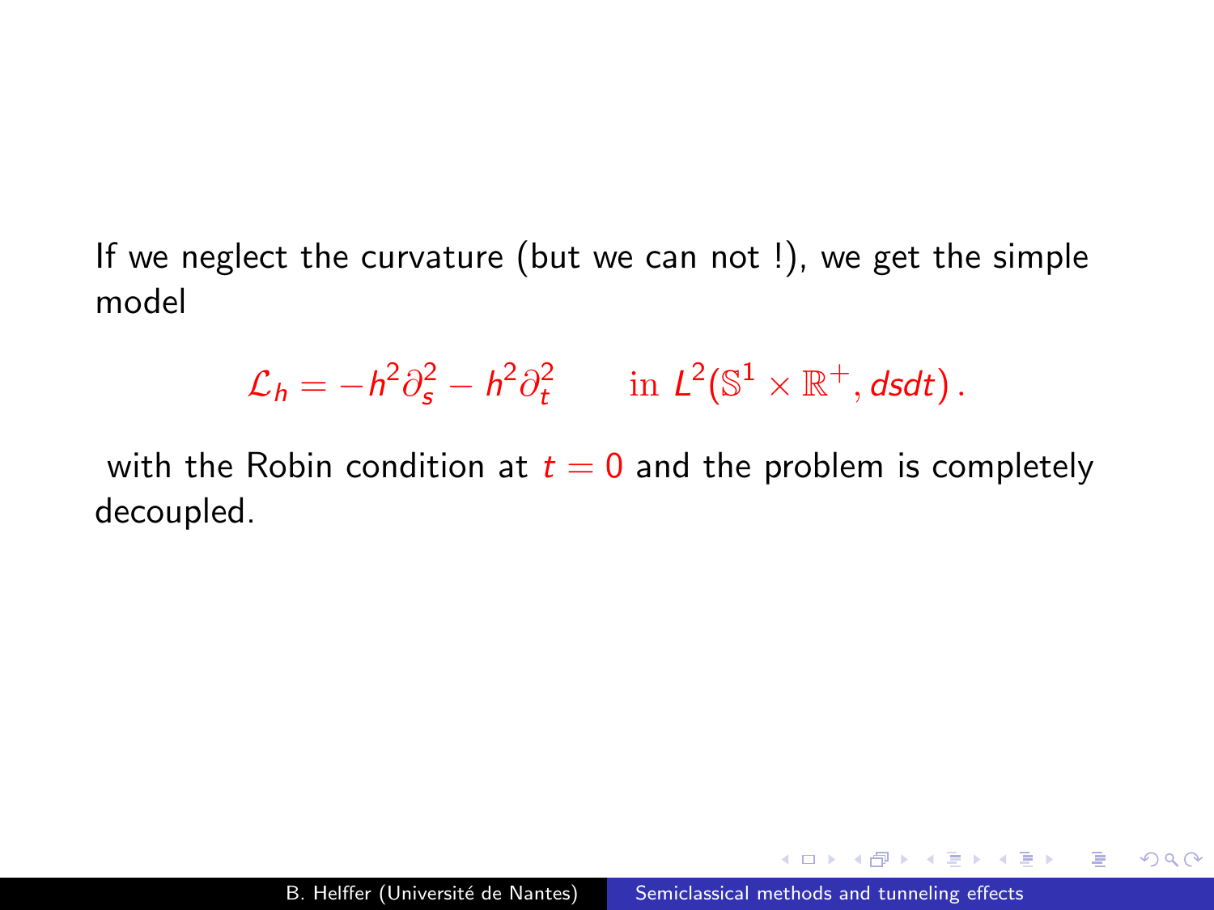If we neglect the curvature (but we can not !), we get the simple model

$$\mathcal{L}_h = -h^2\partial_s^2 - h^2\partial_t^2 \qquad \text{in } L^2(\mathbb{S}^1 \times \mathbb{R}^+, dsdt)\,.$$

with the Robin condition at $t = 0$ and the problem is completely decoupled.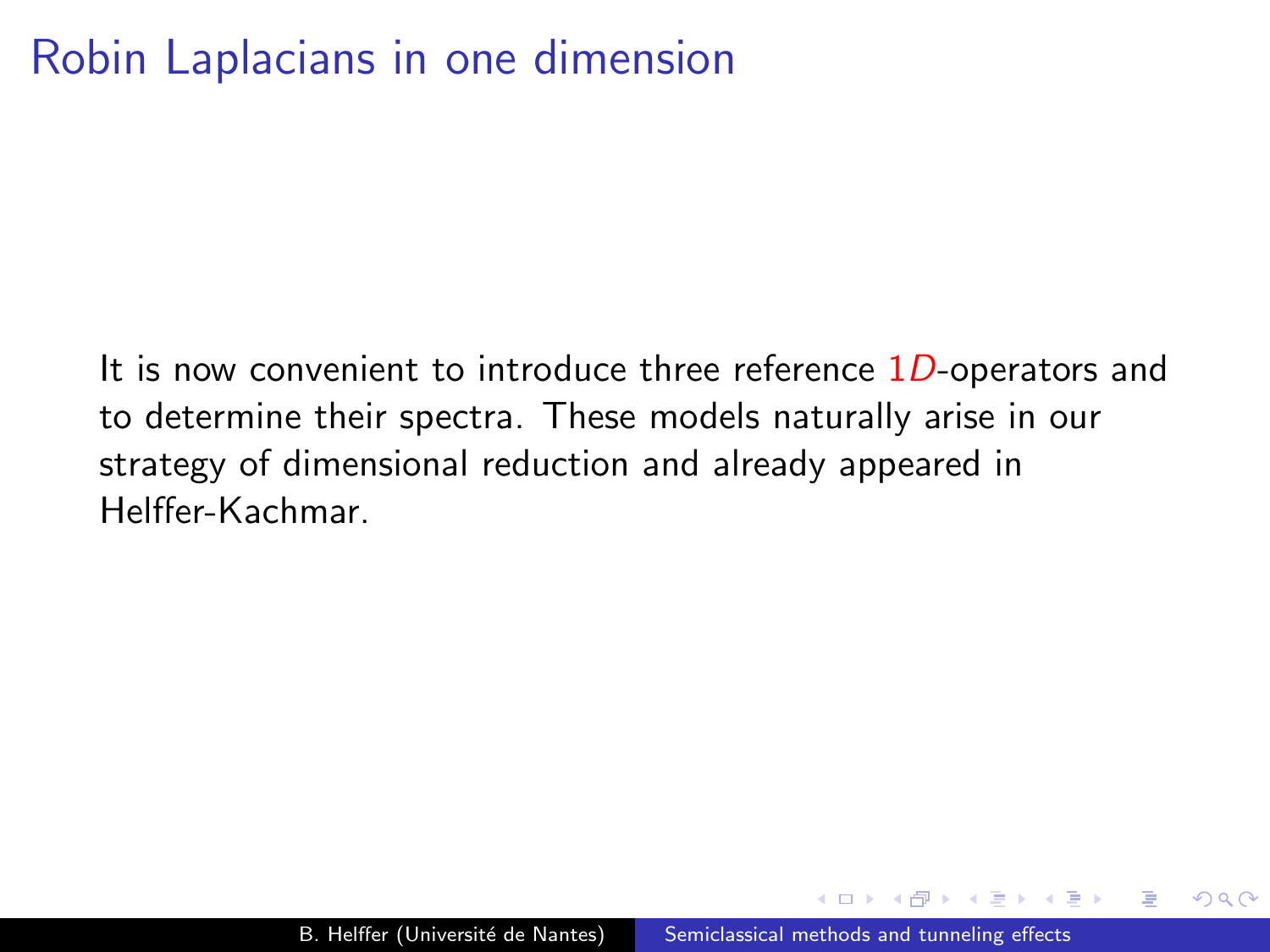# Robin Laplacians in one dimension

It is now convenient to introduce three reference $1D$-operators and to determine their spectra. These models naturally arise in our strategy of dimensional reduction and already appeared in Helffer-Kachmar.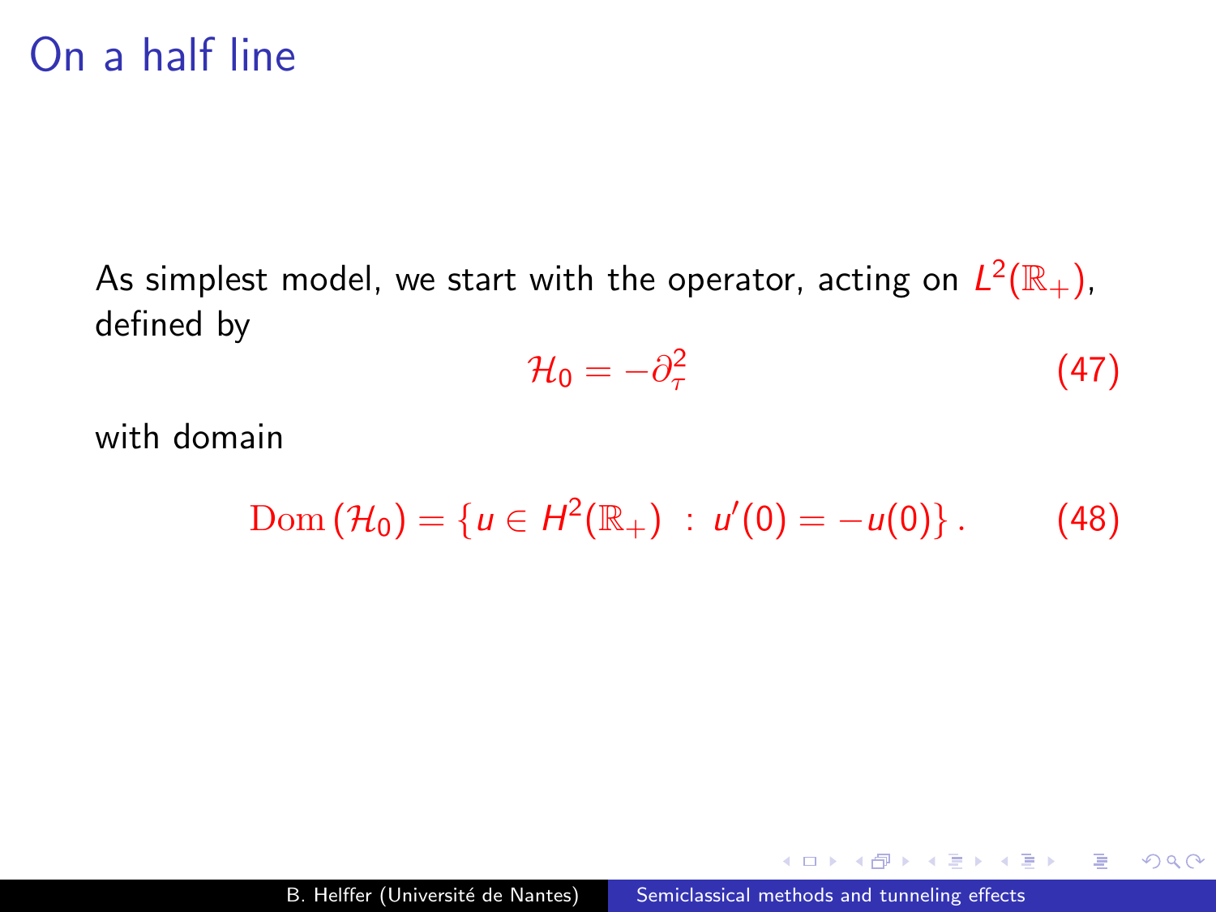# On a half line

As simplest model, we start with the operator, acting on $L^2(\mathbb{R}_+)$, defined by

$$\mathcal{H}_0 = -\partial_\tau^2 \tag{47}$$

with domain

$$\mathrm{Dom}\,(\mathcal{H}_0) = \{u \in H^2(\mathbb{R}_+) \ : \ u'(0) = -u(0)\}\,. \tag{48}$$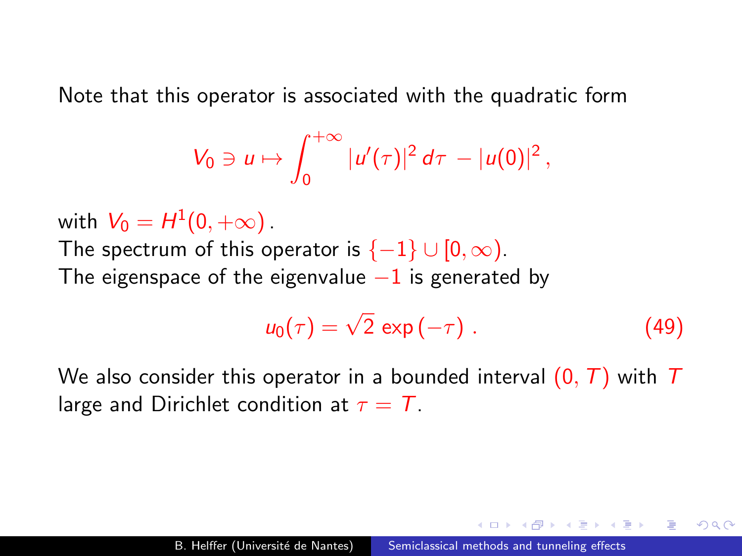Note that this operator is associated with the quadratic form

$$V_0 \ni u \mapsto \int_0^{+\infty} |u'(\tau)|^2 \, d\tau \, - |u(0)|^2 \,,$$

with $V_0 = H^1(0, +\infty)$.
The spectrum of this operator is $\{-1\} \cup [0, \infty)$.
The eigenspace of the eigenvalue $-1$ is generated by

$$u_0(\tau) = \sqrt{2} \, \exp\left(-\tau\right) \,. \tag{49}$$

We also consider this operator in a bounded interval $(0, T)$ with $T$ large and Dirichlet condition at $\tau = T$.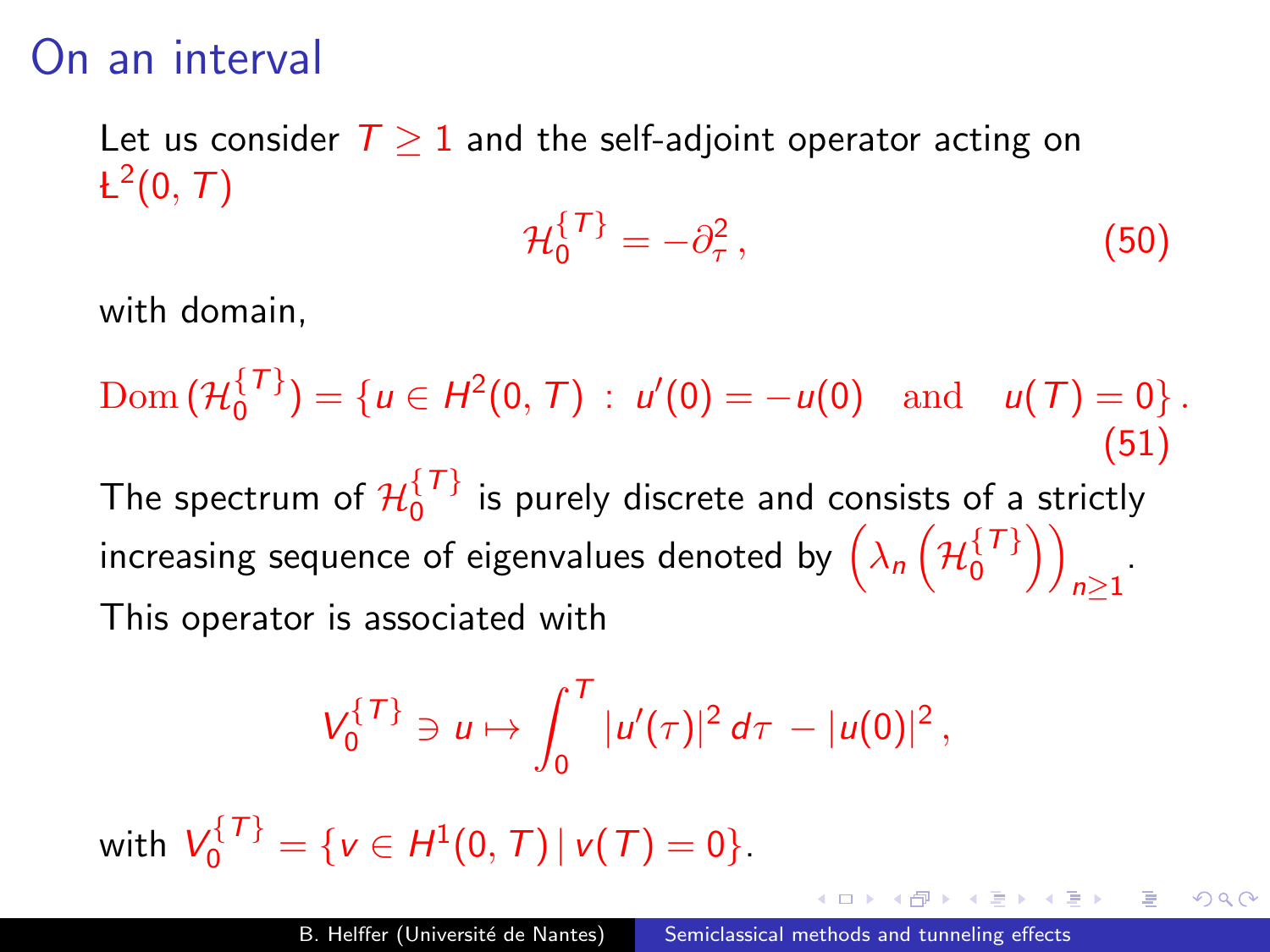# On an interval

Let us consider $T \geq 1$ and the self-adjoint operator acting on $Ł^2(0, T)$

$$\mathcal{H}_0^{\{T\}} = -\partial_\tau^2 \,, \tag{50}$$

with domain,

$$\mathrm{Dom}\,(\mathcal{H}_0^{\{T\}}) = \{u \in H^2(0,T) \,:\, u'(0) = -u(0) \quad \text{and} \quad u(T) = 0\} \,. \tag{51}$$

The spectrum of $\mathcal{H}_0^{\{T\}}$ is purely discrete and consists of a strictly increasing sequence of eigenvalues denoted by $\left(\lambda_n\left(\mathcal{H}_0^{\{T\}}\right)\right)_{n\geq 1}$.

This operator is associated with

$$V_0^{\{T\}} \ni u \mapsto \int_0^T |u'(\tau)|^2\, d\tau \,-\, |u(0)|^2 \,,$$

with $V_0^{\{T\}} = \{v \in H^1(0,T) \,|\, v(T) = 0\}$.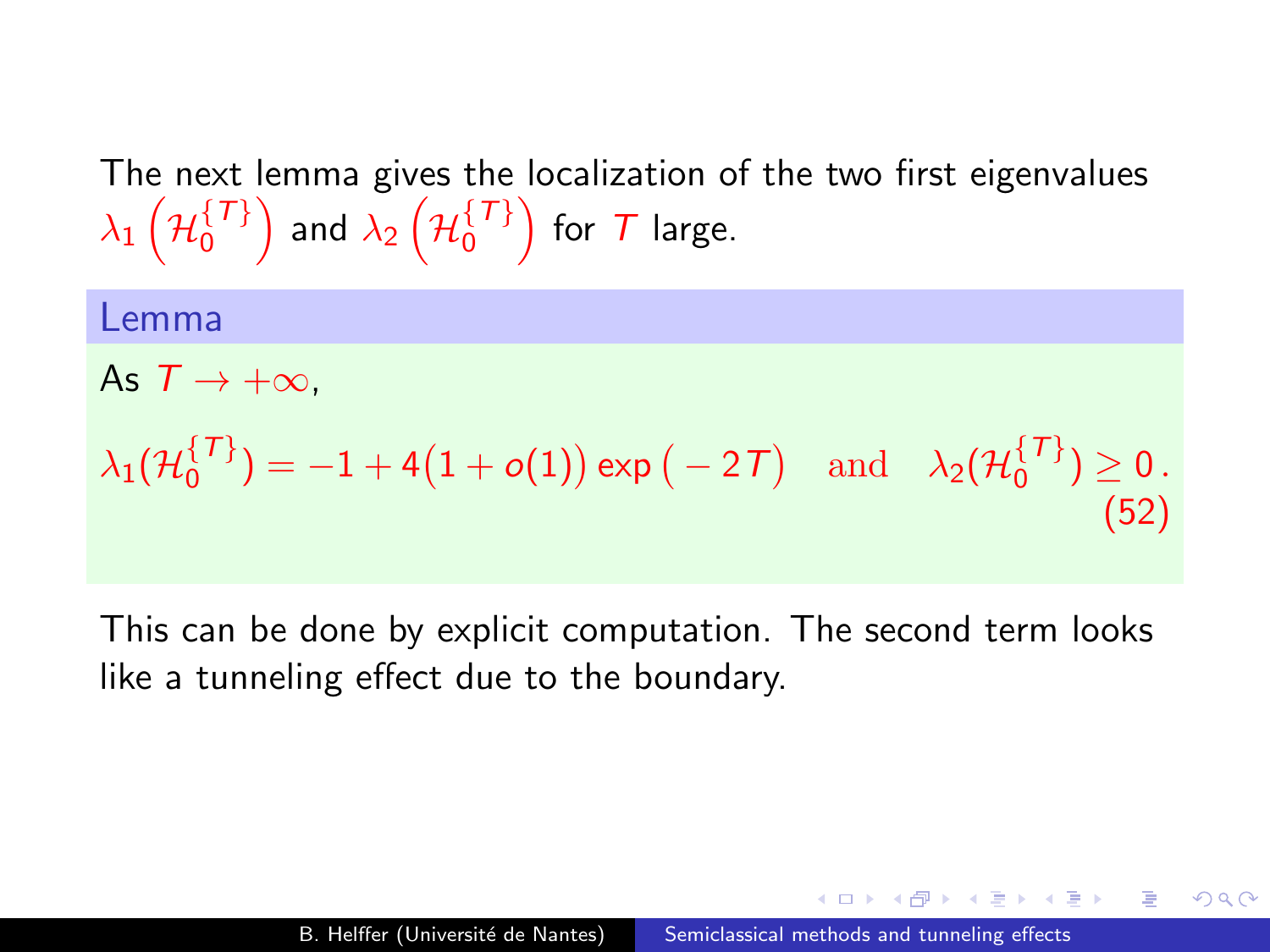The next lemma gives the localization of the two first eigenvalues $\lambda_1\left(\mathcal{H}_0^{\{T\}}\right)$ and $\lambda_2\left(\mathcal{H}_0^{\{T\}}\right)$ for $T$ large.

**Lemma**

As $T \to +\infty$,

$$\lambda_1(\mathcal{H}_0^{\{T\}}) = -1 + 4\big(1 + o(1)\big)\exp\big(-2T\big) \quad \text{and} \quad \lambda_2(\mathcal{H}_0^{\{T\}}) \geq 0\,. \tag{52}$$

This can be done by explicit computation. The second term looks like a tunneling effect due to the boundary.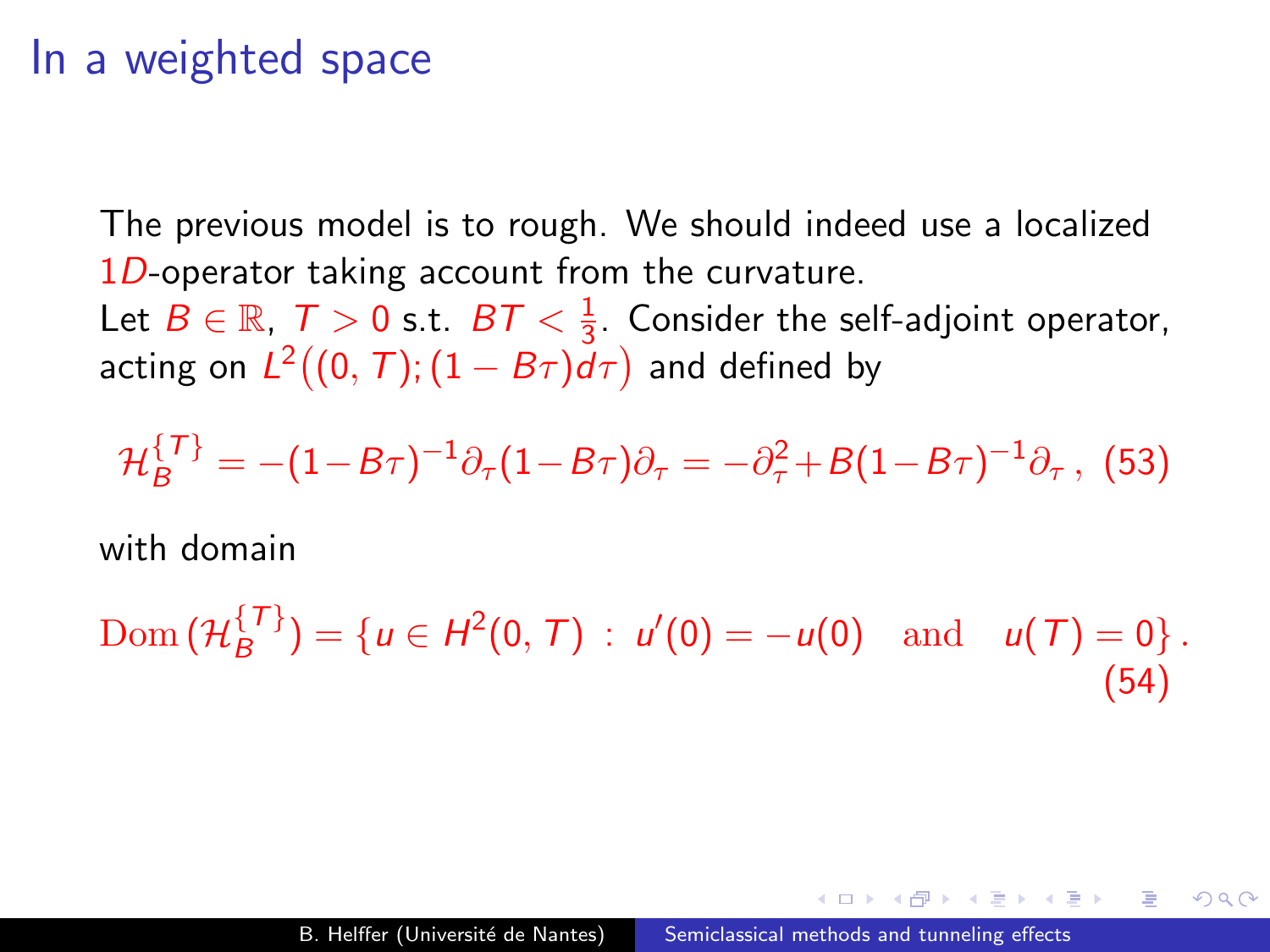# In a weighted space

The previous model is to rough. We should indeed use a localized $1D$-operator taking account from the curvature.
Let $B \in \mathbb{R}$, $T > 0$ s.t. $BT < \frac{1}{3}$. Consider the self-adjoint operator, acting on $L^2\big((0,T);(1-B\tau)d\tau\big)$ and defined by

$$\mathcal{H}_B^{\{T\}} = -(1-B\tau)^{-1}\partial_\tau(1-B\tau)\partial_\tau = -\partial_\tau^2 + B(1-B\tau)^{-1}\partial_\tau\,, \quad (53)$$

with domain

$$\mathrm{Dom}\,(\mathcal{H}_B^{\{T\}}) = \{u \in H^2(0,T)\ :\ u'(0) = -u(0) \quad \text{and} \quad u(T) = 0\}\,. \quad (54)$$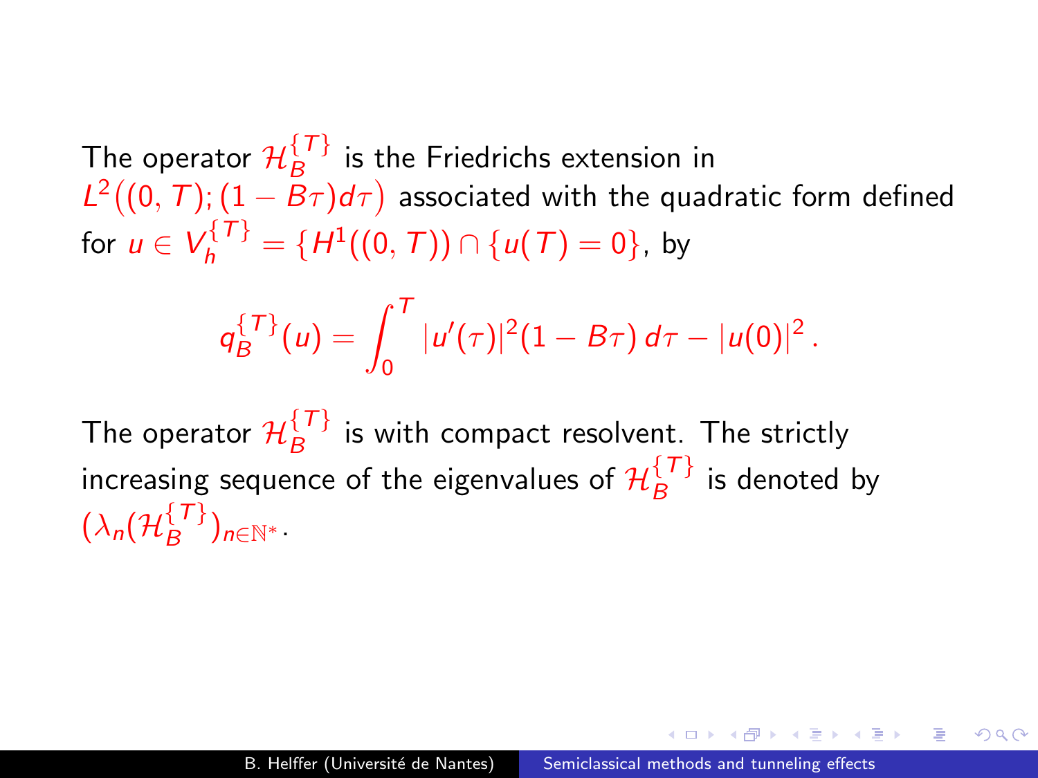The operator $\mathcal{H}_B^{\{T\}}$ is the Friedrichs extension in $L^2\big((0,T);(1-B\tau)d\tau\big)$ associated with the quadratic form defined for $u \in V_h^{\{T\}} = \{H^1((0,T)) \cap \{u(T)=0\}$, by

$$q_B^{\{T\}}(u) = \int_0^T |u'(\tau)|^2(1-B\tau)\,d\tau - |u(0)|^2\,.$$

The operator $\mathcal{H}_B^{\{T\}}$ is with compact resolvent. The strictly increasing sequence of the eigenvalues of $\mathcal{H}_B^{\{T\}}$ is denoted by $(\lambda_n(\mathcal{H}_B^{\{T\}})_{n\in\mathbb{N}^*}$.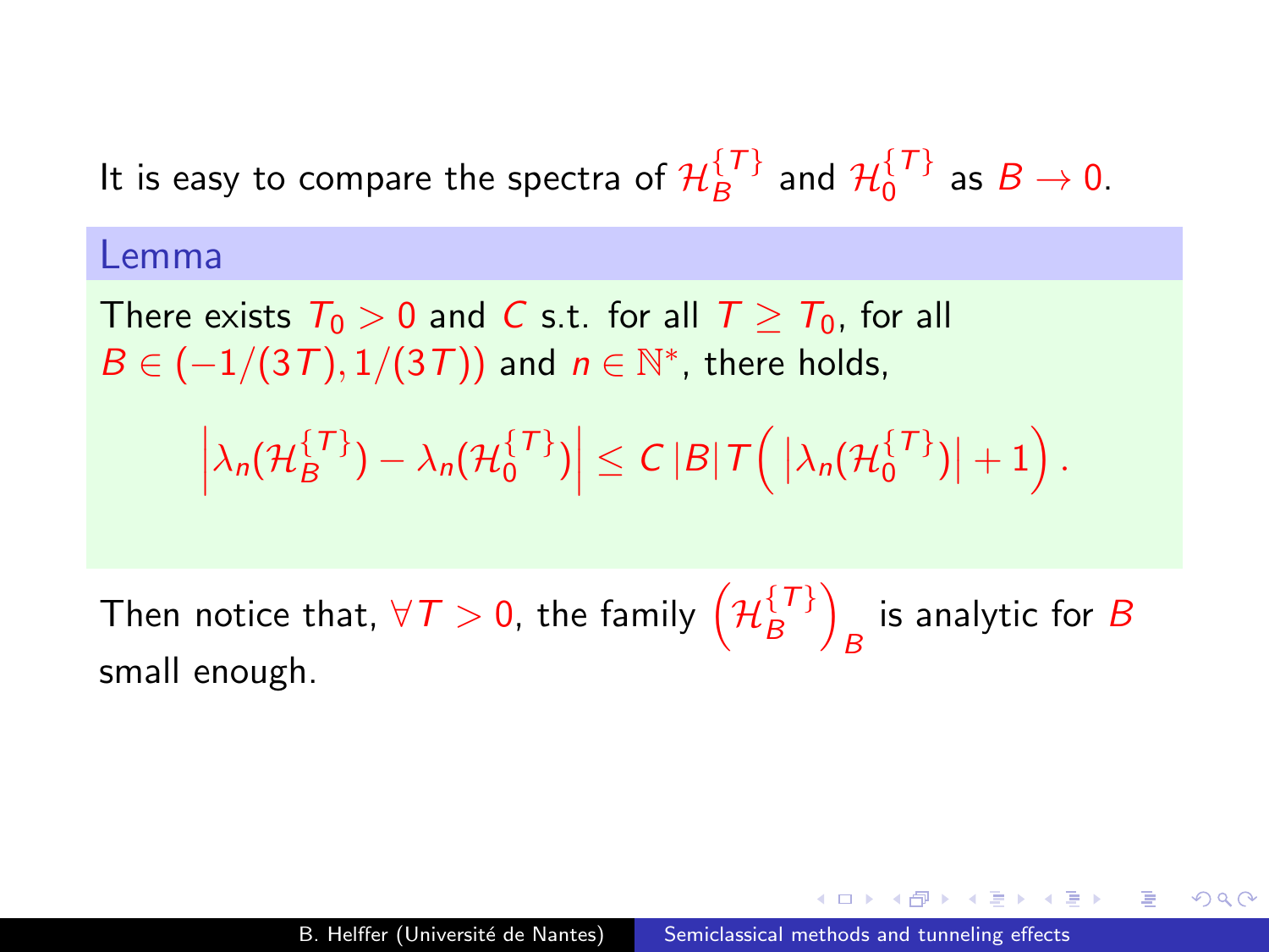It is easy to compare the spectra of $\mathcal{H}_B^{\{T\}}$ and $\mathcal{H}_0^{\{T\}}$ as $B \to 0$.

**Lemma**

There exists $T_0 > 0$ and $C$ s.t. for all $T \geq T_0$, for all $B \in (-1/(3T), 1/(3T))$ and $n \in \mathbb{N}^*$, there holds,

$$\left| \lambda_n(\mathcal{H}_B^{\{T\}}) - \lambda_n(\mathcal{H}_0^{\{T\}}) \right| \leq C\, |B|\, T \Big( \left| \lambda_n(\mathcal{H}_0^{\{T\}}) \right| + 1 \Big) .$$

Then notice that, $\forall T > 0$, the family $\left(\mathcal{H}_B^{\{T\}}\right)_B$ is analytic for $B$ small enough.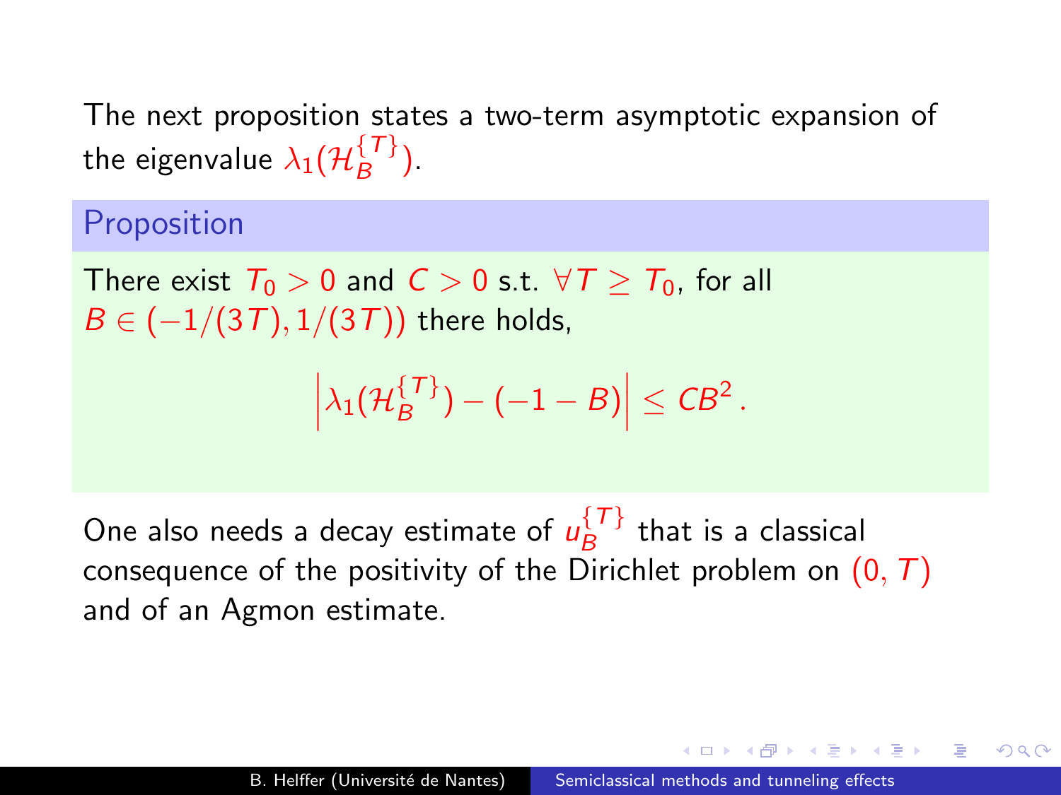The next proposition states a two-term asymptotic expansion of the eigenvalue $\lambda_1(\mathcal{H}_B^{\{T\}})$.

**Proposition**

There exist $T_0 > 0$ and $C > 0$ s.t. $\forall T \geq T_0$, for all $B \in (-1/(3T), 1/(3T))$ there holds,

$$\left| \lambda_1(\mathcal{H}_B^{\{T\}}) - (-1 - B) \right| \leq C B^2 \,.$$

One also needs a decay estimate of $u_B^{\{T\}}$ that is a classical consequence of the positivity of the Dirichlet problem on $(0, T)$ and of an Agmon estimate.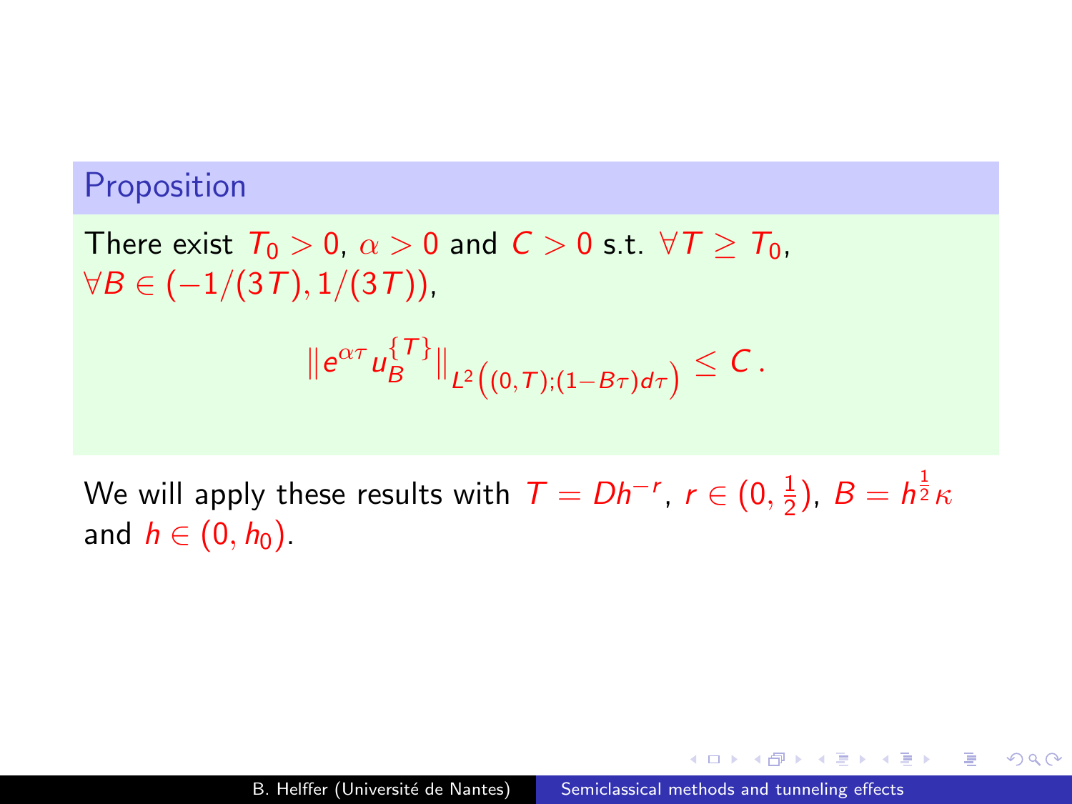**Proposition**

There exist $T_0 > 0$, $\alpha > 0$ and $C > 0$ s.t. $\forall T \geq T_0$, $\forall B \in (-1/(3T), 1/(3T))$,

$$\| e^{\alpha \tau} u_B^{\{T\}} \|_{L^2\left((0,T);(1-B\tau)d\tau\right)} \leq C \,.$$

We will apply these results with $T = Dh^{-r}$, $r \in (0, \frac{1}{2})$, $B = h^{\frac{1}{2}} \kappa$ and $h \in (0, h_0)$.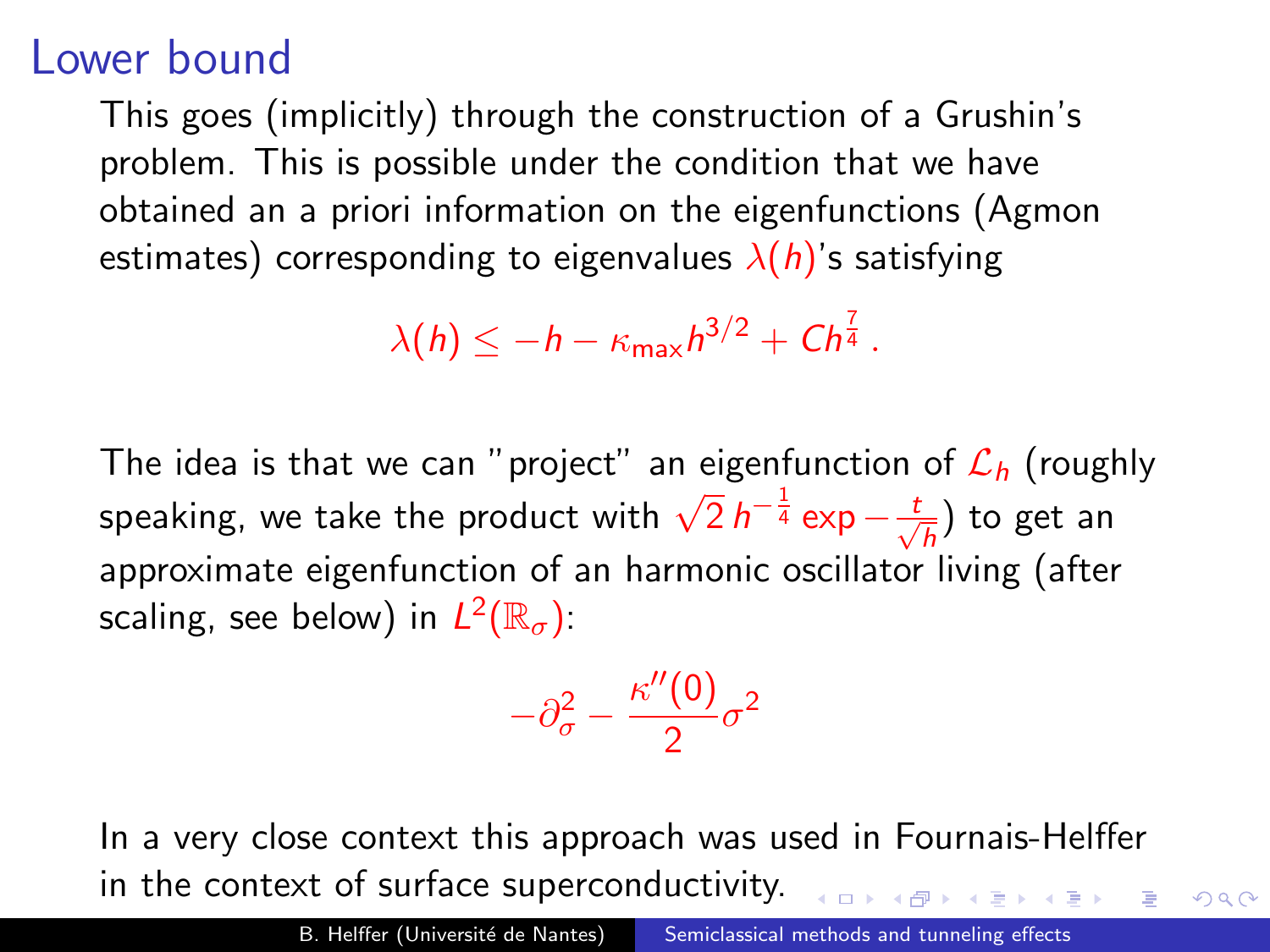# Lower bound

This goes (implicitly) through the construction of a Grushin's problem. This is possible under the condition that we have obtained an a priori information on the eigenfunctions (Agmon estimates) corresponding to eigenvalues $\lambda(h)$'s satisfying

$$\lambda(h) \leq -h - \kappa_{\max} h^{3/2} + C h^{\frac{7}{4}}\,.$$

The idea is that we can "project" an eigenfunction of $\mathcal{L}_h$ (roughly speaking, we take the product with $\sqrt{2}\, h^{-\frac{1}{4}} \exp -\frac{t}{\sqrt{h}}$) to get an approximate eigenfunction of an harmonic oscillator living (after scaling, see below) in $L^2(\mathbb{R}_\sigma)$:

$$-\partial_\sigma^2 - \frac{\kappa''(0)}{2}\sigma^2$$

In a very close context this approach was used in Fournais-Helffer in the context of surface superconductivity.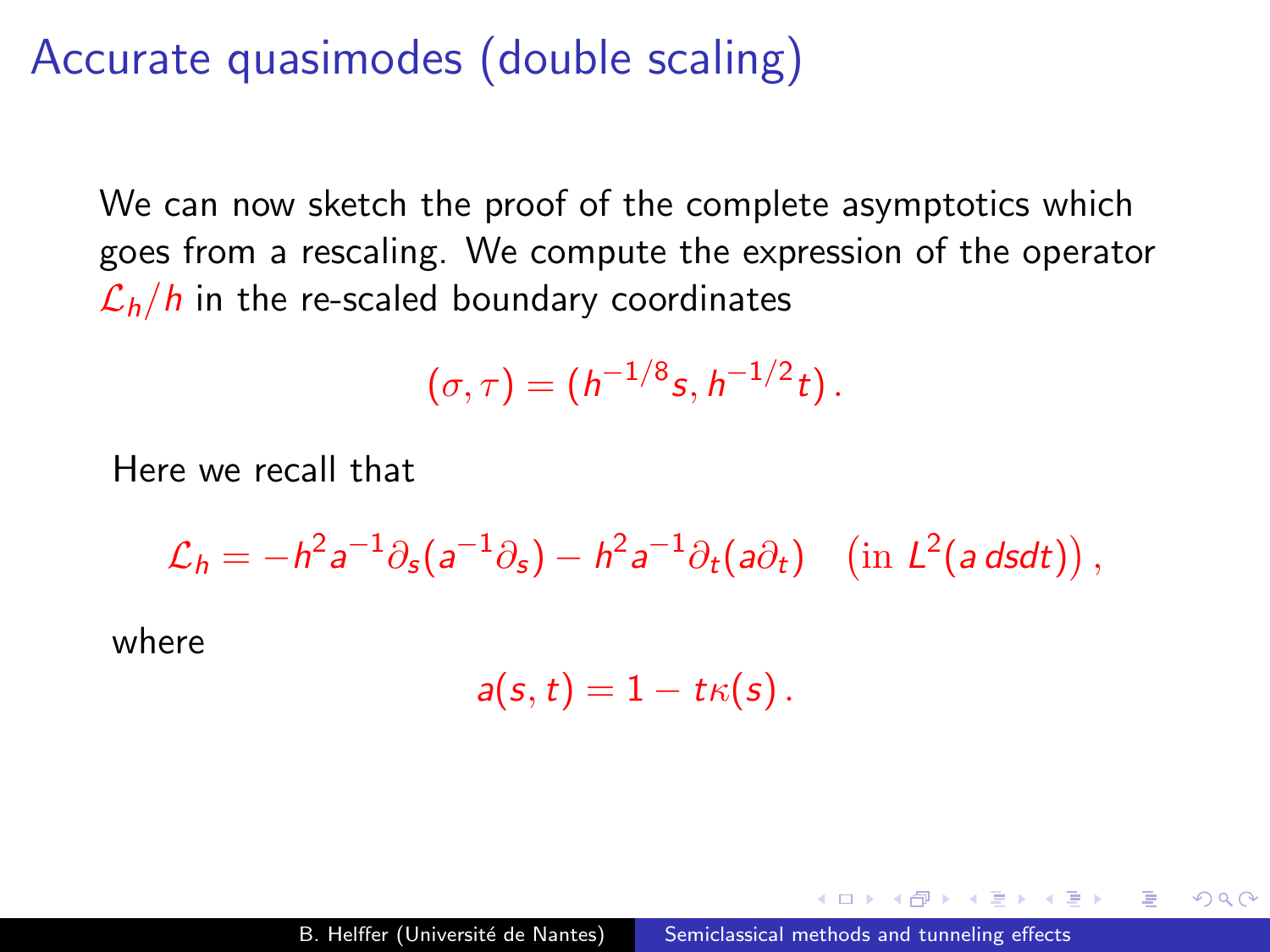# Accurate quasimodes (double scaling)

We can now sketch the proof of the complete asymptotics which goes from a rescaling. We compute the expression of the operator $\mathcal{L}_h/h$ in the re-scaled boundary coordinates

$$(\sigma, \tau) = (h^{-1/8}s, h^{-1/2}t)\,.$$

Here we recall that

$$\mathcal{L}_h = -h^2 a^{-1}\partial_s(a^{-1}\partial_s) - h^2 a^{-1}\partial_t(a\partial_t) \quad \left(\text{in } L^2(a\, dsdt)\right),$$

where

$$a(s,t) = 1 - t\kappa(s)\,.$$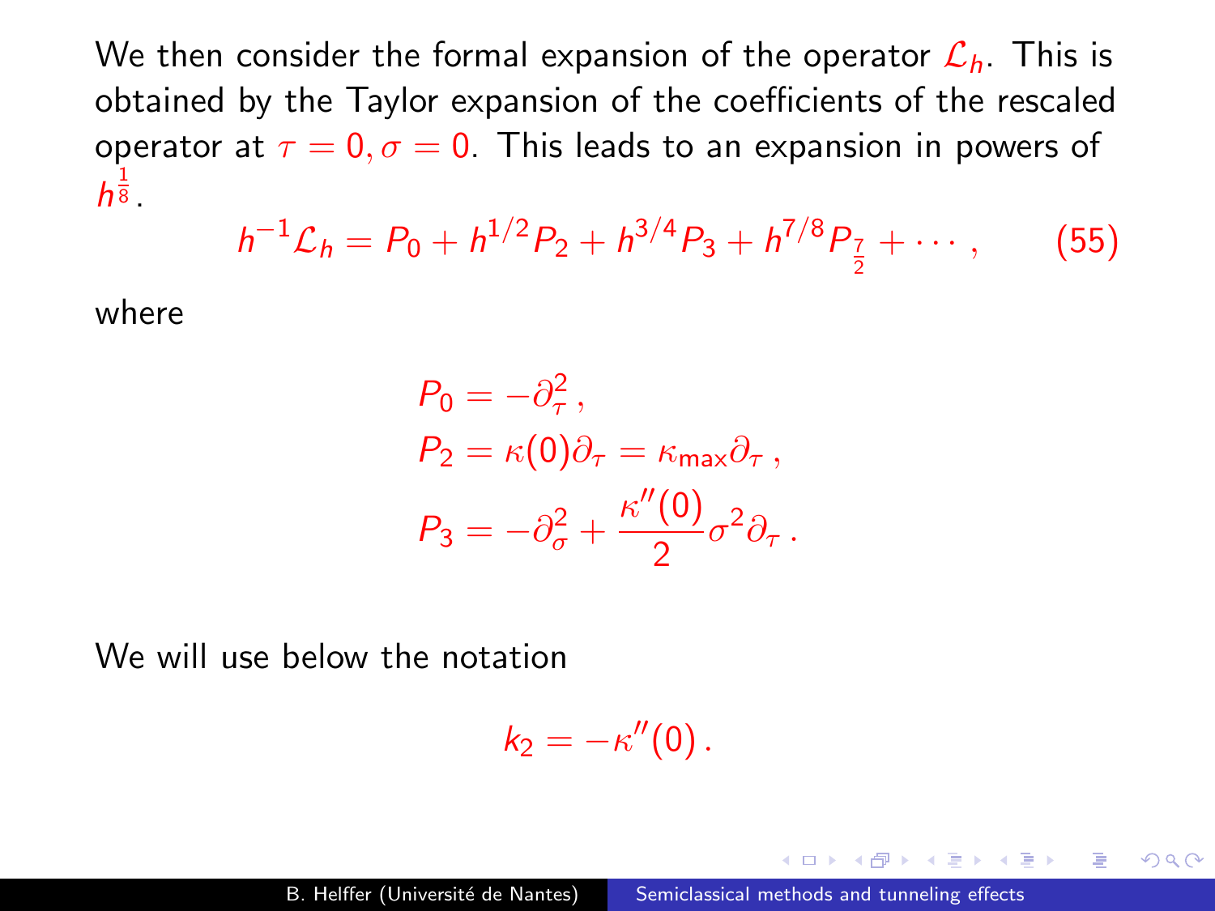We then consider the formal expansion of the operator $\mathcal{L}_h$. This is obtained by the Taylor expansion of the coefficients of the rescaled operator at $\tau = 0, \sigma = 0$. This leads to an expansion in powers of $h^{\frac{1}{8}}$.

$$h^{-1}\mathcal{L}_h = P_0 + h^{1/2}P_2 + h^{3/4}P_3 + h^{7/8}P_{\frac{7}{2}} + \cdots , \qquad (55)$$

where

$$\begin{aligned} P_0 &= -\partial_\tau^2 \,, \\ P_2 &= \kappa(0)\partial_\tau = \kappa_{\max}\partial_\tau \,, \\ P_3 &= -\partial_\sigma^2 + \frac{\kappa''(0)}{2}\sigma^2\partial_\tau \,. \end{aligned}$$

We will use below the notation

$$k_2 = -\kappa''(0)\,.$$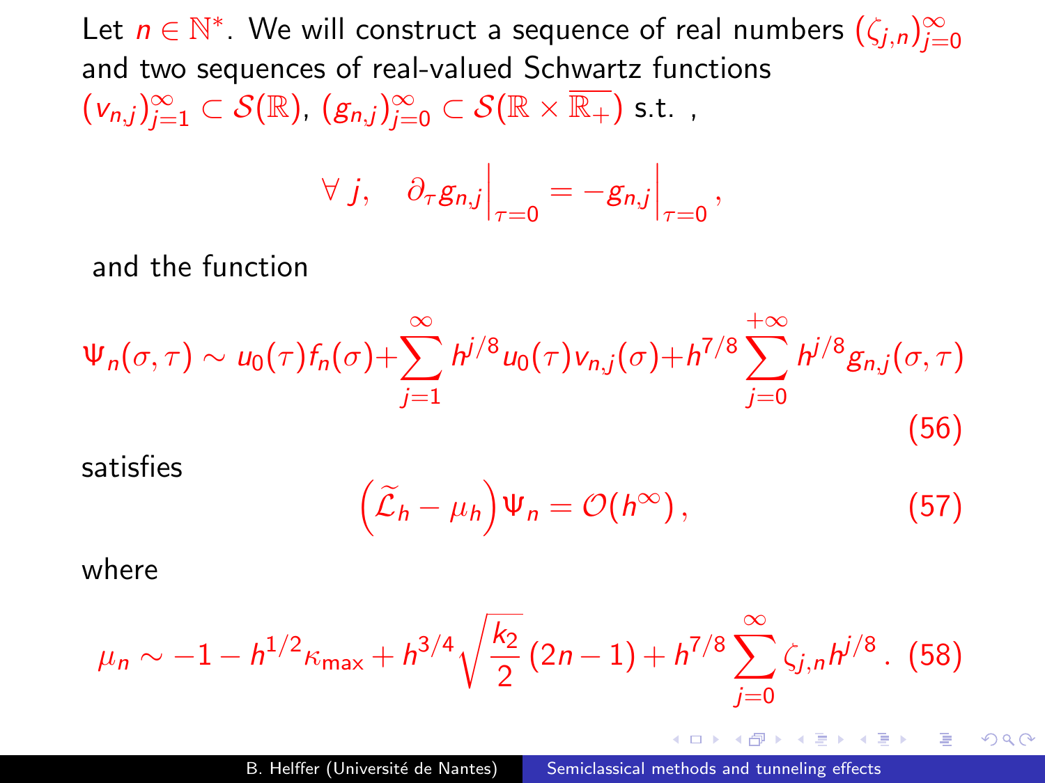Let $n \in \mathbb{N}^*$. We will construct a sequence of real numbers $(\zeta_{j,n})_{j=0}^{\infty}$ and two sequences of real-valued Schwartz functions $(v_{n,j})_{j=1}^{\infty} \subset \mathcal{S}(\mathbb{R})$, $(g_{n,j})_{j=0}^{\infty} \subset \mathcal{S}(\mathbb{R} \times \overline{\mathbb{R}_+})$ s.t. ,

$$\forall\, j, \quad \partial_\tau g_{n,j}\Big|_{\tau=0} = -g_{n,j}\Big|_{\tau=0},$$

and the function

$$\Psi_n(\sigma,\tau) \sim u_0(\tau) f_n(\sigma) + \sum_{j=1}^{\infty} h^{j/8} u_0(\tau) v_{n,j}(\sigma) + h^{7/8} \sum_{j=0}^{+\infty} h^{j/8} g_{n,j}(\sigma,\tau) \tag{56}$$

satisfies

$$\left(\widetilde{\mathcal{L}}_h - \mu_h\right) \Psi_n = \mathcal{O}(h^\infty)\,, \tag{57}$$

where

$$\mu_n \sim -1 - h^{1/2}\kappa_{\max} + h^{3/4}\sqrt{\frac{k_2}{2}}\,(2n-1) + h^{7/8}\sum_{j=0}^{\infty} \zeta_{j,n} h^{j/8}\,. \tag{58}$$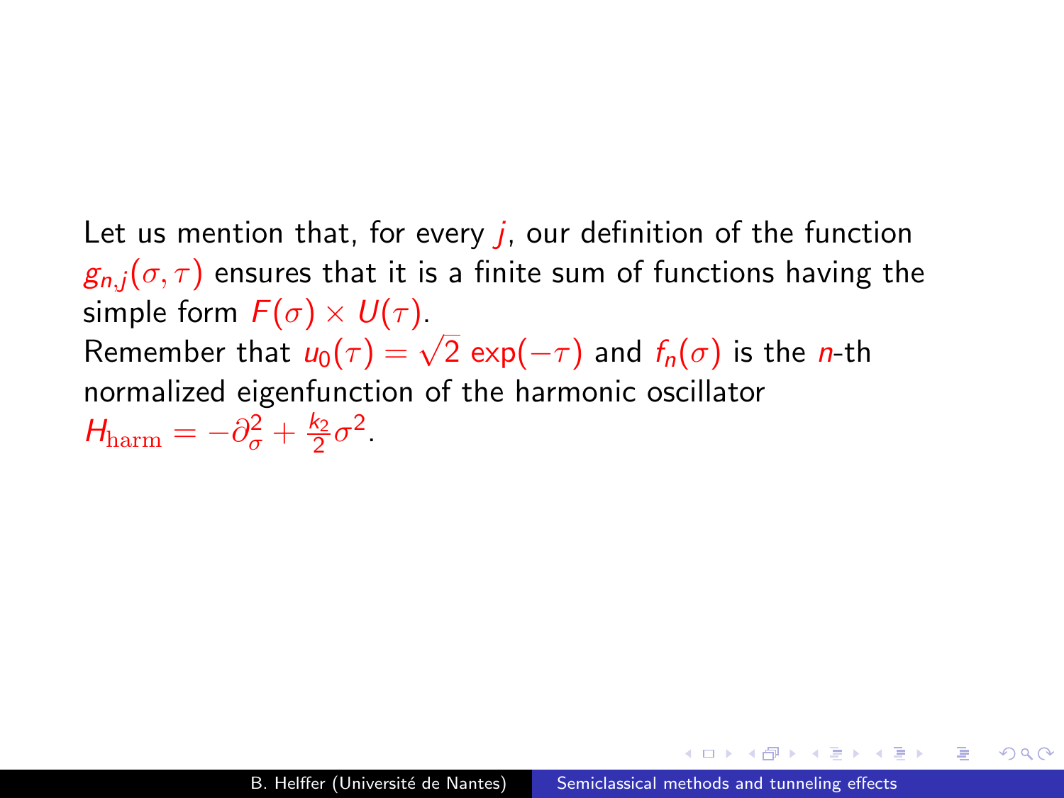Let us mention that, for every $j$, our definition of the function $g_{n,j}(\sigma, \tau)$ ensures that it is a finite sum of functions having the simple form $F(\sigma) \times U(\tau)$.

Remember that $u_0(\tau) = \sqrt{2}\exp(-\tau)$ and $f_n(\sigma)$ is the $n$-th normalized eigenfunction of the harmonic oscillator $H_{\mathrm{harm}} = -\partial_\sigma^2 + \frac{k_2}{2}\sigma^2$.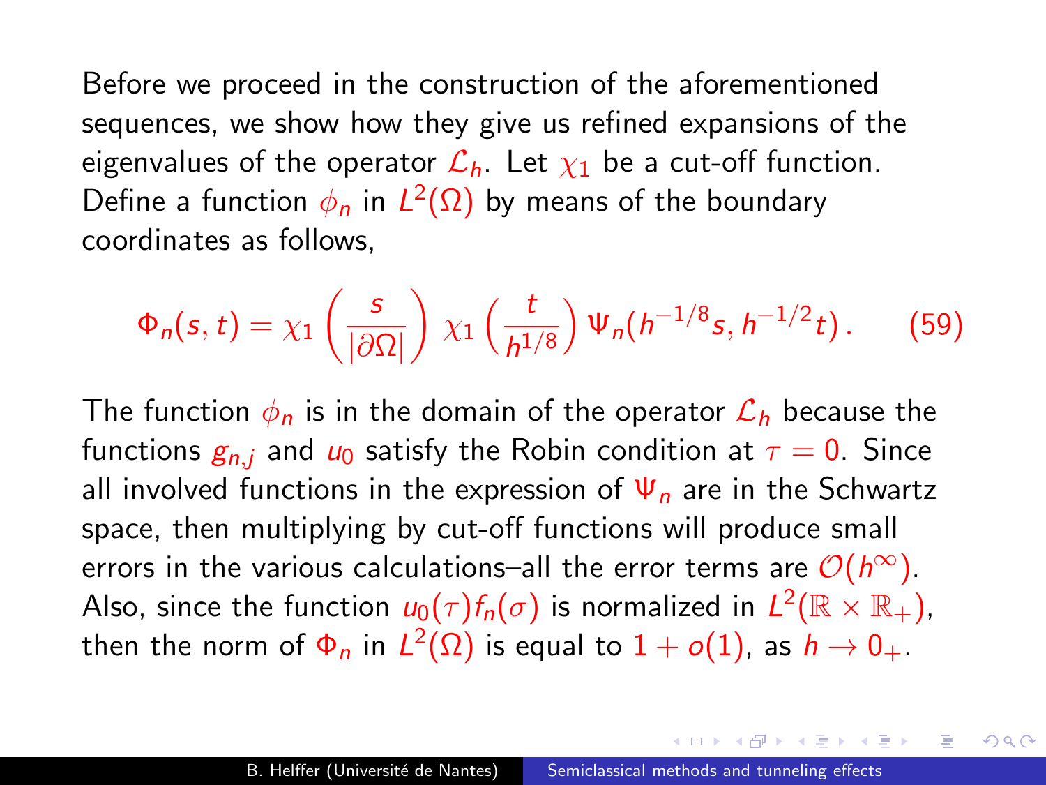Before we proceed in the construction of the aforementioned sequences, we show how they give us refined expansions of the eigenvalues of the operator $\mathcal{L}_h$. Let $\chi_1$ be a cut-off function. Define a function $\phi_n$ in $L^2(\Omega)$ by means of the boundary coordinates as follows,

$$\Phi_n(s,t) = \chi_1\left(\frac{s}{|\partial\Omega|}\right)\, \chi_1\left(\frac{t}{h^{1/8}}\right) \Psi_n(h^{-1/8}s, h^{-1/2}t)\,. \tag{59}$$

The function $\phi_n$ is in the domain of the operator $\mathcal{L}_h$ because the functions $g_{n,j}$ and $u_0$ satisfy the Robin condition at $\tau = 0$. Since all involved functions in the expression of $\Psi_n$ are in the Schwartz space, then multiplying by cut-off functions will produce small errors in the various calculations–all the error terms are $\mathcal{O}(h^\infty)$. Also, since the function $u_0(\tau)f_n(\sigma)$ is normalized in $L^2(\mathbb{R}\times\mathbb{R}_+)$, then the norm of $\Phi_n$ in $L^2(\Omega)$ is equal to $1 + o(1)$, as $h \to 0_+$.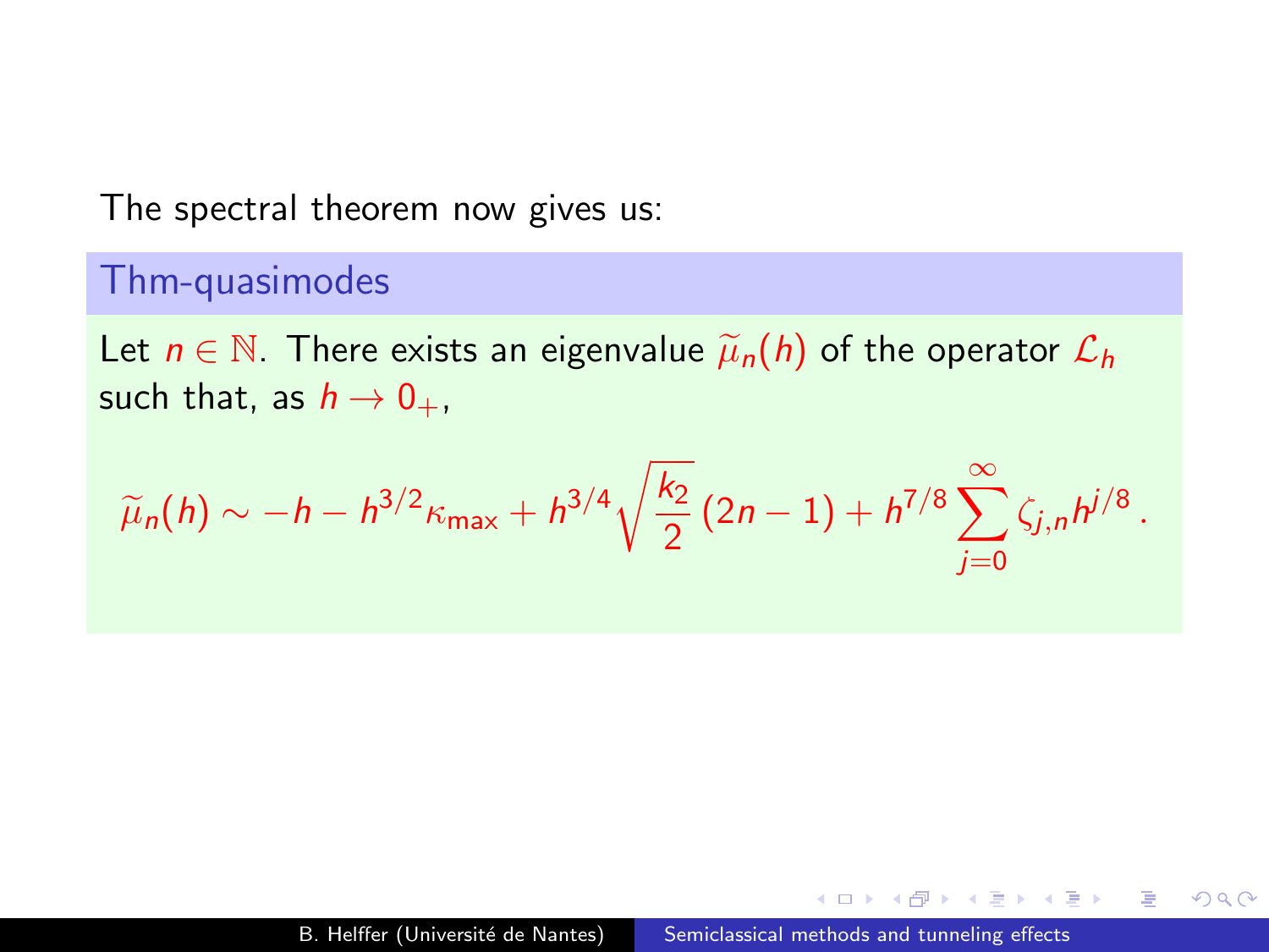The spectral theorem now gives us:

**Thm-quasimodes**

Let $n \in \mathbb{N}$. There exists an eigenvalue $\widetilde{\mu}_n(h)$ of the operator $\mathcal{L}_h$ such that, as $h \to 0_+$,

$$\widetilde{\mu}_n(h) \sim -h - h^{3/2}\kappa_{\max} + h^{3/4}\sqrt{\frac{k_2}{2}}\,(2n-1) + h^{7/8}\sum_{j=0}^{\infty}\zeta_{j,n}h^{j/8}\,.$$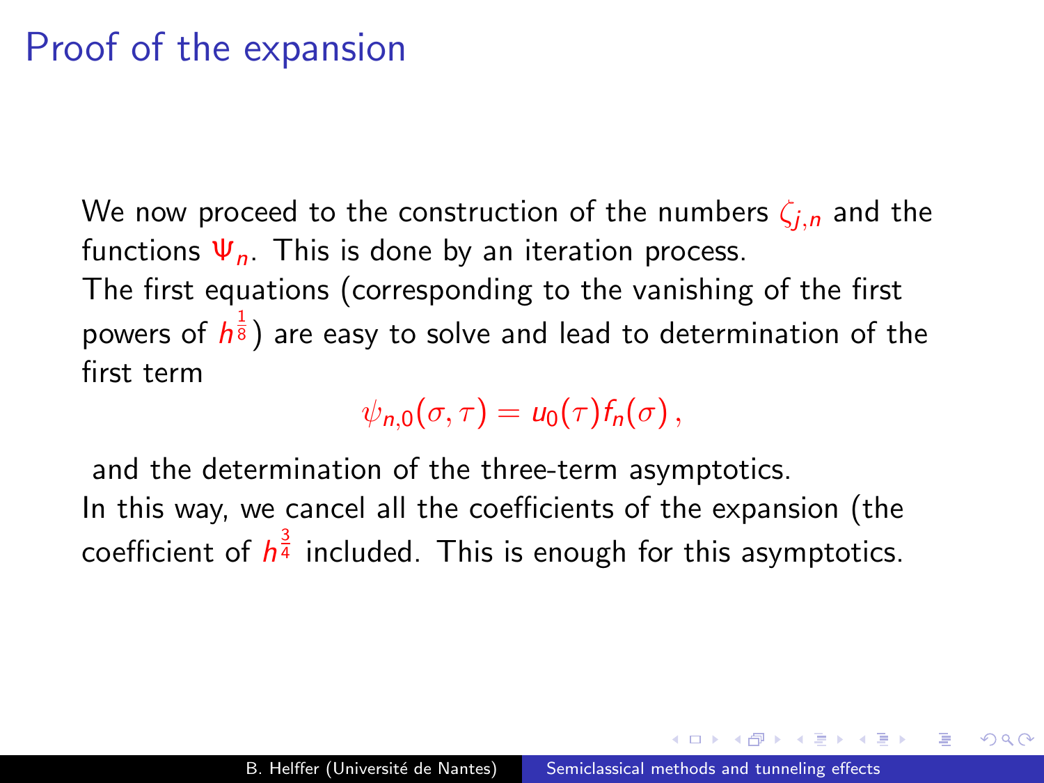# Proof of the expansion

We now proceed to the construction of the numbers $\zeta_{j,n}$ and the functions $\Psi_n$. This is done by an iteration process.
The first equations (corresponding to the vanishing of the first powers of $h^{\frac{1}{8}}$) are easy to solve and lead to determination of the first term

$$\psi_{n,0}(\sigma,\tau) = u_0(\tau) f_n(\sigma)\,,$$

and the determination of the three-term asymptotics.
In this way, we cancel all the coefficients of the expansion (the coefficient of $h^{\frac{3}{4}}$ included. This is enough for this asymptotics.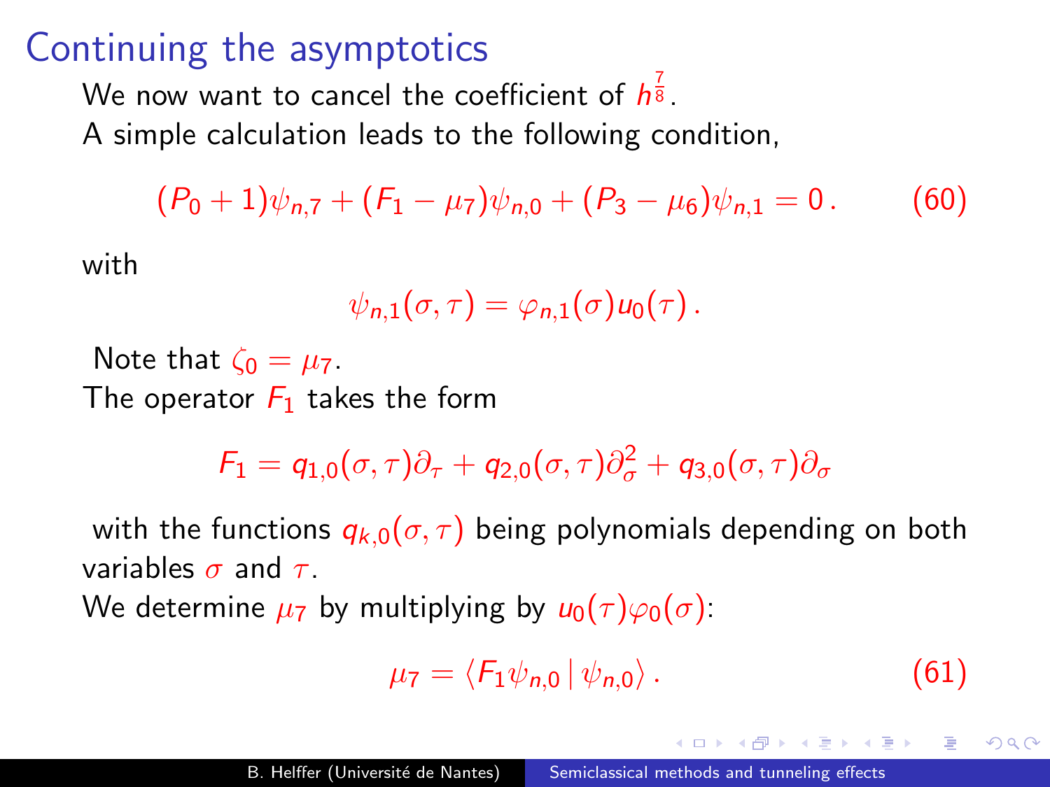# Continuing the asymptotics

We now want to cancel the coefficient of $h^{\frac{7}{8}}$.
A simple calculation leads to the following condition,

$$(P_0 + 1)\psi_{n,7} + (F_1 - \mu_7)\psi_{n,0} + (P_3 - \mu_6)\psi_{n,1} = 0\,. \qquad (60)$$

with

$$\psi_{n,1}(\sigma,\tau) = \varphi_{n,1}(\sigma)u_0(\tau)\,.$$

Note that $\zeta_0 = \mu_7$.
The operator $F_1$ takes the form

$$F_1 = q_{1,0}(\sigma,\tau)\partial_\tau + q_{2,0}(\sigma,\tau)\partial_\sigma^2 + q_{3,0}(\sigma,\tau)\partial_\sigma$$

with the functions $q_{k,0}(\sigma,\tau)$ being polynomials depending on both variables $\sigma$ and $\tau$.
We determine $\mu_7$ by multiplying by $u_0(\tau)\varphi_0(\sigma)$:

$$\mu_7 = \langle F_1\psi_{n,0}\,|\,\psi_{n,0}\rangle\,. \qquad (61)$$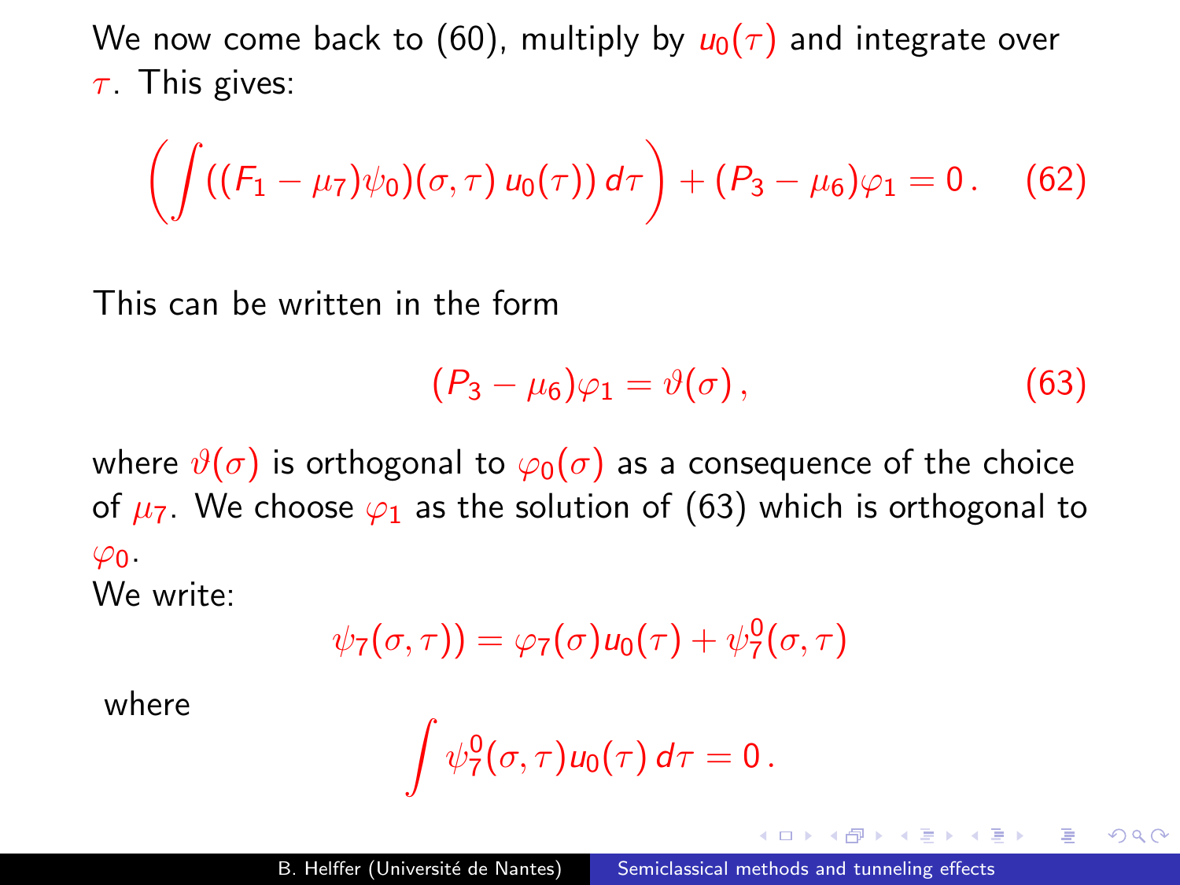We now come back to (60), multiply by $u_0(\tau)$ and integrate over $\tau$. This gives:

$$\left(\int ((F_1 - \mu_7)\psi_0)(\sigma,\tau)\, u_0(\tau))\, d\tau\right) + (P_3 - \mu_6)\varphi_1 = 0\,. \quad (62)$$

This can be written in the form

$$(P_3 - \mu_6)\varphi_1 = \vartheta(\sigma)\,, \quad (63)$$

where $\vartheta(\sigma)$ is orthogonal to $\varphi_0(\sigma)$ as a consequence of the choice of $\mu_7$. We choose $\varphi_1$ as the solution of (63) which is orthogonal to $\varphi_0$.

We write:

$$\psi_7(\sigma,\tau)) = \varphi_7(\sigma)u_0(\tau) + \psi_7^0(\sigma,\tau)$$

where

$$\int \psi_7^0(\sigma,\tau)u_0(\tau)\, d\tau = 0\,.$$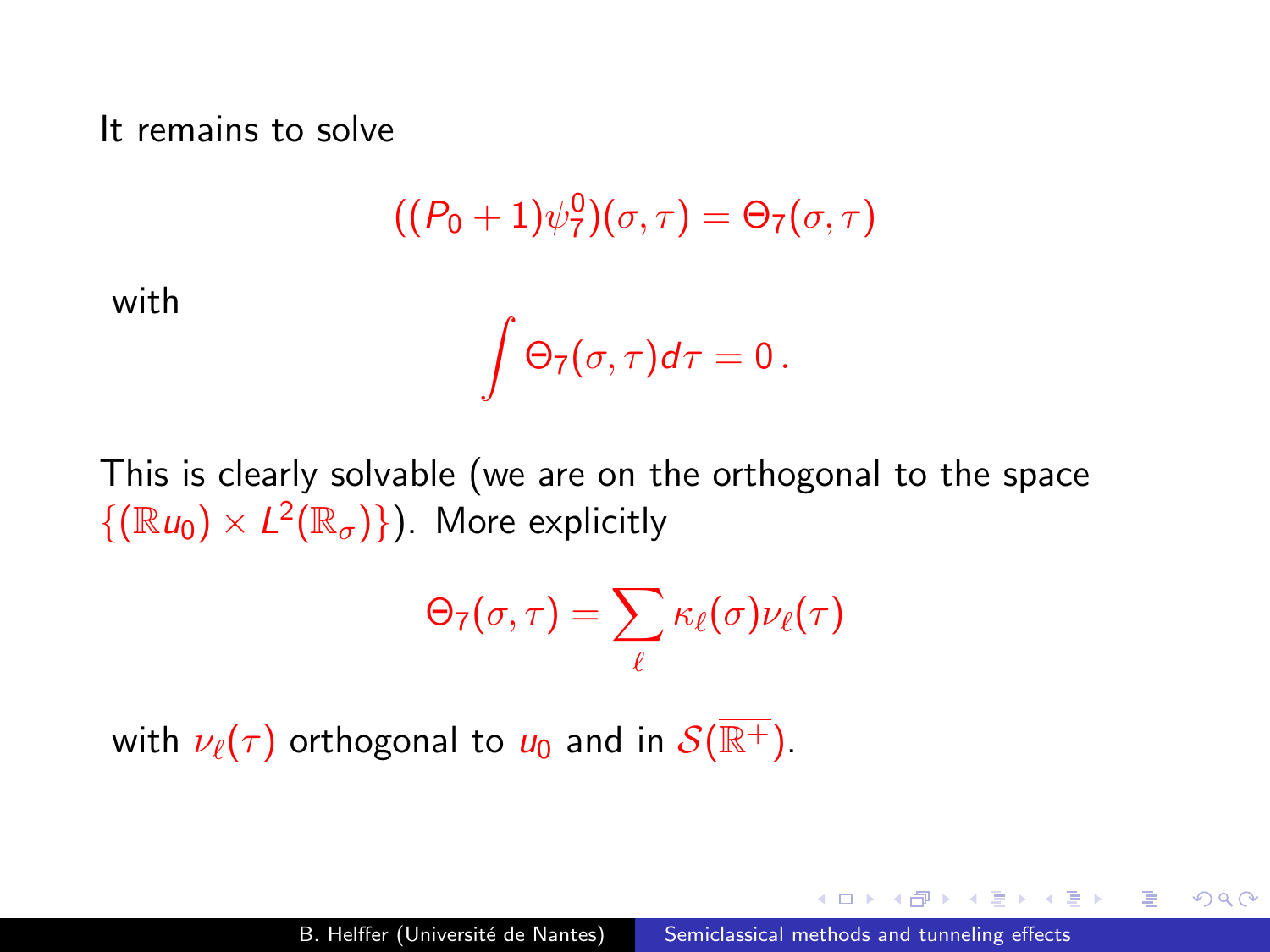It remains to solve

$$((P_0 + 1)\psi_7^0)(\sigma, \tau) = \Theta_7(\sigma, \tau)$$

with

$$\int \Theta_7(\sigma, \tau) d\tau = 0\,.$$

This is clearly solvable (we are on the orthogonal to the space $\{(\mathbb{R} u_0) \times L^2(\mathbb{R}_\sigma)\}$). More explicitly

$$\Theta_7(\sigma, \tau) = \sum_\ell \kappa_\ell(\sigma) \nu_\ell(\tau)$$

with $\nu_\ell(\tau)$ orthogonal to $u_0$ and in $\mathcal{S}(\overline{\mathbb{R}^+})$.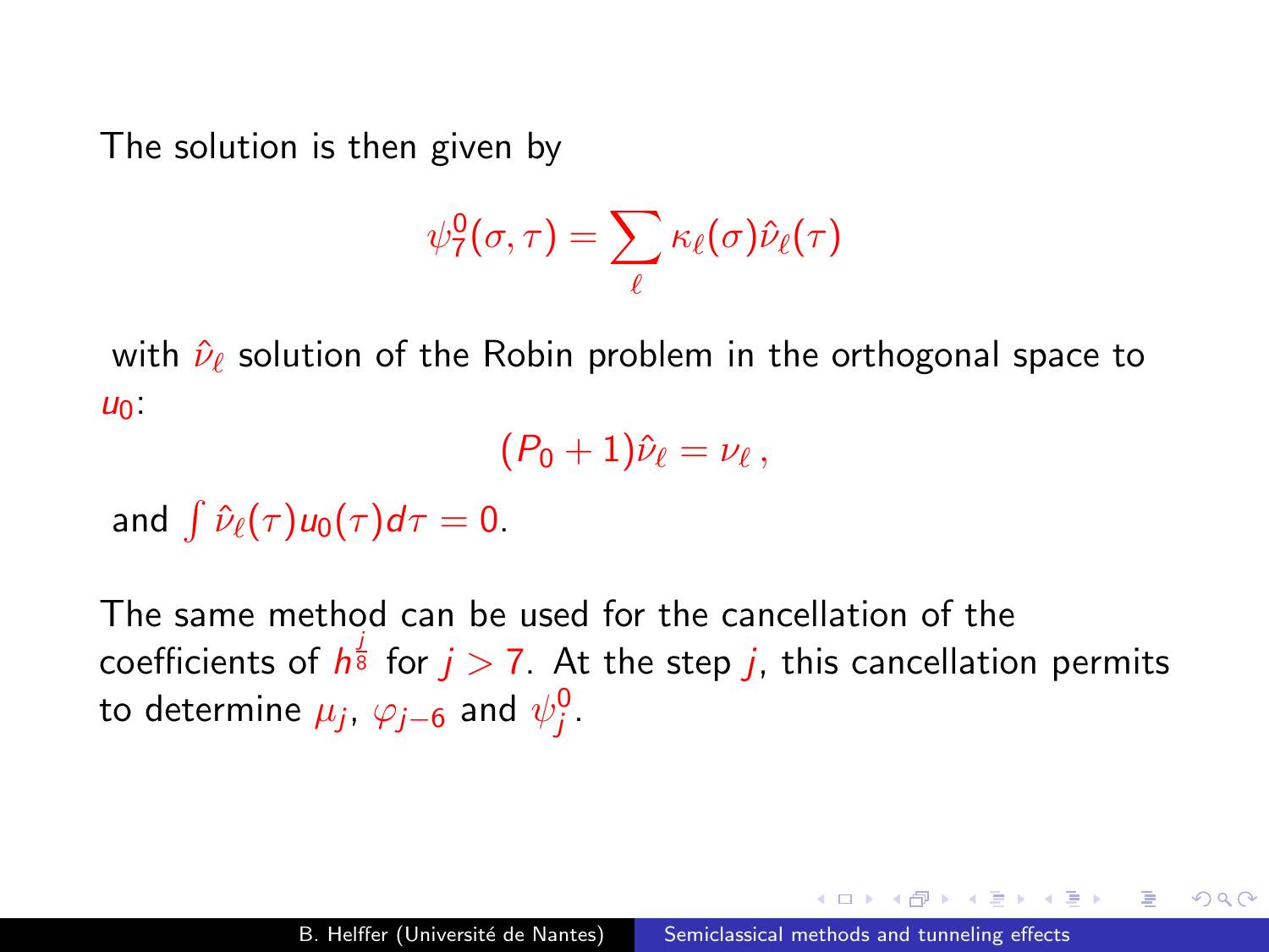The solution is then given by

$$\psi_7^0(\sigma,\tau) = \sum_\ell \kappa_\ell(\sigma)\hat{\nu}_\ell(\tau)$$

with $\hat{\nu}_\ell$ solution of the Robin problem in the orthogonal space to $u_0$:

$$(P_0 + 1)\hat{\nu}_\ell = \nu_\ell\,,$$

and $\int \hat{\nu}_\ell(\tau)u_0(\tau)d\tau = 0$.

The same method can be used for the cancellation of the coefficients of $h^{\frac{j}{8}}$ for $j > 7$. At the step $j$, this cancellation permits to determine $\mu_j$, $\varphi_{j-6}$ and $\psi_j^0$.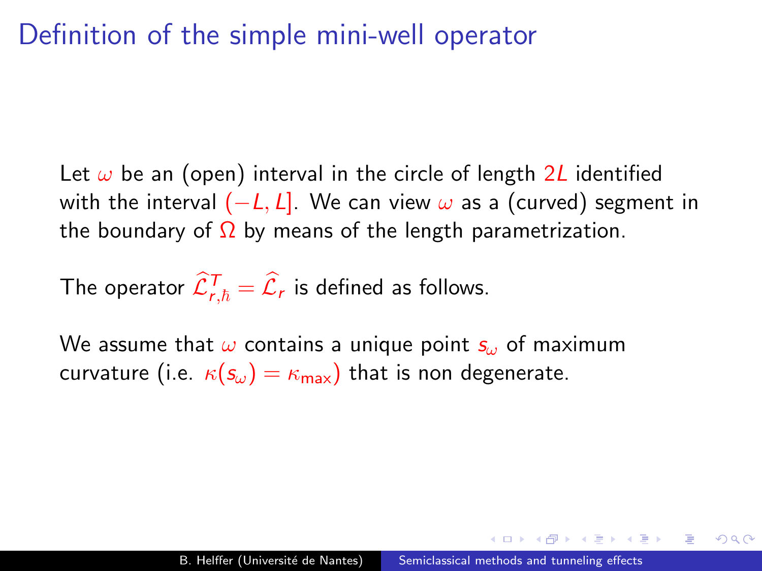# Definition of the simple mini-well operator

Let $\omega$ be an (open) interval in the circle of length $2L$ identified with the interval $(-L, L]$. We can view $\omega$ as a (curved) segment in the boundary of $\Omega$ by means of the length parametrization.

The operator $\widehat{\mathcal{L}}^{T}_{r,\hbar} = \widehat{\mathcal{L}}_{r}$ is defined as follows.

We assume that $\omega$ contains a unique point $s_\omega$ of maximum curvature (i.e. $\kappa(s_\omega) = \kappa_{\max}$) that is non degenerate.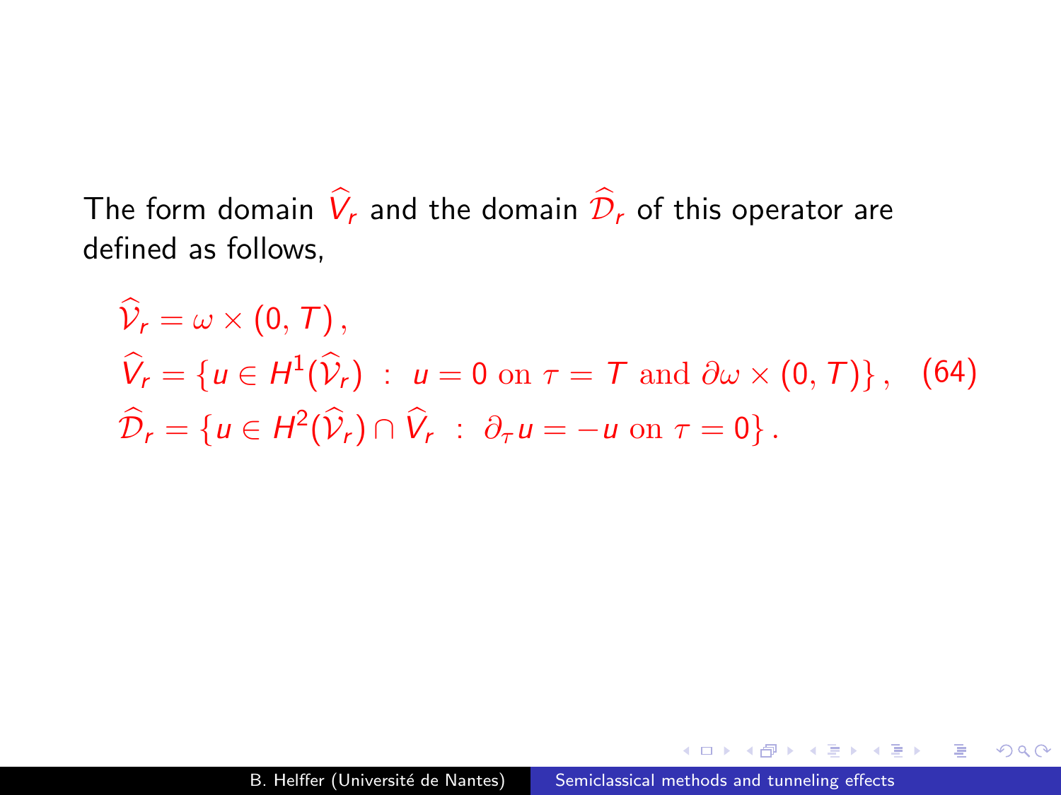The form domain $\widehat{V}_r$ and the domain $\widehat{\mathcal{D}}_r$ of this operator are defined as follows,

$$
\begin{aligned}
&\widehat{\mathcal{V}}_r = \omega \times (0, T)\,, \\
&\widehat{V}_r = \{u \in H^1(\widehat{\mathcal{V}}_r) \ :\ u = 0 \text{ on } \tau = T \text{ and } \partial\omega \times (0, T)\}\,, \\
&\widehat{\mathcal{D}}_r = \{u \in H^2(\widehat{\mathcal{V}}_r) \cap \widehat{V}_r \ :\ \partial_\tau u = -u \text{ on } \tau = 0\}\,.
\end{aligned}
\tag{64}
$$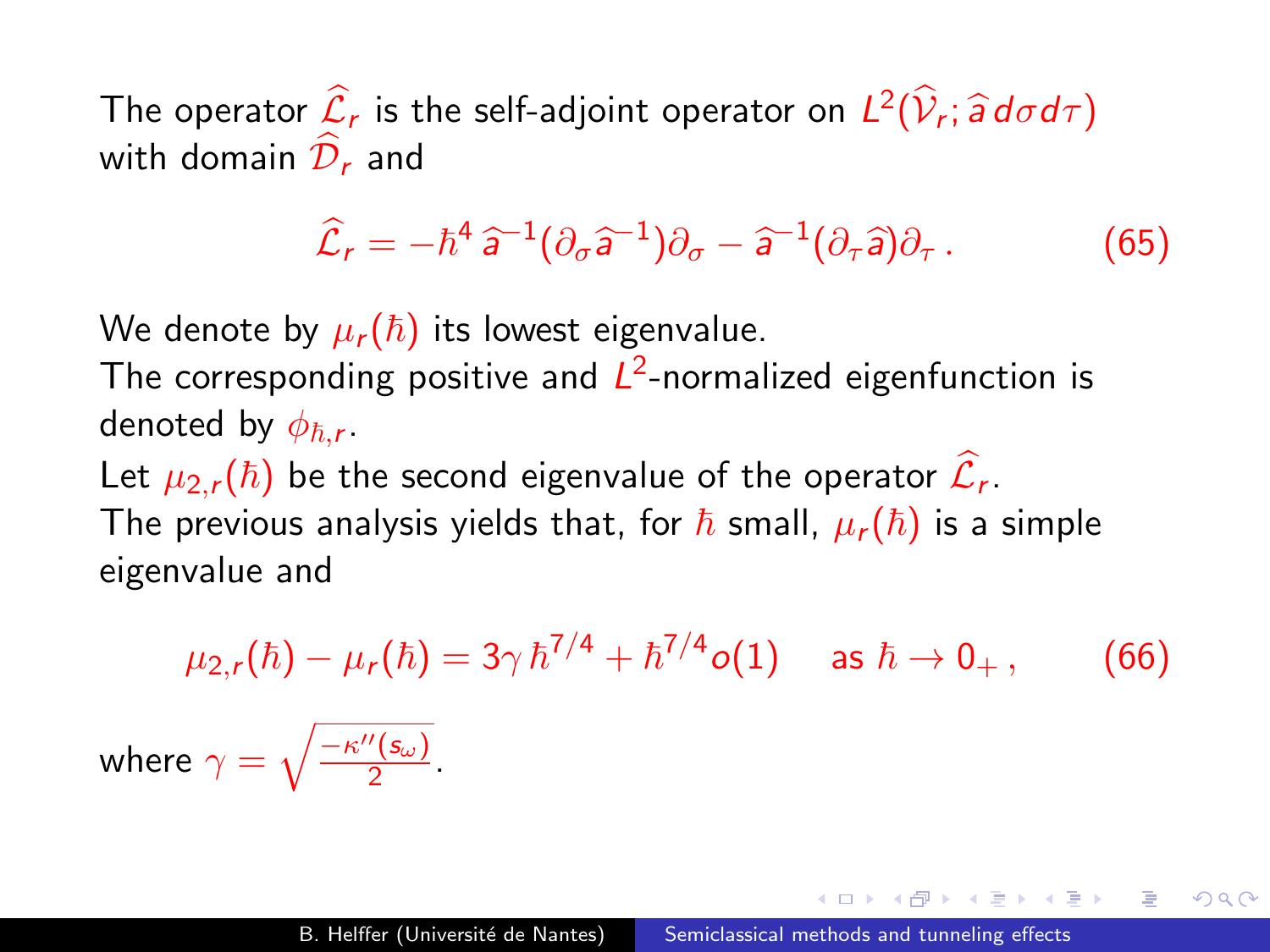The operator $\widehat{\mathcal{L}}_r$ is the self-adjoint operator on $L^2(\widehat{\mathcal{V}}_r; \widehat{a}\, d\sigma d\tau)$ with domain $\widehat{\mathcal{D}}_r$ and

$$\widehat{\mathcal{L}}_r = -\hbar^4\, \widehat{a}^{-1}(\partial_\sigma \widehat{a}^{-1})\partial_\sigma - \widehat{a}^{-1}(\partial_\tau \widehat{a})\partial_\tau\,. \tag{65}$$

We denote by $\mu_r(\hbar)$ its lowest eigenvalue.
The corresponding positive and $L^2$-normalized eigenfunction is denoted by $\phi_{\hbar,r}$.
Let $\mu_{2,r}(\hbar)$ be the second eigenvalue of the operator $\widehat{\mathcal{L}}_r$.
The previous analysis yields that, for $\hbar$ small, $\mu_r(\hbar)$ is a simple eigenvalue and

$$\mu_{2,r}(\hbar) - \mu_r(\hbar) = 3\gamma\, \hbar^{7/4} + \hbar^{7/4} o(1) \quad \text{ as } \hbar \to 0_+\,, \tag{66}$$

where $\gamma = \sqrt{\frac{-\kappa''(s_\omega)}{2}}$.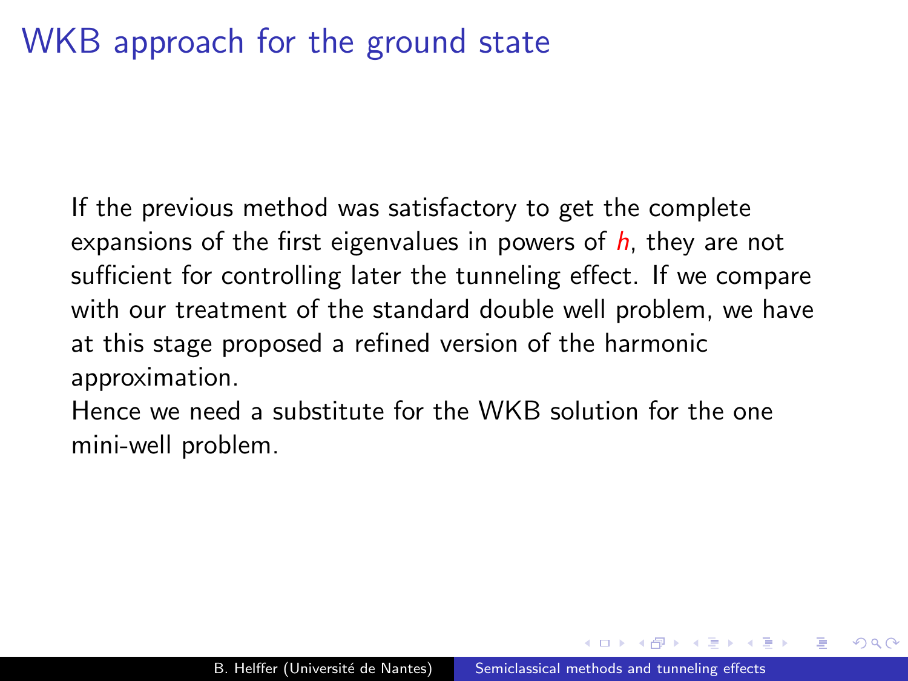# WKB approach for the ground state

If the previous method was satisfactory to get the complete expansions of the first eigenvalues in powers of $h$, they are not sufficient for controlling later the tunneling effect. If we compare with our treatment of the standard double well problem, we have at this stage proposed a refined version of the harmonic approximation.

Hence we need a substitute for the WKB solution for the one mini-well problem.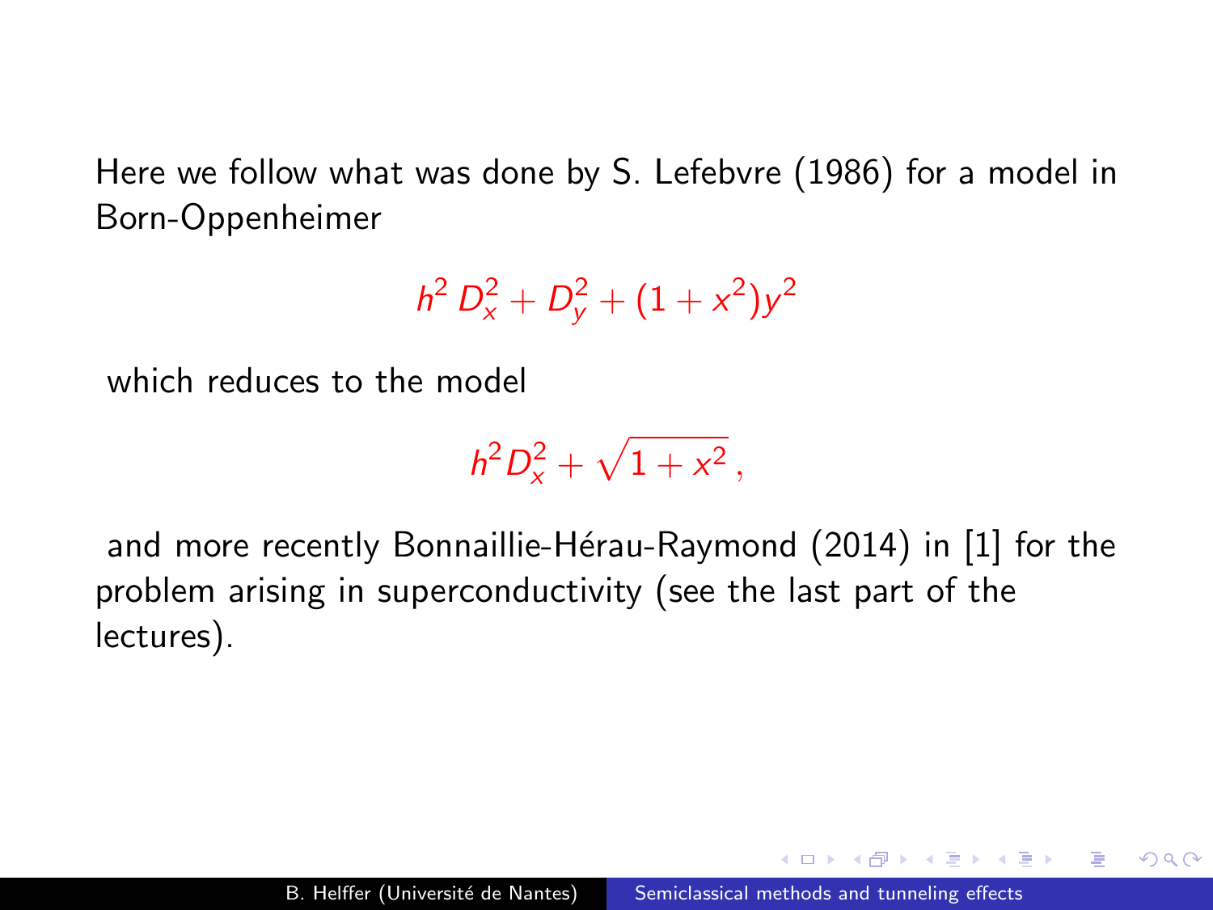Here we follow what was done by S. Lefebvre (1986) for a model in Born-Oppenheimer

$$h^2 D_x^2 + D_y^2 + (1+x^2)y^2$$

which reduces to the model

$$h^2 D_x^2 + \sqrt{1+x^2}\,,$$

and more recently Bonnaillie-Hérau-Raymond (2014) in [1] for the problem arising in superconductivity (see the last part of the lectures).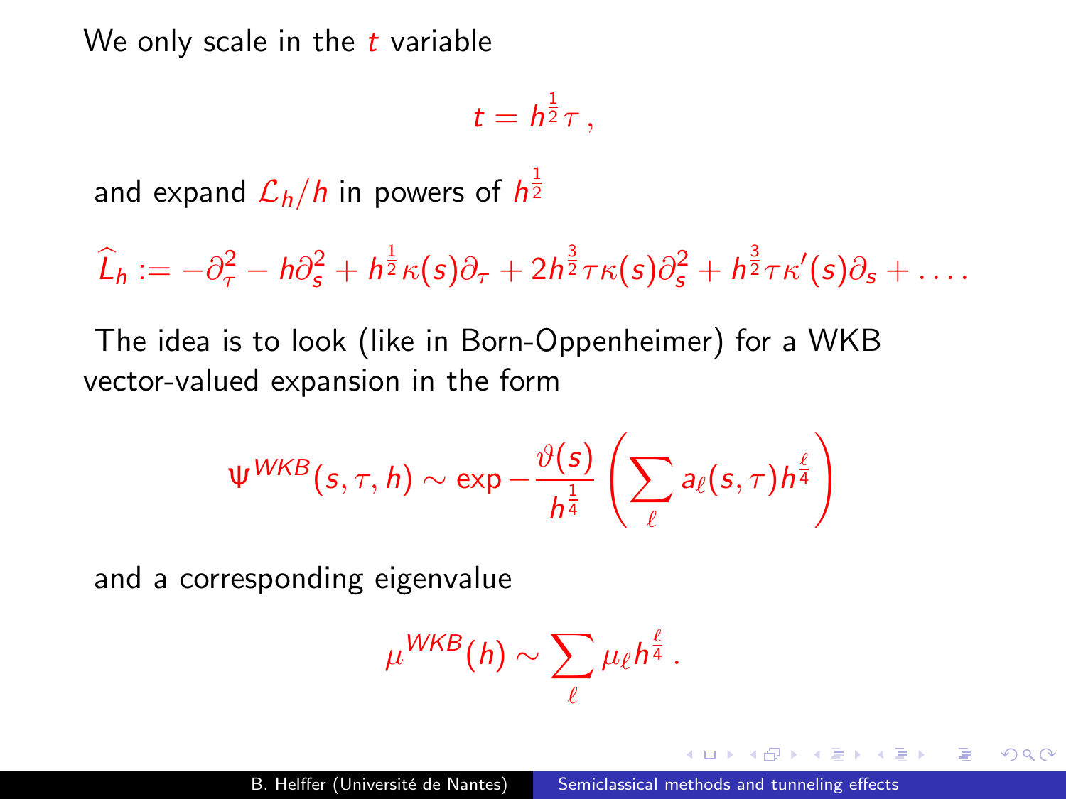We only scale in the $t$ variable

$$t = h^{\frac{1}{2}}\tau\,,$$

and expand $\mathcal{L}_h/h$ in powers of $h^{\frac{1}{2}}$

$$\widehat{L}_h := -\partial_\tau^2 - h\partial_s^2 + h^{\frac{1}{2}}\kappa(s)\partial_\tau + 2h^{\frac{3}{2}}\tau\kappa(s)\partial_s^2 + h^{\frac{3}{2}}\tau\kappa'(s)\partial_s + \dots .$$

The idea is to look (like in Born-Oppenheimer) for a WKB vector-valued expansion in the form

$$\Psi^{WKB}(s,\tau,h) \sim \exp -\frac{\vartheta(s)}{h^{\frac{1}{4}}}\left(\sum_\ell a_\ell(s,\tau)h^{\frac{\ell}{4}}\right)$$

and a corresponding eigenvalue

$$\mu^{WKB}(h) \sim \sum_\ell \mu_\ell h^{\frac{\ell}{4}}\,.$$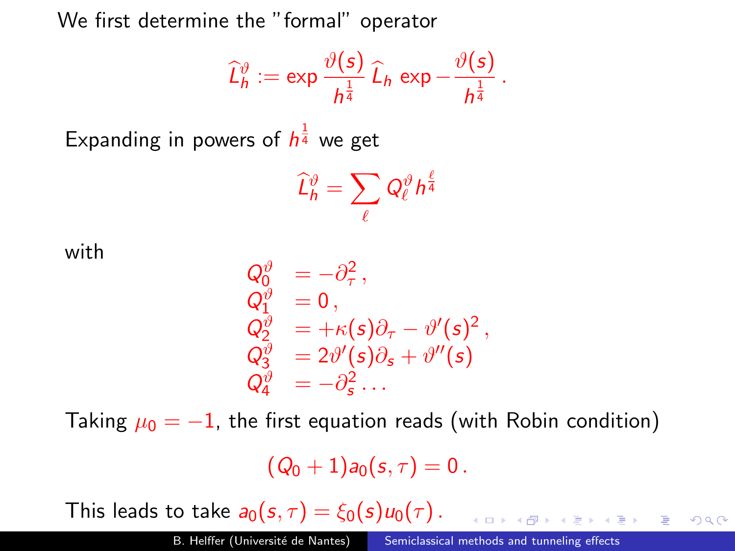We first determine the "formal" operator

$$\widehat{L}_h^{\vartheta} := \exp \frac{\vartheta(s)}{h^{\frac{1}{4}}}\, \widehat{L}_h \, \exp -\frac{\vartheta(s)}{h^{\frac{1}{4}}}\,.$$

Expanding in powers of $h^{\frac{1}{4}}$ we get

$$\widehat{L}_h^{\vartheta} = \sum_{\ell} Q_\ell^{\vartheta} h^{\frac{\ell}{4}}$$

with

$$\begin{array}{ll}
Q_0^{\vartheta} & = -\partial_\tau^2\,, \\
Q_1^{\vartheta} & = 0\,, \\
Q_2^{\vartheta} & = +\kappa(s)\partial_\tau - \vartheta'(s)^2\,, \\
Q_3^{\vartheta} & = 2\vartheta'(s)\partial_s + \vartheta''(s) \\
Q_4^{\vartheta} & = -\partial_s^2 \ldots
\end{array}$$

Taking $\mu_0 = -1$, the first equation reads (with Robin condition)

$$(Q_0 + 1)a_0(s,\tau) = 0\,.$$

This leads to take $a_0(s,\tau) = \xi_0(s)u_0(\tau)\,.$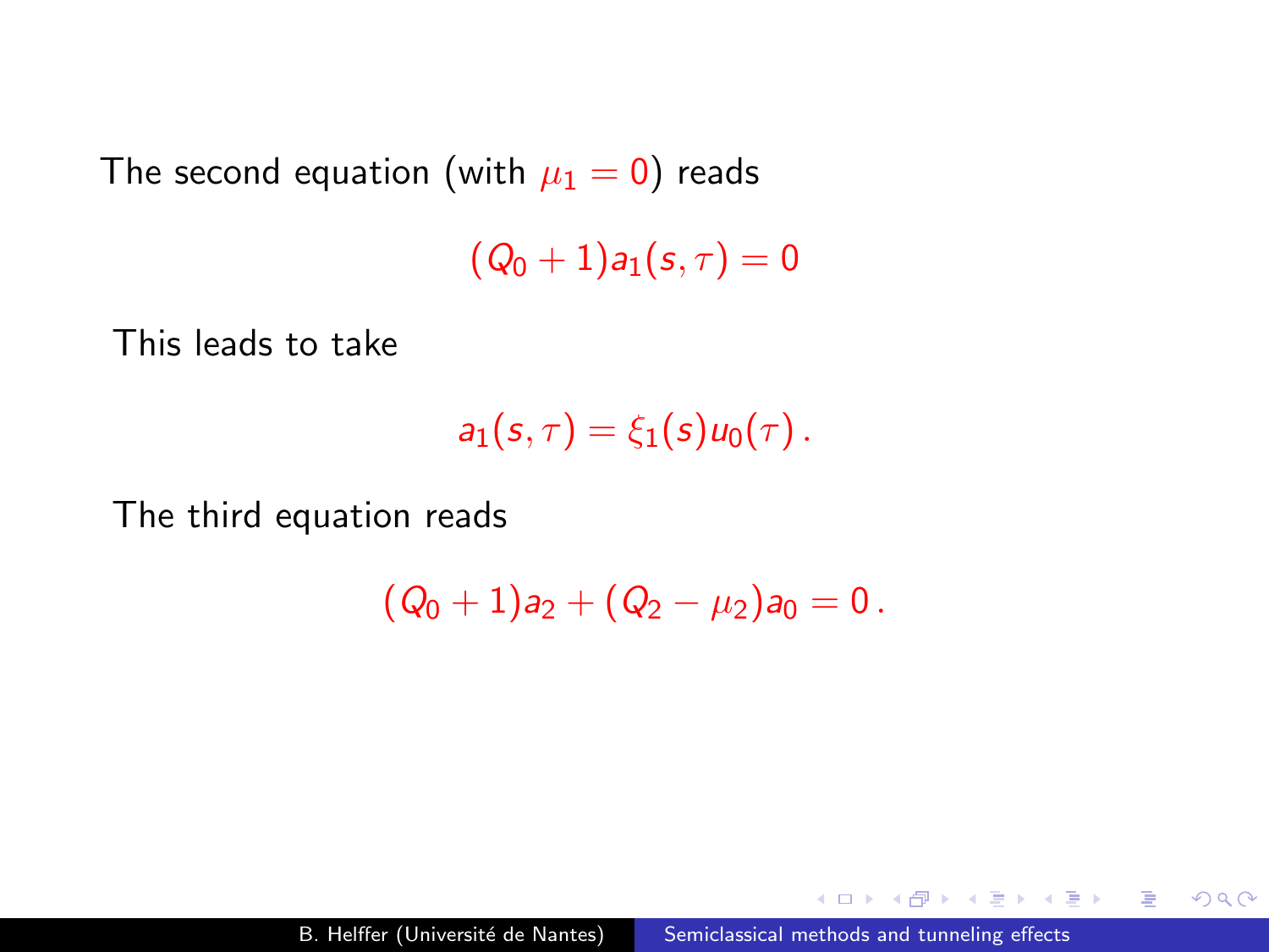The second equation (with $\mu_1 = 0$) reads

$$(Q_0 + 1)a_1(s, \tau) = 0$$

This leads to take

$$a_1(s, \tau) = \xi_1(s) u_0(\tau)\,.$$

The third equation reads

$$(Q_0 + 1)a_2 + (Q_2 - \mu_2)a_0 = 0\,.$$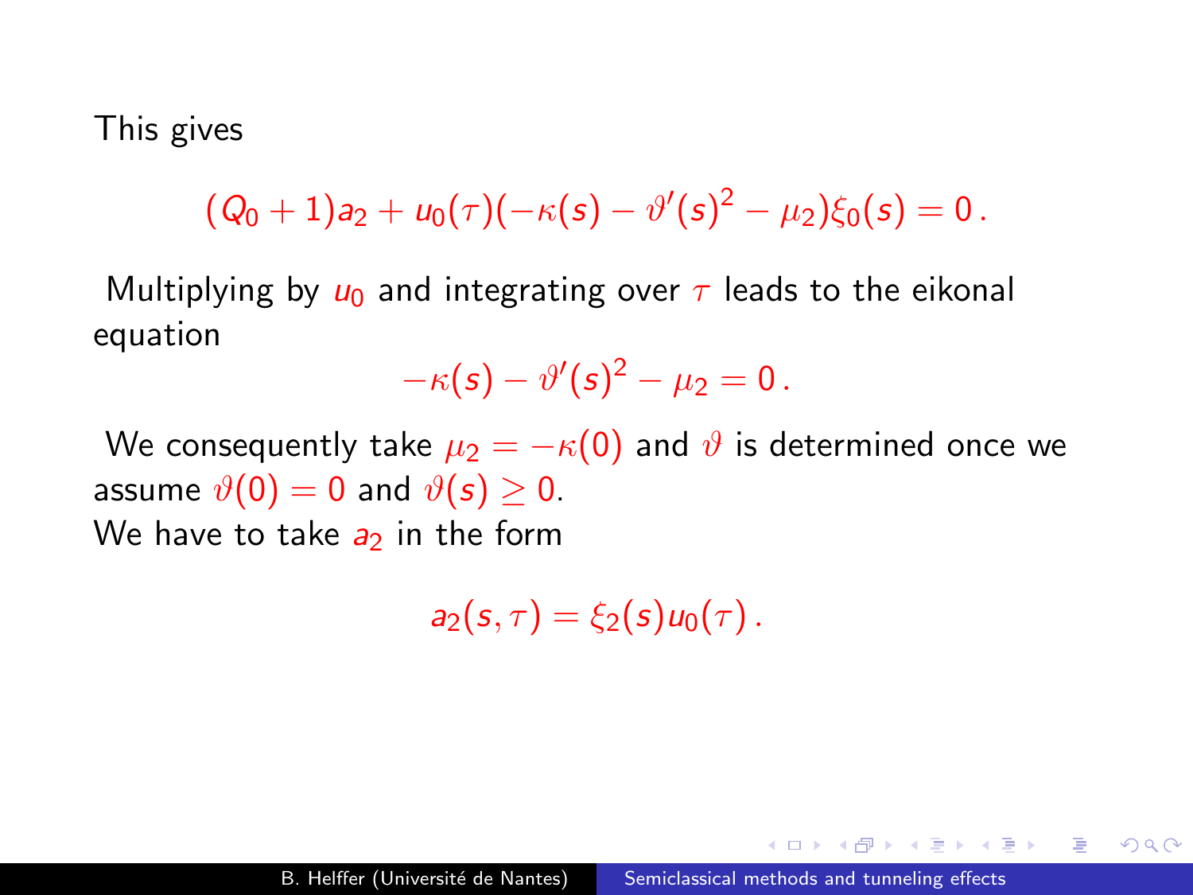This gives

$$(Q_0 + 1)a_2 + u_0(\tau)(-\kappa(s) - \vartheta'(s)^2 - \mu_2)\xi_0(s) = 0\,.$$

Multiplying by $u_0$ and integrating over $\tau$ leads to the eikonal equation

$$-\kappa(s) - \vartheta'(s)^2 - \mu_2 = 0\,.$$

We consequently take $\mu_2 = -\kappa(0)$ and $\vartheta$ is determined once we assume $\vartheta(0) = 0$ and $\vartheta(s) \geq 0$.
We have to take $a_2$ in the form

$$a_2(s,\tau) = \xi_2(s)u_0(\tau)\,.$$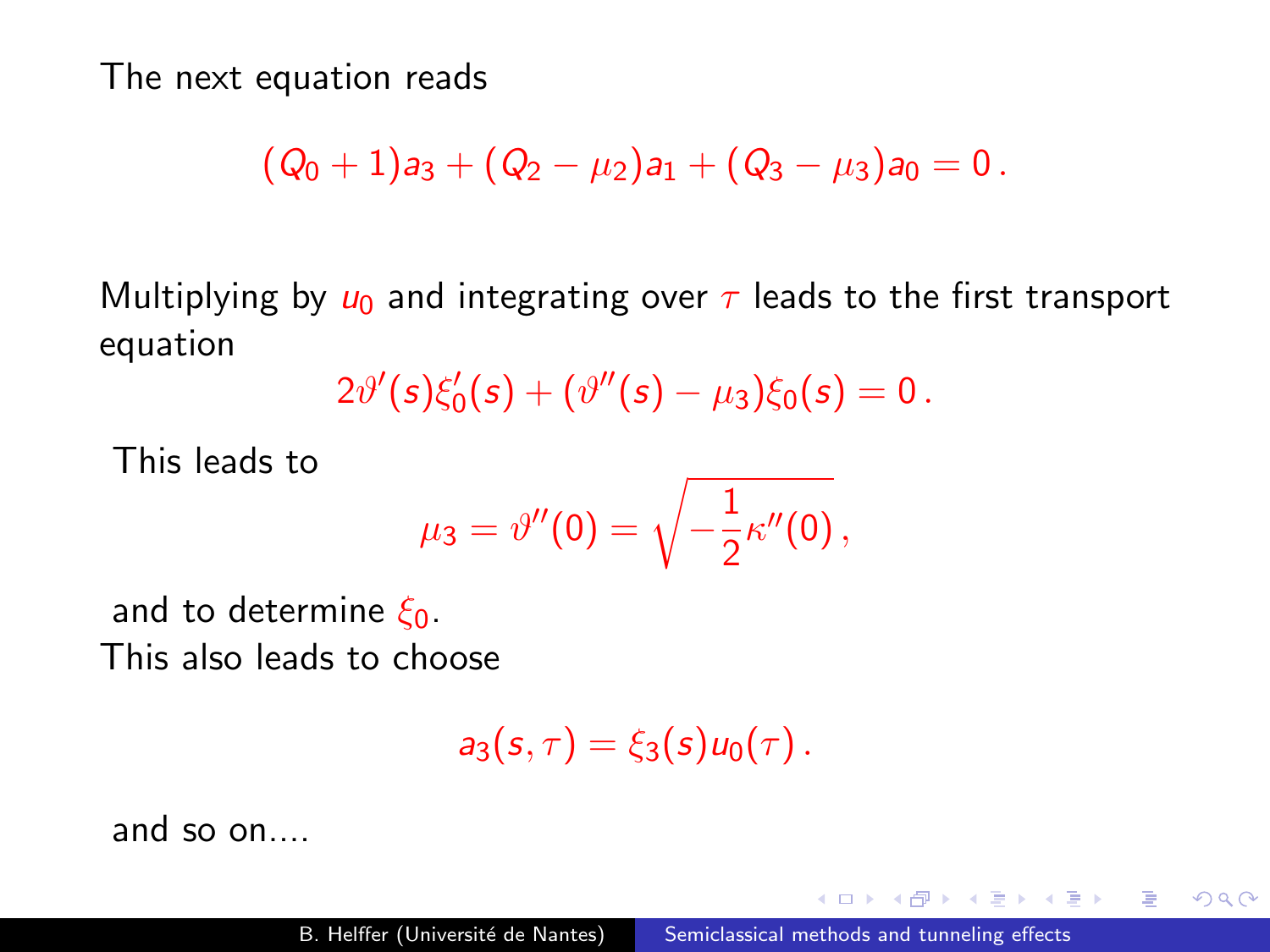The next equation reads

$$(Q_0 + 1)a_3 + (Q_2 - \mu_2)a_1 + (Q_3 - \mu_3)a_0 = 0\,.$$

Multiplying by $u_0$ and integrating over $\tau$ leads to the first transport equation

$$2\vartheta'(s)\xi_0'(s) + (\vartheta''(s) - \mu_3)\xi_0(s) = 0\,.$$

This leads to

$$\mu_3 = \vartheta''(0) = \sqrt{-\frac{1}{2}\kappa''(0)}\,,$$

and to determine $\xi_0$.

This also leads to choose

$$a_3(s,\tau) = \xi_3(s)u_0(\tau)\,.$$

and so on....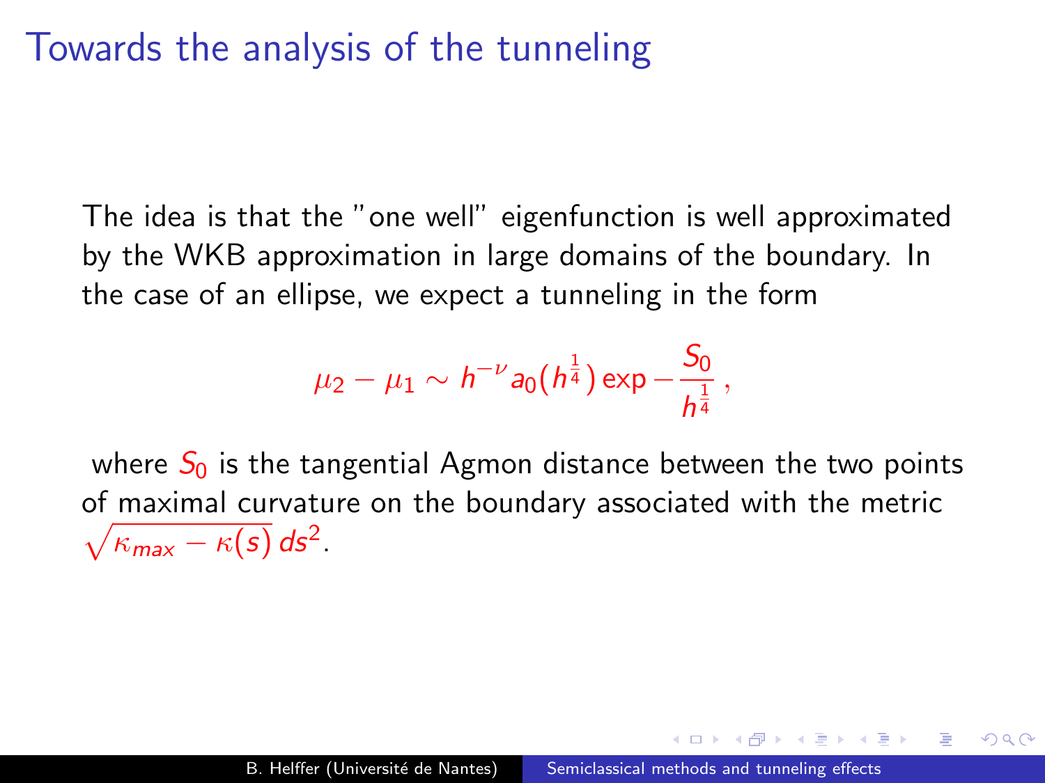# Towards the analysis of the tunneling

The idea is that the "one well" eigenfunction is well approximated by the WKB approximation in large domains of the boundary. In the case of an ellipse, we expect a tunneling in the form

$$\mu_2 - \mu_1 \sim h^{-\nu} a_0(h^{\frac{1}{4}}) \exp - \frac{S_0}{h^{\frac{1}{4}}} \,,$$

where $S_0$ is the tangential Agmon distance between the two points of maximal curvature on the boundary associated with the metric $\sqrt{\kappa_{max} - \kappa(s)}\, ds^2$.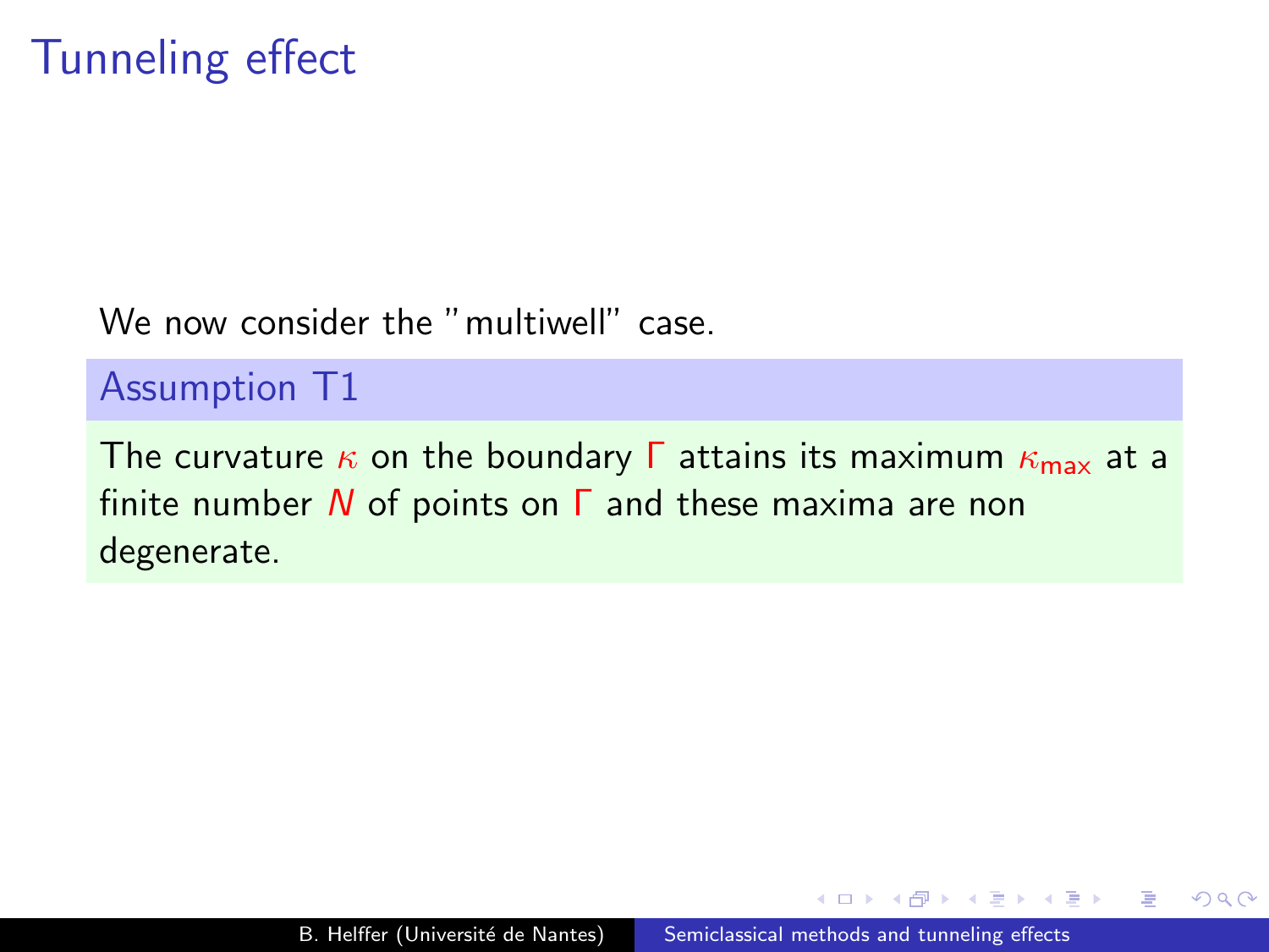# Tunneling effect

We now consider the "multiwell" case.

**Assumption T1**

The curvature $\kappa$ on the boundary $\Gamma$ attains its maximum $\kappa_{\mathsf{max}}$ at a finite number $N$ of points on $\Gamma$ and these maxima are non degenerate.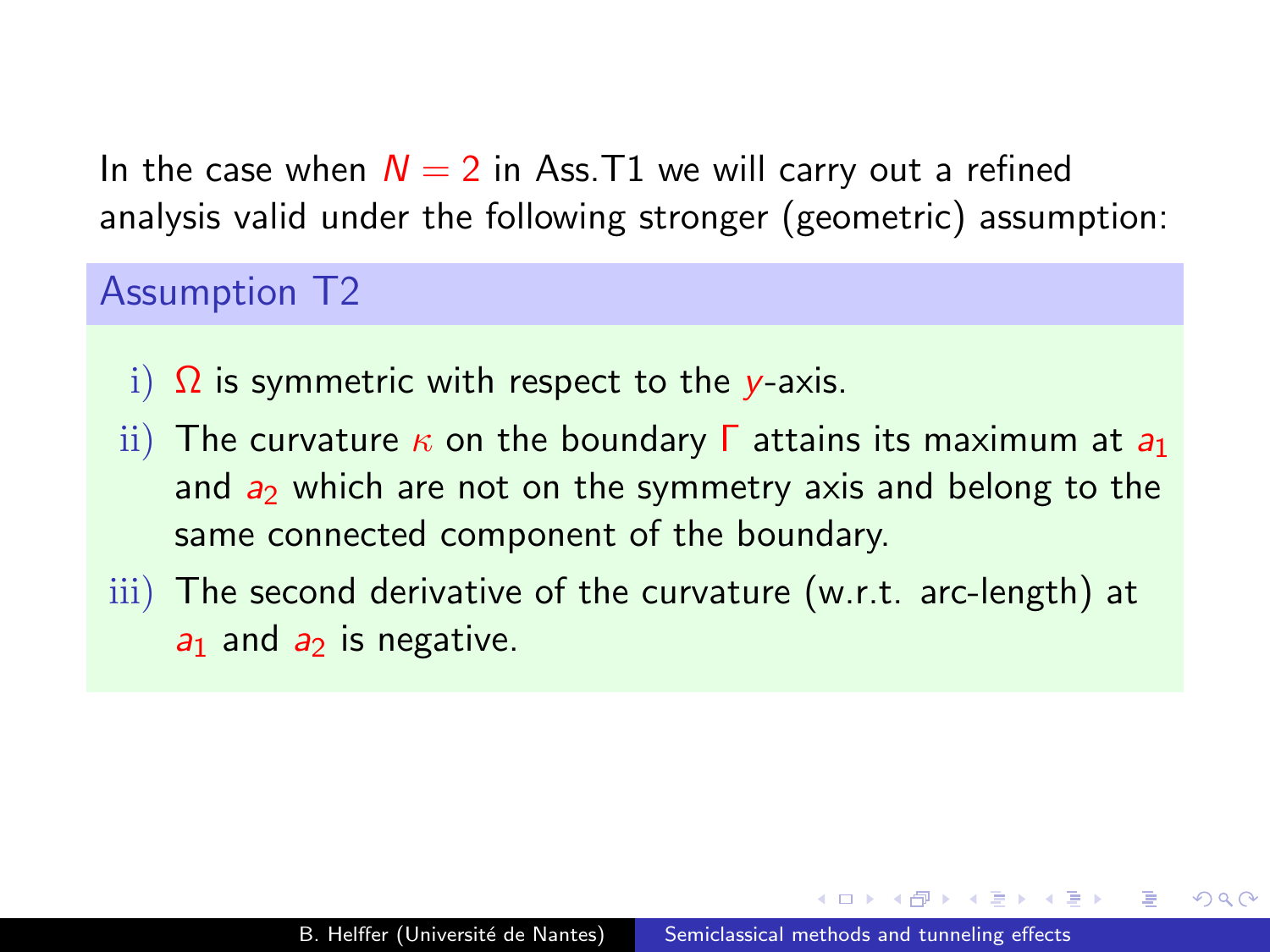In the case when $N = 2$ in Ass.T1 we will carry out a refined analysis valid under the following stronger (geometric) assumption:

### Assumption T2

i) $\Omega$ is symmetric with respect to the $y$-axis.

ii) The curvature $\kappa$ on the boundary $\Gamma$ attains its maximum at $a_1$ and $a_2$ which are not on the symmetry axis and belong to the same connected component of the boundary.

iii) The second derivative of the curvature (w.r.t. arc-length) at $a_1$ and $a_2$ is negative.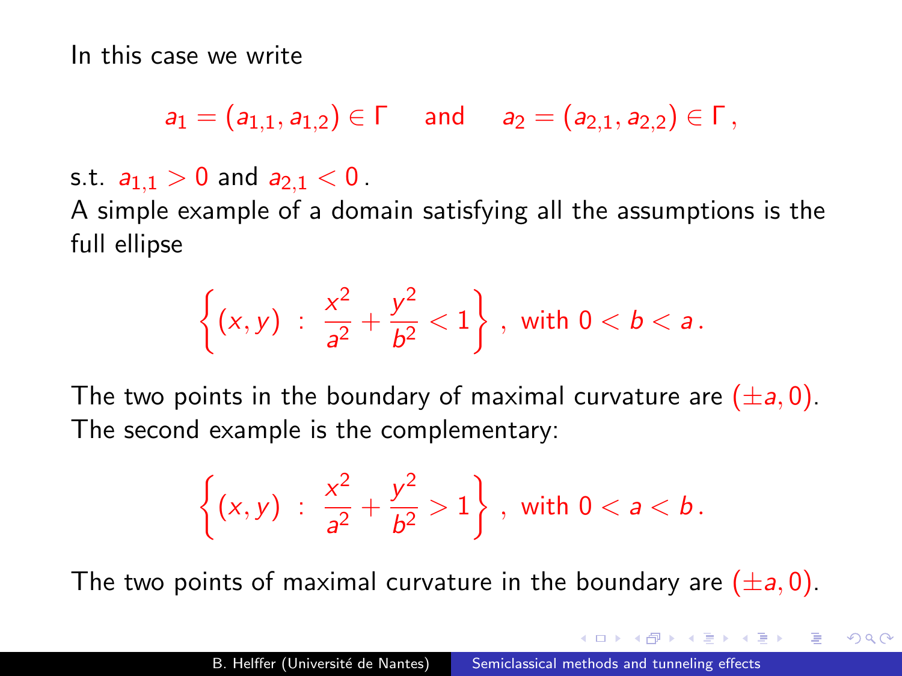In this case we write

$$a_1 = (a_{1,1}, a_{1,2}) \in \Gamma \quad \text{and} \quad a_2 = (a_{2,1}, a_{2,2}) \in \Gamma\,,$$

s.t. $a_{1,1} > 0$ and $a_{2,1} < 0$.

A simple example of a domain satisfying all the assumptions is the full ellipse

$$\left\{(x,y)\ :\ \frac{x^2}{a^2} + \frac{y^2}{b^2} < 1\right\}\,,\ \text{with } 0 < b < a\,.$$

The two points in the boundary of maximal curvature are $(\pm a, 0)$.
The second example is the complementary:

$$\left\{(x,y)\ :\ \frac{x^2}{a^2} + \frac{y^2}{b^2} > 1\right\}\,,\ \text{with } 0 < a < b\,.$$

The two points of maximal curvature in the boundary are $(\pm a, 0)$.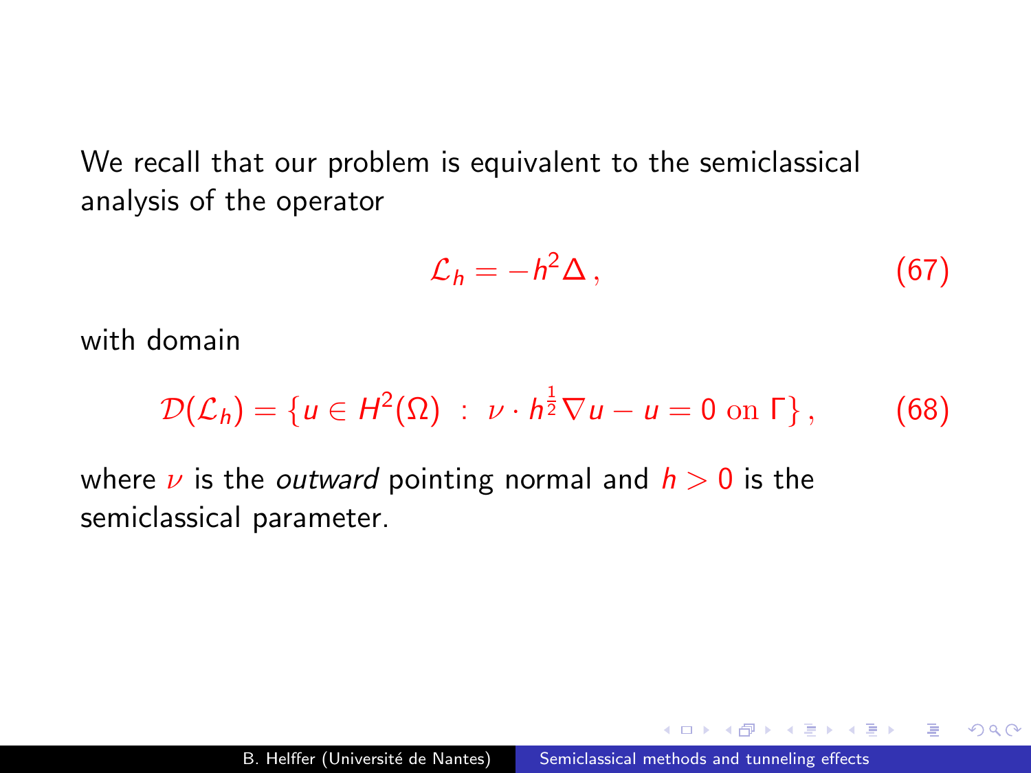We recall that our problem is equivalent to the semiclassical analysis of the operator

$$\mathcal{L}_h = -h^2 \Delta \,, \tag{67}$$

with domain

$$\mathcal{D}(\mathcal{L}_h) = \{ u \in H^2(\Omega) \;:\; \nu \cdot h^{\frac{1}{2}} \nabla u - u = 0 \text{ on } \Gamma \} \,, \tag{68}$$

where $\nu$ is the *outward* pointing normal and $h > 0$ is the semiclassical parameter.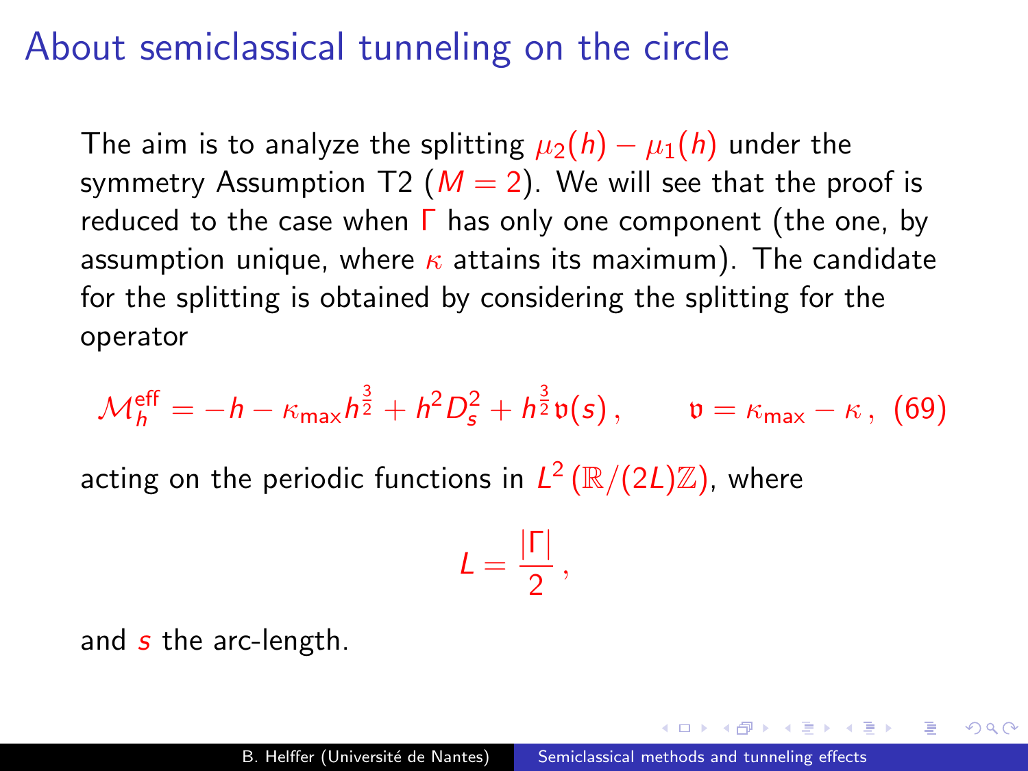# About semiclassical tunneling on the circle

The aim is to analyze the splitting $\mu_2(h) - \mu_1(h)$ under the symmetry Assumption T2 ($M = 2$). We will see that the proof is reduced to the case when $\Gamma$ has only one component (the one, by assumption unique, where $\kappa$ attains its maximum). The candidate for the splitting is obtained by considering the splitting for the operator

$$\mathcal{M}_h^{\mathrm{eff}} = -h - \kappa_{\max} h^{\frac{3}{2}} + h^2 D_s^2 + h^{\frac{3}{2}} \mathfrak{v}(s)\,, \qquad \mathfrak{v} = \kappa_{\max} - \kappa\,, \quad (69)$$

acting on the periodic functions in $L^2(\mathbb{R}/(2L)\mathbb{Z})$, where

$$L = \frac{|\Gamma|}{2}\,,$$

and $s$ the arc-length.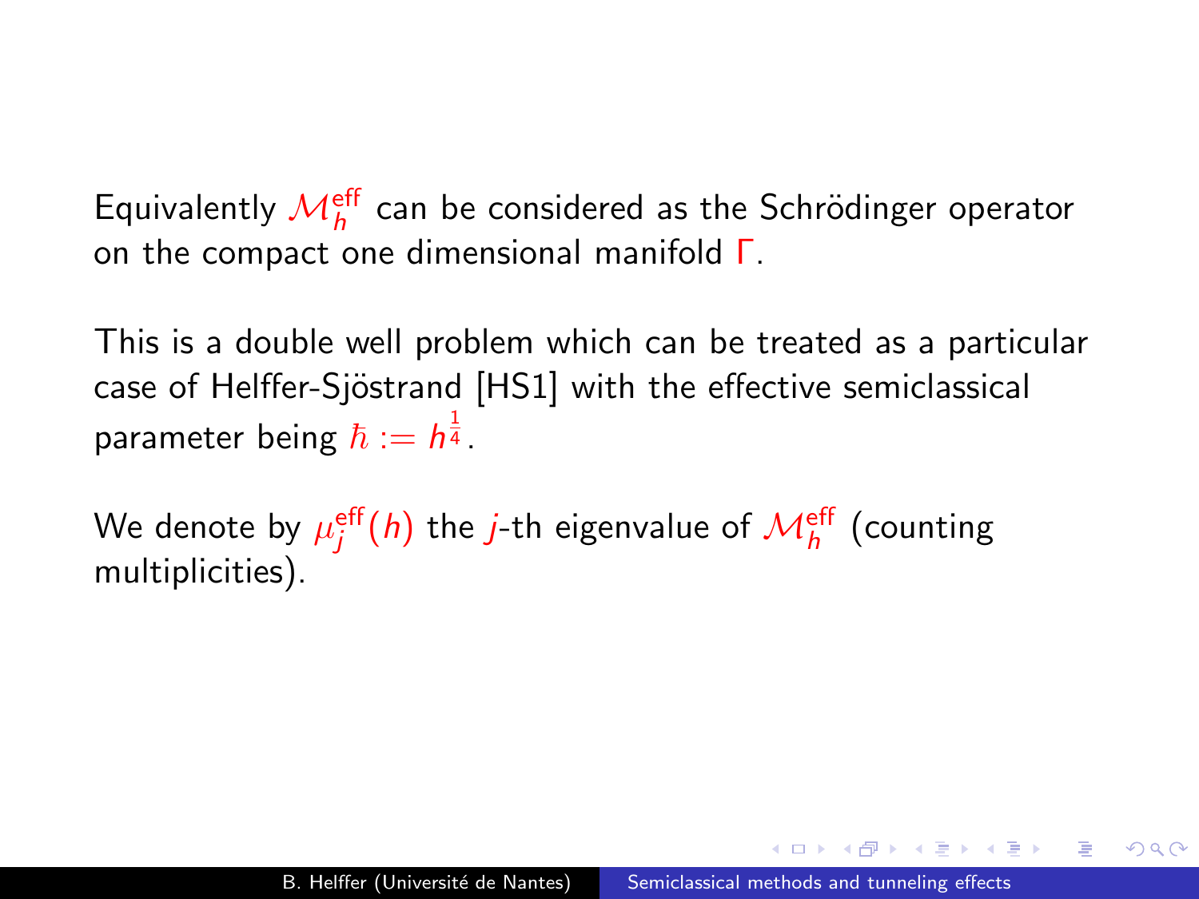Equivalently $\mathcal{M}_h^{\text{eff}}$ can be considered as the Schrödinger operator on the compact one dimensional manifold $\Gamma$.

This is a double well problem which can be treated as a particular case of Helffer-Sjöstrand [HS1] with the effective semiclassical parameter being $\hbar := h^{\frac{1}{4}}$.

We denote by $\mu_j^{\text{eff}}(h)$ the $j$-th eigenvalue of $\mathcal{M}_h^{\text{eff}}$ (counting multiplicities).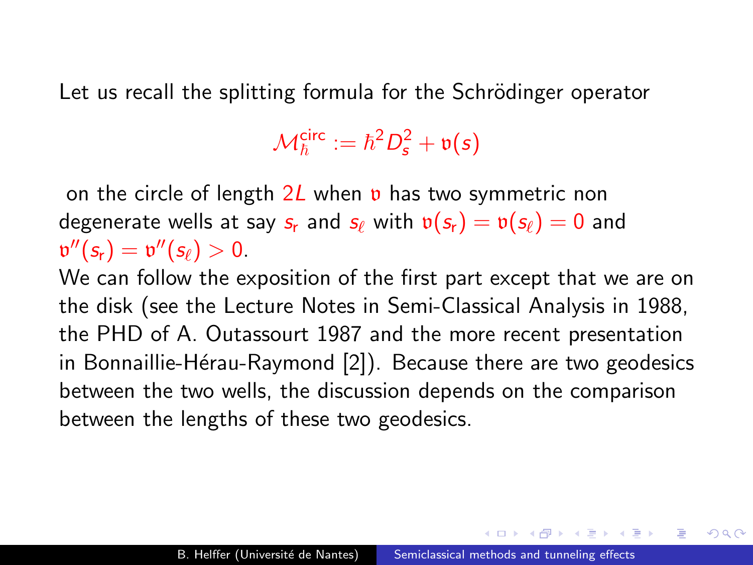Let us recall the splitting formula for the Schrödinger operator

$$\mathcal{M}_\hbar^{\mathrm{circ}} := \hbar^2 D_s^2 + \mathfrak{v}(s)$$

on the circle of length $2L$ when $\mathfrak{v}$ has two symmetric non degenerate wells at say $s_{\mathsf{r}}$ and $s_\ell$ with $\mathfrak{v}(s_{\mathsf{r}}) = \mathfrak{v}(s_\ell) = 0$ and $\mathfrak{v}''(s_{\mathsf{r}}) = \mathfrak{v}''(s_\ell) > 0$.

We can follow the exposition of the first part except that we are on the disk (see the Lecture Notes in Semi-Classical Analysis in 1988, the PHD of A. Outassourt 1987 and the more recent presentation in Bonnaillie-Hérau-Raymond [2]). Because there are two geodesics between the two wells, the discussion depends on the comparison between the lengths of these two geodesics.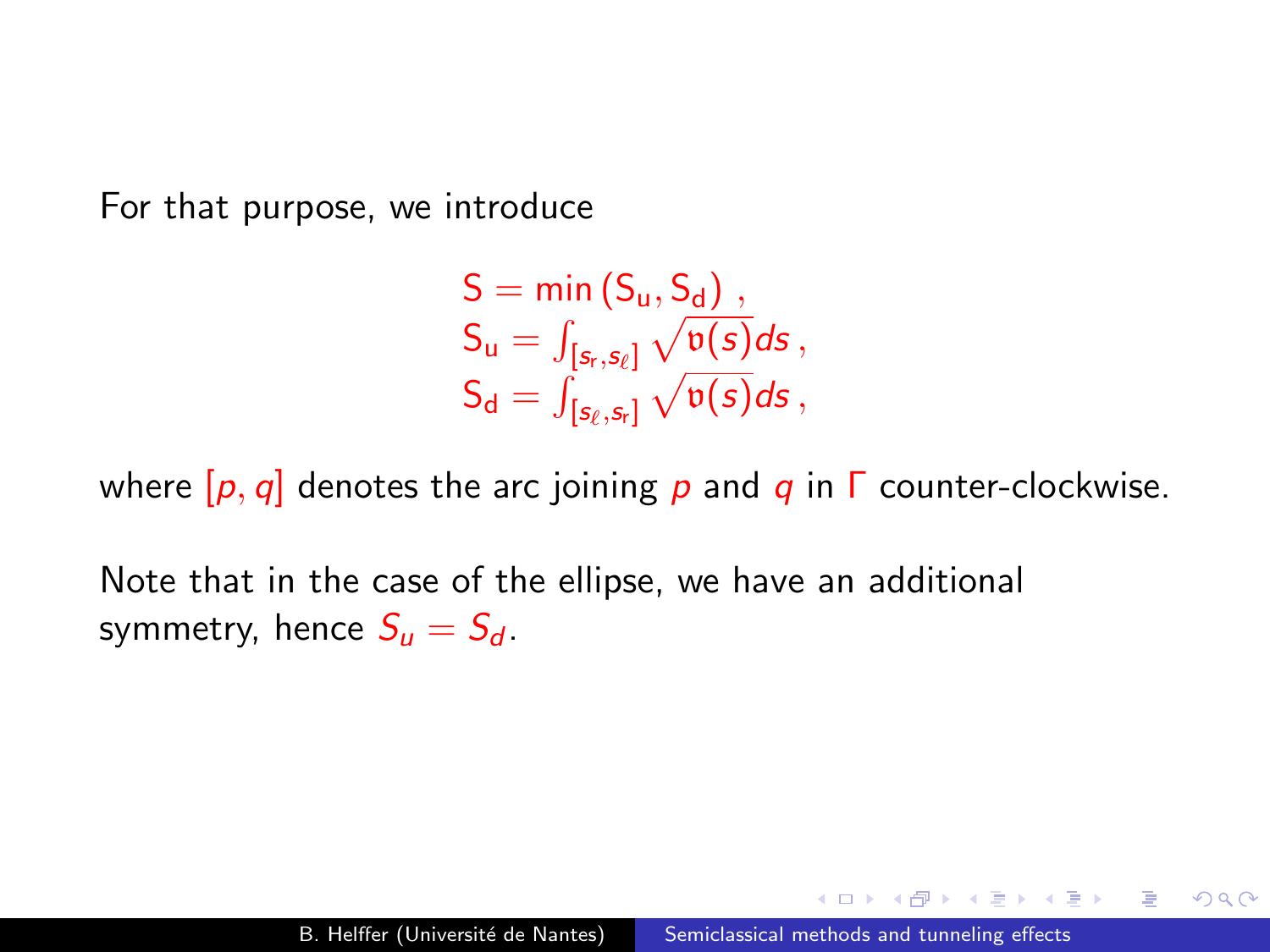For that purpose, we introduce

$$
\begin{aligned}
\mathsf{S} &= \min\left(\mathsf{S}_{\mathsf{u}}, \mathsf{S}_{\mathsf{d}}\right)\,,\\
\mathsf{S}_{\mathsf{u}} &= \int_{[s_{\mathsf{r}}, s_\ell]} \sqrt{\mathfrak{v}(s)}ds\,,\\
\mathsf{S}_{\mathsf{d}} &= \int_{[s_\ell, s_{\mathsf{r}}]} \sqrt{\mathfrak{v}(s)}ds\,,
\end{aligned}
$$

where $[p, q]$ denotes the arc joining $p$ and $q$ in $\Gamma$ counter-clockwise.

Note that in the case of the ellipse, we have an additional symmetry, hence $S_u = S_d$.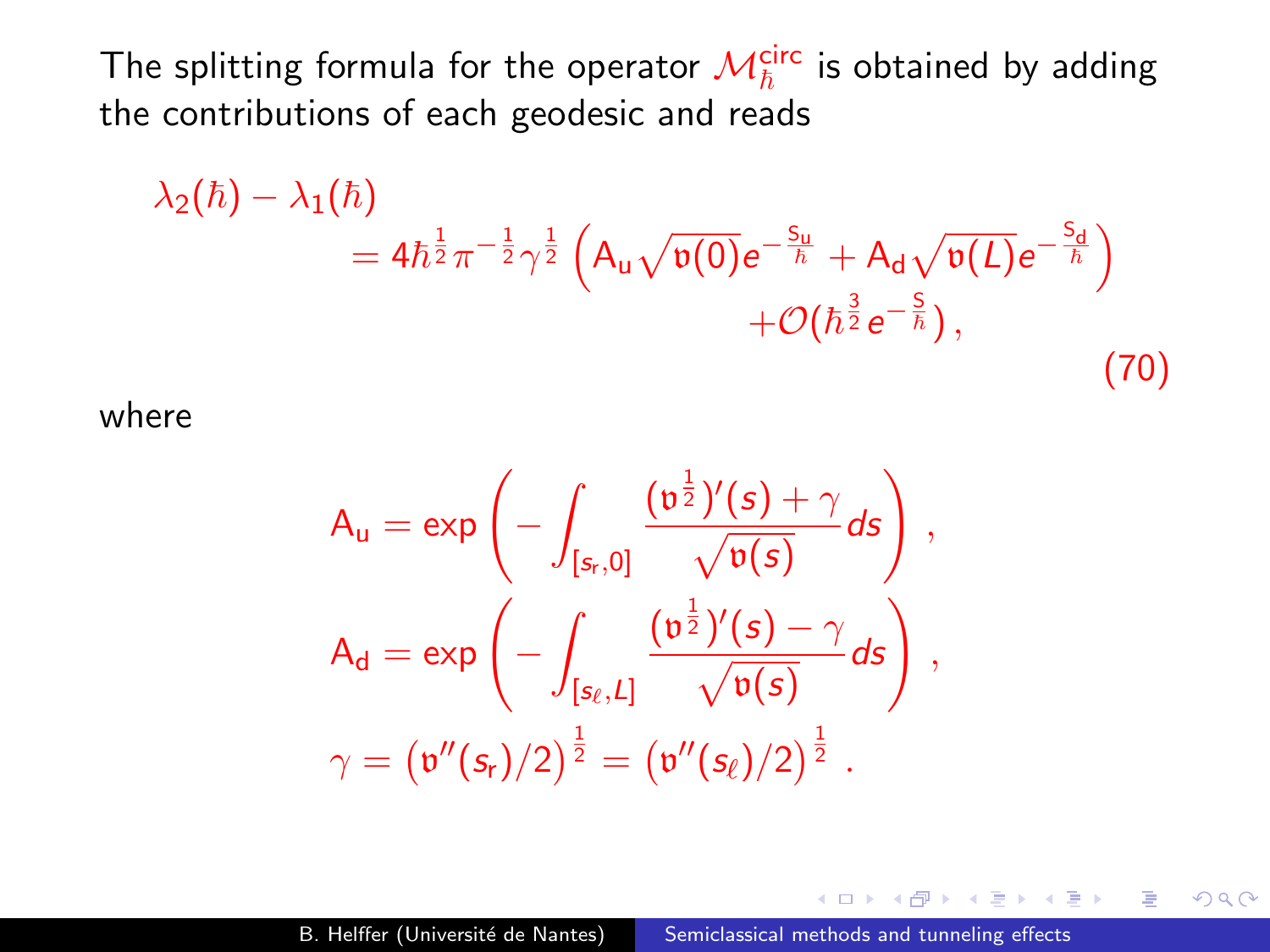The splitting formula for the operator $\mathcal{M}_\hbar^{\mathrm{circ}}$ is obtained by adding the contributions of each geodesic and reads

$$
\begin{aligned}
\lambda_2(\hbar) - \lambda_1(\hbar) & \\
&= 4\hbar^{\frac{1}{2}}\pi^{-\frac{1}{2}}\gamma^{\frac{1}{2}}\left(\mathsf{A}_{\mathsf{u}}\sqrt{\mathfrak{v}(0)}e^{-\frac{\mathsf{S}_{\mathsf{u}}}{\hbar}} + \mathsf{A}_{\mathsf{d}}\sqrt{\mathfrak{v}(L)}e^{-\frac{\mathsf{S}_{\mathsf{d}}}{\hbar}}\right) \\
&\qquad + \mathcal{O}(\hbar^{\frac{3}{2}}e^{-\frac{\mathsf{S}}{\hbar}}),
\end{aligned}
\tag{70}
$$

where

$$
\begin{aligned}
\mathsf{A}_{\mathsf{u}} &= \exp\left(-\int_{[s_{\mathsf{r}},0]} \frac{(\mathfrak{v}^{\frac{1}{2}})'(s)+\gamma}{\sqrt{\mathfrak{v}(s)}}ds\right), \\
\mathsf{A}_{\mathsf{d}} &= \exp\left(-\int_{[s_\ell,L]} \frac{(\mathfrak{v}^{\frac{1}{2}})'(s)-\gamma}{\sqrt{\mathfrak{v}(s)}}ds\right), \\
\gamma &= \left(\mathfrak{v}''(s_{\mathsf{r}})/2\right)^{\frac{1}{2}} = \left(\mathfrak{v}''(s_\ell)/2\right)^{\frac{1}{2}}.
\end{aligned}
$$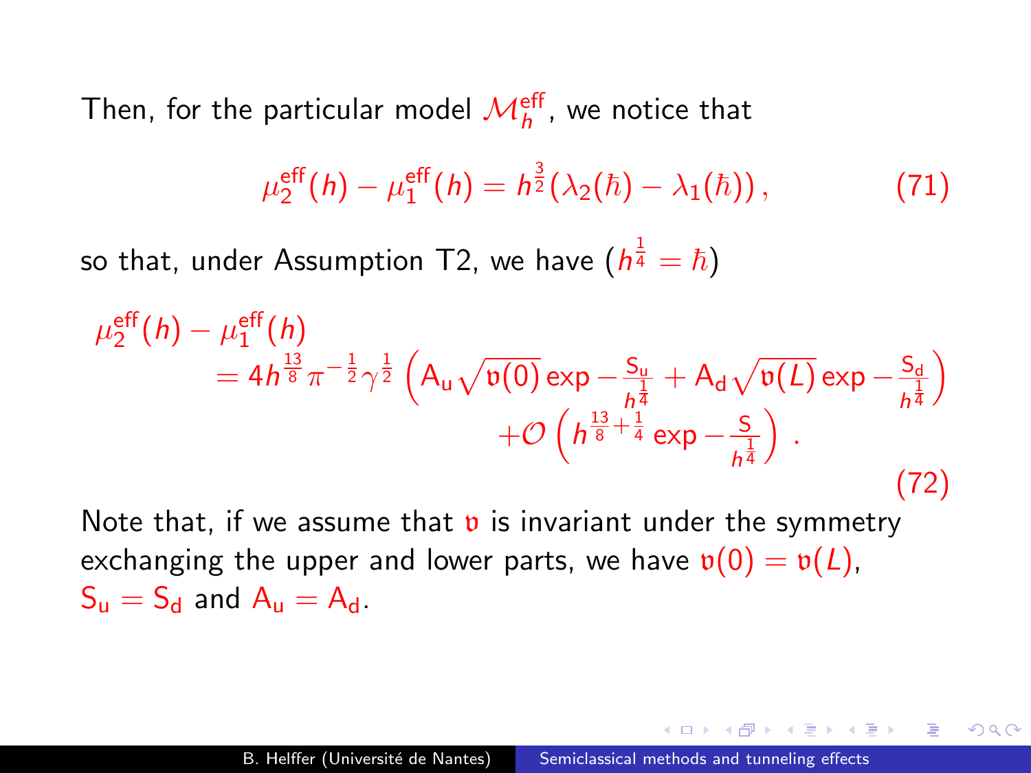Then, for the particular model $\mathcal{M}_h^{\text{eff}}$, we notice that

$$\mu_2^{\text{eff}}(h) - \mu_1^{\text{eff}}(h) = h^{\frac{3}{2}}(\lambda_2(\hbar) - \lambda_1(\hbar)) \,, \tag{71}$$

so that, under Assumption T2, we have ($h^{\frac{1}{4}} = \hbar$)

$$\begin{aligned} \mu_2^{\text{eff}}(h) &- \mu_1^{\text{eff}}(h) \\ &= 4h^{\frac{13}{8}}\pi^{-\frac{1}{2}}\gamma^{\frac{1}{2}}\left(\mathsf{A}_{\mathsf{u}}\sqrt{\mathfrak{v}(0)}\exp -\frac{\mathsf{S}_{\mathsf{u}}}{h^{\frac{1}{4}}} + \mathsf{A}_{\mathsf{d}}\sqrt{\mathfrak{v}(L)}\exp -\frac{\mathsf{S}_{\mathsf{d}}}{h^{\frac{1}{4}}}\right) \\ &\qquad + \mathcal{O}\left(h^{\frac{13}{8}+\frac{1}{4}}\exp -\frac{\mathsf{S}}{h^{\frac{1}{4}}}\right) \,. \end{aligned} \tag{72}$$

Note that, if we assume that $\mathfrak{v}$ is invariant under the symmetry exchanging the upper and lower parts, we have $\mathfrak{v}(0) = \mathfrak{v}(L)$, $\mathsf{S}_{\mathsf{u}} = \mathsf{S}_{\mathsf{d}}$ and $\mathsf{A}_{\mathsf{u}} = \mathsf{A}_{\mathsf{d}}$.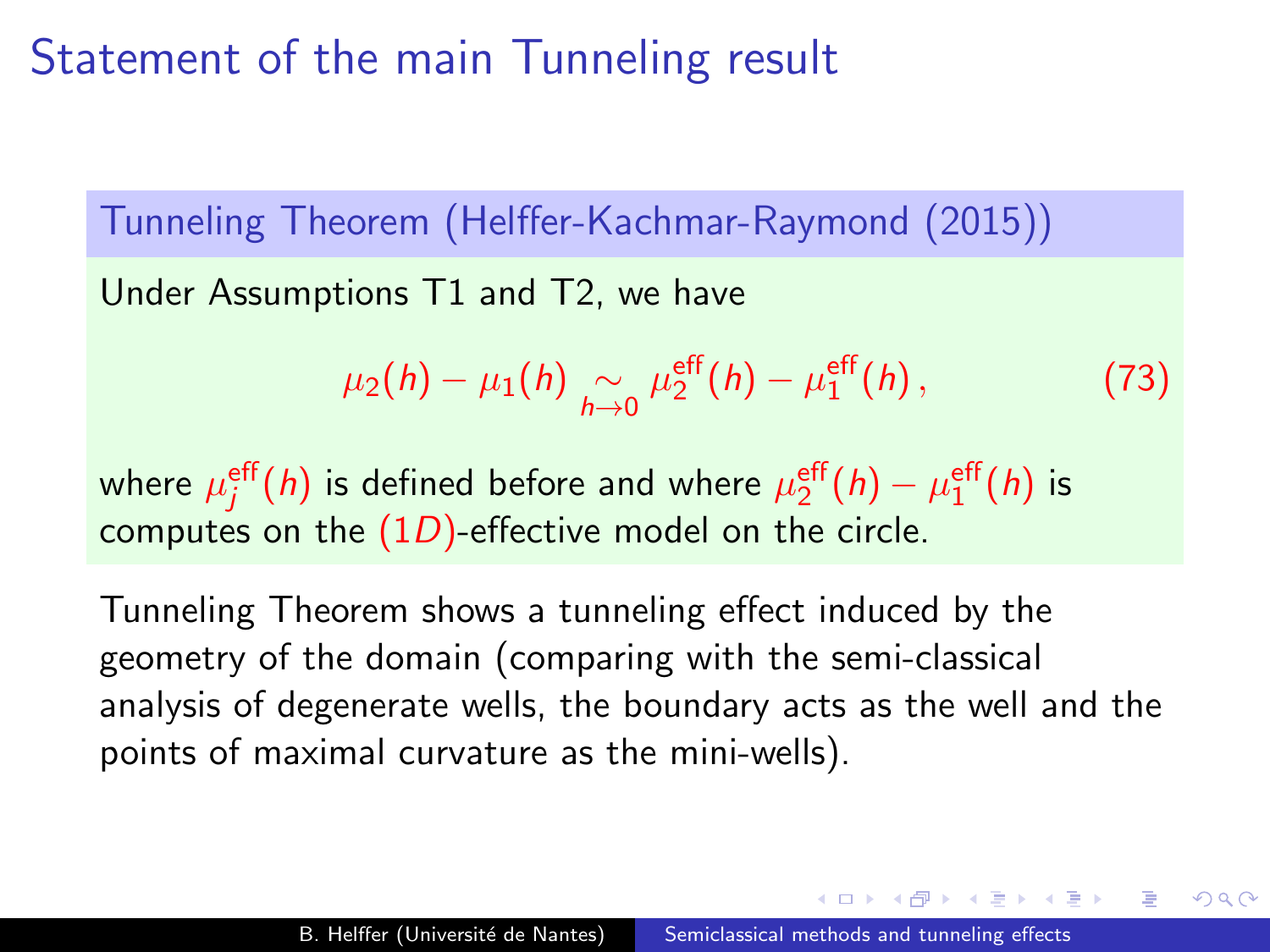# Statement of the main Tunneling result

**Tunneling Theorem (Helffer-Kachmar-Raymond (2015))**

Under Assumptions T1 and T2, we have

$$\mu_2(h) - \mu_1(h) \underset{h \to 0}{\sim} \mu_2^{\text{eff}}(h) - \mu_1^{\text{eff}}(h)\,, \tag{73}$$

where $\mu_j^{\text{eff}}(h)$ is defined before and where $\mu_2^{\text{eff}}(h) - \mu_1^{\text{eff}}(h)$ is computes on the $(1D)$-effective model on the circle.

Tunneling Theorem shows a tunneling effect induced by the geometry of the domain (comparing with the semi-classical analysis of degenerate wells, the boundary acts as the well and the points of maximal curvature as the mini-wells).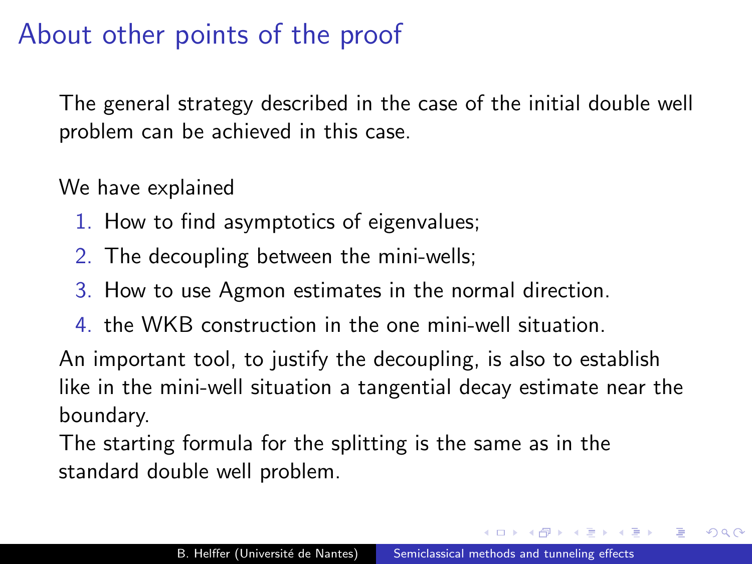# About other points of the proof

The general strategy described in the case of the initial double well problem can be achieved in this case.

We have explained

1. How to find asymptotics of eigenvalues;
2. The decoupling between the mini-wells;
3. How to use Agmon estimates in the normal direction.
4. the WKB construction in the one mini-well situation.

An important tool, to justify the decoupling, is also to establish like in the mini-well situation a tangential decay estimate near the boundary.
The starting formula for the splitting is the same as in the standard double well problem.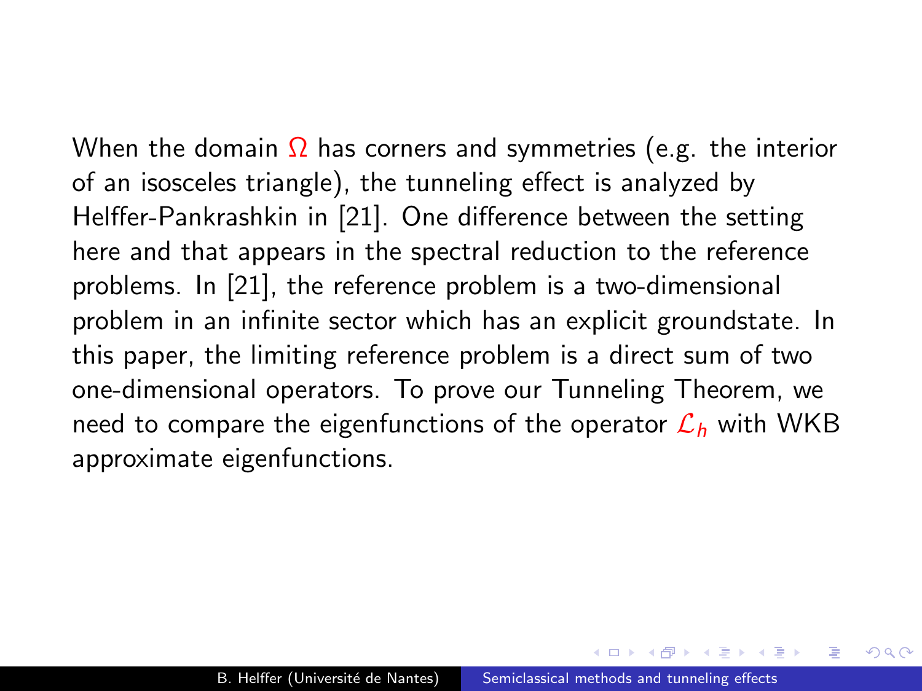When the domain $\Omega$ has corners and symmetries (e.g. the interior of an isosceles triangle), the tunneling effect is analyzed by Helffer-Pankrashkin in [21]. One difference between the setting here and that appears in the spectral reduction to the reference problems. In [21], the reference problem is a two-dimensional problem in an infinite sector which has an explicit groundstate. In this paper, the limiting reference problem is a direct sum of two one-dimensional operators. To prove our Tunneling Theorem, we need to compare the eigenfunctions of the operator $\mathcal{L}_h$ with WKB approximate eigenfunctions.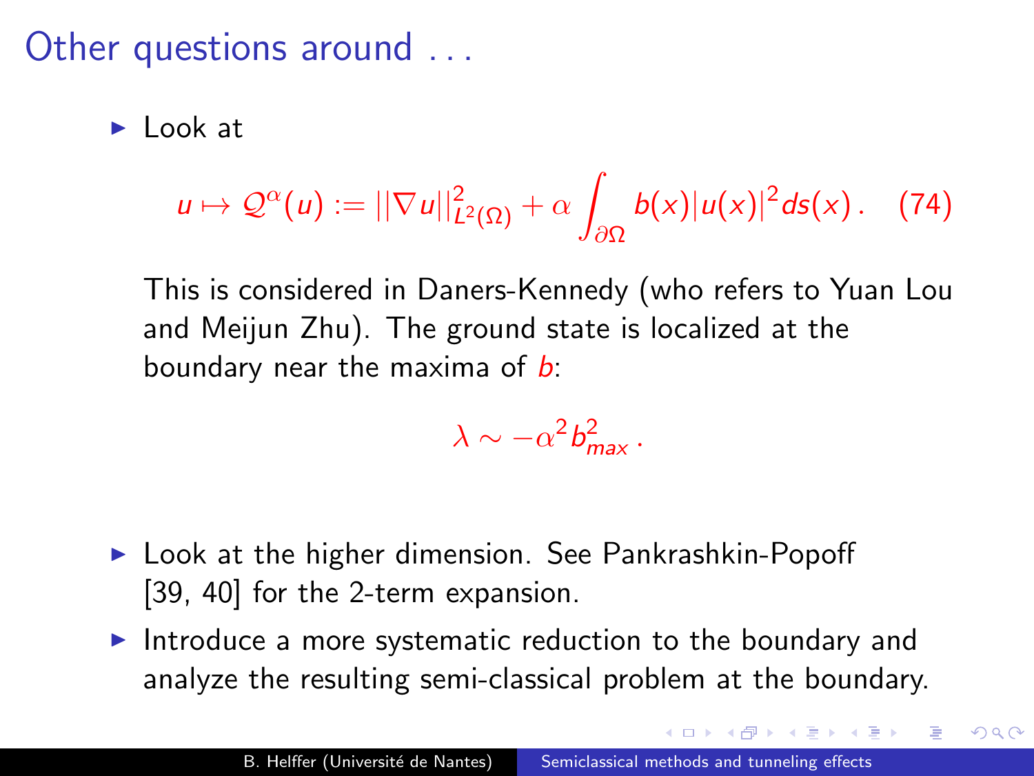# Other questions around ...

- Look at

$$u \mapsto \mathcal{Q}^\alpha(u) := ||\nabla u||^2_{L^2(\Omega)} + \alpha \int_{\partial\Omega} b(x)|u(x)|^2 ds(x)\,. \quad (74)$$

  This is considered in Daners-Kennedy (who refers to Yuan Lou and Meijun Zhu). The ground state is localized at the boundary near the maxima of $b$:

$$\lambda \sim -\alpha^2 b_{max}^2\,.$$

- Look at the higher dimension. See Pankrashkin-Popoff [39, 40] for the 2-term expansion.
- Introduce a more systematic reduction to the boundary and analyze the resulting semi-classical problem at the boundary.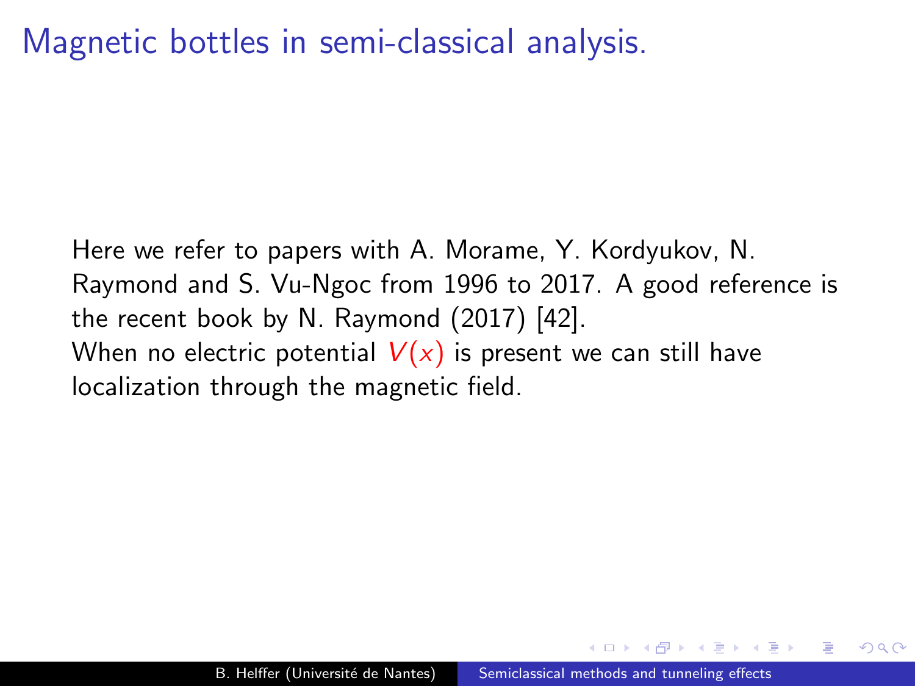# Magnetic bottles in semi-classical analysis.

Here we refer to papers with A. Morame, Y. Kordyukov, N. Raymond and S. Vu-Ngoc from 1996 to 2017. A good reference is the recent book by N. Raymond (2017) [42].

When no electric potential $V(x)$ is present we can still have localization through the magnetic field.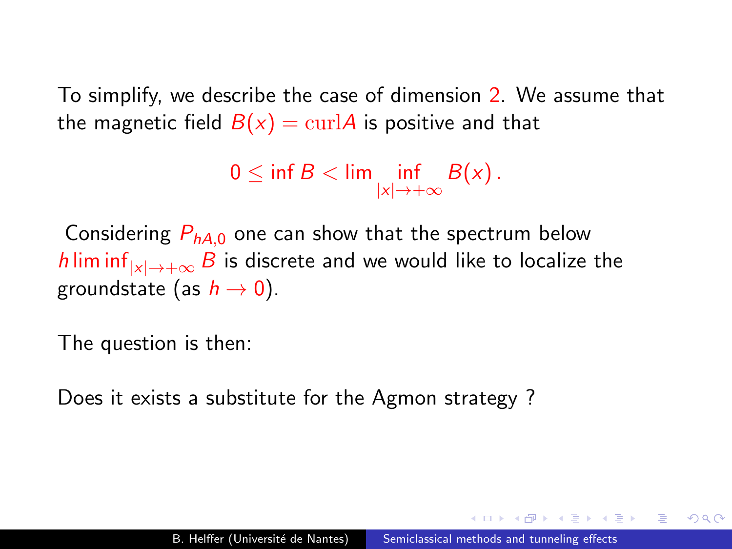To simplify, we describe the case of dimension $2$. We assume that the magnetic field $B(x) = \mathrm{curl} A$ is positive and that

$$0 \leq \inf B < \lim \inf_{|x| \to +\infty} B(x) \,.$$

Considering $P_{hA,0}$ one can show that the spectrum below $h \liminf_{|x|\to+\infty} B$ is discrete and we would like to localize the groundstate (as $h \to 0$).

The question is then:

Does it exists a substitute for the Agmon strategy ?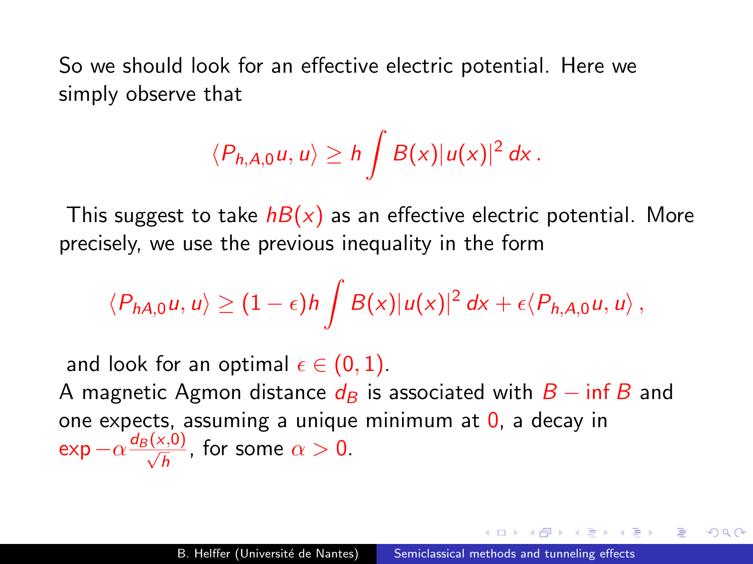So we should look for an effective electric potential. Here we simply observe that

$$\langle P_{h,A,0} u, u \rangle \geq h \int B(x) |u(x)|^2 \, dx \,.$$

This suggest to take $hB(x)$ as an effective electric potential. More precisely, we use the previous inequality in the form

$$\langle P_{hA,0} u, u \rangle \geq (1-\epsilon) h \int B(x) |u(x)|^2 \, dx + \epsilon \langle P_{h,A,0} u, u \rangle \,,$$

and look for an optimal $\epsilon \in (0,1)$.

A magnetic Agmon distance $d_B$ is associated with $B - \inf B$ and one expects, assuming a unique minimum at $0$, a decay in $\exp -\alpha \frac{d_B(x,0)}{\sqrt{h}}$, for some $\alpha > 0$.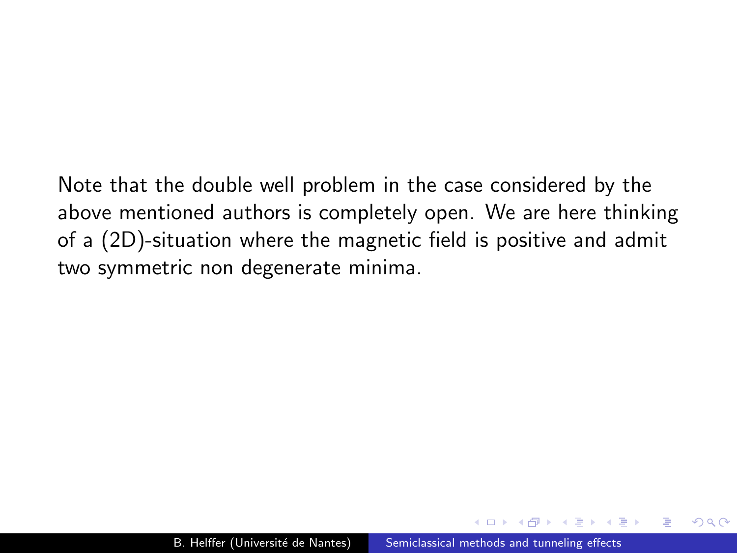Note that the double well problem in the case considered by the above mentioned authors is completely open. We are here thinking of a (2D)-situation where the magnetic field is positive and admit two symmetric non degenerate minima.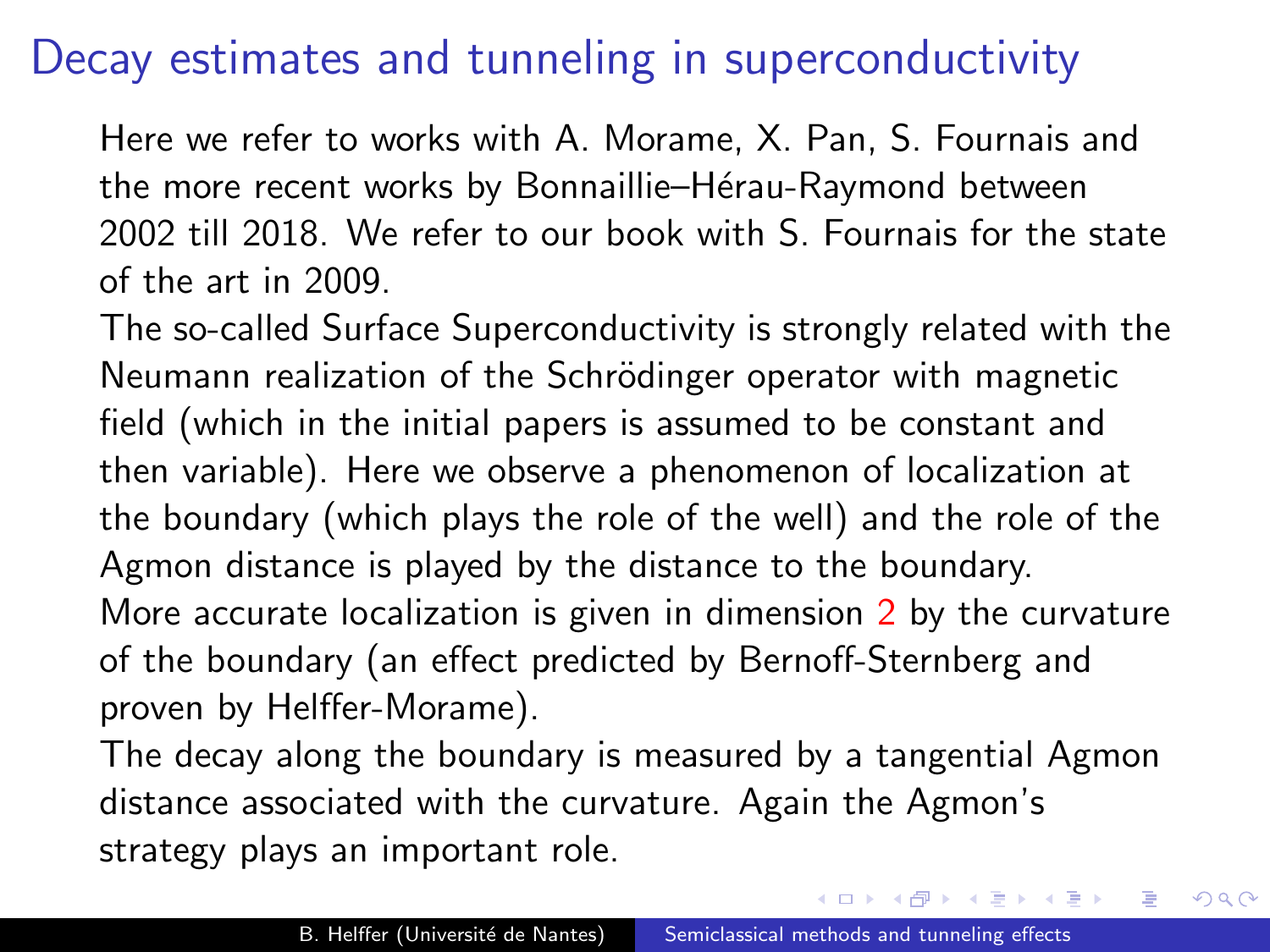# Decay estimates and tunneling in superconductivity

Here we refer to works with A. Morame, X. Pan, S. Fournais and the more recent works by Bonnaillie–Hérau-Raymond between 2002 till 2018. We refer to our book with S. Fournais for the state of the art in 2009.

The so-called Surface Superconductivity is strongly related with the Neumann realization of the Schrödinger operator with magnetic field (which in the initial papers is assumed to be constant and then variable). Here we observe a phenomenon of localization at the boundary (which plays the role of the well) and the role of the Agmon distance is played by the distance to the boundary.

More accurate localization is given in dimension 2 by the curvature of the boundary (an effect predicted by Bernoff-Sternberg and proven by Helffer-Morame).

The decay along the boundary is measured by a tangential Agmon distance associated with the curvature. Again the Agmon's strategy plays an important role.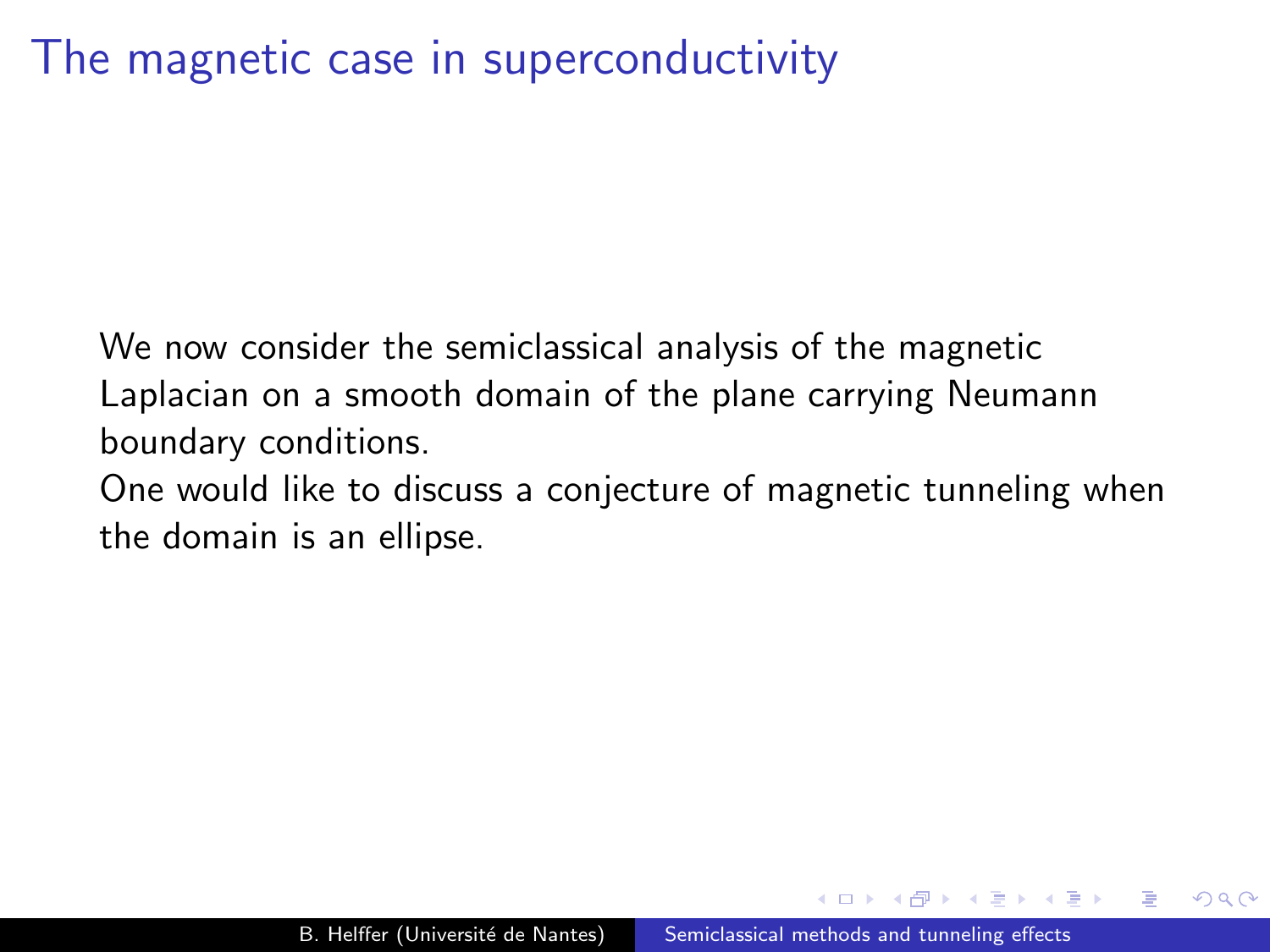# The magnetic case in superconductivity

We now consider the semiclassical analysis of the magnetic Laplacian on a smooth domain of the plane carrying Neumann boundary conditions.
One would like to discuss a conjecture of magnetic tunneling when the domain is an ellipse.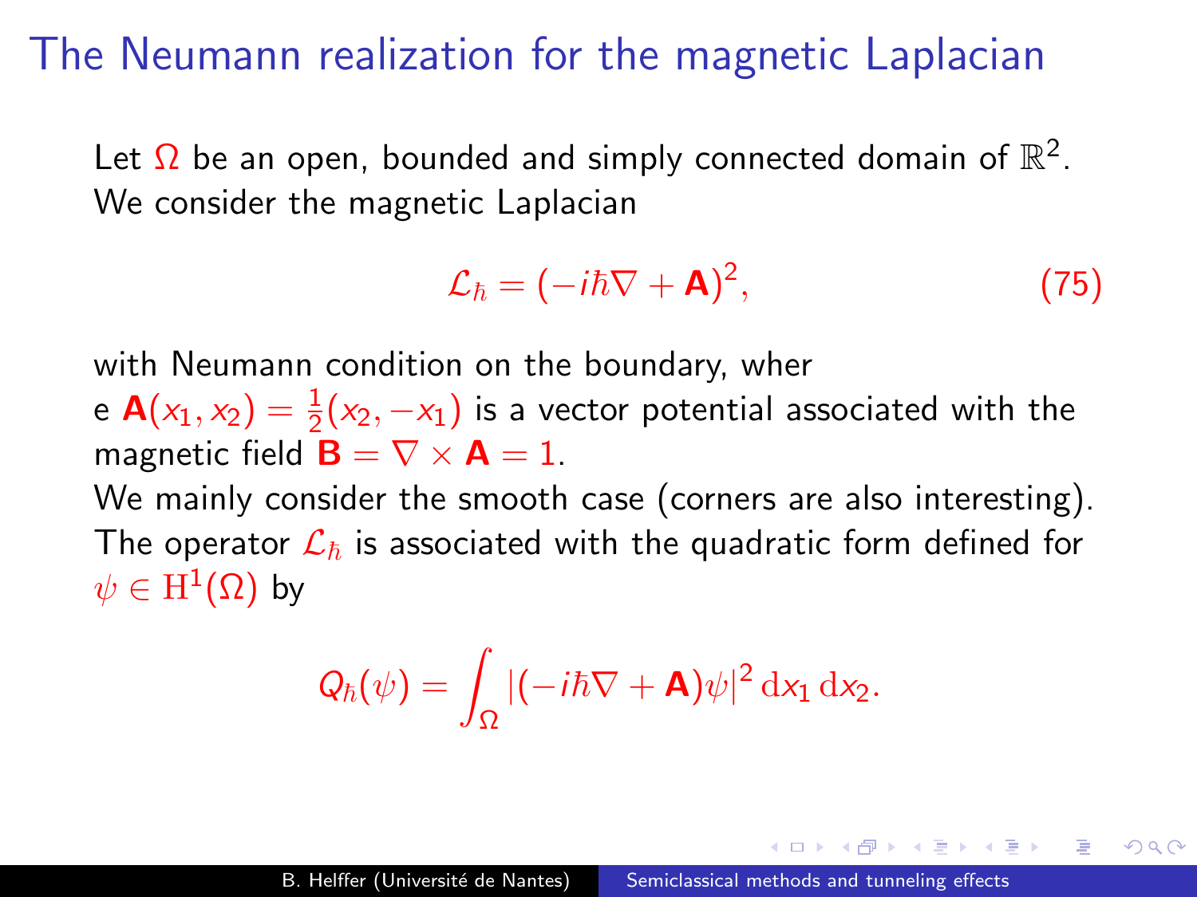# The Neumann realization for the magnetic Laplacian

Let $\Omega$ be an open, bounded and simply connected domain of $\mathbb{R}^2$. We consider the magnetic Laplacian

$$\mathcal{L}_\hbar = (-i\hbar\nabla + \mathbf{A})^2, \tag{75}$$

with Neumann condition on the boundary, wher e $\mathbf{A}(x_1, x_2) = \frac{1}{2}(x_2, -x_1)$ is a vector potential associated with the magnetic field $\mathbf{B} = \nabla \times \mathbf{A} = 1$.

We mainly consider the smooth case (corners are also interesting).

The operator $\mathcal{L}_\hbar$ is associated with the quadratic form defined for $\psi \in \mathrm{H}^1(\Omega)$ by

$$Q_\hbar(\psi) = \int_\Omega |(-i\hbar\nabla + \mathbf{A})\psi|^2 \, \mathrm{d}x_1 \, \mathrm{d}x_2 .$$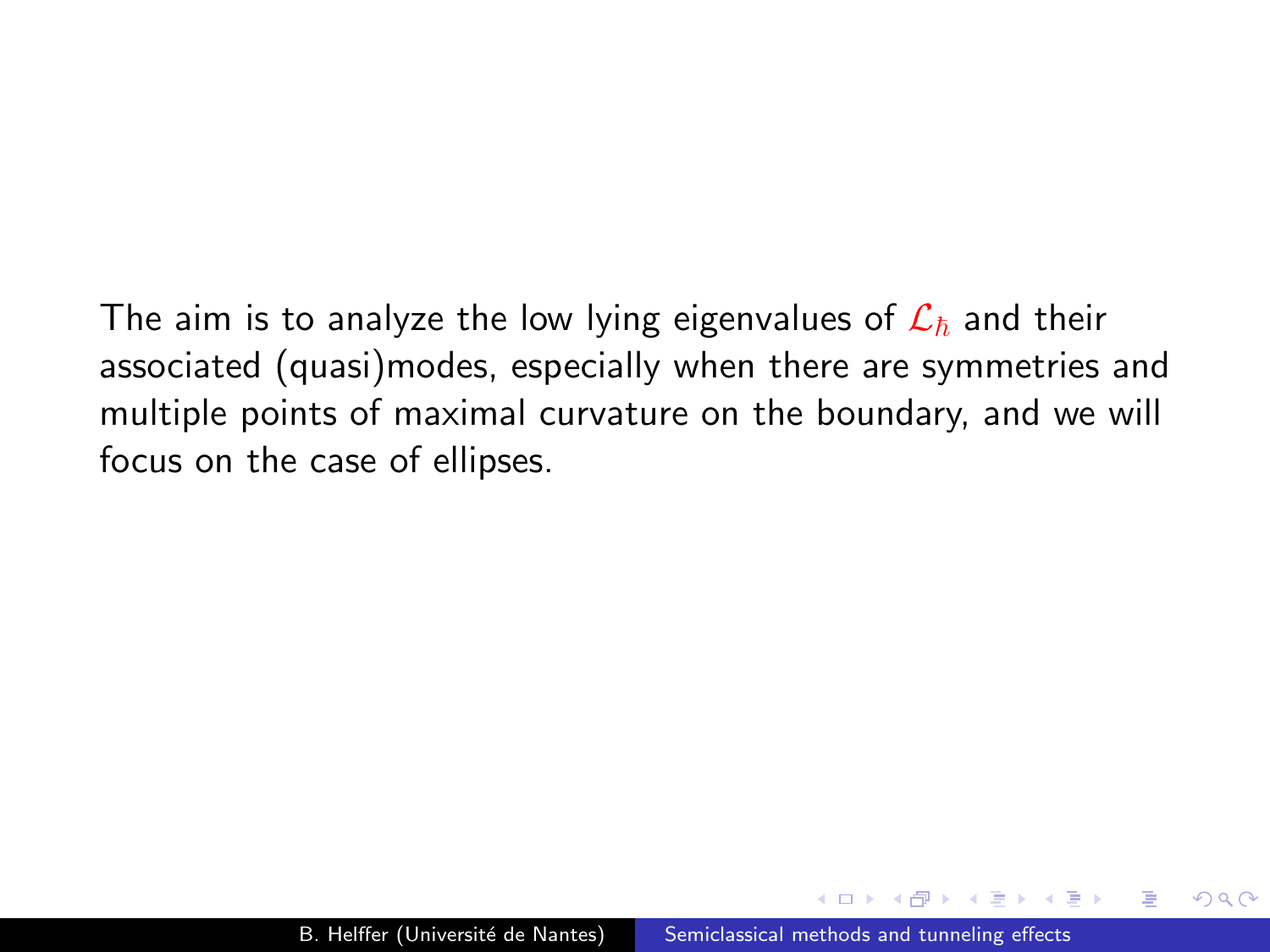The aim is to analyze the low lying eigenvalues of $\mathcal{L}_\hbar$ and their associated (quasi)modes, especially when there are symmetries and multiple points of maximal curvature on the boundary, and we will focus on the case of ellipses.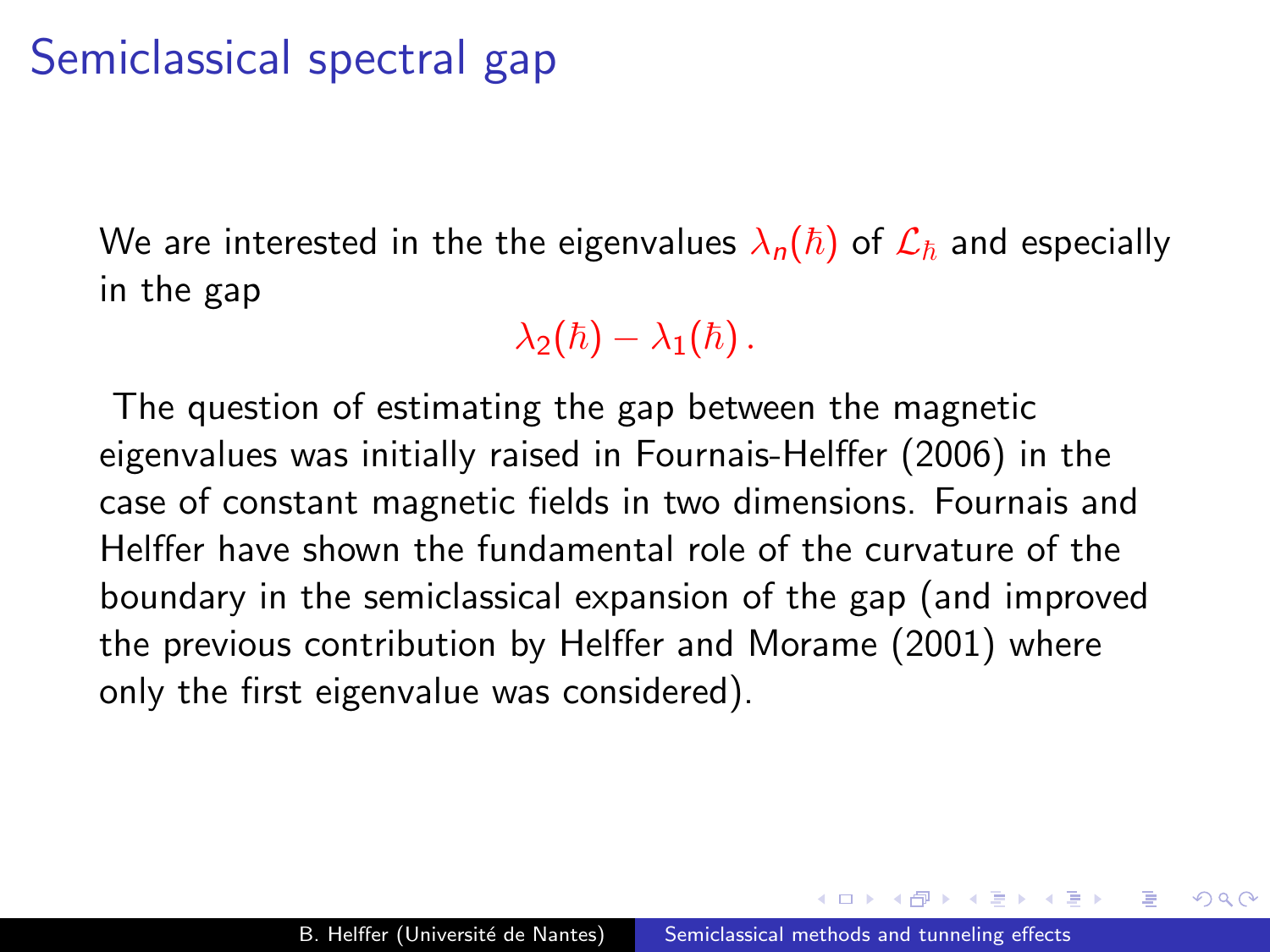# Semiclassical spectral gap

We are interested in the the eigenvalues $\lambda_n(\hbar)$ of $\mathcal{L}_\hbar$ and especially in the gap

$$\lambda_2(\hbar) - \lambda_1(\hbar)\,.$$

The question of estimating the gap between the magnetic eigenvalues was initially raised in Fournais-Helffer (2006) in the case of constant magnetic fields in two dimensions. Fournais and Helffer have shown the fundamental role of the curvature of the boundary in the semiclassical expansion of the gap (and improved the previous contribution by Helffer and Morame (2001) where only the first eigenvalue was considered).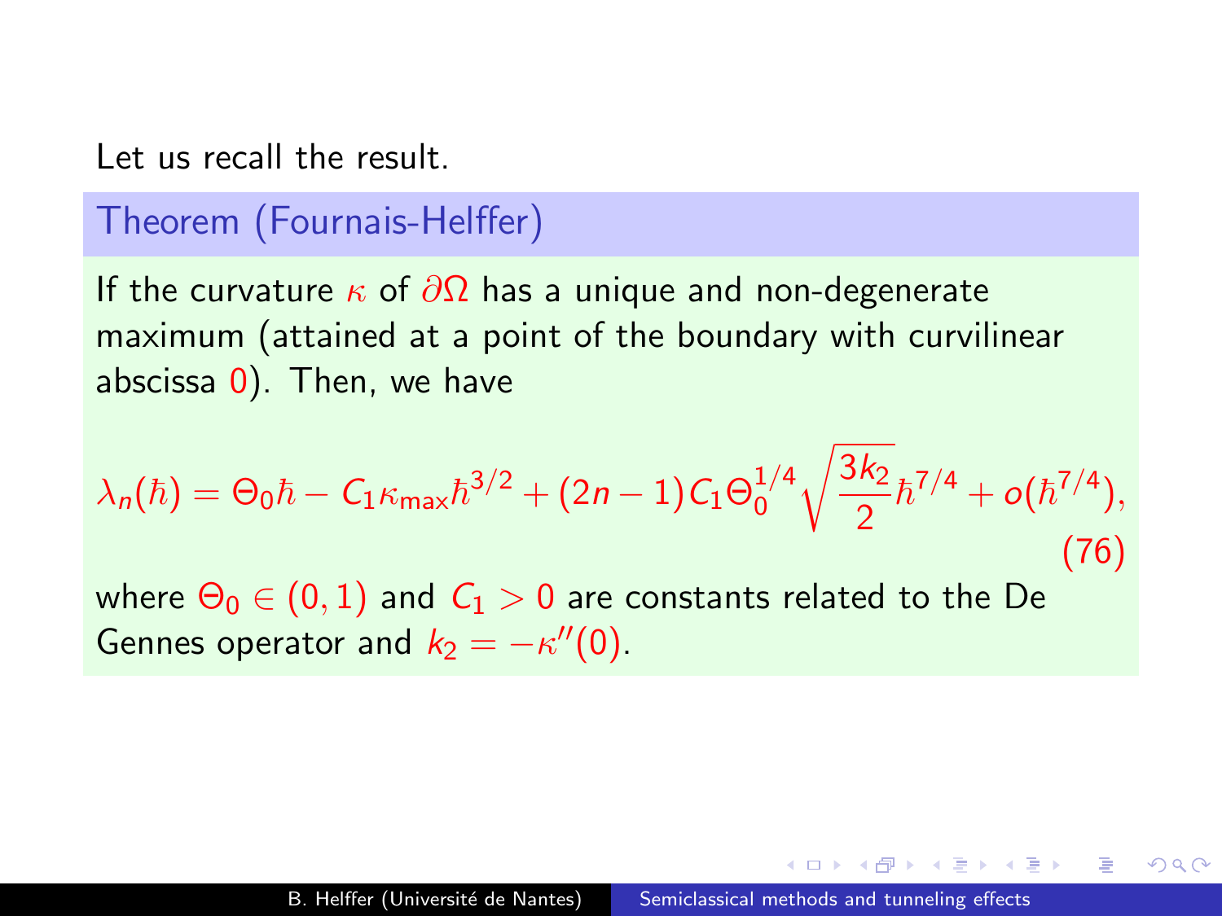Let us recall the result.

**Theorem (Fournais-Helffer)**

If the curvature $\kappa$ of $\partial\Omega$ has a unique and non-degenerate maximum (attained at a point of the boundary with curvilinear abscissa $0$). Then, we have

$$\lambda_n(\hbar) = \Theta_0 \hbar - C_1 \kappa_{\max} \hbar^{3/2} + (2n-1) C_1 \Theta_0^{1/4} \sqrt{\frac{3k_2}{2}} \hbar^{7/4} + o(\hbar^{7/4}), \tag{76}$$

where $\Theta_0 \in (0,1)$ and $C_1 > 0$ are constants related to the De Gennes operator and $k_2 = -\kappa''(0)$.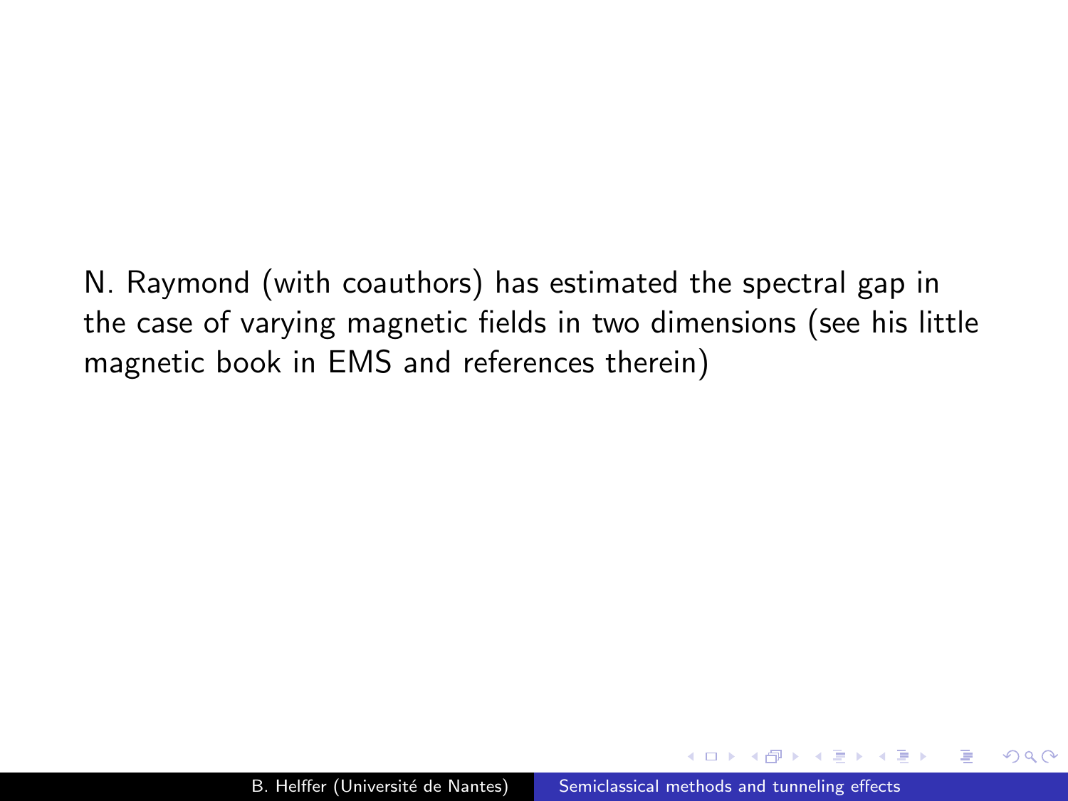N. Raymond (with coauthors) has estimated the spectral gap in the case of varying magnetic fields in two dimensions (see his little magnetic book in EMS and references therein)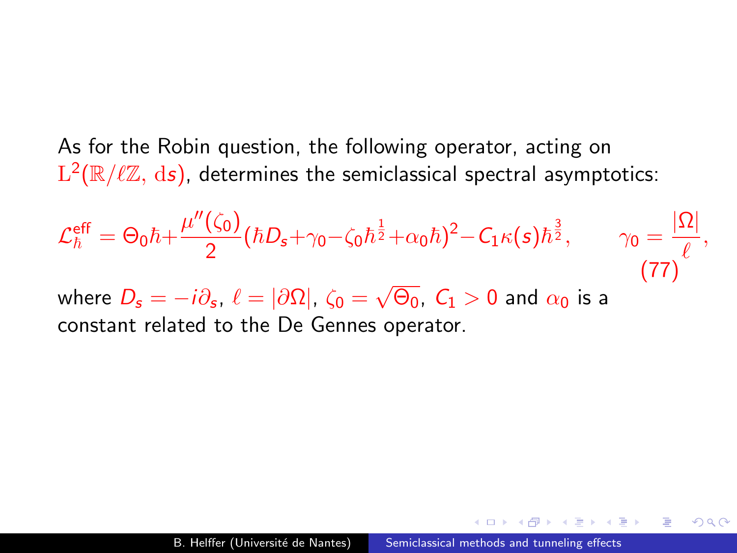As for the Robin question, the following operator, acting on $\mathrm{L}^2(\mathbb{R}/\ell\mathbb{Z}, \mathrm{d}s)$, determines the semiclassical spectral asymptotics:

$$\mathcal{L}_\hbar^{\mathrm{eff}} = \Theta_0\hbar + \frac{\mu''(\zeta_0)}{2}(\hbar D_s + \gamma_0 - \zeta_0\hbar^{\frac{1}{2}} + \alpha_0\hbar)^2 - C_1\kappa(s)\hbar^{\frac{3}{2}}, \qquad \gamma_0 = \frac{|\Omega|}{\ell}, \tag{77}$$

where $D_s = -i\partial_s$, $\ell = |\partial\Omega|$, $\zeta_0 = \sqrt{\Theta_0}$, $C_1 > 0$ and $\alpha_0$ is a constant related to the De Gennes operator.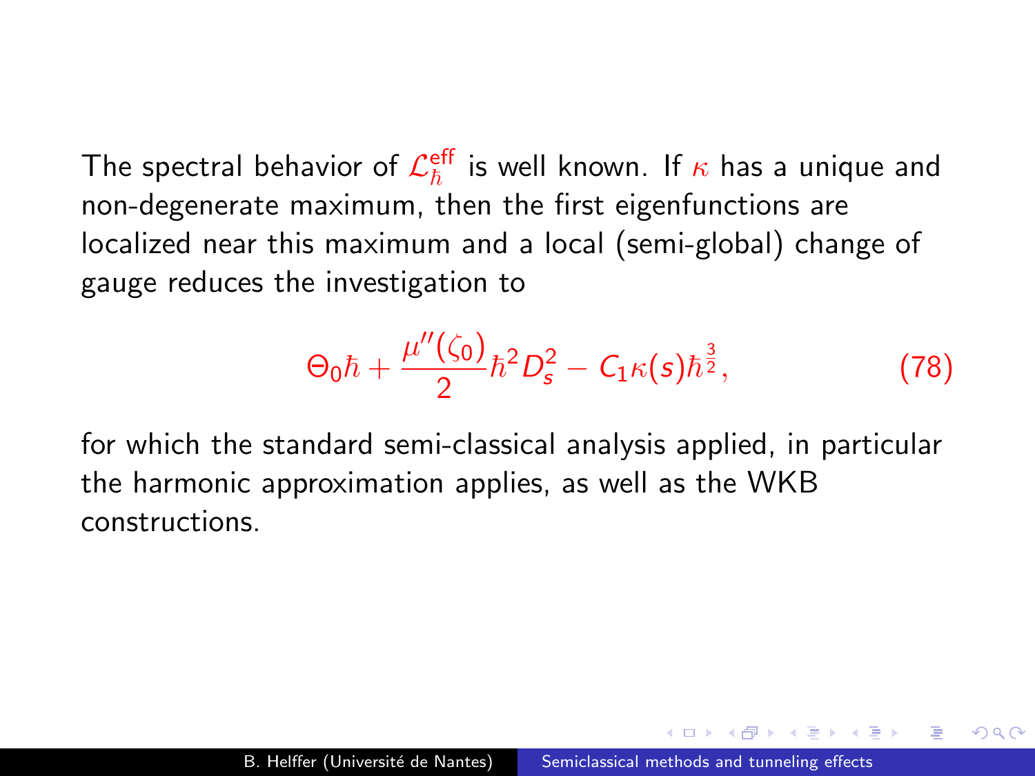The spectral behavior of $\mathcal{L}_\hbar^{\text{eff}}$ is well known. If $\kappa$ has a unique and non-degenerate maximum, then the first eigenfunctions are localized near this maximum and a local (semi-global) change of gauge reduces the investigation to

$$\Theta_0 \hbar + \frac{\mu''(\zeta_0)}{2} \hbar^2 D_s^2 - C_1 \kappa(s) \hbar^{\frac{3}{2}}, \tag{78}$$

for which the standard semi-classical analysis applied, in particular the harmonic approximation applies, as well as the WKB constructions.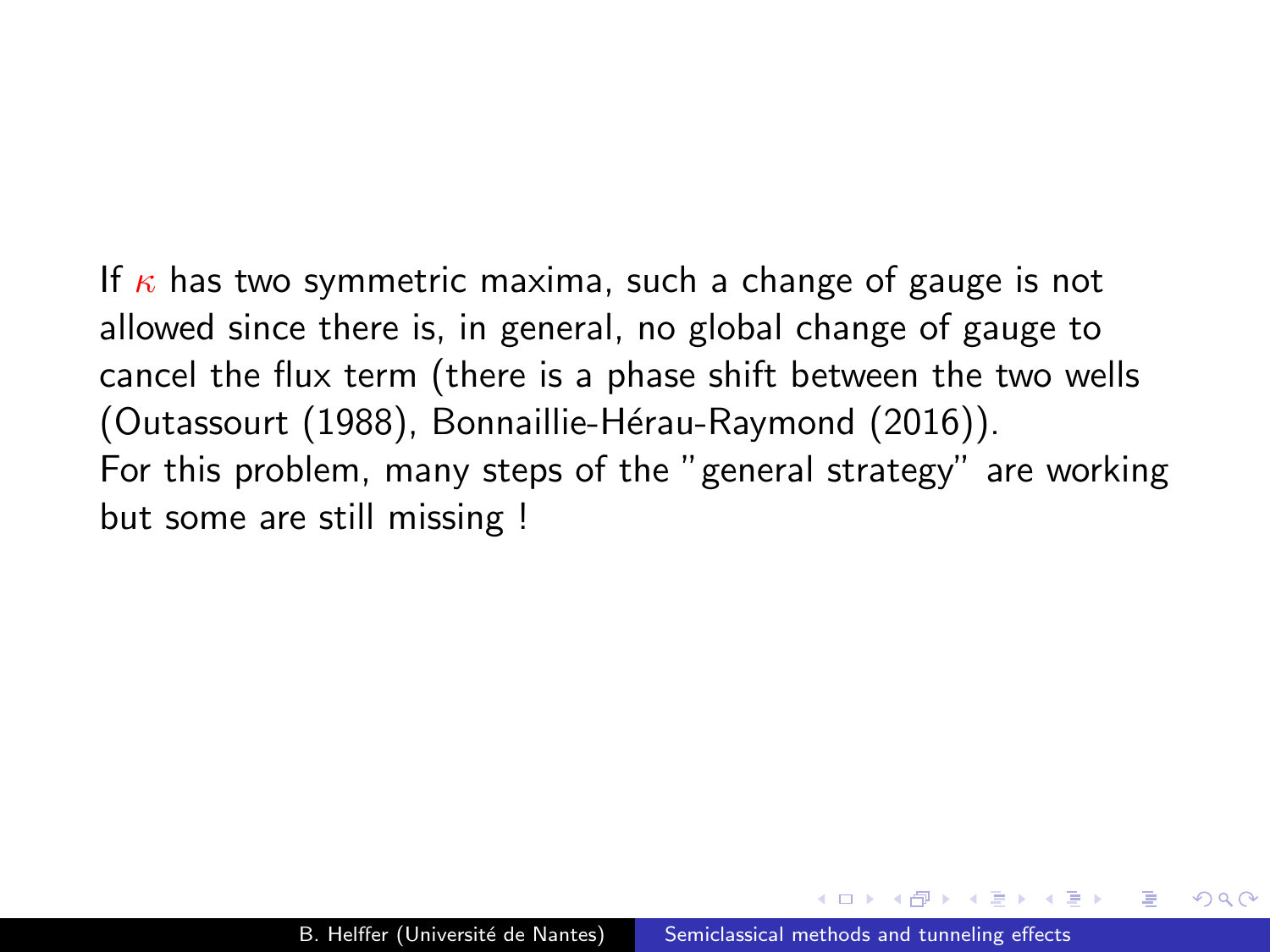If $\kappa$ has two symmetric maxima, such a change of gauge is not allowed since there is, in general, no global change of gauge to cancel the flux term (there is a phase shift between the two wells (Outassourt (1988), Bonnaillie-Hérau-Raymond (2016)).
For this problem, many steps of the "general strategy" are working but some are still missing !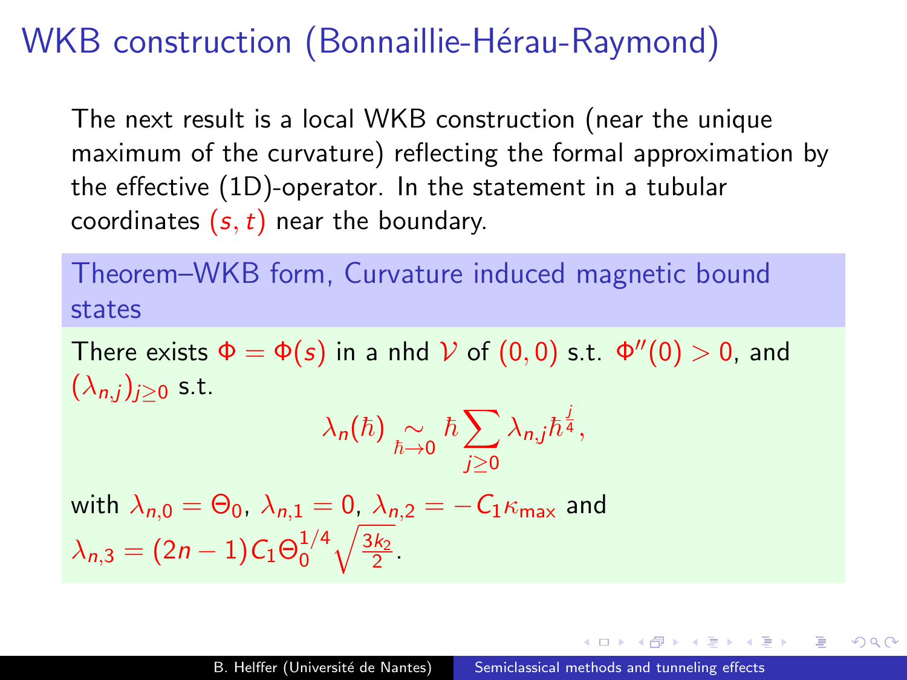# WKB construction (Bonnaillie-Hérau-Raymond)

The next result is a local WKB construction (near the unique maximum of the curvature) reflecting the formal approximation by the effective (1D)-operator. In the statement in a tubular coordinates $(s, t)$ near the boundary.

### Theorem–WKB form, Curvature induced magnetic bound states

There exists $\Phi = \Phi(s)$ in a nhd $\mathcal{V}$ of $(0, 0)$ s.t. $\Phi''(0) > 0$, and $(\lambda_{n,j})_{j \geq 0}$ s.t.

$$\lambda_n(\hbar) \underset{\hbar \to 0}{\sim} \hbar \sum_{j \geq 0} \lambda_{n,j} \hbar^{\frac{j}{4}},$$

with $\lambda_{n,0} = \Theta_0$, $\lambda_{n,1} = 0$, $\lambda_{n,2} = -C_1 \kappa_{\max}$ and $\lambda_{n,3} = (2n-1) C_1 \Theta_0^{1/4} \sqrt{\frac{3k_2}{2}}$.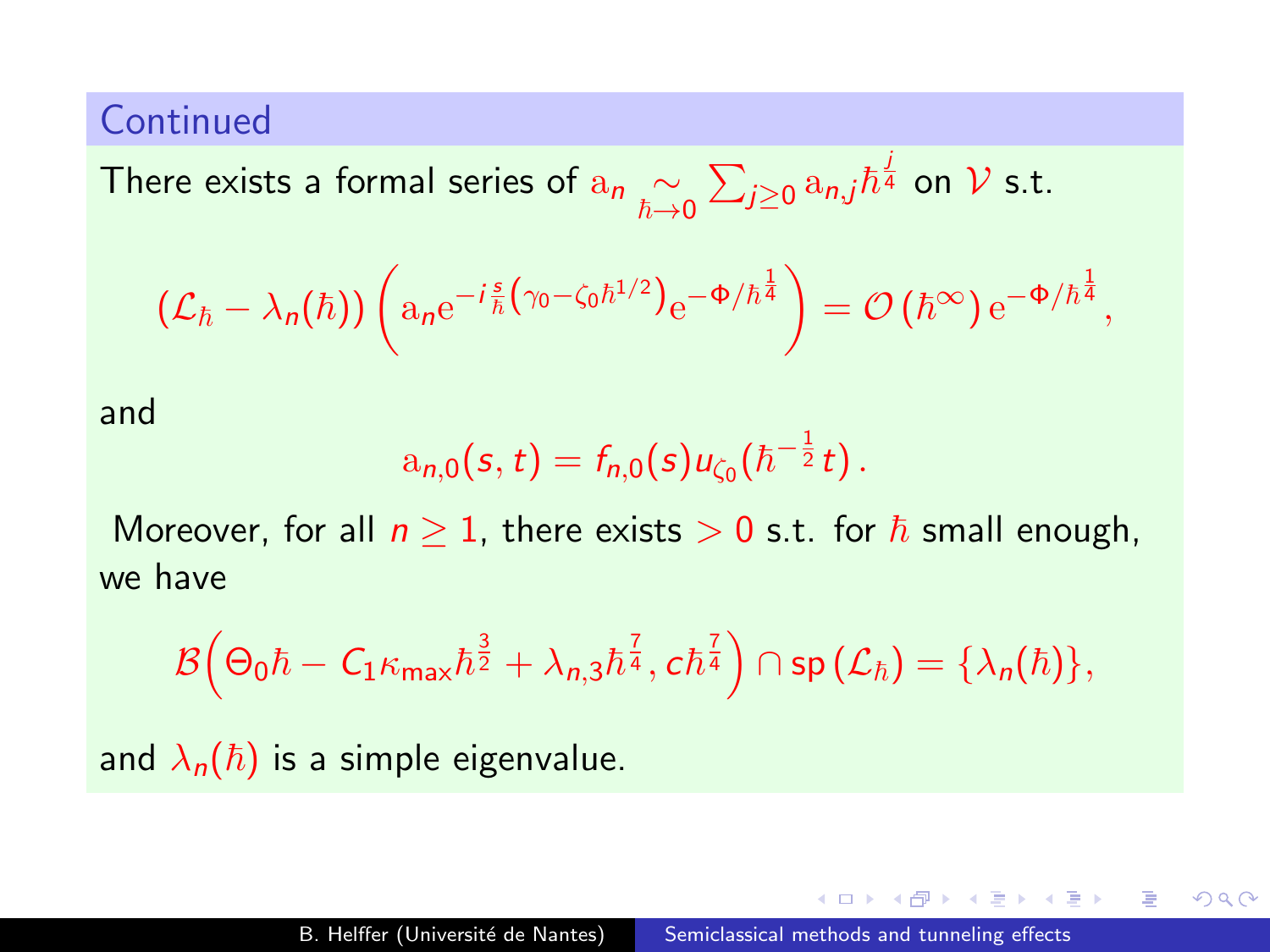## Continued

There exists a formal series of $\mathrm{a}_n \underset{\hbar \to 0}{\sim} \sum_{j \geq 0} \mathrm{a}_{n,j} \hbar^{\frac{j}{4}}$ on $\mathcal{V}$ s.t.

$$(\mathcal{L}_\hbar - \lambda_n(\hbar)) \left( \mathrm{a}_n \mathrm{e}^{-i \frac{s}{\hbar} \left( \gamma_0 - \zeta_0 \hbar^{1/2} \right)} \mathrm{e}^{-\Phi / \hbar^{\frac{1}{4}}} \right) = \mathcal{O}\left(\hbar^\infty\right) \mathrm{e}^{-\Phi / \hbar^{\frac{1}{4}}},$$

and

$$\mathrm{a}_{n,0}(s,t) = f_{n,0}(s) u_{\zeta_0}(\hbar^{-\frac{1}{2}} t) .$$

Moreover, for all $n \geq 1$, there exists $> 0$ s.t. for $\hbar$ small enough, we have

$$\mathcal{B}\Big( \Theta_0 \hbar - C_1 \kappa_{\max} \hbar^{\frac{3}{2}} + \lambda_{n,3} \hbar^{\frac{7}{4}}, c \hbar^{\frac{7}{4}} \Big) \cap \mathsf{sp}\left(\mathcal{L}_\hbar\right) = \{\lambda_n(\hbar)\},$$

and $\lambda_n(\hbar)$ is a simple eigenvalue.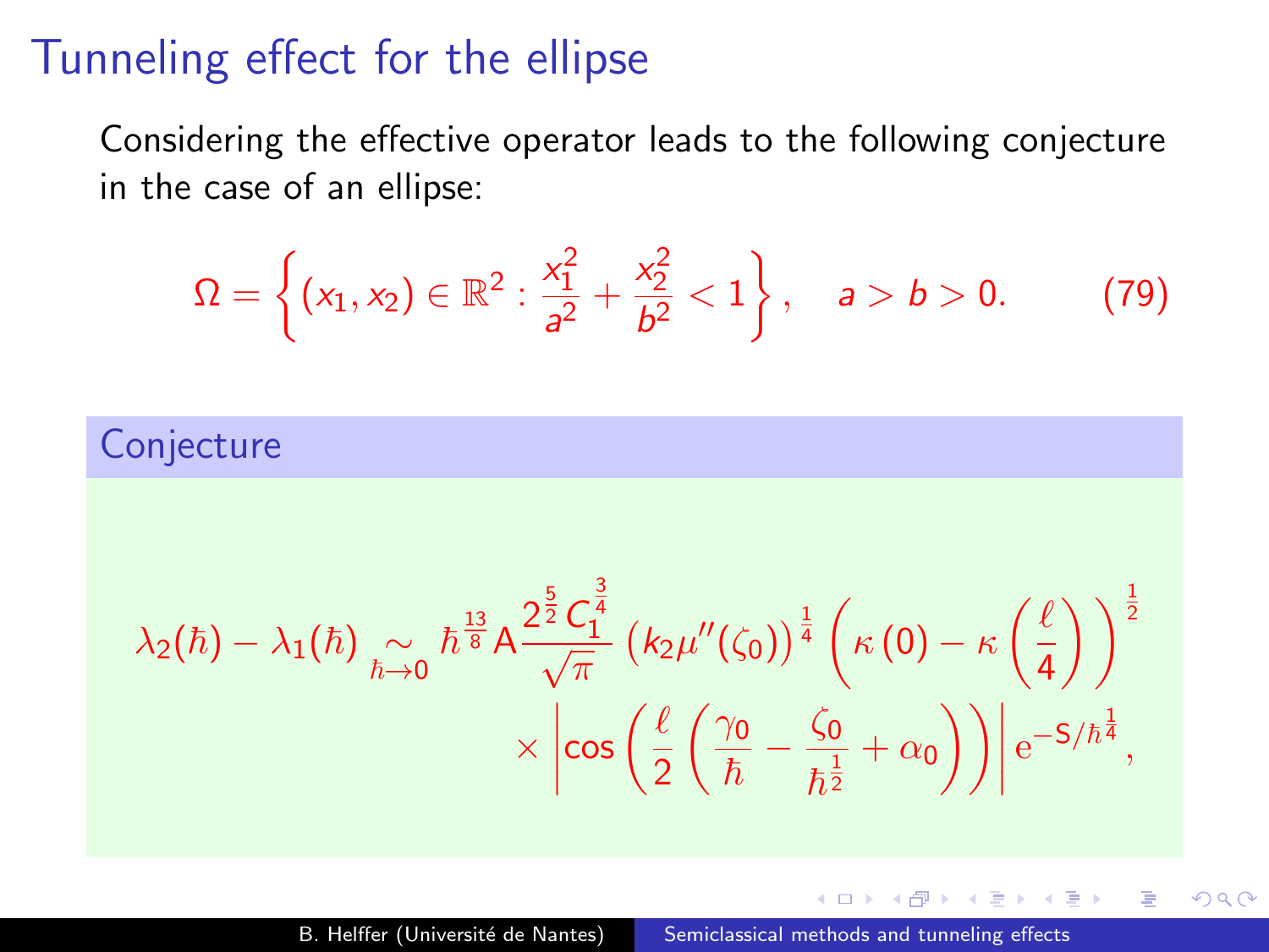# Tunneling effect for the ellipse

Considering the effective operator leads to the following conjecture in the case of an ellipse:

$$\Omega = \left\{ (x_1, x_2) \in \mathbb{R}^2 : \frac{x_1^2}{a^2} + \frac{x_2^2}{b^2} < 1 \right\}, \quad a > b > 0. \tag{79}$$

**Conjecture**

$$\lambda_2(\hbar) - \lambda_1(\hbar) \underset{\hbar \to 0}{\sim} \hbar^{\frac{13}{8}} \mathsf{A} \frac{2^{\frac{5}{2}} C_1^{\frac{3}{4}}}{\sqrt{\pi}} \left(k_2 \mu''(\zeta_0)\right)^{\frac{1}{4}} \left( \kappa(0) - \kappa\left(\frac{\ell}{4}\right) \right)^{\frac{1}{2}} \times \left| \cos\left( \frac{\ell}{2} \left( \frac{\gamma_0}{\hbar} - \frac{\zeta_0}{\hbar^{\frac{1}{2}}} + \alpha_0 \right) \right) \right| e^{-\mathsf{S}/\hbar^{\frac{1}{4}}},$$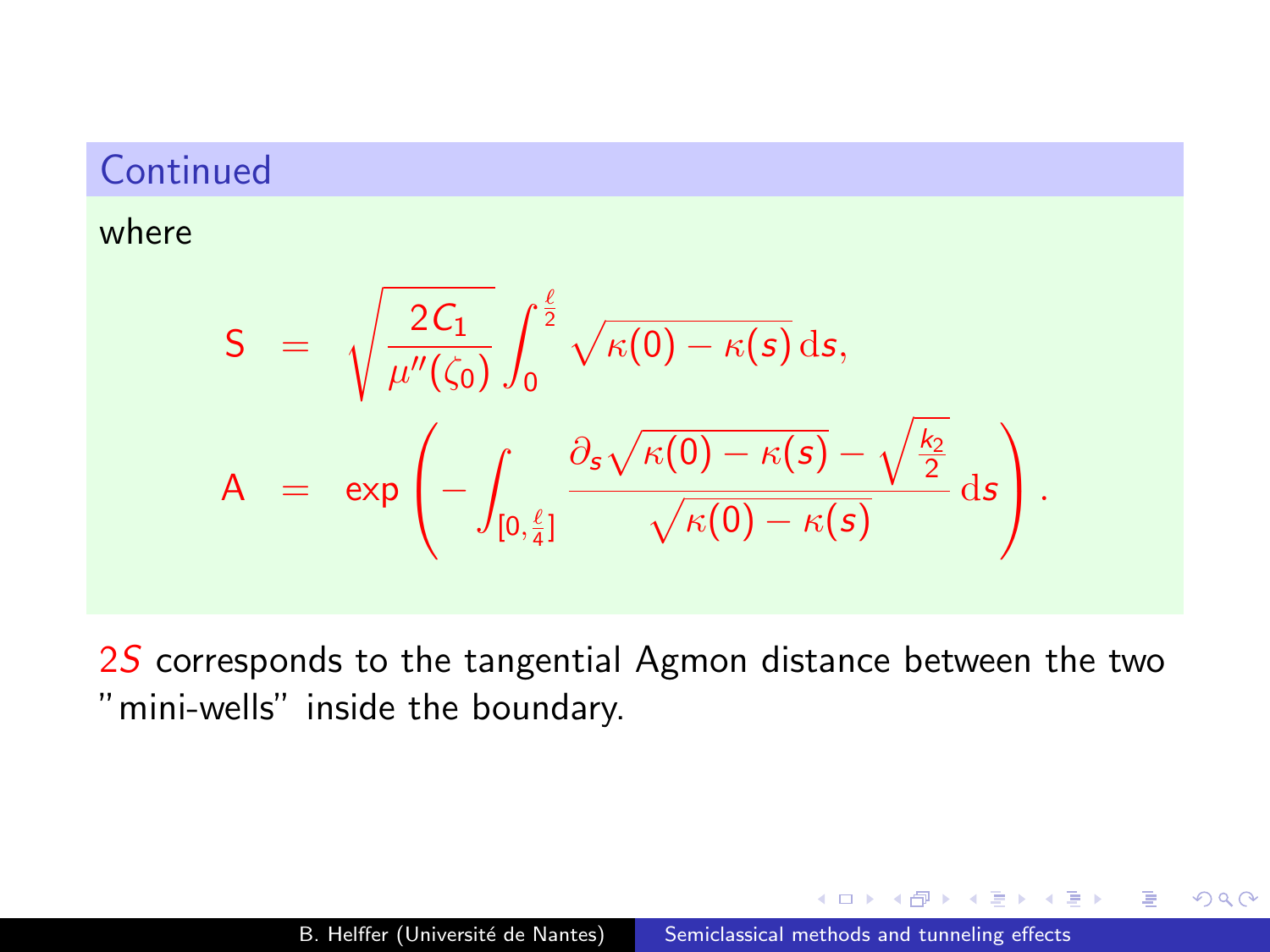### Continued

where

$$
\begin{aligned}
\mathsf{S} &= \sqrt{\frac{2C_1}{\mu''(\zeta_0)}} \int_0^{\frac{\ell}{2}} \sqrt{\kappa(0)-\kappa(s)}\,\mathrm{d}s, \\
\mathsf{A} &= \exp\left( - \int_{[0,\frac{\ell}{4}]} \frac{\partial_s \sqrt{\kappa(0)-\kappa(s)} - \sqrt{\frac{k_2}{2}}}{\sqrt{\kappa(0)-\kappa(s)}}\,\mathrm{d}s \right).
\end{aligned}
$$

$2S$ corresponds to the tangential Agmon distance between the two "mini-wells" inside the boundary.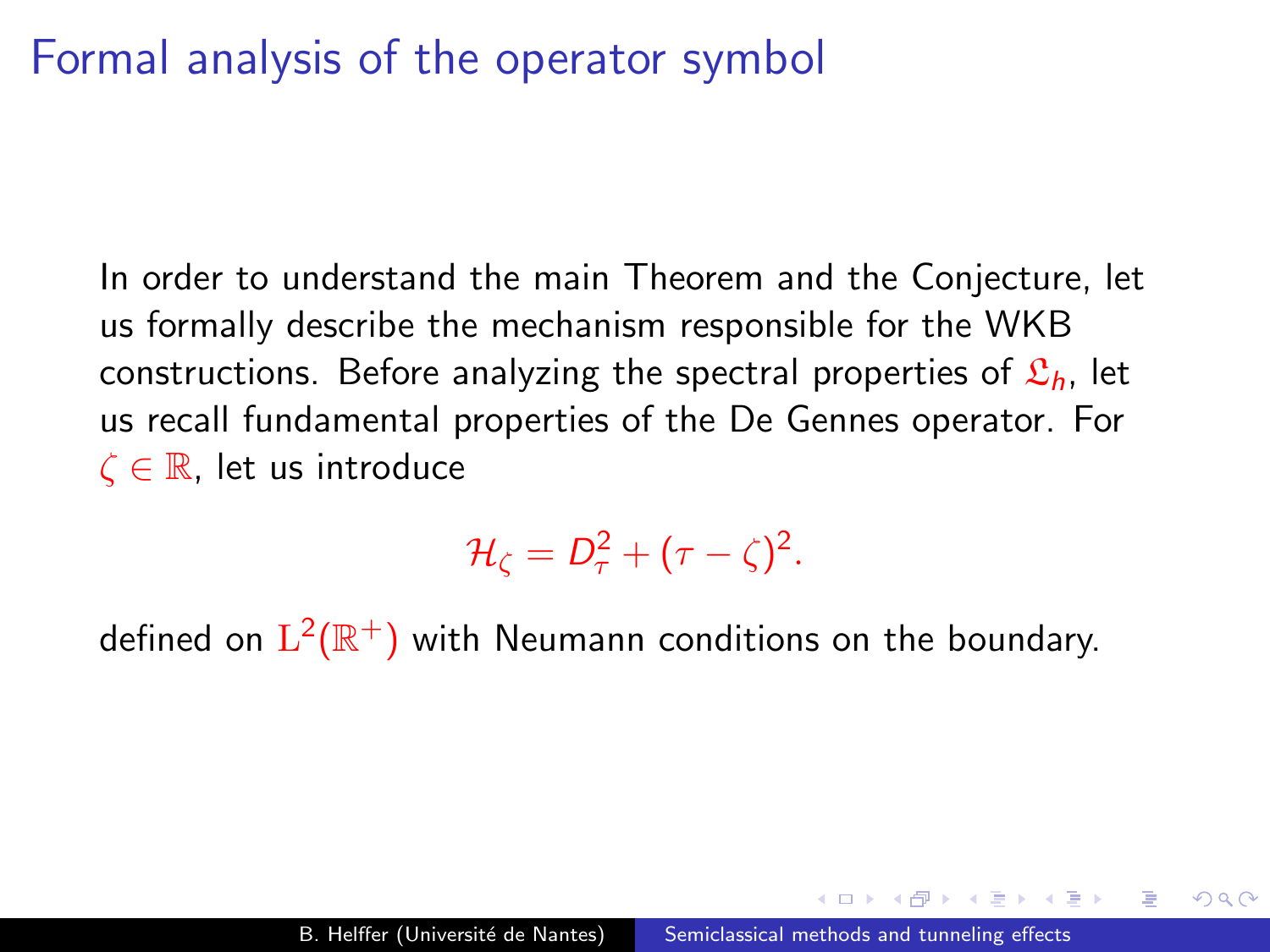# Formal analysis of the operator symbol

In order to understand the main Theorem and the Conjecture, let us formally describe the mechanism responsible for the WKB constructions. Before analyzing the spectral properties of $\mathfrak{L}_h$, let us recall fundamental properties of the De Gennes operator. For $\zeta \in \mathbb{R}$, let us introduce

$$\mathcal{H}_\zeta = D_\tau^2 + (\tau - \zeta)^2.$$

defined on $\mathrm{L}^2(\mathbb{R}^+)$ with Neumann conditions on the boundary.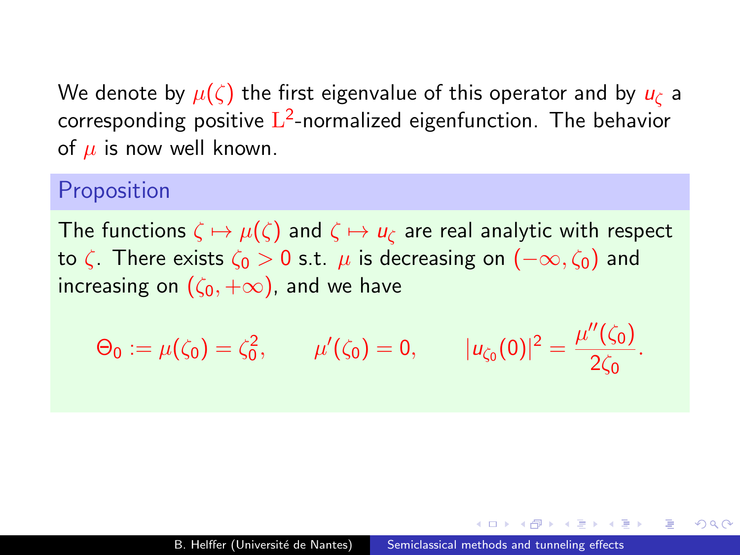We denote by $\mu(\zeta)$ the first eigenvalue of this operator and by $u_\zeta$ a corresponding positive $\mathrm{L}^2$-normalized eigenfunction. The behavior of $\mu$ is now well known.

### Proposition

The functions $\zeta \mapsto \mu(\zeta)$ and $\zeta \mapsto u_\zeta$ are real analytic with respect to $\zeta$. There exists $\zeta_0 > 0$ s.t. $\mu$ is decreasing on $(-\infty, \zeta_0)$ and increasing on $(\zeta_0, +\infty)$, and we have

$$\Theta_0 := \mu(\zeta_0) = \zeta_0^2, \qquad \mu'(\zeta_0) = 0, \qquad |u_{\zeta_0}(0)|^2 = \frac{\mu''(\zeta_0)}{2\zeta_0}.$$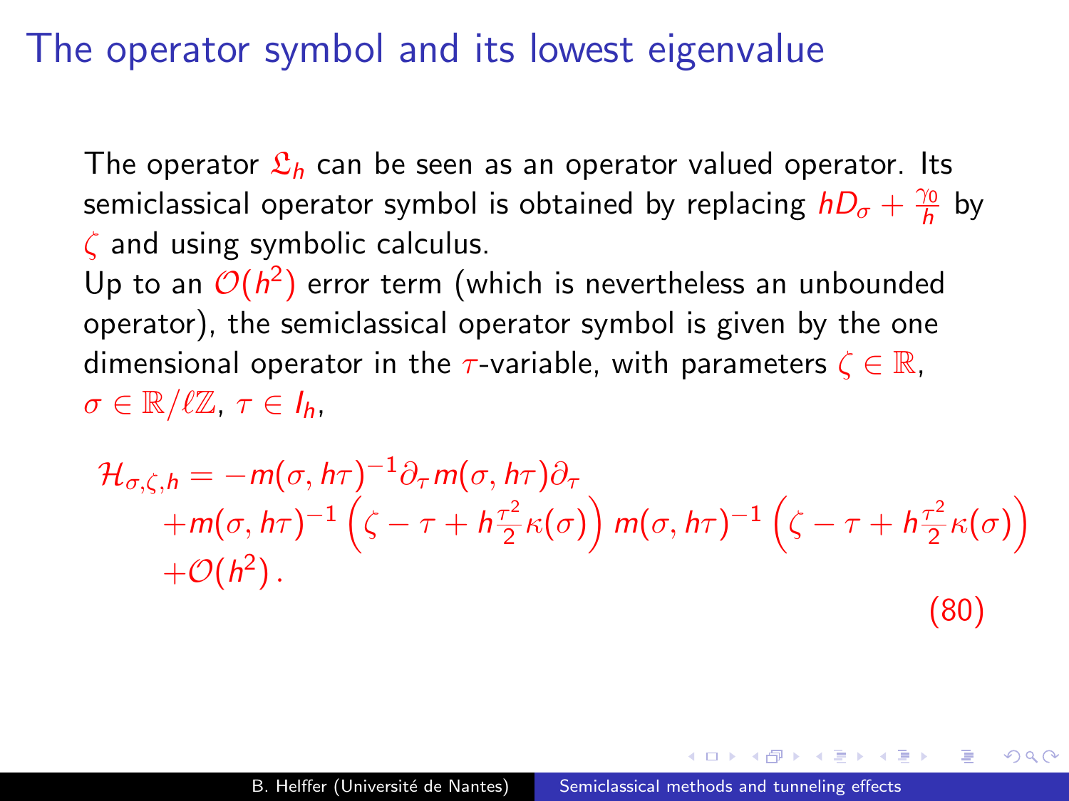# The operator symbol and its lowest eigenvalue

The operator $\mathfrak{L}_h$ can be seen as an operator valued operator. Its semiclassical operator symbol is obtained by replacing $hD_\sigma + \frac{\gamma_0}{h}$ by $\zeta$ and using symbolic calculus.
Up to an $\mathcal{O}(h^2)$ error term (which is nevertheless an unbounded operator), the semiclassical operator symbol is given by the one dimensional operator in the $\tau$-variable, with parameters $\zeta \in \mathbb{R}$, $\sigma \in \mathbb{R}/\ell\mathbb{Z}$, $\tau \in I_h$,

$$
\begin{aligned}
\mathcal{H}_{\sigma,\zeta,h} = & -m(\sigma, h\tau)^{-1}\partial_\tau m(\sigma, h\tau)\partial_\tau \\
& + m(\sigma, h\tau)^{-1}\left(\zeta - \tau + h\frac{\tau^2}{2}\kappa(\sigma)\right) m(\sigma, h\tau)^{-1}\left(\zeta - \tau + h\frac{\tau^2}{2}\kappa(\sigma)\right) \\
& + \mathcal{O}(h^2)\,.
\end{aligned}
\tag{80}
$$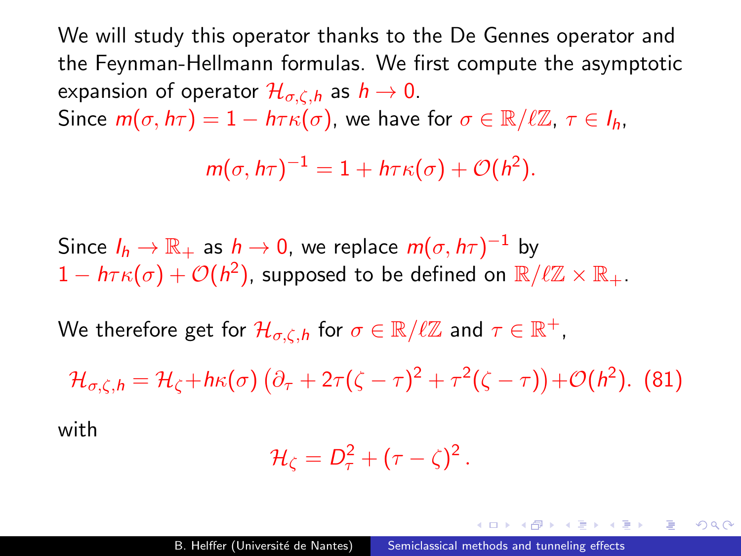We will study this operator thanks to the De Gennes operator and the Feynman-Hellmann formulas. We first compute the asymptotic expansion of operator $\mathcal{H}_{\sigma,\zeta,h}$ as $h \to 0$.
Since $m(\sigma, h\tau) = 1 - h\tau\kappa(\sigma)$, we have for $\sigma \in \mathbb{R}/\ell\mathbb{Z}$, $\tau \in I_h$,

$$m(\sigma, h\tau)^{-1} = 1 + h\tau\kappa(\sigma) + \mathcal{O}(h^2).$$

Since $I_h \to \mathbb{R}_+$ as $h \to 0$, we replace $m(\sigma, h\tau)^{-1}$ by $1 - h\tau\kappa(\sigma) + \mathcal{O}(h^2)$, supposed to be defined on $\mathbb{R}/\ell\mathbb{Z} \times \mathbb{R}_+$.

We therefore get for $\mathcal{H}_{\sigma,\zeta,h}$ for $\sigma \in \mathbb{R}/\ell\mathbb{Z}$ and $\tau \in \mathbb{R}^+$,

$$\mathcal{H}_{\sigma,\zeta,h} = \mathcal{H}_\zeta + h\kappa(\sigma)\left(\partial_\tau + 2\tau(\zeta - \tau)^2 + \tau^2(\zeta - \tau)\right) + \mathcal{O}(h^2). \quad (81)$$

with

$$\mathcal{H}_\zeta = D_\tau^2 + (\tau - \zeta)^2 .$$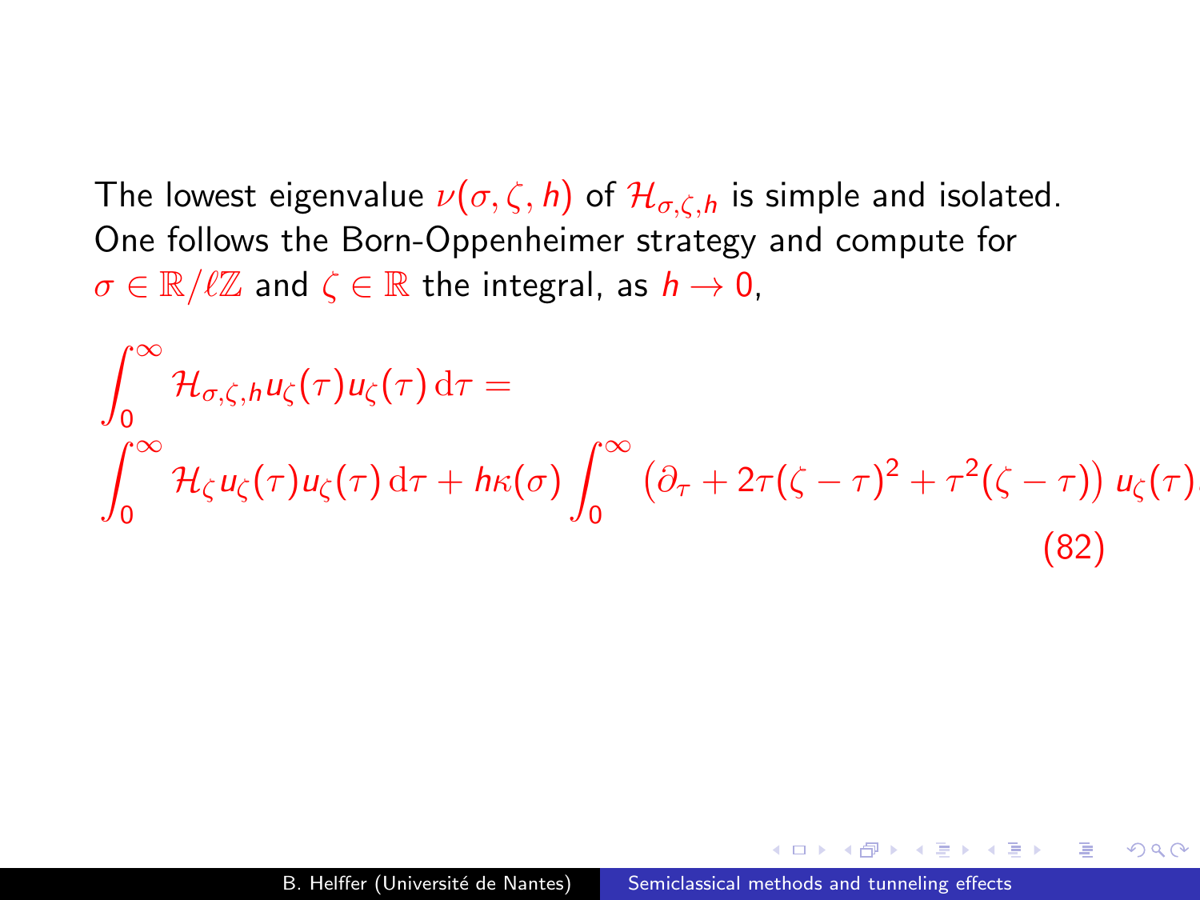The lowest eigenvalue $\nu(\sigma, \zeta, h)$ of $\mathcal{H}_{\sigma,\zeta,h}$ is simple and isolated. One follows the Born-Oppenheimer strategy and compute for $\sigma \in \mathbb{R}/\ell\mathbb{Z}$ and $\zeta \in \mathbb{R}$ the integral, as $h \to 0$,

$$
\begin{aligned}
&\int_0^\infty \mathcal{H}_{\sigma,\zeta,h} u_\zeta(\tau) u_\zeta(\tau)\, \mathrm{d}\tau = \\
&\int_0^\infty \mathcal{H}_\zeta u_\zeta(\tau) u_\zeta(\tau)\, \mathrm{d}\tau + h\kappa(\sigma) \int_0^\infty \left(\partial_\tau + 2\tau(\zeta - \tau)^2 + \tau^2(\zeta - \tau)\right) u_\zeta(\tau)
\end{aligned}
\tag{82}
$$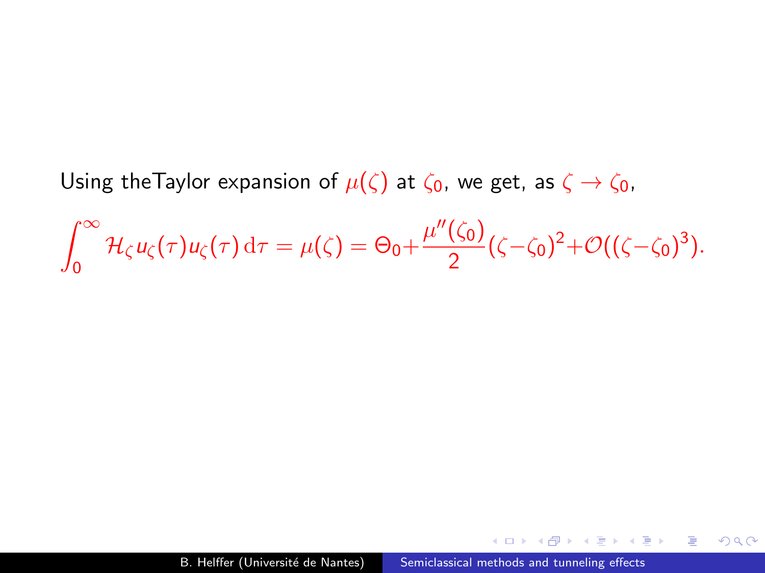Using theTaylor expansion of $\mu(\zeta)$ at $\zeta_0$, we get, as $\zeta \to \zeta_0$,

$$\int_0^\infty \mathcal{H}_\zeta u_\zeta(\tau) u_\zeta(\tau)\,\mathrm{d}\tau = \mu(\zeta) = \Theta_0 + \frac{\mu''(\zeta_0)}{2}(\zeta - \zeta_0)^2 + \mathcal{O}((\zeta - \zeta_0)^3).$$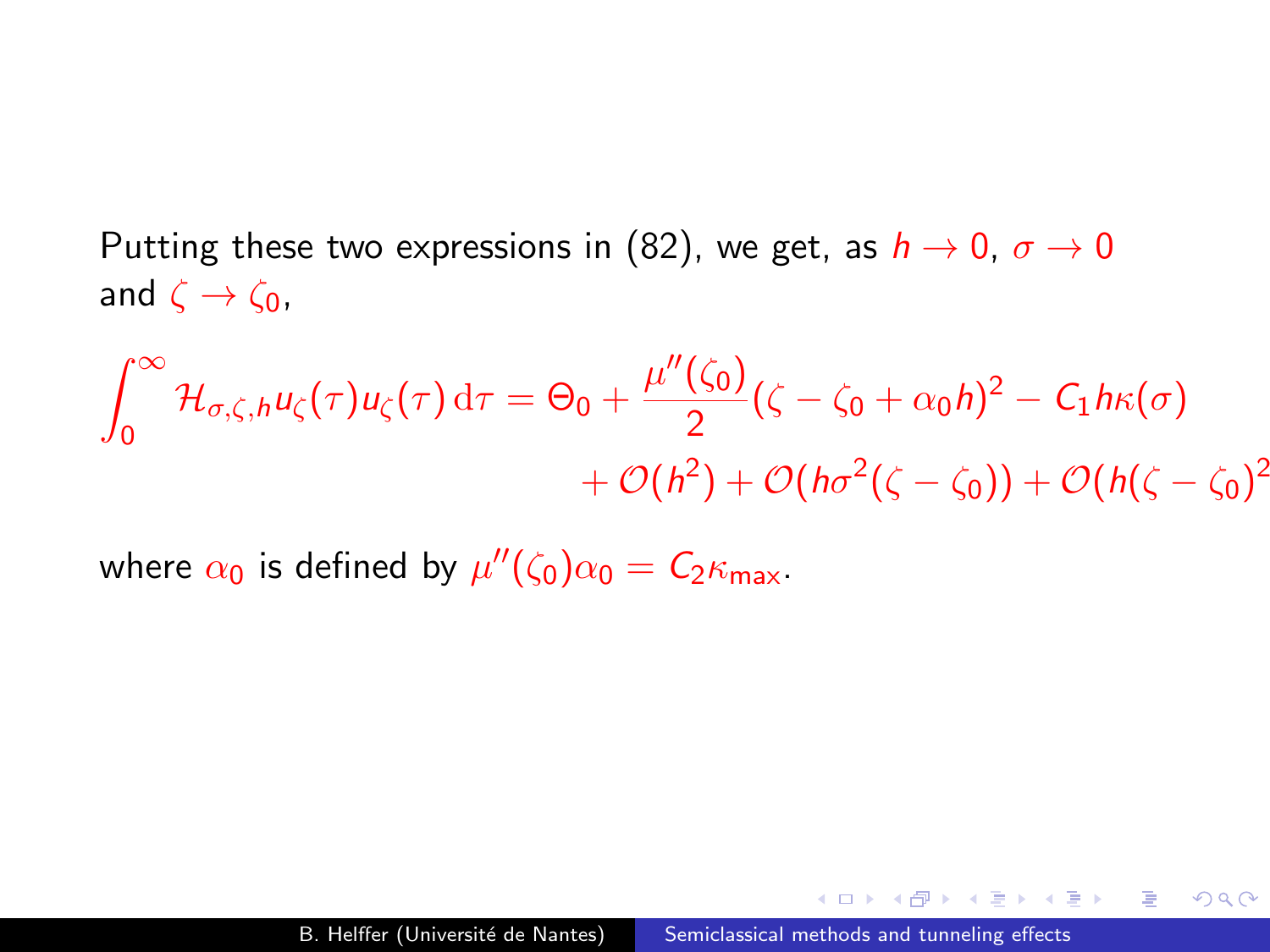Putting these two expressions in (82), we get, as $h \to 0$, $\sigma \to 0$ and $\zeta \to \zeta_0$,

$$\int_0^\infty \mathcal{H}_{\sigma,\zeta,h} u_\zeta(\tau) u_\zeta(\tau)\, \mathrm{d}\tau = \Theta_0 + \frac{\mu''(\zeta_0)}{2}(\zeta - \zeta_0 + \alpha_0 h)^2 - C_1 h \kappa(\sigma) + \mathcal{O}(h^2) + \mathcal{O}(h\sigma^2(\zeta - \zeta_0)) + \mathcal{O}(h(\zeta - \zeta_0)^2$$

where $\alpha_0$ is defined by $\mu''(\zeta_0)\alpha_0 = C_2 \kappa_{\mathsf{max}}$.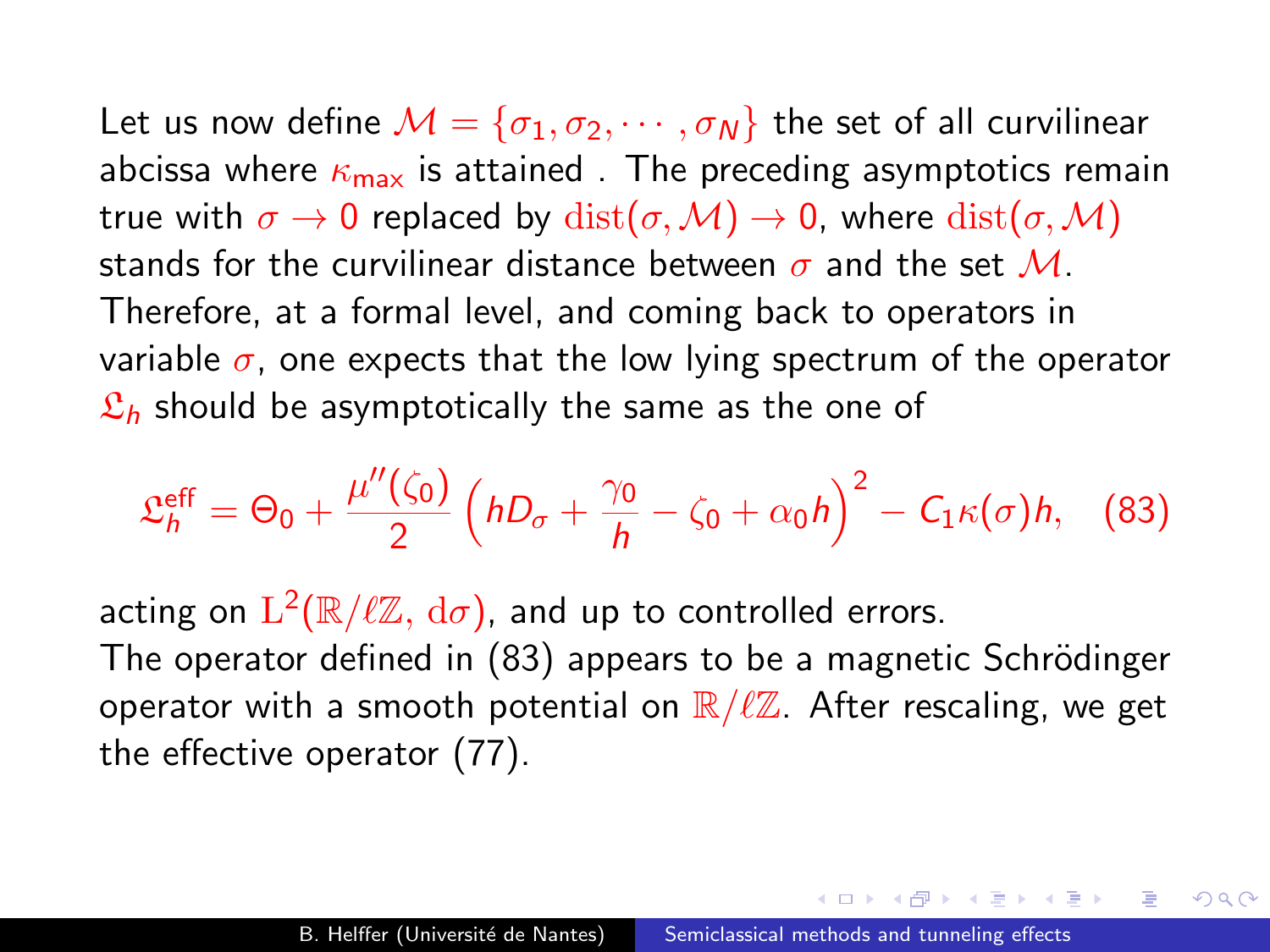Let us now define $\mathcal{M} = \{\sigma_1, \sigma_2, \cdots, \sigma_N\}$ the set of all curvilinear abcissa where $\kappa_{\max}$ is attained . The preceding asymptotics remain true with $\sigma \to 0$ replaced by $\mathrm{dist}(\sigma, \mathcal{M}) \to 0$, where $\mathrm{dist}(\sigma, \mathcal{M})$ stands for the curvilinear distance between $\sigma$ and the set $\mathcal{M}$. Therefore, at a formal level, and coming back to operators in variable $\sigma$, one expects that the low lying spectrum of the operator $\mathfrak{L}_h$ should be asymptotically the same as the one of

$$\mathfrak{L}_h^{\mathrm{eff}} = \Theta_0 + \frac{\mu''(\zeta_0)}{2}\left(hD_\sigma + \frac{\gamma_0}{h} - \zeta_0 + \alpha_0 h\right)^2 - C_1\kappa(\sigma)h, \quad (83)$$

acting on $\mathrm{L}^2(\mathbb{R}/\ell\mathbb{Z},\, \mathrm{d}\sigma)$, and up to controlled errors.

The operator defined in (83) appears to be a magnetic Schrödinger operator with a smooth potential on $\mathbb{R}/\ell\mathbb{Z}$. After rescaling, we get the effective operator (77).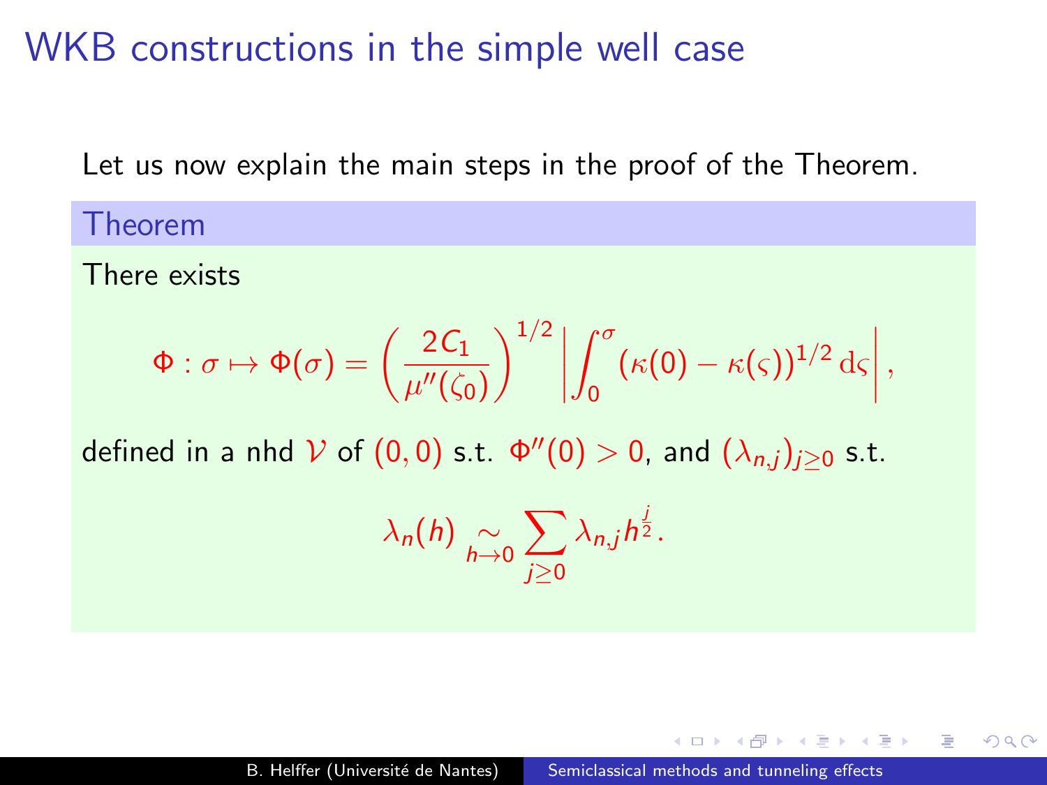# WKB constructions in the simple well case

Let us now explain the main steps in the proof of the Theorem.

**Theorem**

There exists

$$\Phi : \sigma \mapsto \Phi(\sigma) = \left(\frac{2C_1}{\mu''(\zeta_0)}\right)^{1/2} \left| \int_0^\sigma (\kappa(0) - \kappa(\varsigma))^{1/2} \, \mathrm{d}\varsigma \right|,$$

defined in a nhd $\mathcal{V}$ of $(0,0)$ s.t. $\Phi''(0) > 0$, and $(\lambda_{n,j})_{j \geq 0}$ s.t.

$$\lambda_n(h) \underset{h \to 0}{\sim} \sum_{j \geq 0} \lambda_{n,j} h^{\frac{j}{2}}.$$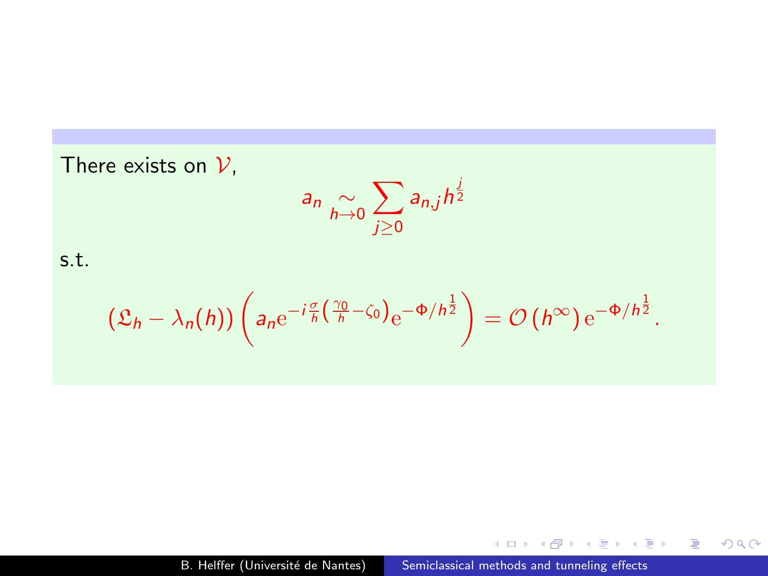There exists on $\mathcal{V}$,

$$a_n \underset{h\to 0}{\sim} \sum_{j\geq 0} a_{n,j} h^{\frac{j}{2}}$$

s.t.

$$(\mathfrak{L}_h - \lambda_n(h)) \left( a_n \mathrm{e}^{-i\frac{\sigma}{h}\left(\frac{\gamma_0}{h} - \zeta_0\right)} \mathrm{e}^{-\Phi/h^{\frac{1}{2}}} \right) = \mathcal{O}\left(h^\infty\right) \mathrm{e}^{-\Phi/h^{\frac{1}{2}}}.$$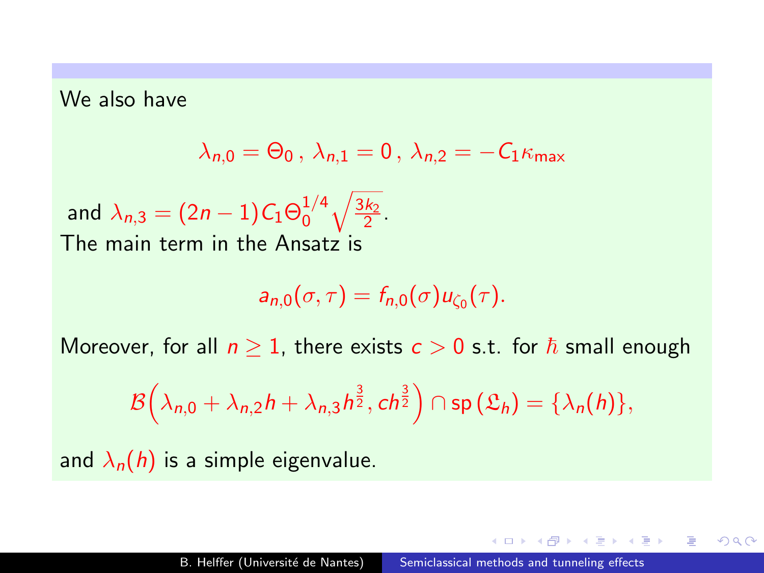We also have

$$\lambda_{n,0} = \Theta_0 \,,\ \lambda_{n,1} = 0 \,,\ \lambda_{n,2} = -C_1 \kappa_{\max}$$

and $\lambda_{n,3} = (2n-1) C_1 \Theta_0^{1/4} \sqrt{\frac{3k_2}{2}}$.
The main term in the Ansatz is

$$a_{n,0}(\sigma, \tau) = f_{n,0}(\sigma) u_{\zeta_0}(\tau).$$

Moreover, for all $n \geq 1$, there exists $c > 0$ s.t. for $\hbar$ small enough

$$\mathcal{B}\Big(\lambda_{n,0} + \lambda_{n,2} h + \lambda_{n,3} h^{\frac{3}{2}}, c h^{\frac{3}{2}}\Big) \cap \mathrm{sp}\,(\mathfrak{L}_h) = \{\lambda_n(h)\},$$

and $\lambda_n(h)$ is a simple eigenvalue.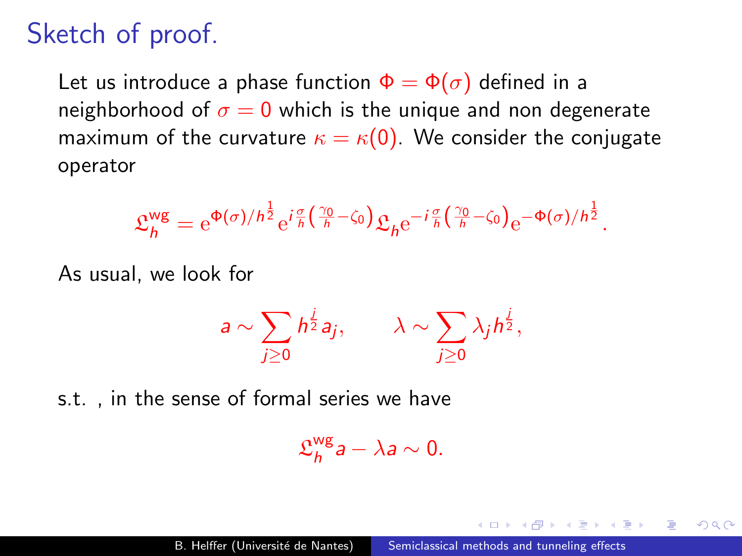# Sketch of proof.

Let us introduce a phase function $\Phi = \Phi(\sigma)$ defined in a neighborhood of $\sigma = 0$ which is the unique and non degenerate maximum of the curvature $\kappa = \kappa(0)$. We consider the conjugate operator

$$\mathfrak{L}_h^{\mathrm{wg}} = \mathrm{e}^{\Phi(\sigma)/h^{\frac{1}{2}}} \mathrm{e}^{i\frac{\sigma}{h}\left(\frac{\gamma_0}{h} - \zeta_0\right)} \mathfrak{L}_h \mathrm{e}^{-i\frac{\sigma}{h}\left(\frac{\gamma_0}{h} - \zeta_0\right)} \mathrm{e}^{-\Phi(\sigma)/h^{\frac{1}{2}}}.$$

As usual, we look for

$$a \sim \sum_{j \geq 0} h^{\frac{j}{2}} a_j, \qquad \lambda \sim \sum_{j \geq 0} \lambda_j h^{\frac{j}{2}},$$

s.t. , in the sense of formal series we have

$$\mathfrak{L}_h^{\mathrm{wg}} a - \lambda a \sim 0.$$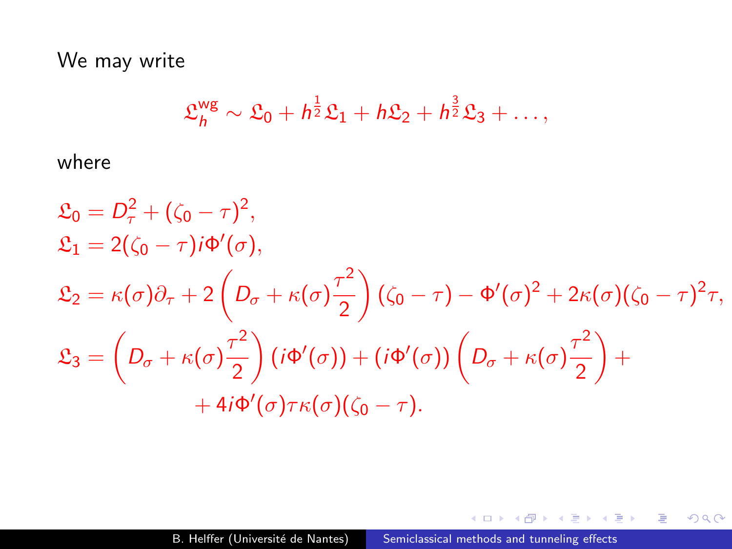We may write

$$\mathfrak{L}_h^{\mathrm{wg}} \sim \mathfrak{L}_0 + h^{\frac{1}{2}}\mathfrak{L}_1 + h\mathfrak{L}_2 + h^{\frac{3}{2}}\mathfrak{L}_3 + \dots,$$

where

$$\begin{aligned}
\mathfrak{L}_0 &= D_\tau^2 + (\zeta_0 - \tau)^2, \\
\mathfrak{L}_1 &= 2(\zeta_0 - \tau) i\Phi'(\sigma), \\
\mathfrak{L}_2 &= \kappa(\sigma)\partial_\tau + 2\left(D_\sigma + \kappa(\sigma)\frac{\tau^2}{2}\right)(\zeta_0 - \tau) - \Phi'(\sigma)^2 + 2\kappa(\sigma)(\zeta_0 - \tau)^2\tau, \\
\mathfrak{L}_3 &= \left(D_\sigma + \kappa(\sigma)\frac{\tau^2}{2}\right)(i\Phi'(\sigma)) + (i\Phi'(\sigma))\left(D_\sigma + \kappa(\sigma)\frac{\tau^2}{2}\right) + \\
&\qquad + 4i\Phi'(\sigma)\tau\kappa(\sigma)(\zeta_0 - \tau).
\end{aligned}$$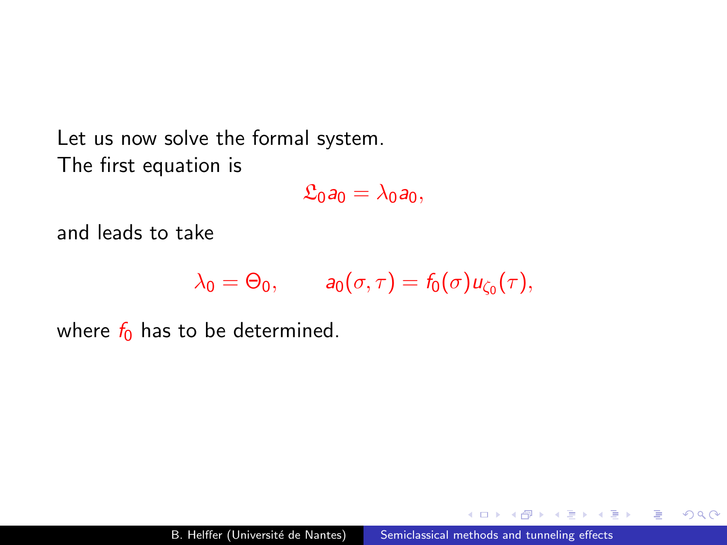Let us now solve the formal system.
The first equation is

$$\mathfrak{L}_0 a_0 = \lambda_0 a_0 ,$$

and leads to take

$$\lambda_0 = \Theta_0 , \qquad a_0(\sigma, \tau) = f_0(\sigma) u_{\zeta_0}(\tau),$$

where $f_0$ has to be determined.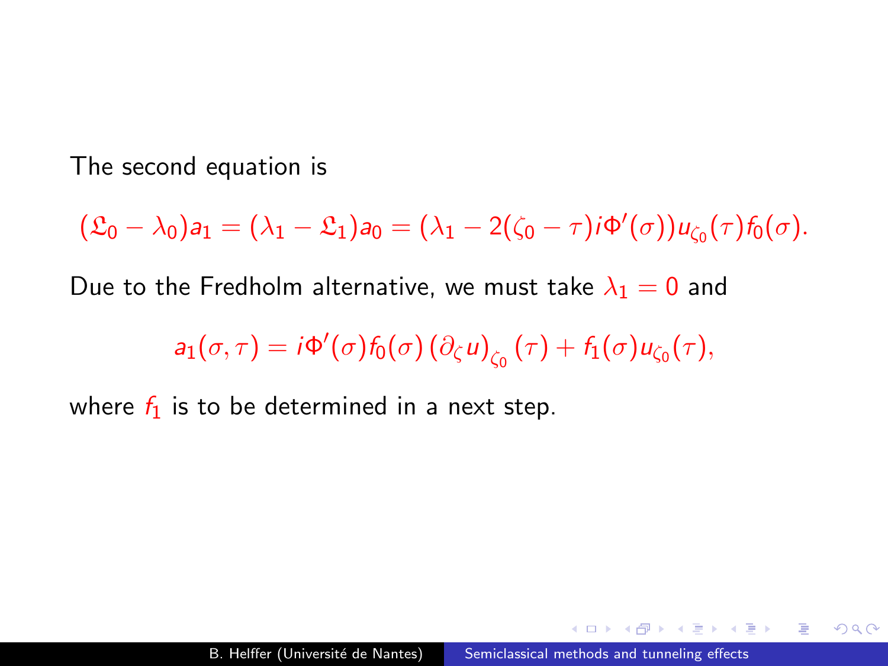The second equation is

$$(\mathfrak{L}_0 - \lambda_0)a_1 = (\lambda_1 - \mathfrak{L}_1)a_0 = (\lambda_1 - 2(\zeta_0 - \tau)i\Phi'(\sigma))u_{\zeta_0}(\tau)f_0(\sigma).$$

Due to the Fredholm alternative, we must take $\lambda_1 = 0$ and

$$a_1(\sigma, \tau) = i\Phi'(\sigma)f_0(\sigma)\left(\partial_\zeta u\right)_{\zeta_0}(\tau) + f_1(\sigma)u_{\zeta_0}(\tau),$$

where $f_1$ is to be determined in a next step.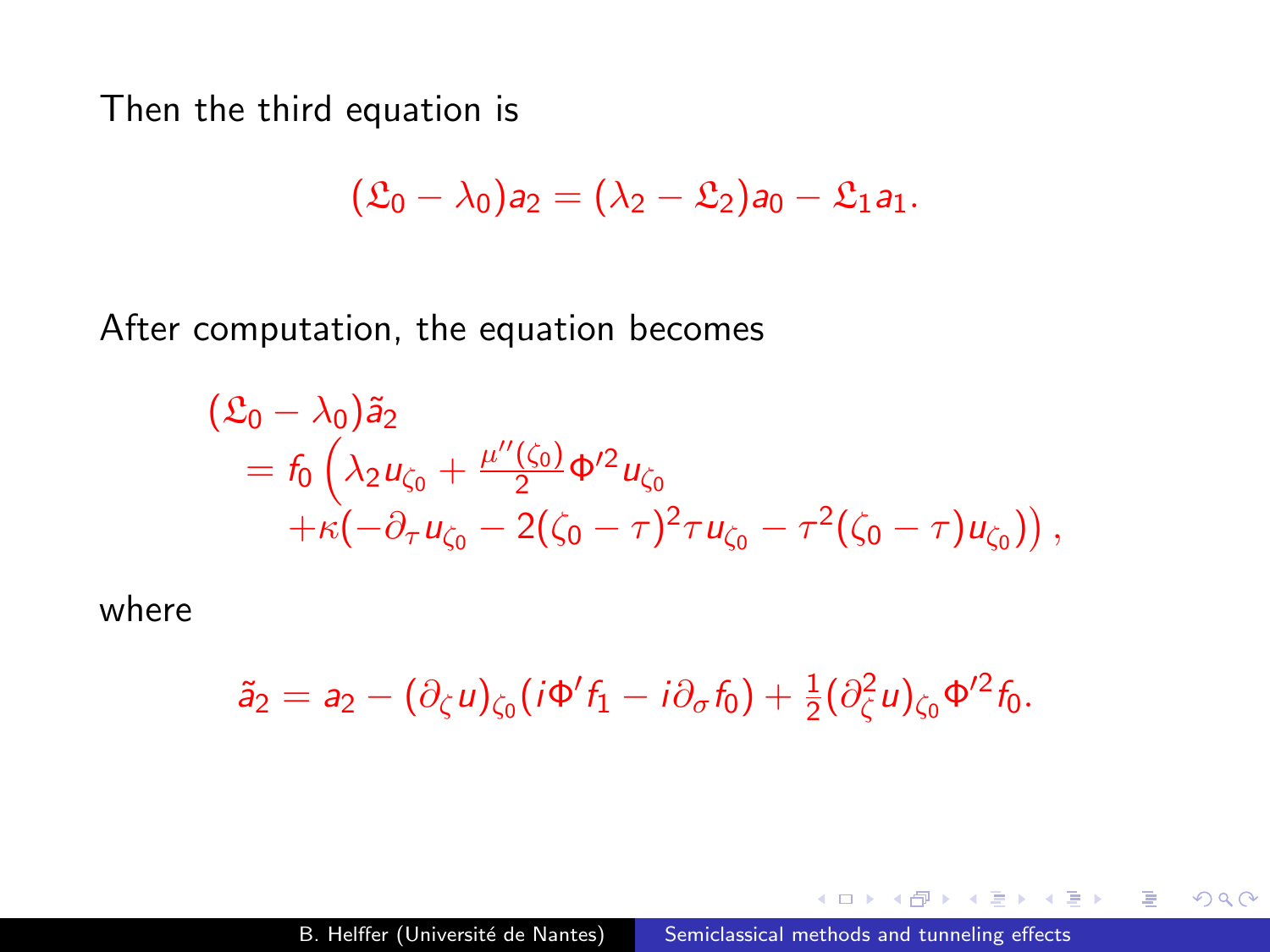Then the third equation is

$$(\mathfrak{L}_0 - \lambda_0)a_2 = (\lambda_2 - \mathfrak{L}_2)a_0 - \mathfrak{L}_1 a_1 .$$

After computation, the equation becomes

$$\begin{aligned}
&(\mathfrak{L}_0 - \lambda_0)\tilde{a}_2 \\
&\quad = f_0 \Big( \lambda_2 u_{\zeta_0} + \tfrac{\mu''(\zeta_0)}{2} \Phi'^2 u_{\zeta_0} \\
&\qquad + \kappa(-\partial_\tau u_{\zeta_0} - 2(\zeta_0 - \tau)^2 \tau u_{\zeta_0} - \tau^2(\zeta_0 - \tau) u_{\zeta_0}) \Big) ,
\end{aligned}$$

where

$$\tilde{a}_2 = a_2 - (\partial_\zeta u)_{\zeta_0}(i\Phi' f_1 - i\partial_\sigma f_0) + \tfrac{1}{2}(\partial_\zeta^2 u)_{\zeta_0} \Phi'^2 f_0 .$$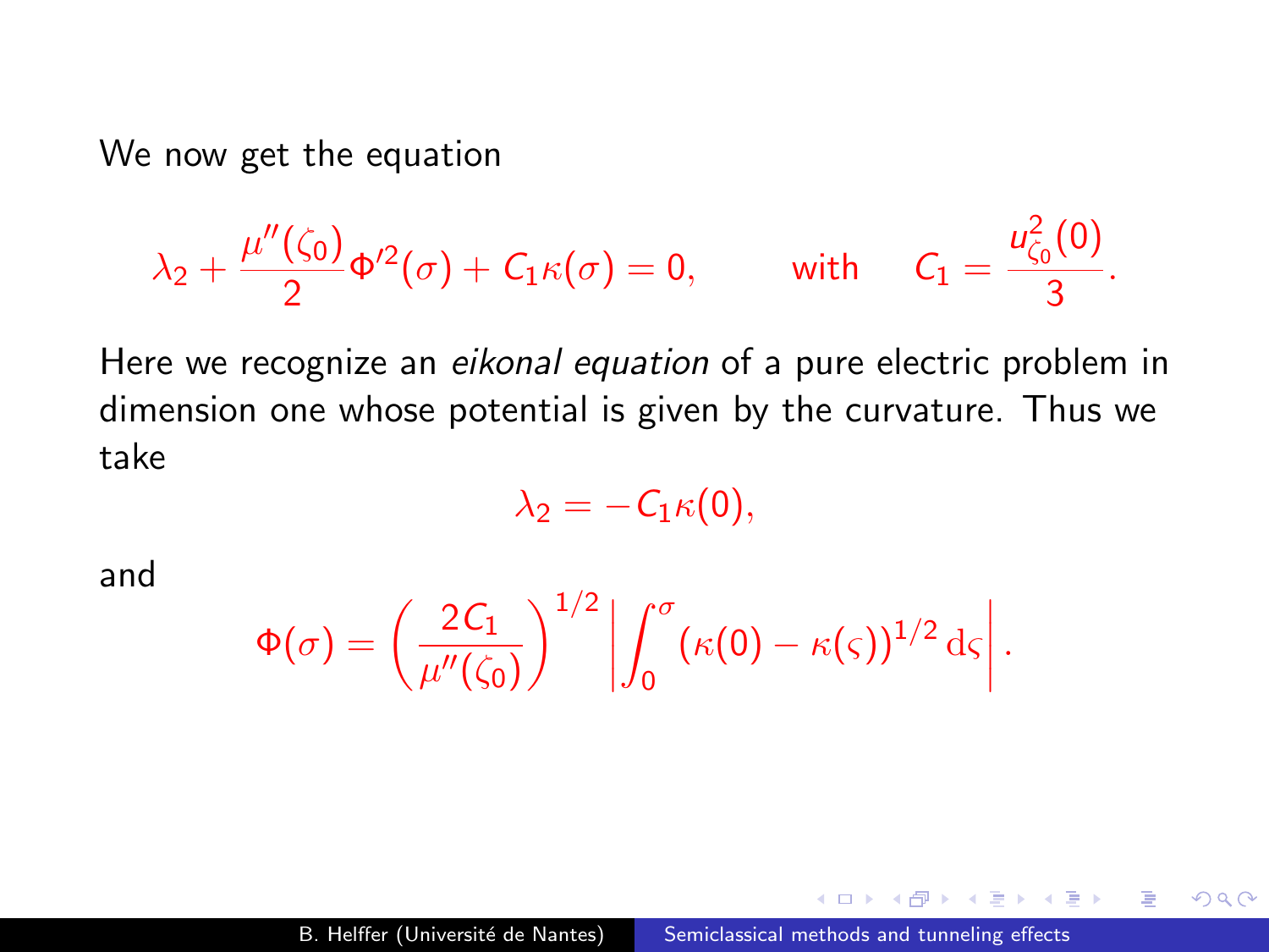We now get the equation

$$\lambda_2 + \frac{\mu''(\zeta_0)}{2}\Phi'^2(\sigma) + C_1\kappa(\sigma) = 0, \qquad \text{with} \quad C_1 = \frac{u^2_{\zeta_0}(0)}{3}.$$

Here we recognize an *eikonal equation* of a pure electric problem in dimension one whose potential is given by the curvature. Thus we take

$$\lambda_2 = -C_1\kappa(0),$$

and

$$\Phi(\sigma) = \left(\frac{2C_1}{\mu''(\zeta_0)}\right)^{1/2} \left| \int_0^\sigma (\kappa(0) - \kappa(\varsigma))^{1/2}\, \mathrm{d}\varsigma \right|.$$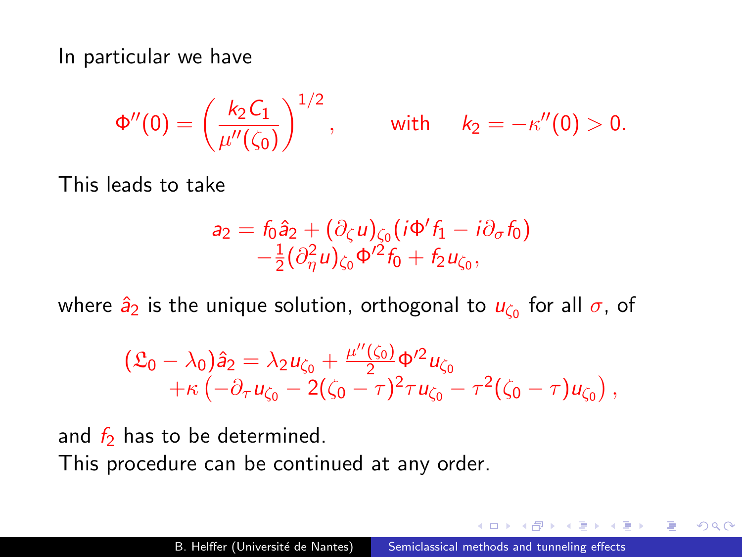In particular we have

$$\Phi''(0) = \left(\frac{k_2 C_1}{\mu''(\zeta_0)}\right)^{1/2}, \qquad \text{with} \quad k_2 = -\kappa''(0) > 0.$$

This leads to take

$$\begin{aligned} a_2 = f_0 \hat{a}_2 + (\partial_\zeta u)_{\zeta_0}(i\Phi' f_1 - i\partial_\sigma f_0) \\ -\tfrac{1}{2}(\partial_\eta^2 u)_{\zeta_0} \Phi'^2 f_0 + f_2 u_{\zeta_0}, \end{aligned}$$

where $\hat{a}_2$ is the unique solution, orthogonal to $u_{\zeta_0}$ for all $\sigma$, of

$$\begin{aligned} (\mathfrak{L}_0 - \lambda_0)\hat{a}_2 = \lambda_2 u_{\zeta_0} + \tfrac{\mu''(\zeta_0)}{2} \Phi'^2 u_{\zeta_0} \\ + \kappa \left(-\partial_\tau u_{\zeta_0} - 2(\zeta_0 - \tau)^2 \tau u_{\zeta_0} - \tau^2(\zeta_0 - \tau) u_{\zeta_0}\right), \end{aligned}$$

and $f_2$ has to be determined.
This procedure can be continued at any order.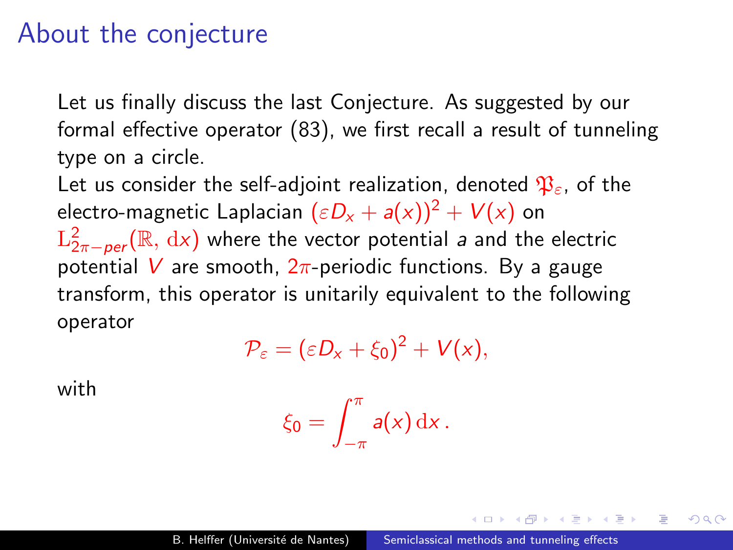# About the conjecture

Let us finally discuss the last Conjecture. As suggested by our formal effective operator (83), we first recall a result of tunneling type on a circle.

Let us consider the self-adjoint realization, denoted $\mathfrak{P}_\varepsilon$, of the electro-magnetic Laplacian $(\varepsilon D_x + a(x))^2 + V(x)$ on $\mathrm{L}^2_{2\pi-per}(\mathbb{R}, \mathrm{d}x)$ where the vector potential $a$ and the electric potential $V$ are smooth, $2\pi$-periodic functions. By a gauge transform, this operator is unitarily equivalent to the following operator

$$\mathcal{P}_\varepsilon = (\varepsilon D_x + \xi_0)^2 + V(x),$$

with

$$\xi_0 = \int_{-\pi}^{\pi} a(x)\,\mathrm{d}x\,.$$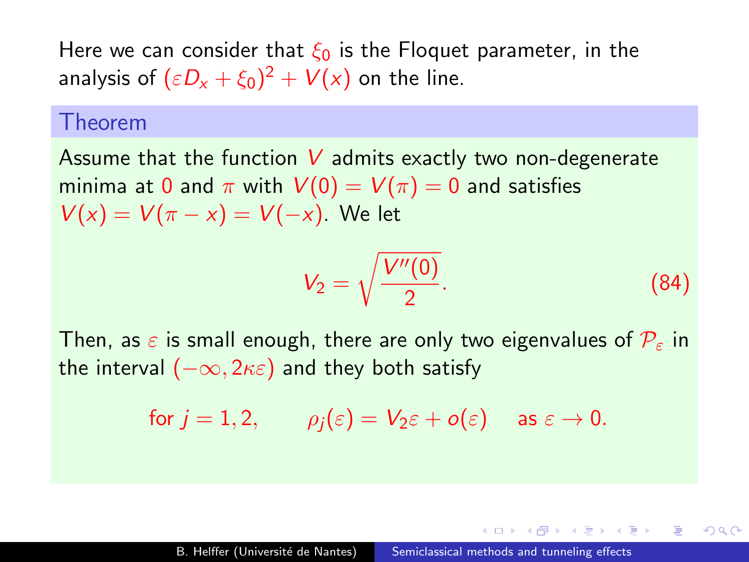Here we can consider that $\xi_0$ is the Floquet parameter, in the analysis of $(\varepsilon D_x + \xi_0)^2 + V(x)$ on the line.

### Theorem

Assume that the function $V$ admits exactly two non-degenerate minima at $0$ and $\pi$ with $V(0) = V(\pi) = 0$ and satisfies $V(x) = V(\pi - x) = V(-x)$. We let

$$V_2 = \sqrt{\frac{V''(0)}{2}}. \tag{84}$$

Then, as $\varepsilon$ is small enough, there are only two eigenvalues of $\mathcal{P}_\varepsilon$ in the interval $(-\infty, 2\kappa\varepsilon)$ and they both satisfy

$$\text{for } j = 1, 2, \qquad \rho_j(\varepsilon) = V_2 \varepsilon + o(\varepsilon) \quad \text{ as } \varepsilon \to 0.$$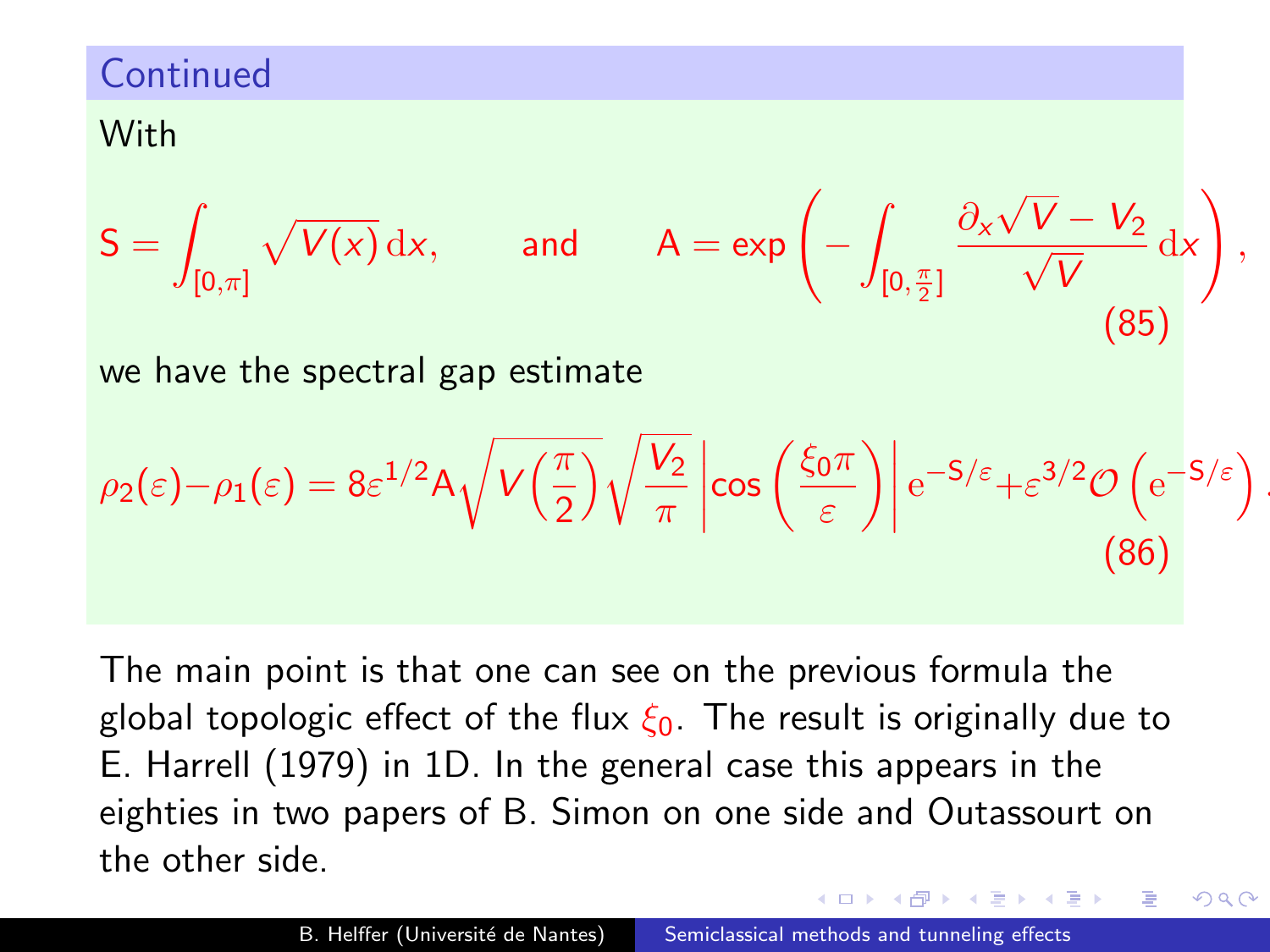## Continued

With

$$\mathsf{S} = \int_{[0,\pi]} \sqrt{V(x)}\,\mathrm{d}x, \qquad \text{and} \qquad \mathsf{A} = \exp\left( - \int_{[0,\frac{\pi}{2}]} \frac{\partial_x \sqrt{V} - V_2}{\sqrt{V}}\,\mathrm{d}x \right), \tag{85}$$

we have the spectral gap estimate

$$\rho_2(\varepsilon) - \rho_1(\varepsilon) = 8\varepsilon^{1/2}\mathsf{A}\sqrt{V\left(\frac{\pi}{2}\right)}\sqrt{\frac{V_2}{\pi}}\left|\cos\left(\frac{\xi_0 \pi}{\varepsilon}\right)\right| \mathrm{e}^{-\mathsf{S}/\varepsilon} + \varepsilon^{3/2}\mathcal{O}\left(\mathrm{e}^{-\mathsf{S}/\varepsilon}\right). \tag{86}$$

The main point is that one can see on the previous formula the global topologic effect of the flux $\xi_0$. The result is originally due to E. Harrell (1979) in 1D. In the general case this appears in the eighties in two papers of B. Simon on one side and Outassourt on the other side.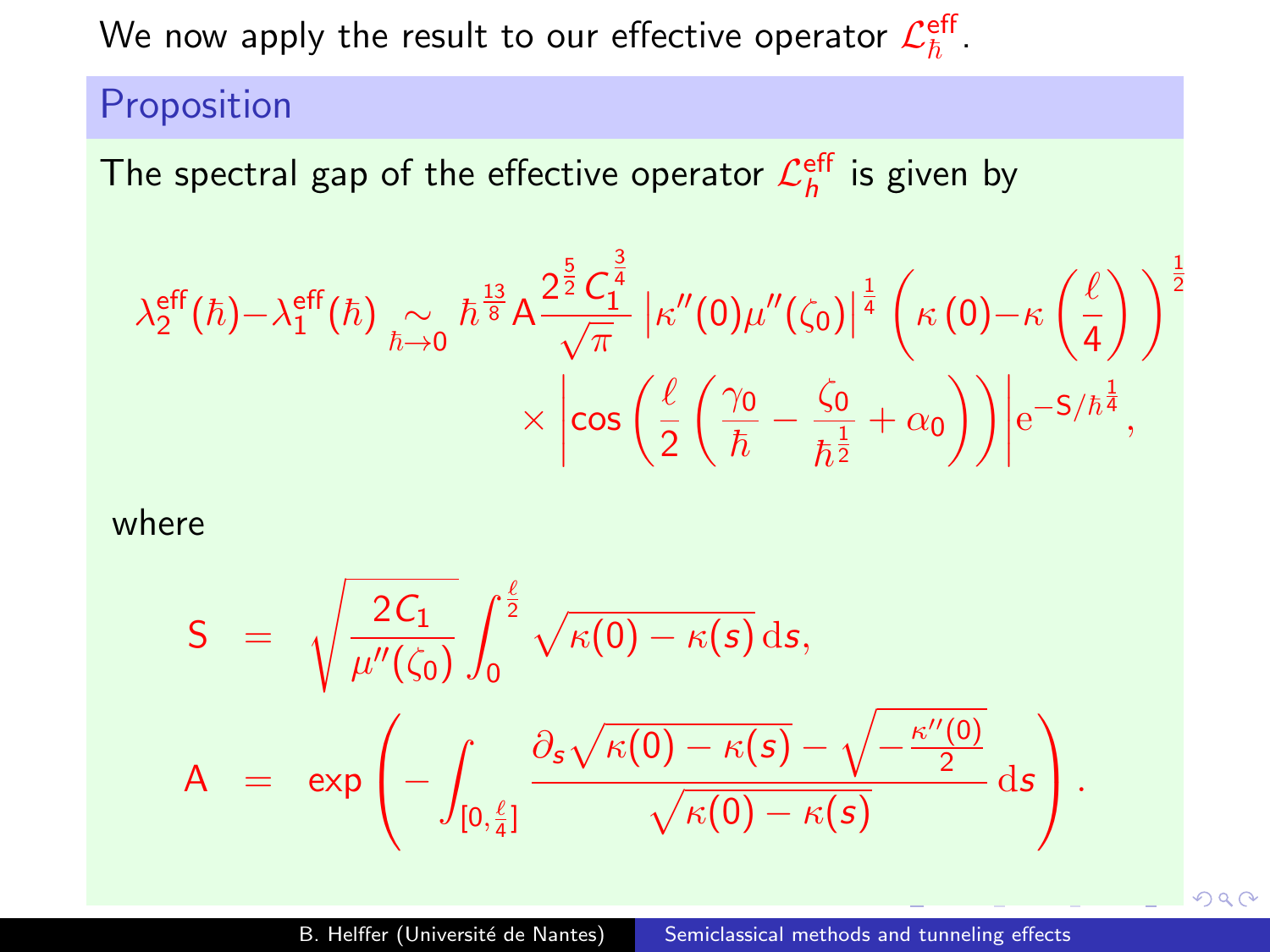We now apply the result to our effective operator $\mathcal{L}_\hbar^{\mathrm{eff}}$.

## Proposition

The spectral gap of the effective operator $\mathcal{L}_h^{\mathrm{eff}}$ is given by

$$\lambda_2^{\mathrm{eff}}(\hbar)-\lambda_1^{\mathrm{eff}}(\hbar) \underset{\hbar\to 0}{\sim} \hbar^{\frac{13}{8}}\mathsf{A}\frac{2^{\frac{5}{2}}C_1^{\frac{3}{4}}}{\sqrt{\pi}}\left|\kappa''(0)\mu''(\zeta_0)\right|^{\frac{1}{4}}\left(\kappa(0)-\kappa\left(\frac{\ell}{4}\right)\right)^{\frac{1}{2}} \times\left|\cos\left(\frac{\ell}{2}\left(\frac{\gamma_0}{\hbar}-\frac{\zeta_0}{\hbar^{\frac{1}{2}}}+\alpha_0\right)\right)\right|\mathrm{e}^{-\mathsf{S}/\hbar^{\frac{1}{4}}},$$

where

$$\mathsf{S} = \sqrt{\frac{2C_1}{\mu''(\zeta_0)}}\int_0^{\frac{\ell}{2}}\sqrt{\kappa(0)-\kappa(s)}\,\mathrm{d}s,$$

$$\mathsf{A} = \exp\left(-\int_{[0,\frac{\ell}{4}]}\frac{\partial_s\sqrt{\kappa(0)-\kappa(s)}-\sqrt{-\frac{\kappa''(0)}{2}}}{\sqrt{\kappa(0)-\kappa(s)}}\,\mathrm{d}s\right).$$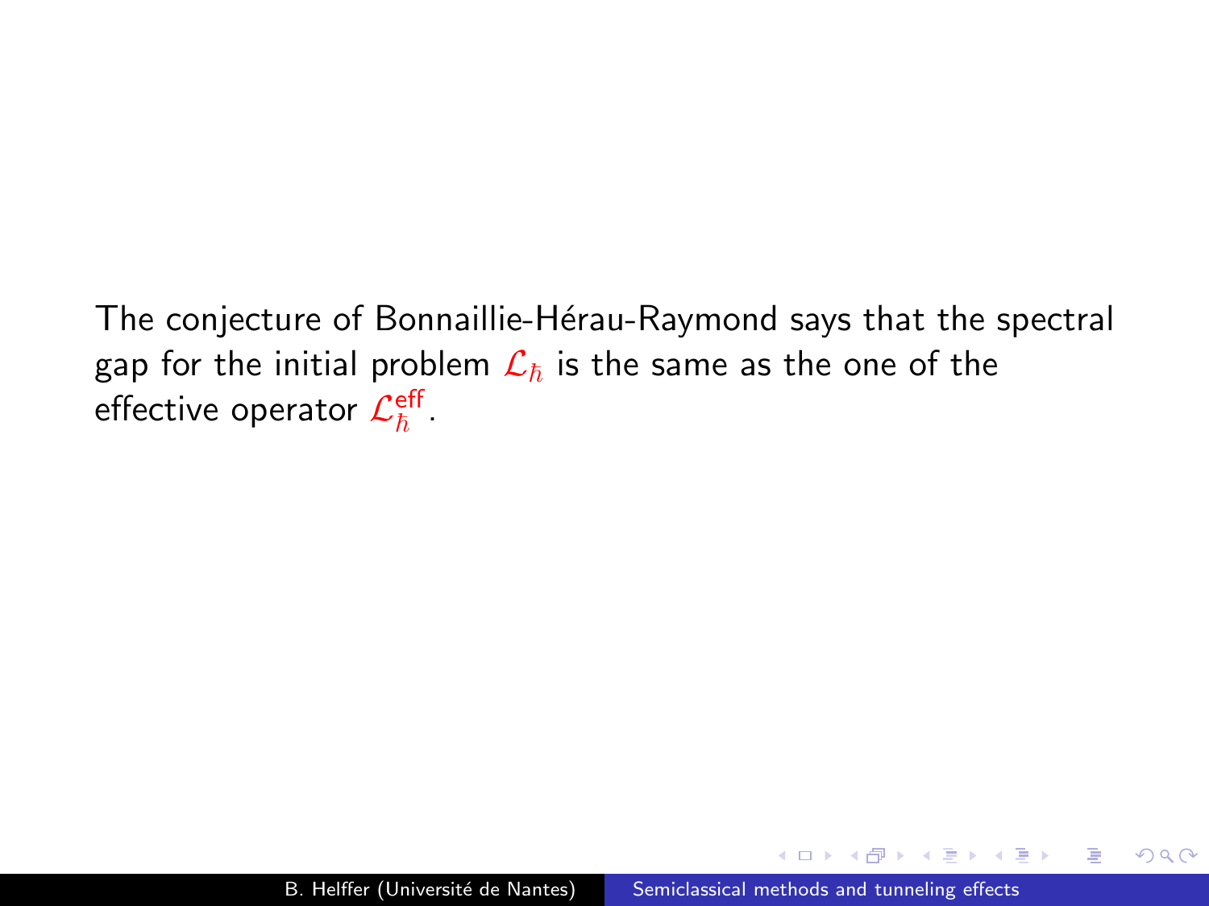The conjecture of Bonnaillie-Hérau-Raymond says that the spectral gap for the initial problem $\mathcal{L}_\hbar$ is the same as the one of the effective operator $\mathcal{L}_\hbar^{\mathsf{eff}}$.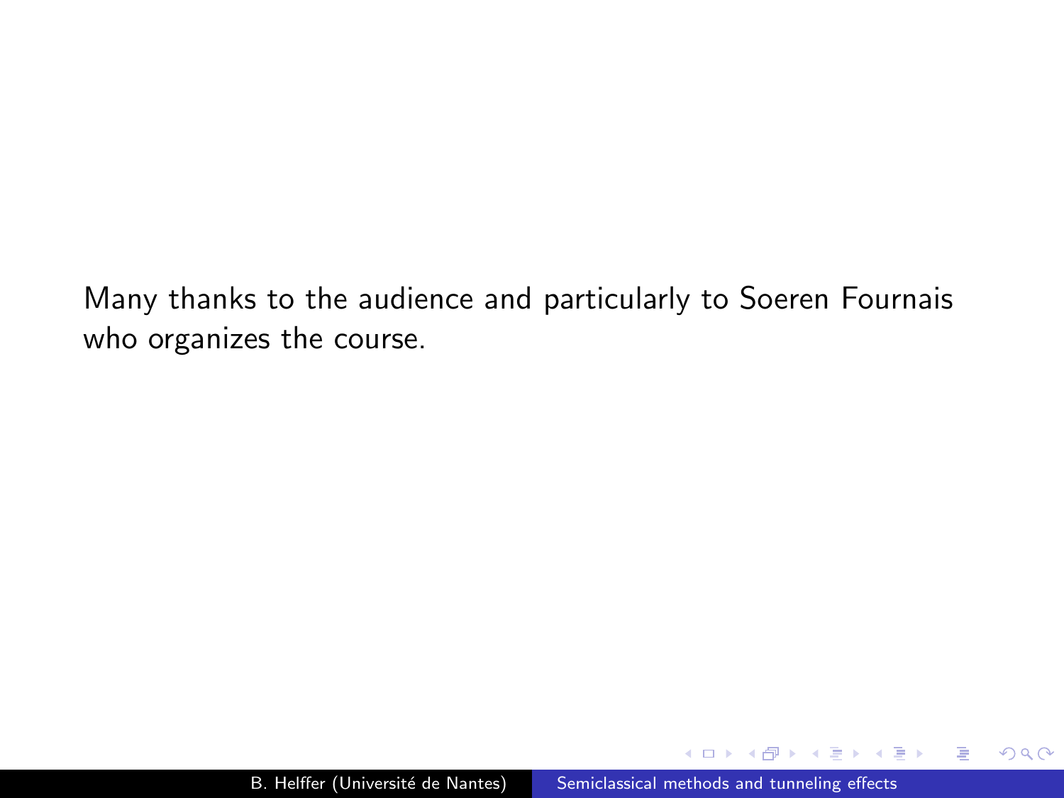Many thanks to the audience and particularly to Soeren Fournais who organizes the course.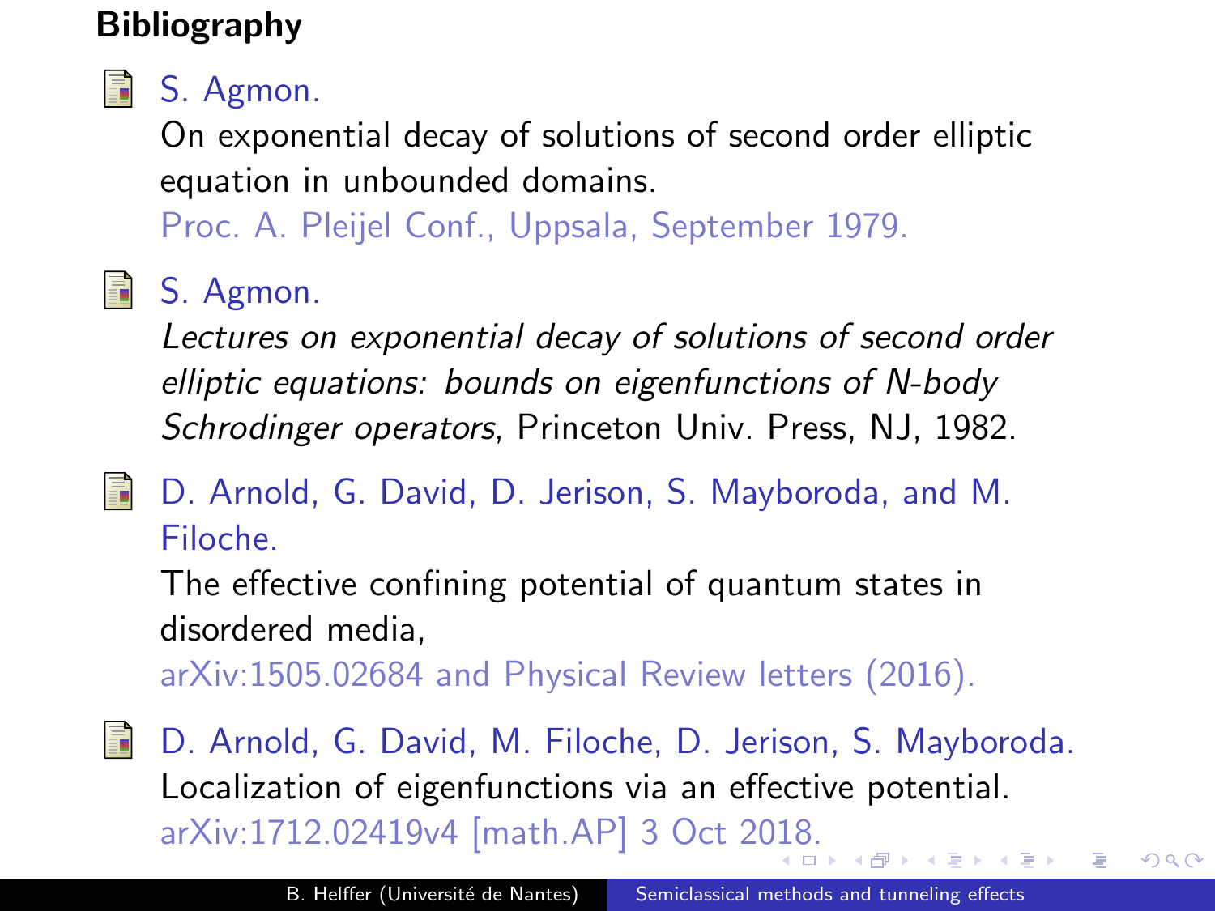## Bibliography

- S. Agmon.
  On exponential decay of solutions of second order elliptic equation in unbounded domains.
  Proc. A. Pleijel Conf., Uppsala, September 1979.

- S. Agmon.
  *Lectures on exponential decay of solutions of second order elliptic equations: bounds on eigenfunctions of N-body Schrodinger operators*, Princeton Univ. Press, NJ, 1982.

- D. Arnold, G. David, D. Jerison, S. Mayboroda, and M. Filoche.
  The effective confining potential of quantum states in disordered media,
  arXiv:1505.02684 and Physical Review letters (2016).

- D. Arnold, G. David, M. Filoche, D. Jerison, S. Mayboroda.
  Localization of eigenfunctions via an effective potential.
  arXiv:1712.02419v4 [math.AP] 3 Oct 2018.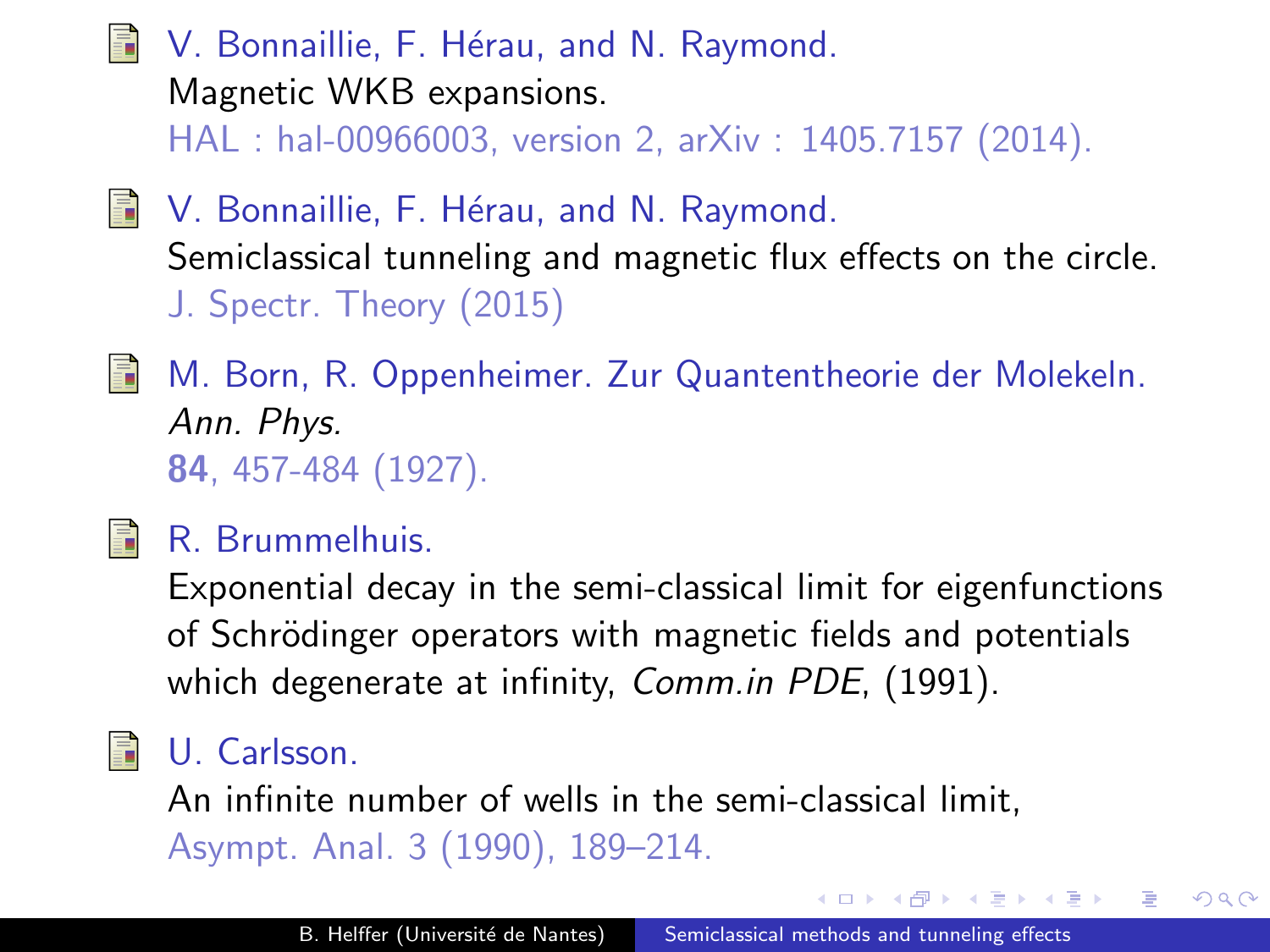- V. Bonnaillie, F. Hérau, and N. Raymond.
  Magnetic WKB expansions.
  HAL : hal-00966003, version 2, arXiv : 1405.7157 (2014).

- V. Bonnaillie, F. Hérau, and N. Raymond.
  Semiclassical tunneling and magnetic flux effects on the circle.
  J. Spectr. Theory (2015)

- M. Born, R. Oppenheimer. Zur Quantentheorie der Molekeln.
  *Ann. Phys.*
  **84**, 457-484 (1927).

- R. Brummelhuis.
  Exponential decay in the semi-classical limit for eigenfunctions of Schrödinger operators with magnetic fields and potentials which degenerate at infinity, *Comm.in PDE*, (1991).

- U. Carlsson.
  An infinite number of wells in the semi-classical limit,
  Asympt. Anal. 3 (1990), 189–214.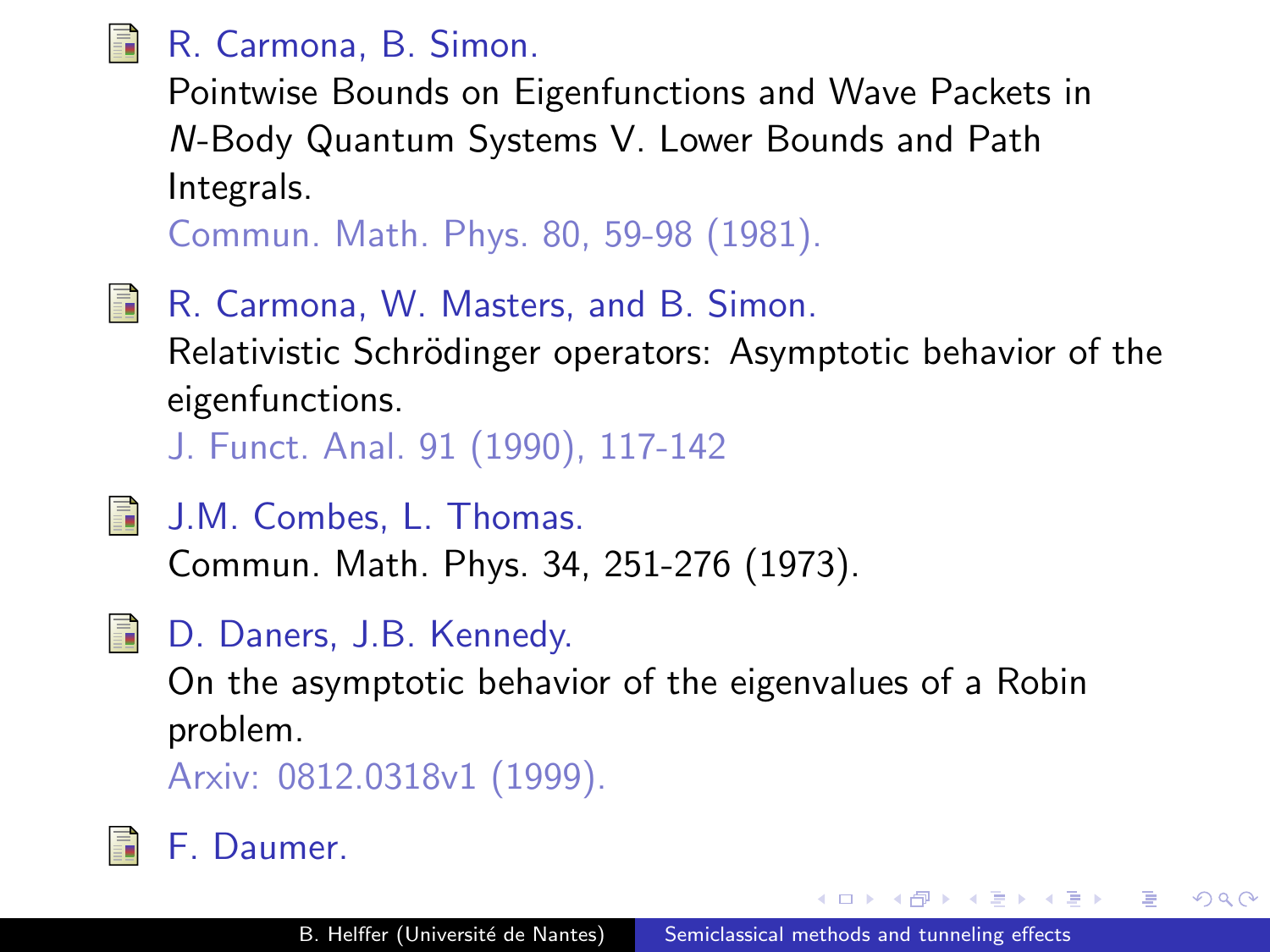- R. Carmona, B. Simon.
  Pointwise Bounds on Eigenfunctions and Wave Packets in $N$-Body Quantum Systems V. Lower Bounds and Path Integrals.
  Commun. Math. Phys. 80, 59-98 (1981).

- R. Carmona, W. Masters, and B. Simon.
  Relativistic Schrödinger operators: Asymptotic behavior of the eigenfunctions.
  J. Funct. Anal. 91 (1990), 117-142

- J.M. Combes, L. Thomas.
  Commun. Math. Phys. 34, 251-276 (1973).

- D. Daners, J.B. Kennedy.
  On the asymptotic behavior of the eigenvalues of a Robin problem.
  Arxiv: 0812.0318v1 (1999).

- F. Daumer.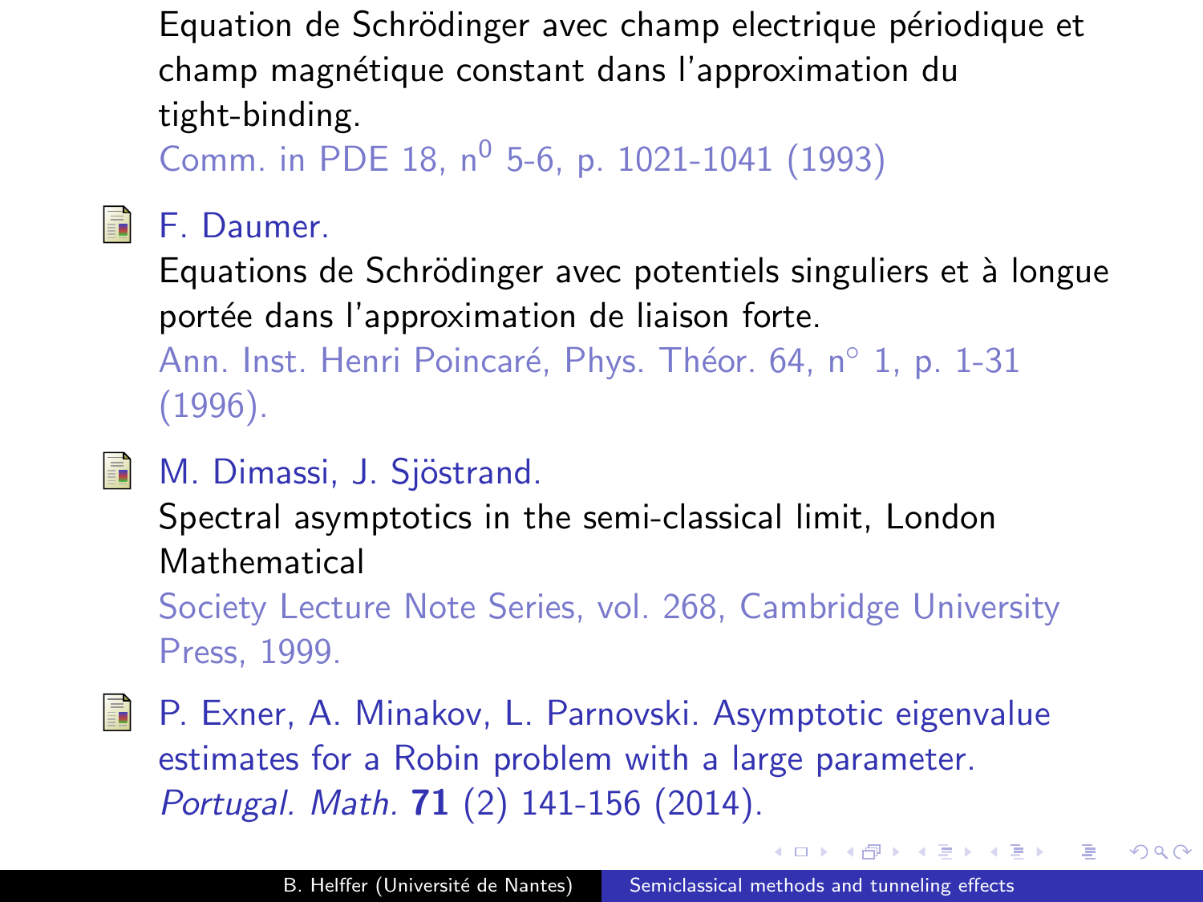Equation de Schrödinger avec champ electrique périodique et champ magnétique constant dans l'approximation du tight-binding.
Comm. in PDE 18, n$^0$ 5-6, p. 1021-1041 (1993)

- F. Daumer.
  Equations de Schrödinger avec potentiels singuliers et à longue portée dans l'approximation de liaison forte.
  Ann. Inst. Henri Poincaré, Phys. Théor. 64, n° 1, p. 1-31 (1996).

- M. Dimassi, J. Sjöstrand.
  Spectral asymptotics in the semi-classical limit, London Mathematical
  Society Lecture Note Series, vol. 268, Cambridge University Press, 1999.

- P. Exner, A. Minakov, L. Parnovski. Asymptotic eigenvalue estimates for a Robin problem with a large parameter. *Portugal. Math.* **71** (2) 141-156 (2014).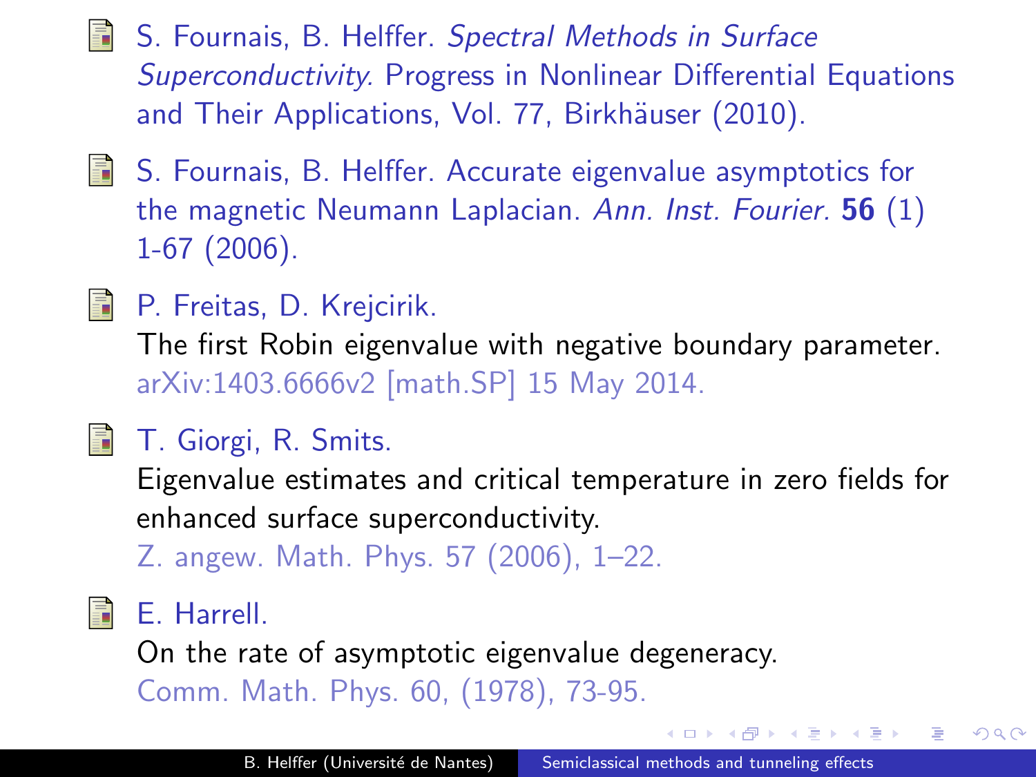- S. Fournais, B. Helffer. *Spectral Methods in Surface Superconductivity.* Progress in Nonlinear Differential Equations and Their Applications, Vol. 77, Birkhäuser (2010).

- S. Fournais, B. Helffer. Accurate eigenvalue asymptotics for the magnetic Neumann Laplacian. *Ann. Inst. Fourier.* **56** (1) 1-67 (2006).

- P. Freitas, D. Krejcirik.
  The first Robin eigenvalue with negative boundary parameter.
  arXiv:1403.6666v2 [math.SP] 15 May 2014.

- T. Giorgi, R. Smits.
  Eigenvalue estimates and critical temperature in zero fields for enhanced surface superconductivity.
  Z. angew. Math. Phys. 57 (2006), 1–22.

- E. Harrell.
  On the rate of asymptotic eigenvalue degeneracy.
  Comm. Math. Phys. 60, (1978), 73-95.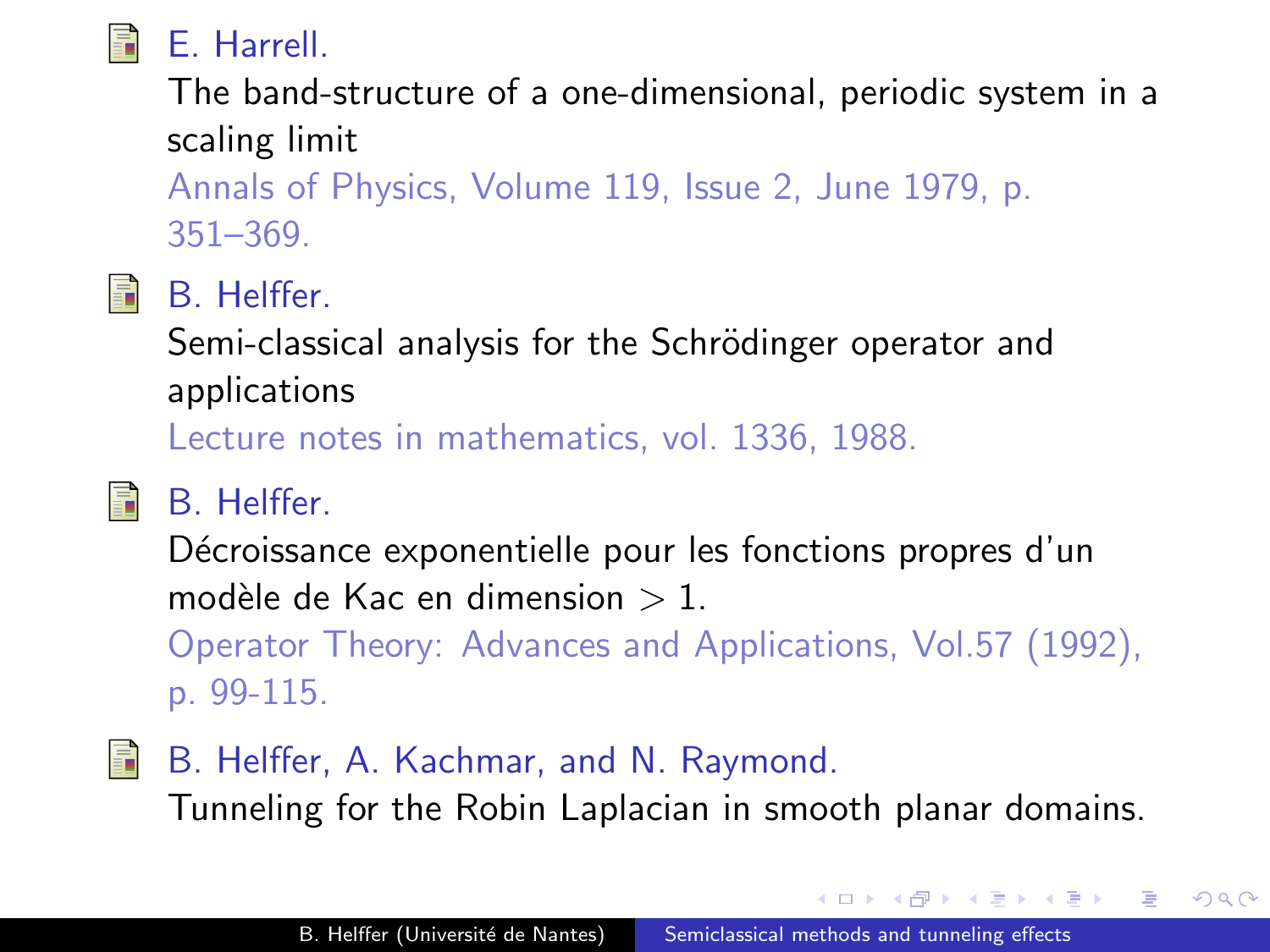- E. Harrell.
  The band-structure of a one-dimensional, periodic system in a scaling limit
  Annals of Physics, Volume 119, Issue 2, June 1979, p. 351–369.

- B. Helffer.
  Semi-classical analysis for the Schrödinger operator and applications
  Lecture notes in mathematics, vol. 1336, 1988.

- B. Helffer.
  Décroissance exponentielle pour les fonctions propres d'un modèle de Kac en dimension $> 1$.
  Operator Theory: Advances and Applications, Vol.57 (1992), p. 99-115.

- B. Helffer, A. Kachmar, and N. Raymond.
  Tunneling for the Robin Laplacian in smooth planar domains.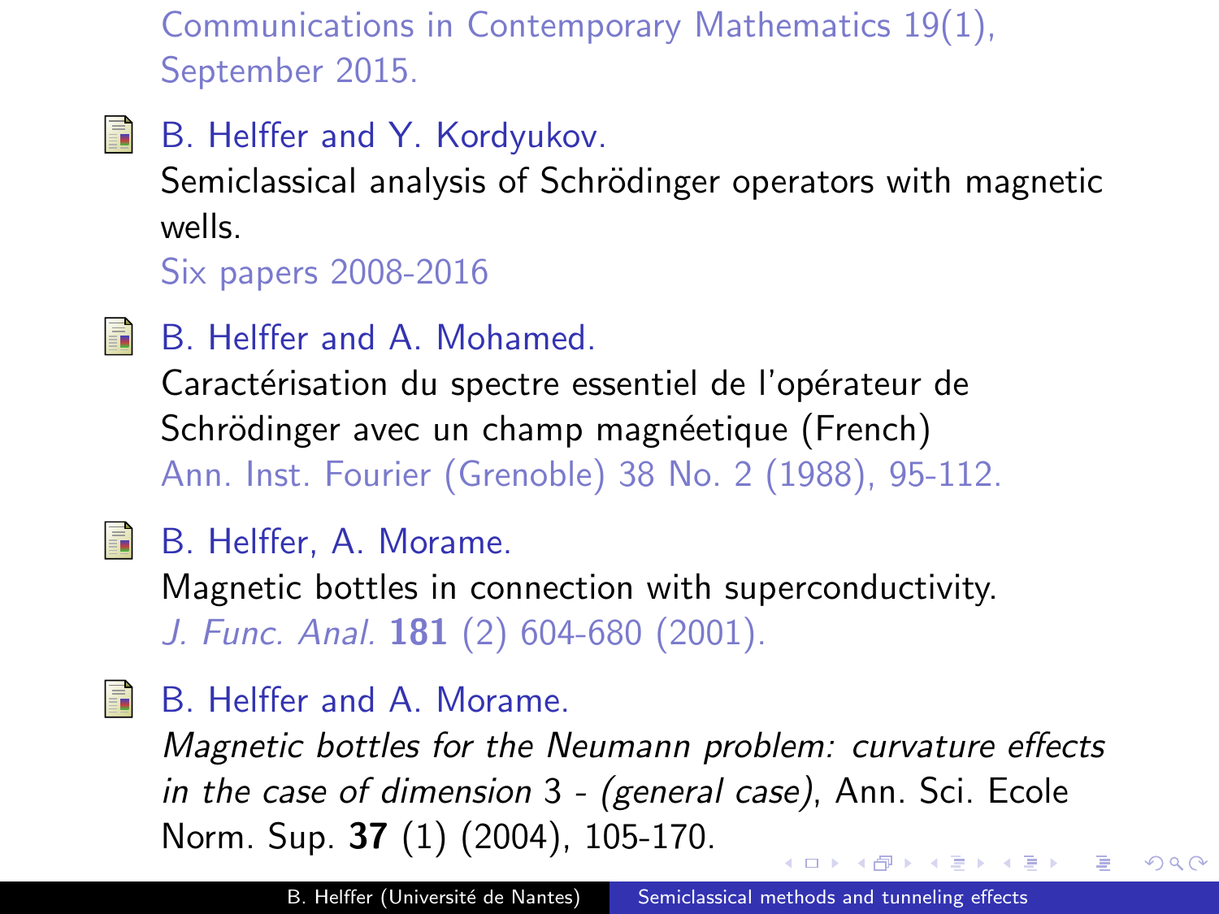Communications in Contemporary Mathematics 19(1), September 2015.

- B. Helffer and Y. Kordyukov.
  Semiclassical analysis of Schrödinger operators with magnetic wells.
  Six papers 2008-2016

- B. Helffer and A. Mohamed.
  Caractérisation du spectre essentiel de l'opérateur de Schrödinger avec un champ magnéetique (French)
  Ann. Inst. Fourier (Grenoble) 38 No. 2 (1988), 95-112.

- B. Helffer, A. Morame.
  Magnetic bottles in connection with superconductivity.
  *J. Func. Anal.* **181** (2) 604-680 (2001).

- B. Helffer and A. Morame.
  *Magnetic bottles for the Neumann problem: curvature effects in the case of dimension* 3 *- (general case)*, Ann. Sci. Ecole Norm. Sup. **37** (1) (2004), 105-170.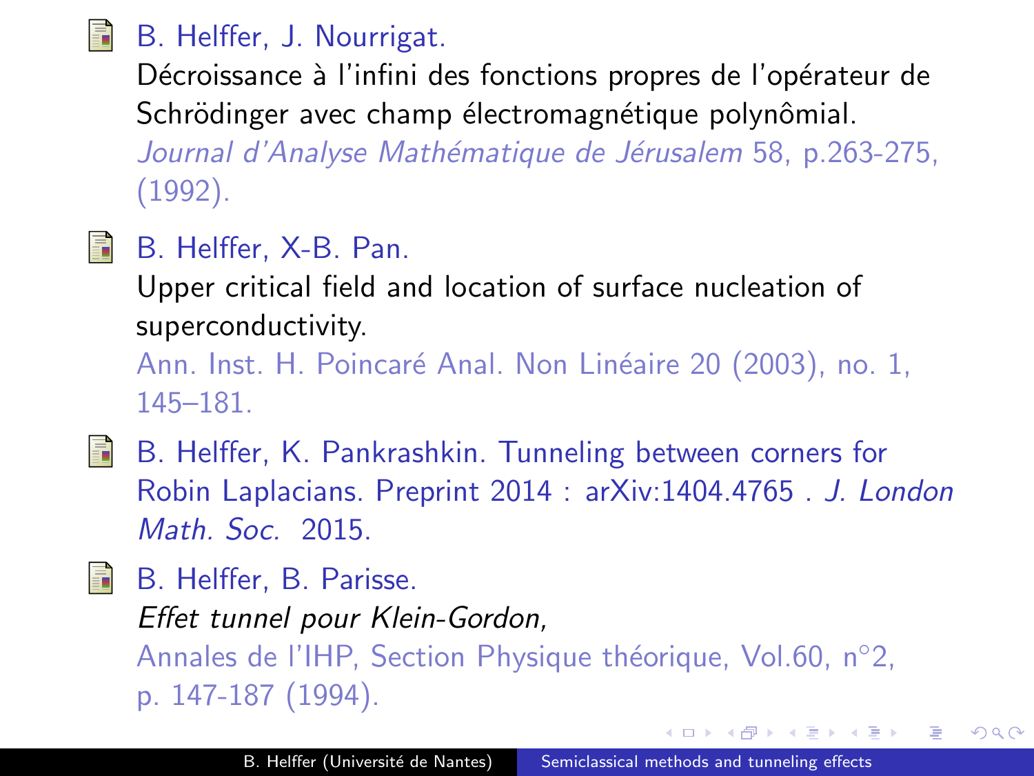- B. Helffer, J. Nourrigat.
  Décroissance à l'infini des fonctions propres de l'opérateur de Schrödinger avec champ électromagnétique polynômial.
  *Journal d'Analyse Mathématique de Jérusalem* 58, p.263-275, (1992).

- B. Helffer, X-B. Pan.
  Upper critical field and location of surface nucleation of superconductivity.
  Ann. Inst. H. Poincaré Anal. Non Linéaire 20 (2003), no. 1, 145–181.

- B. Helffer, K. Pankrashkin. Tunneling between corners for Robin Laplacians. Preprint 2014 : arXiv:1404.4765 . *J. London Math. Soc.* 2015.

- B. Helffer, B. Parisse.
  *Effet tunnel pour Klein-Gordon,*
  Annales de l'IHP, Section Physique théorique, Vol.60, n°2, p. 147-187 (1994).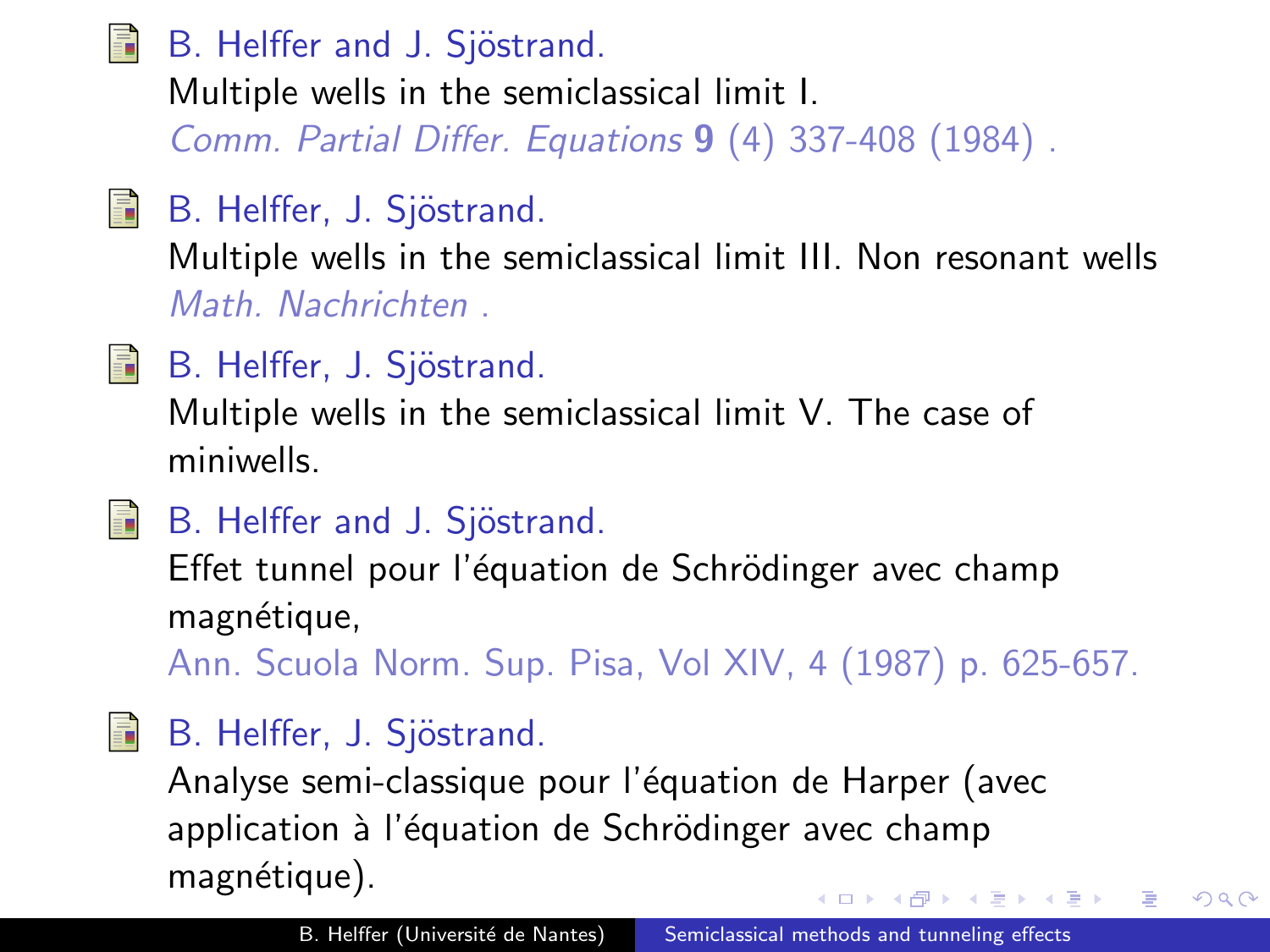B. Helffer and J. Sjöstrand.
Multiple wells in the semiclassical limit I.
*Comm. Partial Differ. Equations* **9** (4) 337-408 (1984) .

B. Helffer, J. Sjöstrand.
Multiple wells in the semiclassical limit III. Non resonant wells
*Math. Nachrichten* .

B. Helffer, J. Sjöstrand.
Multiple wells in the semiclassical limit V. The case of miniwells.

B. Helffer and J. Sjöstrand.
Effet tunnel pour l'équation de Schrödinger avec champ magnétique,
Ann. Scuola Norm. Sup. Pisa, Vol XIV, 4 (1987) p. 625-657.

B. Helffer, J. Sjöstrand.
Analyse semi-classique pour l'équation de Harper (avec application à l'équation de Schrödinger avec champ magnétique).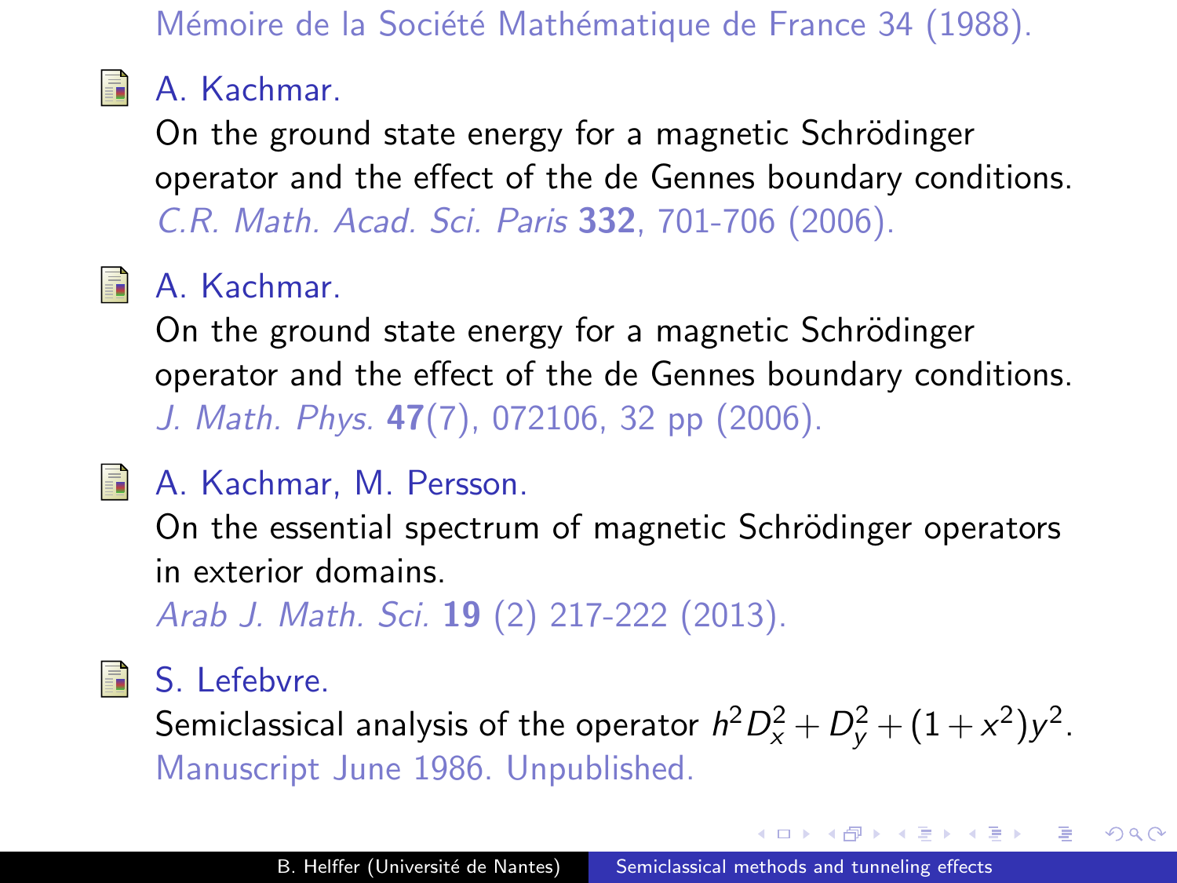Mémoire de la Société Mathématique de France 34 (1988).

A. Kachmar.
On the ground state energy for a magnetic Schrödinger operator and the effect of the de Gennes boundary conditions.
*C.R. Math. Acad. Sci. Paris* **332**, 701-706 (2006).

A. Kachmar.
On the ground state energy for a magnetic Schrödinger operator and the effect of the de Gennes boundary conditions.
*J. Math. Phys.* **47**(7), 072106, 32 pp (2006).

A. Kachmar, M. Persson.
On the essential spectrum of magnetic Schrödinger operators in exterior domains.
*Arab J. Math. Sci.* **19** (2) 217-222 (2013).

S. Lefebvre.
Semiclassical analysis of the operator $h^2 D_x^2 + D_y^2 + (1+x^2)y^2$.
Manuscript June 1986. Unpublished.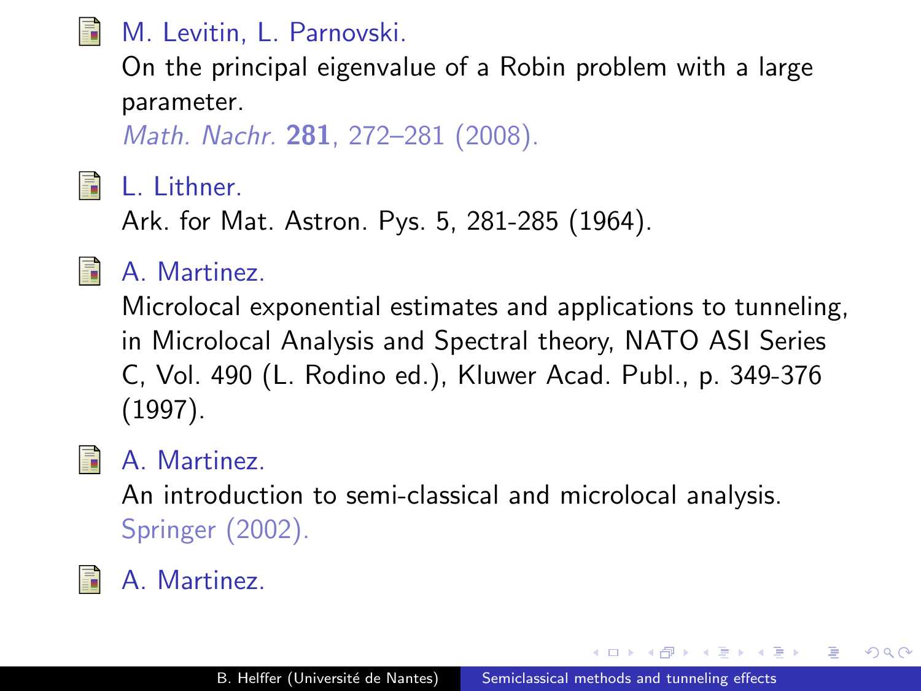M. Levitin, L. Parnovski.
On the principal eigenvalue of a Robin problem with a large parameter.
*Math. Nachr.* **281**, 272–281 (2008).

L. Lithner.
Ark. for Mat. Astron. Pys. 5, 281-285 (1964).

A. Martinez.
Microlocal exponential estimates and applications to tunneling, in Microlocal Analysis and Spectral theory, NATO ASI Series C, Vol. 490 (L. Rodino ed.), Kluwer Acad. Publ., p. 349-376 (1997).

A. Martinez.
An introduction to semi-classical and microlocal analysis.
Springer (2002).

A. Martinez.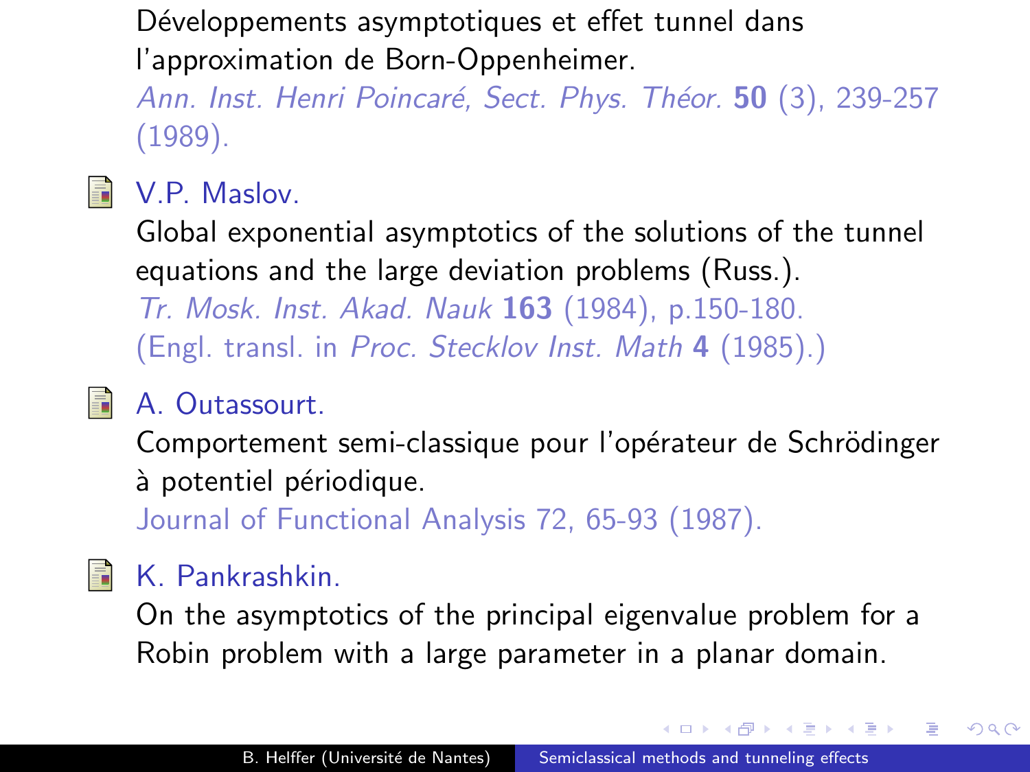Développements asymptotiques et effet tunnel dans l'approximation de Born-Oppenheimer.
*Ann. Inst. Henri Poincaré, Sect. Phys. Théor.* **50** (3), 239-257 (1989).

V.P. Maslov.
Global exponential asymptotics of the solutions of the tunnel equations and the large deviation problems (Russ.).
*Tr. Mosk. Inst. Akad. Nauk* **163** (1984), p.150-180.
(Engl. transl. in *Proc. Stecklov Inst. Math* **4** (1985).)

A. Outassourt.
Comportement semi-classique pour l'opérateur de Schrödinger à potentiel périodique.
Journal of Functional Analysis 72, 65-93 (1987).

K. Pankrashkin.
On the asymptotics of the principal eigenvalue problem for a Robin problem with a large parameter in a planar domain.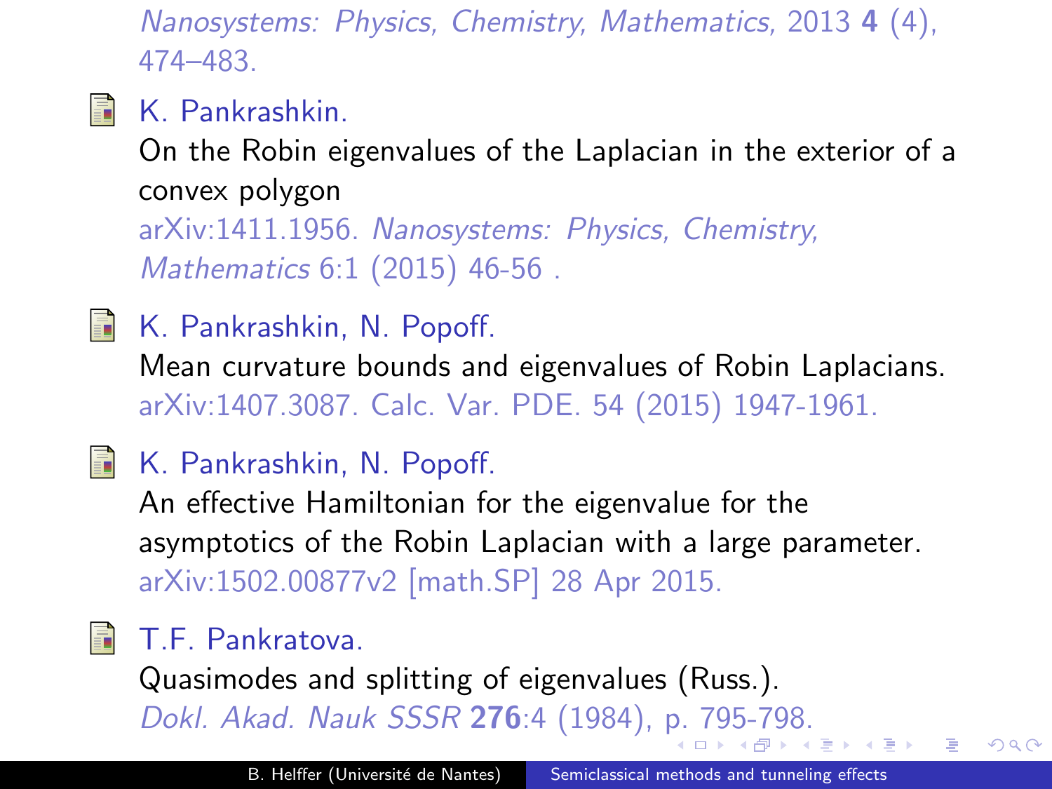*Nanosystems: Physics, Chemistry, Mathematics*, 2013 **4** (4), 474–483.

K. Pankrashkin.
On the Robin eigenvalues of the Laplacian in the exterior of a convex polygon
arXiv:1411.1956. *Nanosystems: Physics, Chemistry, Mathematics* 6:1 (2015) 46-56 .

K. Pankrashkin, N. Popoff.
Mean curvature bounds and eigenvalues of Robin Laplacians.
arXiv:1407.3087. Calc. Var. PDE. 54 (2015) 1947-1961.

K. Pankrashkin, N. Popoff.
An effective Hamiltonian for the eigenvalue for the asymptotics of the Robin Laplacian with a large parameter.
arXiv:1502.00877v2 [math.SP] 28 Apr 2015.

T.F. Pankratova.
Quasimodes and splitting of eigenvalues (Russ.).
*Dokl. Akad. Nauk SSSR* **276**:4 (1984), p. 795-798.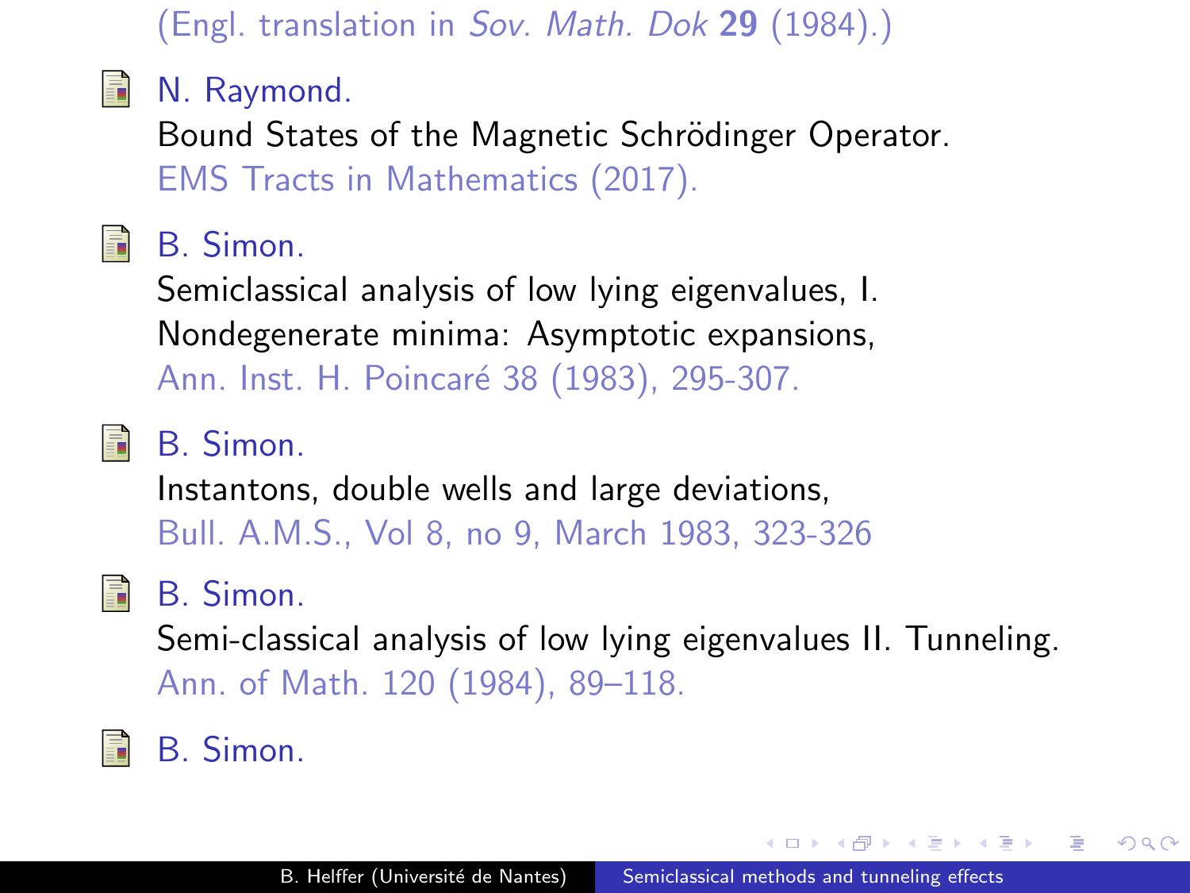(Engl. translation in *Sov. Math. Dok* **29** (1984).)

N. Raymond.
Bound States of the Magnetic Schrödinger Operator.
EMS Tracts in Mathematics (2017).

B. Simon.
Semiclassical analysis of low lying eigenvalues, I. Nondegenerate minima: Asymptotic expansions,
Ann. Inst. H. Poincaré 38 (1983), 295-307.

B. Simon.
Instantons, double wells and large deviations,
Bull. A.M.S., Vol 8, no 9, March 1983, 323-326

B. Simon.
Semi-classical analysis of low lying eigenvalues II. Tunneling.
Ann. of Math. 120 (1984), 89–118.

B. Simon.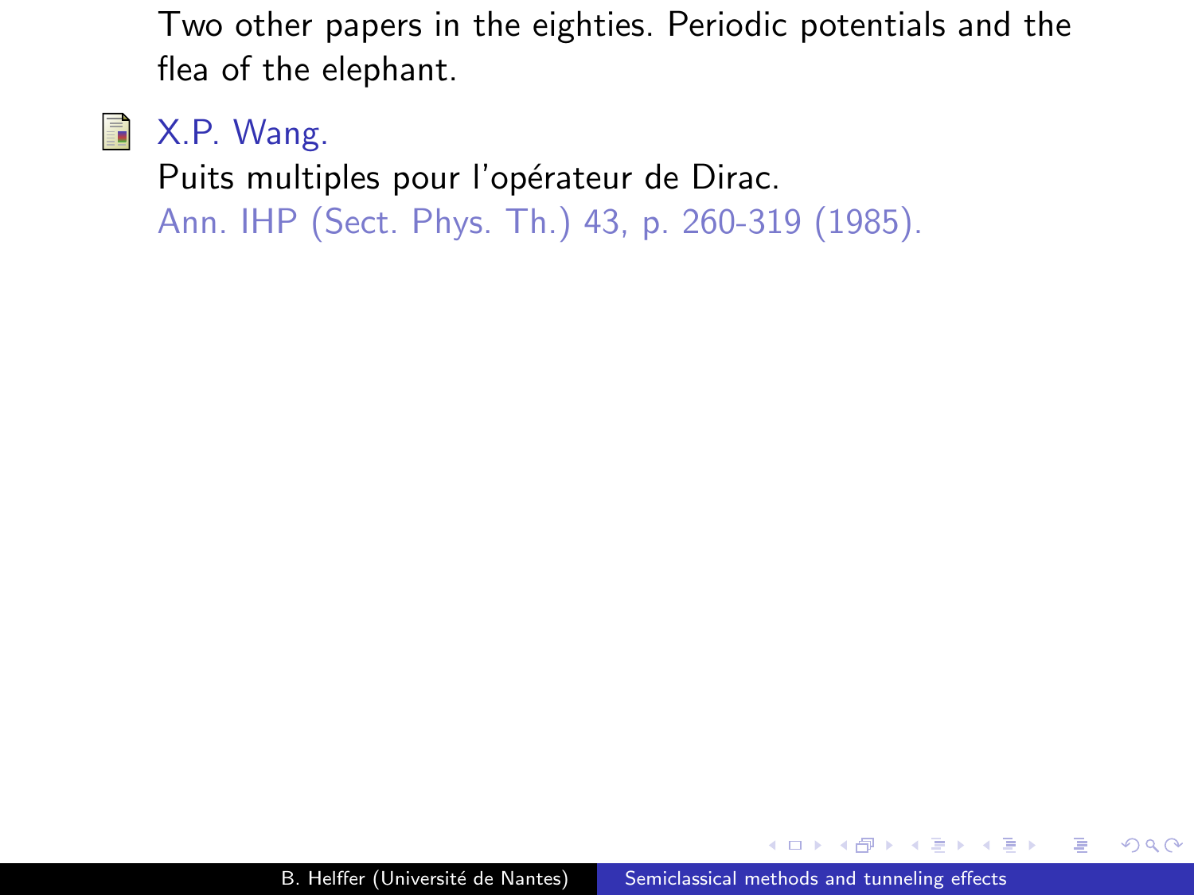Two other papers in the eighties. Periodic potentials and the flea of the elephant.

- X.P. Wang.
  Puits multiples pour l'opérateur de Dirac.
  Ann. IHP (Sect. Phys. Th.) 43, p. 260-319 (1985).